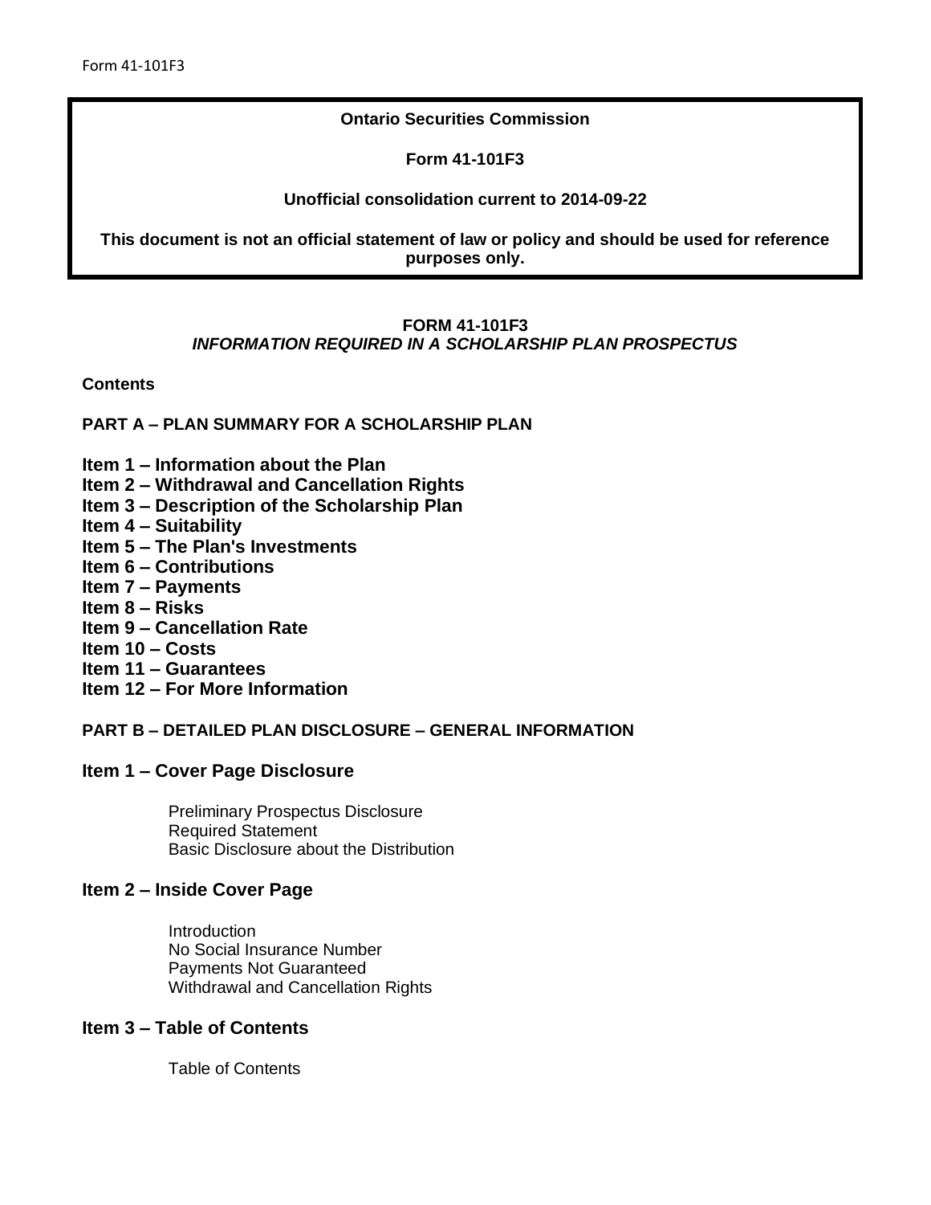**Ontario Securities Commission**

**Form 41-101F3**

**Unofficial consolidation current to 2014-09-22**

**This document is not an official statement of law or policy and should be used for reference purposes only.**

# FORM 41-101F3
## *INFORMATION REQUIRED IN A SCHOLARSHIP PLAN PROSPECTUS*

**Contents**

**PART A – PLAN SUMMARY FOR A SCHOLARSHIP PLAN**

**Item 1 – Information about the Plan**
**Item 2 – Withdrawal and Cancellation Rights**
**Item 3 – Description of the Scholarship Plan**
**Item 4 – Suitability**
**Item 5 – The Plan's Investments**
**Item 6 – Contributions**
**Item 7 – Payments**
**Item 8 – Risks**
**Item 9 – Cancellation Rate**
**Item 10 – Costs**
**Item 11 – Guarantees**
**Item 12 – For More Information**

**PART B – DETAILED PLAN DISCLOSURE – GENERAL INFORMATION**

**Item 1 – Cover Page Disclosure**

Preliminary Prospectus Disclosure
Required Statement
Basic Disclosure about the Distribution

**Item 2 – Inside Cover Page**

Introduction
No Social Insurance Number
Payments Not Guaranteed
Withdrawal and Cancellation Rights

**Item 3 – Table of Contents**

Table of Contents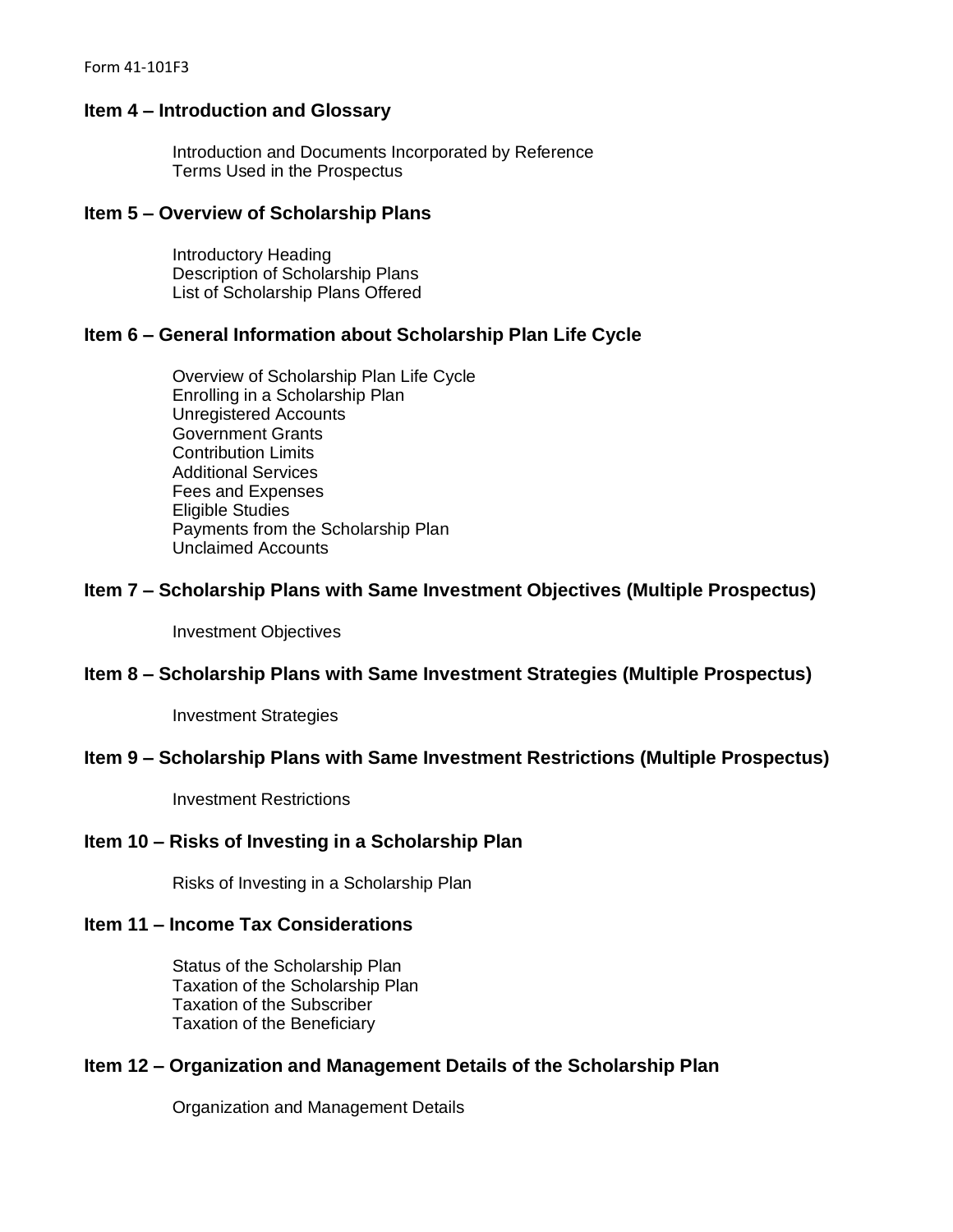## Item 4 – Introduction and Glossary

Introduction and Documents Incorporated by Reference
Terms Used in the Prospectus

## Item 5 – Overview of Scholarship Plans

Introductory Heading
Description of Scholarship Plans
List of Scholarship Plans Offered

## Item 6 – General Information about Scholarship Plan Life Cycle

Overview of Scholarship Plan Life Cycle
Enrolling in a Scholarship Plan
Unregistered Accounts
Government Grants
Contribution Limits
Additional Services
Fees and Expenses
Eligible Studies
Payments from the Scholarship Plan
Unclaimed Accounts

## Item 7 – Scholarship Plans with Same Investment Objectives (Multiple Prospectus)

Investment Objectives

## Item 8 – Scholarship Plans with Same Investment Strategies (Multiple Prospectus)

Investment Strategies

## Item 9 – Scholarship Plans with Same Investment Restrictions (Multiple Prospectus)

Investment Restrictions

## Item 10 – Risks of Investing in a Scholarship Plan

Risks of Investing in a Scholarship Plan

## Item 11 – Income Tax Considerations

Status of the Scholarship Plan
Taxation of the Scholarship Plan
Taxation of the Subscriber
Taxation of the Beneficiary

## Item 12 – Organization and Management Details of the Scholarship Plan

Organization and Management Details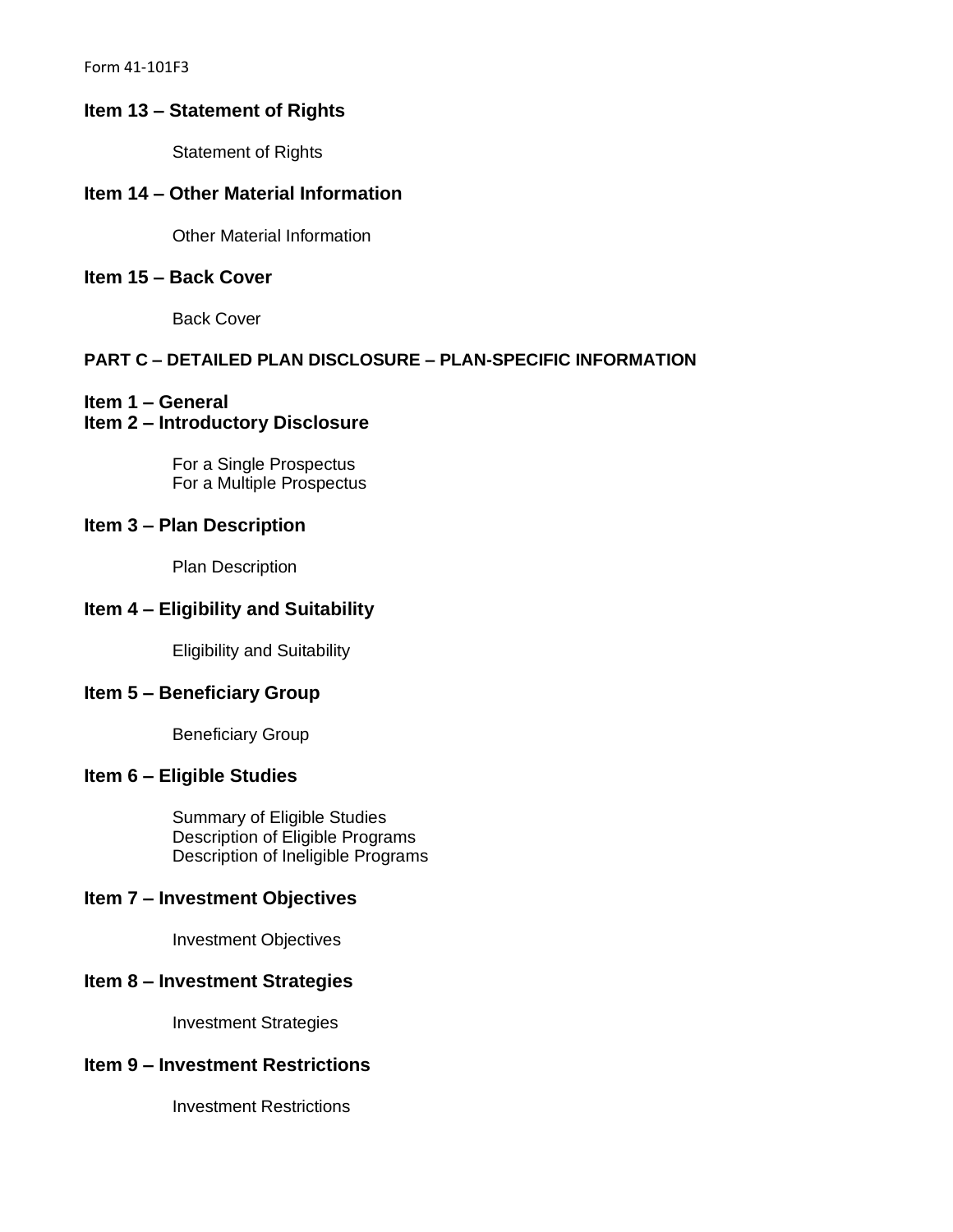## Item 13 – Statement of Rights

Statement of Rights

## Item 14 – Other Material Information

Other Material Information

## Item 15 – Back Cover

Back Cover

# PART C – DETAILED PLAN DISCLOSURE – PLAN-SPECIFIC INFORMATION

## Item 1 – General

## Item 2 – Introductory Disclosure

For a Single Prospectus
For a Multiple Prospectus

## Item 3 – Plan Description

Plan Description

## Item 4 – Eligibility and Suitability

Eligibility and Suitability

## Item 5 – Beneficiary Group

Beneficiary Group

## Item 6 – Eligible Studies

Summary of Eligible Studies
Description of Eligible Programs
Description of Ineligible Programs

## Item 7 – Investment Objectives

Investment Objectives

## Item 8 – Investment Strategies

Investment Strategies

## Item 9 – Investment Restrictions

Investment Restrictions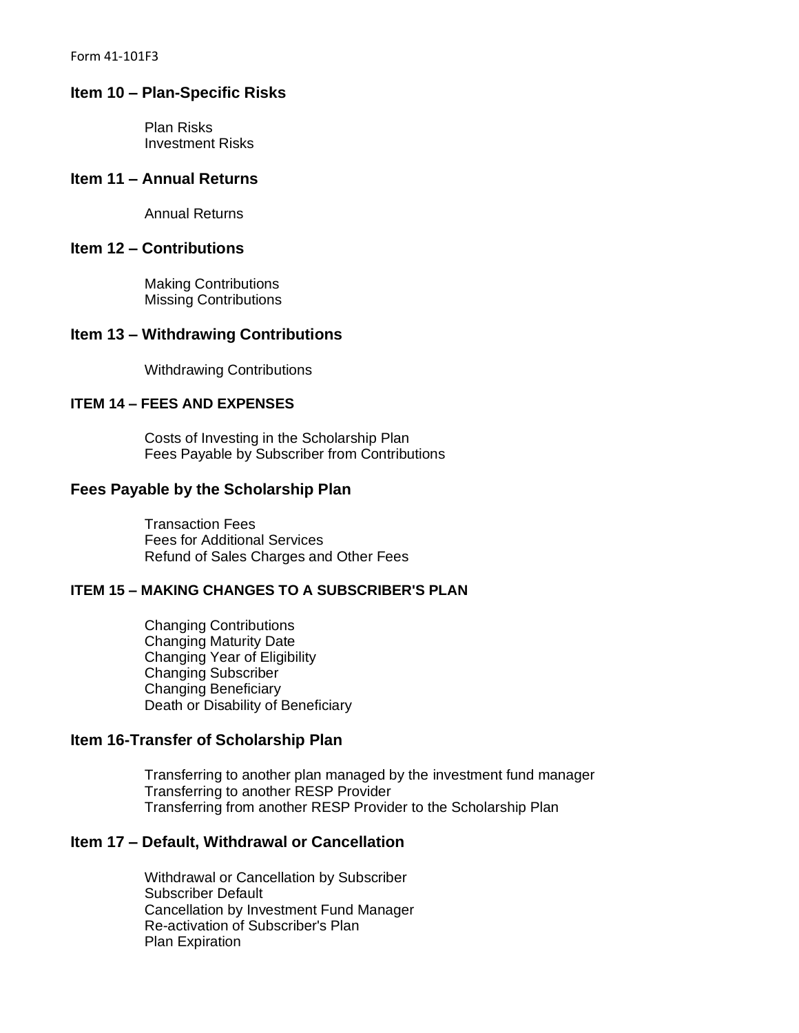## Item 10 – Plan-Specific Risks

Plan Risks
Investment Risks

## Item 11 – Annual Returns

Annual Returns

## Item 12 – Contributions

Making Contributions
Missing Contributions

## Item 13 – Withdrawing Contributions

Withdrawing Contributions

## ITEM 14 – FEES AND EXPENSES

Costs of Investing in the Scholarship Plan
Fees Payable by Subscriber from Contributions

## Fees Payable by the Scholarship Plan

Transaction Fees
Fees for Additional Services
Refund of Sales Charges and Other Fees

## ITEM 15 – MAKING CHANGES TO A SUBSCRIBER'S PLAN

Changing Contributions
Changing Maturity Date
Changing Year of Eligibility
Changing Subscriber
Changing Beneficiary
Death or Disability of Beneficiary

## Item 16-Transfer of Scholarship Plan

Transferring to another plan managed by the investment fund manager
Transferring to another RESP Provider
Transferring from another RESP Provider to the Scholarship Plan

## Item 17 – Default, Withdrawal or Cancellation

Withdrawal or Cancellation by Subscriber
Subscriber Default
Cancellation by Investment Fund Manager
Re-activation of Subscriber's Plan
Plan Expiration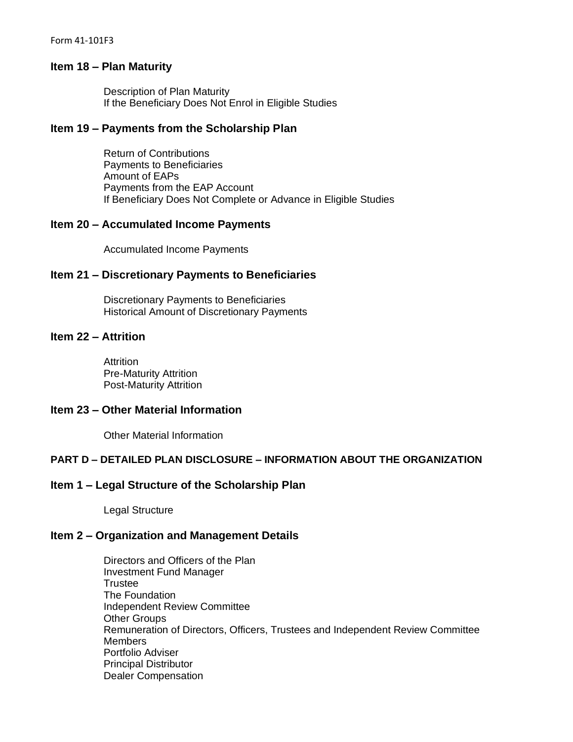## Item 18 – Plan Maturity

Description of Plan Maturity
If the Beneficiary Does Not Enrol in Eligible Studies

## Item 19 – Payments from the Scholarship Plan

Return of Contributions
Payments to Beneficiaries
Amount of EAPs
Payments from the EAP Account
If Beneficiary Does Not Complete or Advance in Eligible Studies

## Item 20 – Accumulated Income Payments

Accumulated Income Payments

## Item 21 – Discretionary Payments to Beneficiaries

Discretionary Payments to Beneficiaries
Historical Amount of Discretionary Payments

## Item 22 – Attrition

Attrition
Pre-Maturity Attrition
Post-Maturity Attrition

## Item 23 – Other Material Information

Other Material Information

# PART D – DETAILED PLAN DISCLOSURE – INFORMATION ABOUT THE ORGANIZATION

## Item 1 – Legal Structure of the Scholarship Plan

Legal Structure

## Item 2 – Organization and Management Details

Directors and Officers of the Plan
Investment Fund Manager
Trustee
The Foundation
Independent Review Committee
Other Groups
Remuneration of Directors, Officers, Trustees and Independent Review Committee Members
Portfolio Adviser
Principal Distributor
Dealer Compensation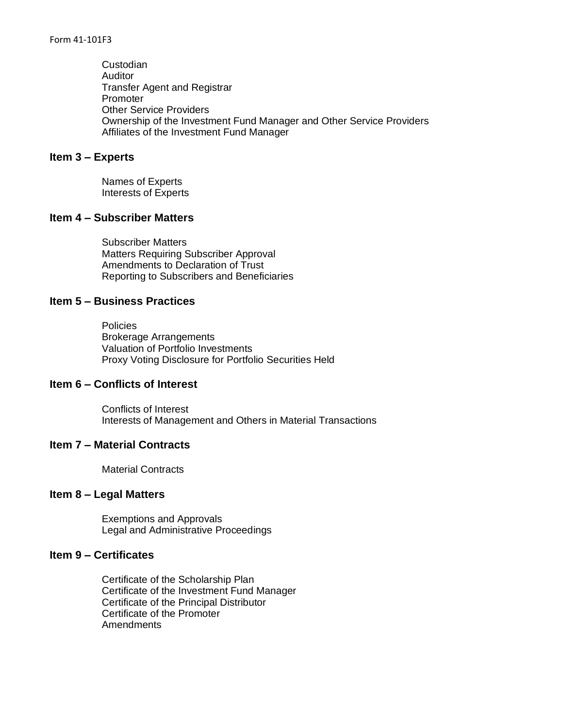Custodian
Auditor
Transfer Agent and Registrar
Promoter
Other Service Providers
Ownership of the Investment Fund Manager and Other Service Providers
Affiliates of the Investment Fund Manager

## Item 3 – Experts

Names of Experts
Interests of Experts

## Item 4 – Subscriber Matters

Subscriber Matters
Matters Requiring Subscriber Approval
Amendments to Declaration of Trust
Reporting to Subscribers and Beneficiaries

## Item 5 – Business Practices

Policies
Brokerage Arrangements
Valuation of Portfolio Investments
Proxy Voting Disclosure for Portfolio Securities Held

## Item 6 – Conflicts of Interest

Conflicts of Interest
Interests of Management and Others in Material Transactions

## Item 7 – Material Contracts

Material Contracts

## Item 8 – Legal Matters

Exemptions and Approvals
Legal and Administrative Proceedings

## Item 9 – Certificates

Certificate of the Scholarship Plan
Certificate of the Investment Fund Manager
Certificate of the Principal Distributor
Certificate of the Promoter
Amendments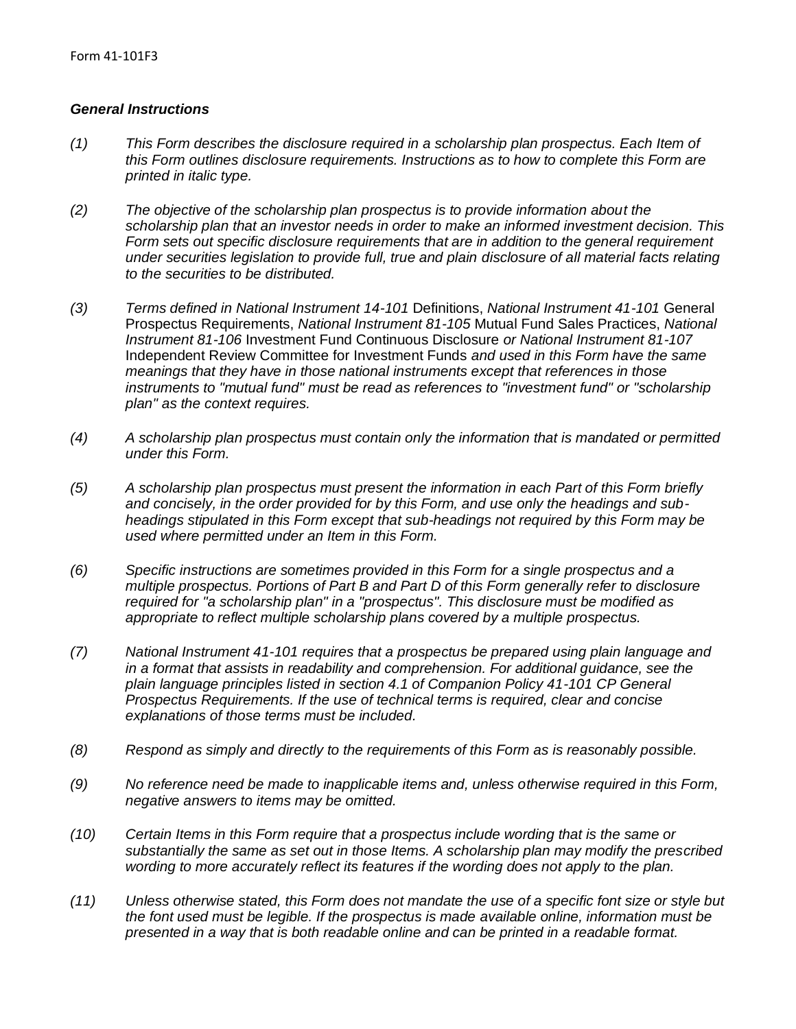Form 41-101F3

***General Instructions***

*(1) This Form describes the disclosure required in a scholarship plan prospectus. Each Item of this Form outlines disclosure requirements. Instructions as to how to complete this Form are printed in italic type.*

*(2) The objective of the scholarship plan prospectus is to provide information about the scholarship plan that an investor needs in order to make an informed investment decision. This Form sets out specific disclosure requirements that are in addition to the general requirement under securities legislation to provide full, true and plain disclosure of all material facts relating to the securities to be distributed.*

*(3) Terms defined in National Instrument 14-101* Definitions, *National Instrument 41-101* General Prospectus Requirements, *National Instrument 81-105* Mutual Fund Sales Practices, *National Instrument 81-106* Investment Fund Continuous Disclosure *or National Instrument 81-107* Independent Review Committee for Investment Funds *and used in this Form have the same meanings that they have in those national instruments except that references in those instruments to "mutual fund" must be read as references to "investment fund" or "scholarship plan" as the context requires.*

*(4) A scholarship plan prospectus must contain only the information that is mandated or permitted under this Form.*

*(5) A scholarship plan prospectus must present the information in each Part of this Form briefly and concisely, in the order provided for by this Form, and use only the headings and sub-headings stipulated in this Form except that sub-headings not required by this Form may be used where permitted under an Item in this Form.*

*(6) Specific instructions are sometimes provided in this Form for a single prospectus and a multiple prospectus. Portions of Part B and Part D of this Form generally refer to disclosure required for "a scholarship plan" in a "prospectus". This disclosure must be modified as appropriate to reflect multiple scholarship plans covered by a multiple prospectus.*

*(7) National Instrument 41-101 requires that a prospectus be prepared using plain language and in a format that assists in readability and comprehension. For additional guidance, see the plain language principles listed in section 4.1 of Companion Policy 41-101 CP General Prospectus Requirements. If the use of technical terms is required, clear and concise explanations of those terms must be included.*

*(8) Respond as simply and directly to the requirements of this Form as is reasonably possible.*

*(9) No reference need be made to inapplicable items and, unless otherwise required in this Form, negative answers to items may be omitted.*

*(10) Certain Items in this Form require that a prospectus include wording that is the same or substantially the same as set out in those Items. A scholarship plan may modify the prescribed wording to more accurately reflect its features if the wording does not apply to the plan.*

*(11) Unless otherwise stated, this Form does not mandate the use of a specific font size or style but the font used must be legible. If the prospectus is made available online, information must be presented in a way that is both readable online and can be printed in a readable format.*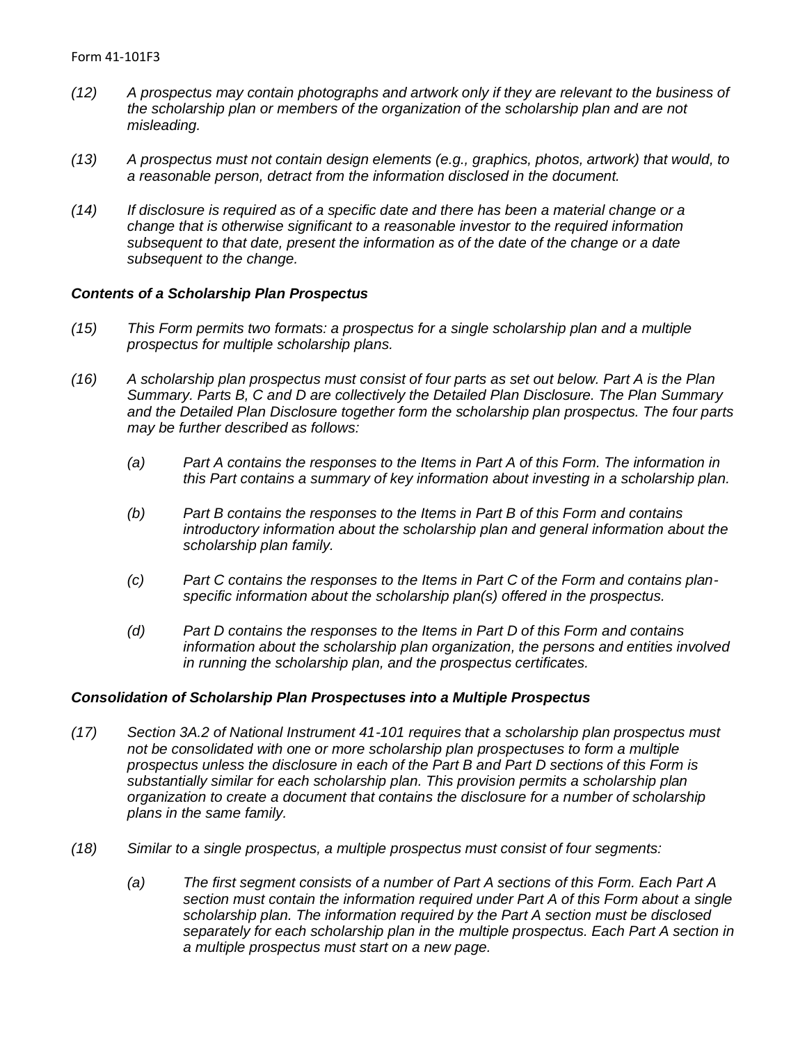*(12) A prospectus may contain photographs and artwork only if they are relevant to the business of the scholarship plan or members of the organization of the scholarship plan and are not misleading.*

*(13) A prospectus must not contain design elements (e.g., graphics, photos, artwork) that would, to a reasonable person, detract from the information disclosed in the document.*

*(14) If disclosure is required as of a specific date and there has been a material change or a change that is otherwise significant to a reasonable investor to the required information subsequent to that date, present the information as of the date of the change or a date subsequent to the change.*

***Contents of a Scholarship Plan Prospectus***

*(15) This Form permits two formats: a prospectus for a single scholarship plan and a multiple prospectus for multiple scholarship plans.*

*(16) A scholarship plan prospectus must consist of four parts as set out below. Part A is the Plan Summary. Parts B, C and D are collectively the Detailed Plan Disclosure. The Plan Summary and the Detailed Plan Disclosure together form the scholarship plan prospectus. The four parts may be further described as follows:*

*(a) Part A contains the responses to the Items in Part A of this Form. The information in this Part contains a summary of key information about investing in a scholarship plan.*

*(b) Part B contains the responses to the Items in Part B of this Form and contains introductory information about the scholarship plan and general information about the scholarship plan family.*

*(c) Part C contains the responses to the Items in Part C of the Form and contains plan-specific information about the scholarship plan(s) offered in the prospectus.*

*(d) Part D contains the responses to the Items in Part D of this Form and contains information about the scholarship plan organization, the persons and entities involved in running the scholarship plan, and the prospectus certificates.*

***Consolidation of Scholarship Plan Prospectuses into a Multiple Prospectus***

*(17) Section 3A.2 of National Instrument 41-101 requires that a scholarship plan prospectus must not be consolidated with one or more scholarship plan prospectuses to form a multiple prospectus unless the disclosure in each of the Part B and Part D sections of this Form is substantially similar for each scholarship plan. This provision permits a scholarship plan organization to create a document that contains the disclosure for a number of scholarship plans in the same family.*

*(18) Similar to a single prospectus, a multiple prospectus must consist of four segments:*

*(a) The first segment consists of a number of Part A sections of this Form. Each Part A section must contain the information required under Part A of this Form about a single scholarship plan. The information required by the Part A section must be disclosed separately for each scholarship plan in the multiple prospectus. Each Part A section in a multiple prospectus must start on a new page.*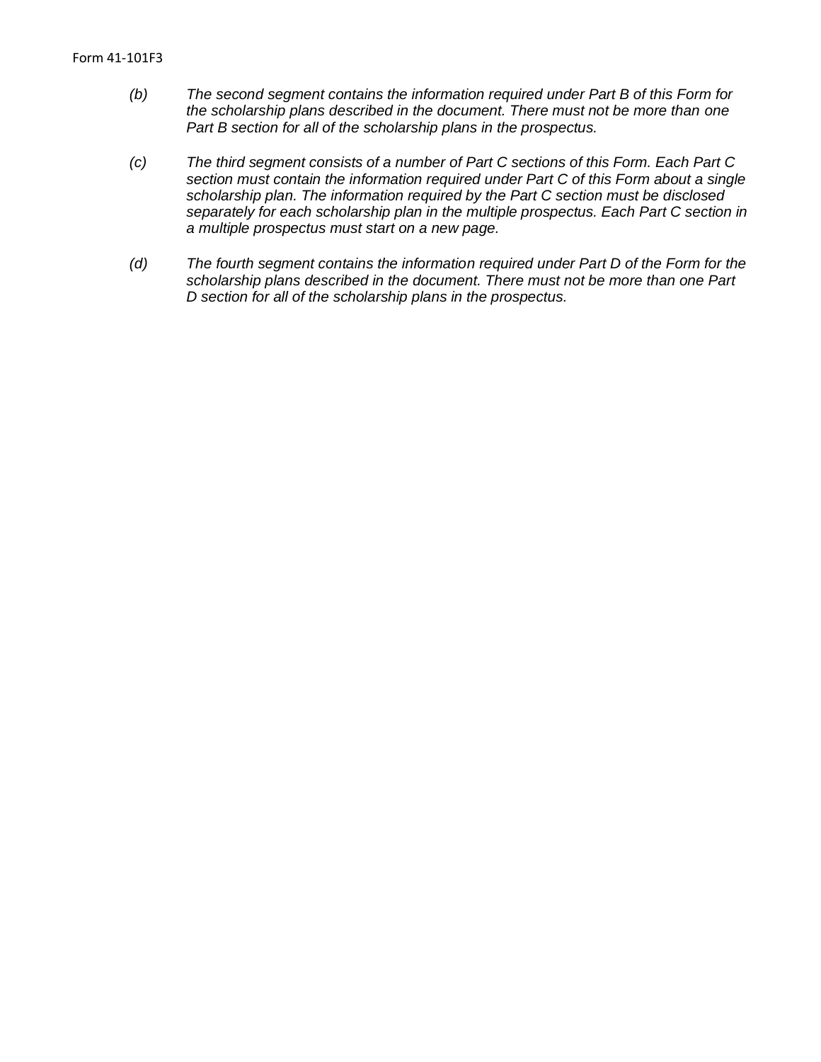*(b) The second segment contains the information required under Part B of this Form for the scholarship plans described in the document. There must not be more than one Part B section for all of the scholarship plans in the prospectus.*

*(c) The third segment consists of a number of Part C sections of this Form. Each Part C section must contain the information required under Part C of this Form about a single scholarship plan. The information required by the Part C section must be disclosed separately for each scholarship plan in the multiple prospectus. Each Part C section in a multiple prospectus must start on a new page.*

*(d) The fourth segment contains the information required under Part D of the Form for the scholarship plans described in the document. There must not be more than one Part D section for all of the scholarship plans in the prospectus.*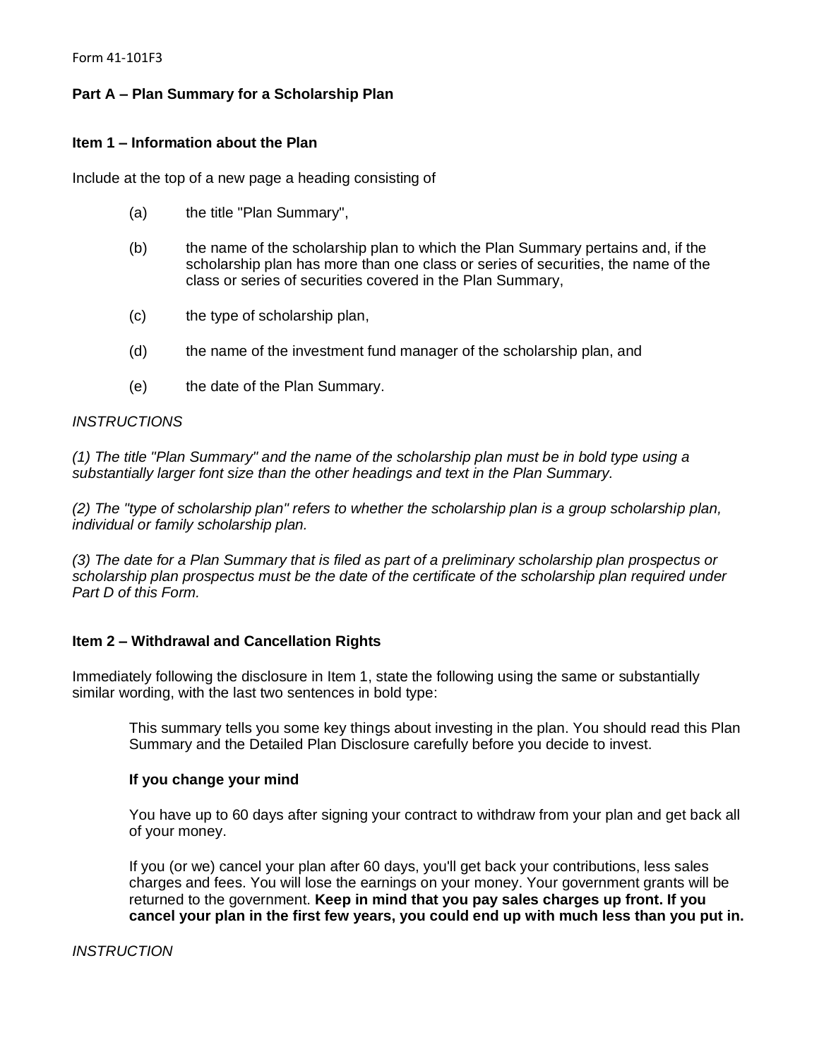Form 41-101F3

**Part A – Plan Summary for a Scholarship Plan**

**Item 1 – Information about the Plan**

Include at the top of a new page a heading consisting of

(a) the title "Plan Summary",

(b) the name of the scholarship plan to which the Plan Summary pertains and, if the scholarship plan has more than one class or series of securities, the name of the class or series of securities covered in the Plan Summary,

(c) the type of scholarship plan,

(d) the name of the investment fund manager of the scholarship plan, and

(e) the date of the Plan Summary.

*INSTRUCTIONS*

*(1) The title "Plan Summary" and the name of the scholarship plan must be in bold type using a substantially larger font size than the other headings and text in the Plan Summary.*

*(2) The "type of scholarship plan" refers to whether the scholarship plan is a group scholarship plan, individual or family scholarship plan.*

*(3) The date for a Plan Summary that is filed as part of a preliminary scholarship plan prospectus or scholarship plan prospectus must be the date of the certificate of the scholarship plan required under Part D of this Form.*

**Item 2 – Withdrawal and Cancellation Rights**

Immediately following the disclosure in Item 1, state the following using the same or substantially similar wording, with the last two sentences in bold type:

> This summary tells you some key things about investing in the plan. You should read this Plan Summary and the Detailed Plan Disclosure carefully before you decide to invest.
>
> **If you change your mind**
>
> You have up to 60 days after signing your contract to withdraw from your plan and get back all of your money.
>
> If you (or we) cancel your plan after 60 days, you'll get back your contributions, less sales charges and fees. You will lose the earnings on your money. Your government grants will be returned to the government. **Keep in mind that you pay sales charges up front. If you cancel your plan in the first few years, you could end up with much less than you put in.**

*INSTRUCTION*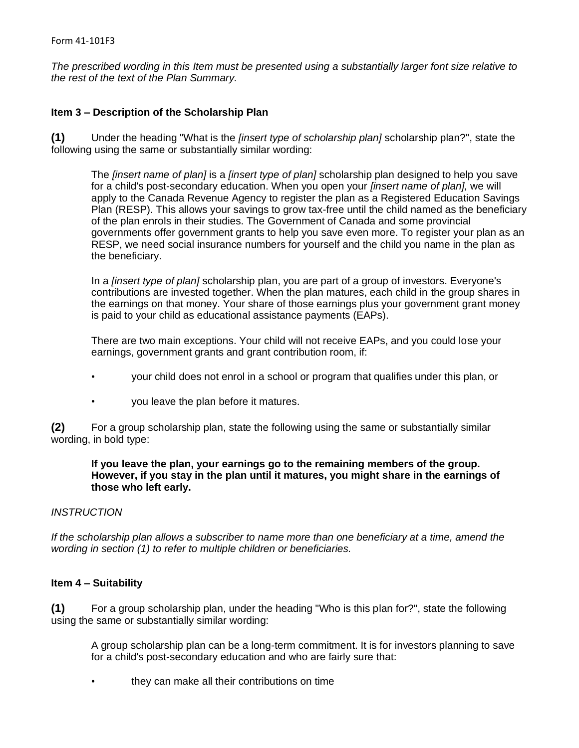*The prescribed wording in this Item must be presented using a substantially larger font size relative to the rest of the text of the Plan Summary.*

**Item 3 – Description of the Scholarship Plan**

**(1)** Under the heading "What is the *[insert type of scholarship plan]* scholarship plan?", state the following using the same or substantially similar wording:

> The *[insert name of plan]* is a *[insert type of plan]* scholarship plan designed to help you save for a child's post-secondary education. When you open your *[insert name of plan],* we will apply to the Canada Revenue Agency to register the plan as a Registered Education Savings Plan (RESP). This allows your savings to grow tax-free until the child named as the beneficiary of the plan enrols in their studies. The Government of Canada and some provincial governments offer government grants to help you save even more. To register your plan as an RESP, we need social insurance numbers for yourself and the child you name in the plan as the beneficiary.
>
> In a *[insert type of plan]* scholarship plan, you are part of a group of investors. Everyone's contributions are invested together. When the plan matures, each child in the group shares in the earnings on that money. Your share of those earnings plus your government grant money is paid to your child as educational assistance payments (EAPs).
>
> There are two main exceptions. Your child will not receive EAPs, and you could lose your earnings, government grants and grant contribution room, if:
>
> - your child does not enrol in a school or program that qualifies under this plan, or
> - you leave the plan before it matures.

**(2)** For a group scholarship plan, state the following using the same or substantially similar wording, in bold type:

> **If you leave the plan, your earnings go to the remaining members of the group. However, if you stay in the plan until it matures, you might share in the earnings of those who left early.**

*INSTRUCTION*

*If the scholarship plan allows a subscriber to name more than one beneficiary at a time, amend the wording in section (1) to refer to multiple children or beneficiaries.*

**Item 4 – Suitability**

**(1)** For a group scholarship plan, under the heading "Who is this plan for?", state the following using the same or substantially similar wording:

> A group scholarship plan can be a long-term commitment. It is for investors planning to save for a child's post-secondary education and who are fairly sure that:
>
> - they can make all their contributions on time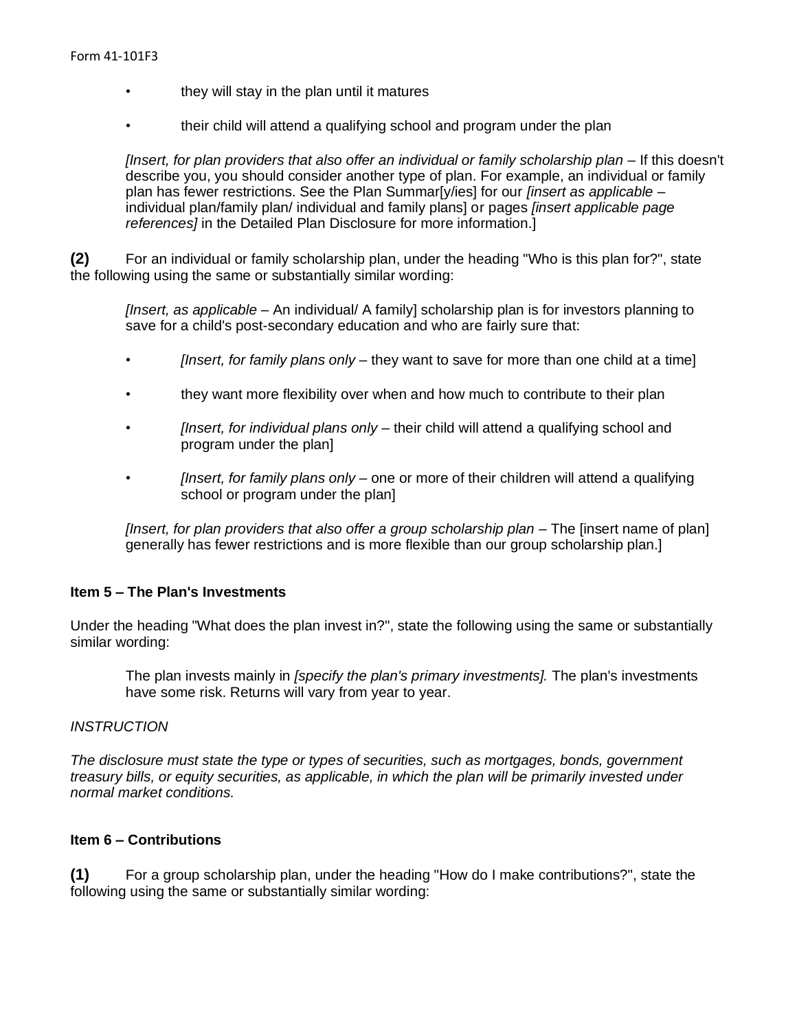- they will stay in the plan until it matures
- their child will attend a qualifying school and program under the plan

> *[Insert, for plan providers that also offer an individual or family scholarship plan* – If this doesn't describe you, you should consider another type of plan. For example, an individual or family plan has fewer restrictions. See the Plan Summar[y/ies] for our *[insert as applicable* – individual plan/family plan/ individual and family plans] or pages *[insert applicable page references]* in the Detailed Plan Disclosure for more information.]

**(2)** For an individual or family scholarship plan, under the heading "Who is this plan for?", state the following using the same or substantially similar wording:

> *[Insert, as applicable* – An individual/ A family] scholarship plan is for investors planning to save for a child's post-secondary education and who are fairly sure that:
>
> - *[Insert, for family plans only* – they want to save for more than one child at a time]
> - they want more flexibility over when and how much to contribute to their plan
> - *[Insert, for individual plans only* – their child will attend a qualifying school and program under the plan]
> - *[Insert, for family plans only* – one or more of their children will attend a qualifying school or program under the plan]
>
> *[Insert, for plan providers that also offer a group scholarship plan* – The [insert name of plan] generally has fewer restrictions and is more flexible than our group scholarship plan.]

**Item 5 – The Plan's Investments**

Under the heading "What does the plan invest in?", state the following using the same or substantially similar wording:

> The plan invests mainly in *[specify the plan's primary investments].* The plan's investments have some risk. Returns will vary from year to year.

*INSTRUCTION*

*The disclosure must state the type or types of securities, such as mortgages, bonds, government treasury bills, or equity securities, as applicable, in which the plan will be primarily invested under normal market conditions.*

**Item 6 – Contributions**

**(1)** For a group scholarship plan, under the heading "How do I make contributions?", state the following using the same or substantially similar wording: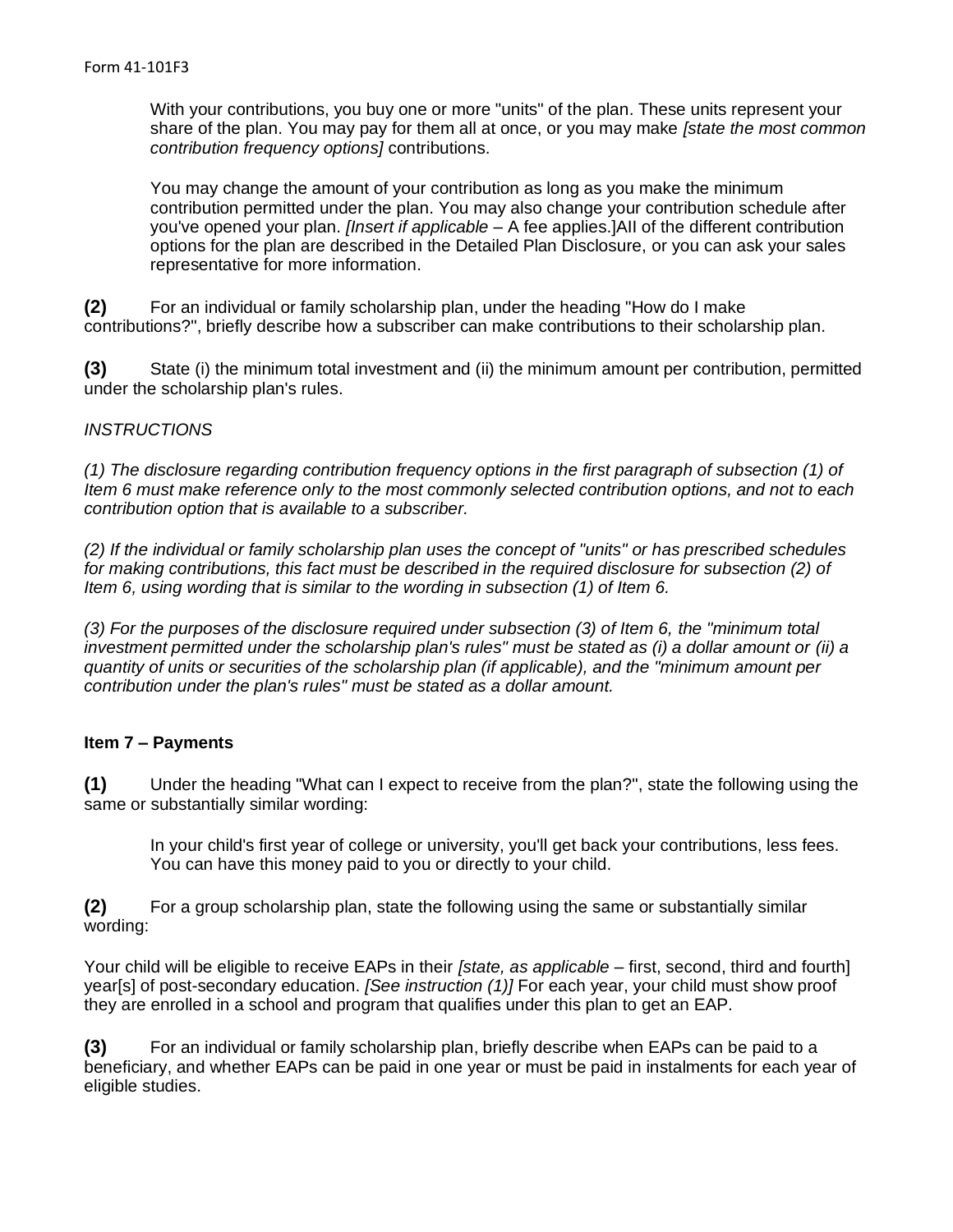> With your contributions, you buy one or more "units" of the plan. These units represent your share of the plan. You may pay for them all at once, or you may make *[state the most common contribution frequency options]* contributions.
>
> You may change the amount of your contribution as long as you make the minimum contribution permitted under the plan. You may also change your contribution schedule after you've opened your plan. *[Insert if applicable* – A fee applies.]All of the different contribution options for the plan are described in the Detailed Plan Disclosure, or you can ask your sales representative for more information.

**(2)** For an individual or family scholarship plan, under the heading "How do I make contributions?", briefly describe how a subscriber can make contributions to their scholarship plan.

**(3)** State (i) the minimum total investment and (ii) the minimum amount per contribution, permitted under the scholarship plan's rules.

*INSTRUCTIONS*

*(1) The disclosure regarding contribution frequency options in the first paragraph of subsection (1) of Item 6 must make reference only to the most commonly selected contribution options, and not to each contribution option that is available to a subscriber.*

*(2) If the individual or family scholarship plan uses the concept of "units" or has prescribed schedules for making contributions, this fact must be described in the required disclosure for subsection (2) of Item 6, using wording that is similar to the wording in subsection (1) of Item 6.*

*(3) For the purposes of the disclosure required under subsection (3) of Item 6, the "minimum total investment permitted under the scholarship plan's rules" must be stated as (i) a dollar amount or (ii) a quantity of units or securities of the scholarship plan (if applicable), and the "minimum amount per contribution under the plan's rules" must be stated as a dollar amount.*

### Item 7 – Payments

**(1)** Under the heading "What can I expect to receive from the plan?", state the following using the same or substantially similar wording:

> In your child's first year of college or university, you'll get back your contributions, less fees. You can have this money paid to you or directly to your child.

**(2)** For a group scholarship plan, state the following using the same or substantially similar wording:

Your child will be eligible to receive EAPs in their *[state, as applicable* – first, second, third and fourth] year[s] of post-secondary education. *[See instruction (1)]* For each year, your child must show proof they are enrolled in a school and program that qualifies under this plan to get an EAP.

**(3)** For an individual or family scholarship plan, briefly describe when EAPs can be paid to a beneficiary, and whether EAPs can be paid in one year or must be paid in instalments for each year of eligible studies.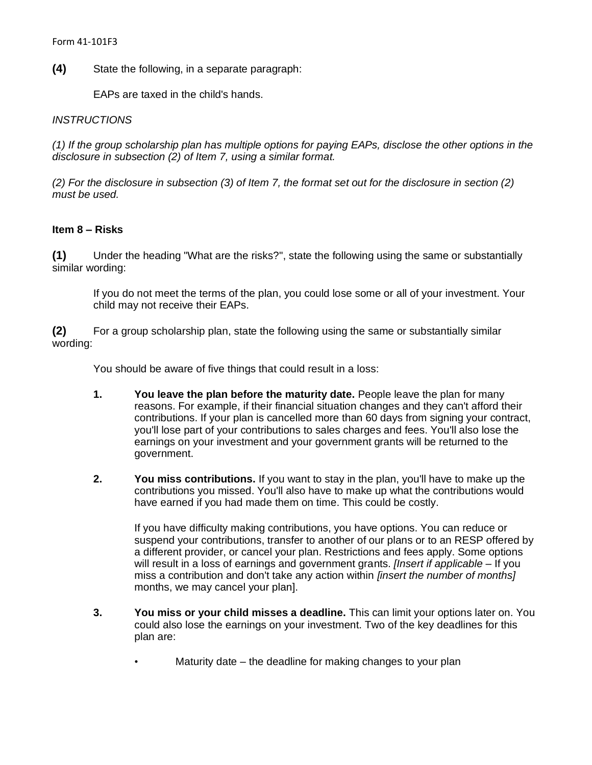**(4)** State the following, in a separate paragraph:

EAPs are taxed in the child's hands.

*INSTRUCTIONS*

*(1) If the group scholarship plan has multiple options for paying EAPs, disclose the other options in the disclosure in subsection (2) of Item 7, using a similar format.*

*(2) For the disclosure in subsection (3) of Item 7, the format set out for the disclosure in section (2) must be used.*

**Item 8 – Risks**

**(1)** Under the heading "What are the risks?", state the following using the same or substantially similar wording:

If you do not meet the terms of the plan, you could lose some or all of your investment. Your child may not receive their EAPs.

**(2)** For a group scholarship plan, state the following using the same or substantially similar wording:

You should be aware of five things that could result in a loss:

1. **You leave the plan before the maturity date.** People leave the plan for many reasons. For example, if their financial situation changes and they can't afford their contributions. If your plan is cancelled more than 60 days from signing your contract, you'll lose part of your contributions to sales charges and fees. You'll also lose the earnings on your investment and your government grants will be returned to the government.

2. **You miss contributions.** If you want to stay in the plan, you'll have to make up the contributions you missed. You'll also have to make up what the contributions would have earned if you had made them on time. This could be costly.

   If you have difficulty making contributions, you have options. You can reduce or suspend your contributions, transfer to another of our plans or to an RESP offered by a different provider, or cancel your plan. Restrictions and fees apply. Some options will result in a loss of earnings and government grants. *[Insert if applicable* – If you miss a contribution and don't take any action within *[insert the number of months]* months, we may cancel your plan].

3. **You miss or your child misses a deadline.** This can limit your options later on. You could also lose the earnings on your investment. Two of the key deadlines for this plan are:

   - Maturity date – the deadline for making changes to your plan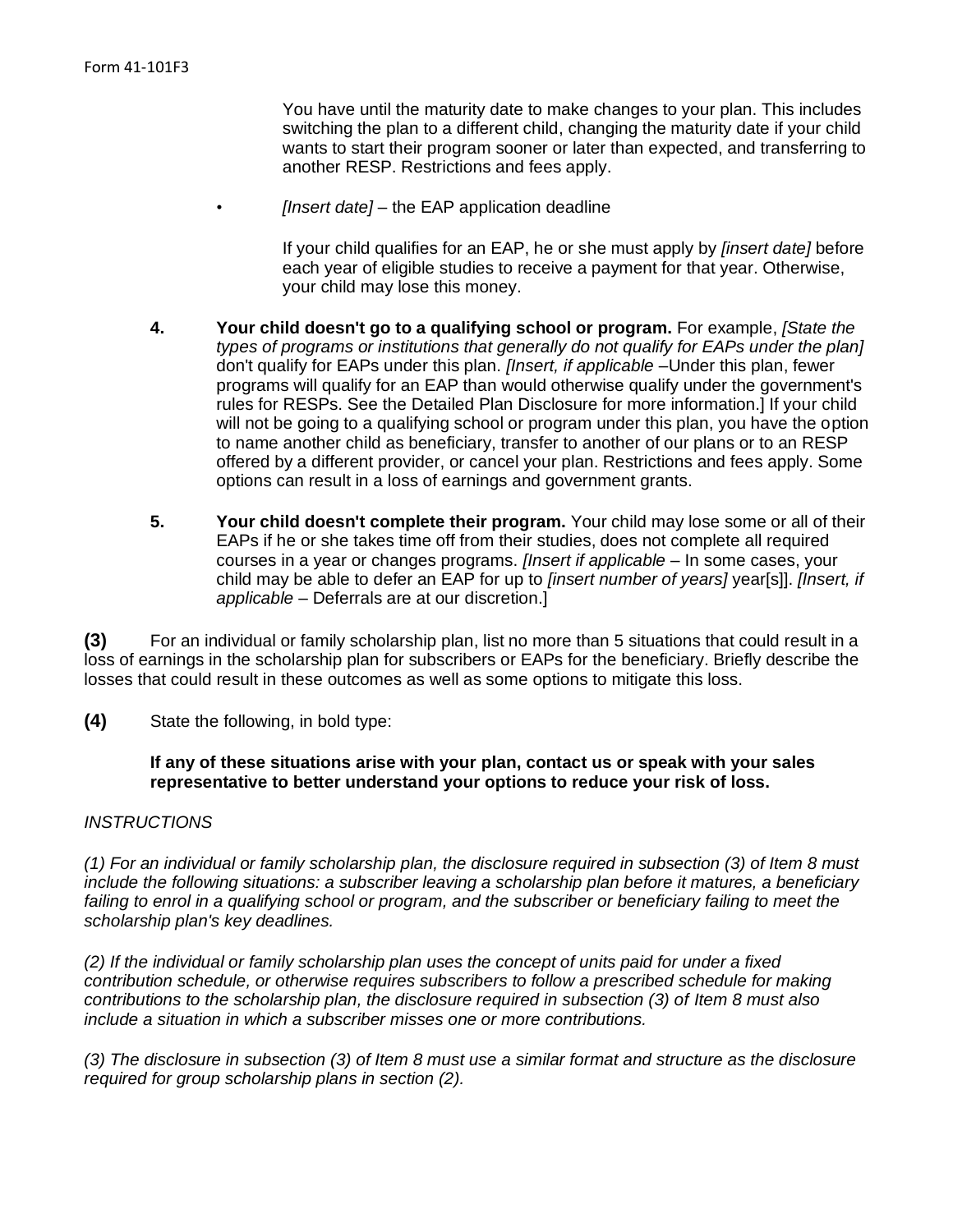You have until the maturity date to make changes to your plan. This includes switching the plan to a different child, changing the maturity date if your child wants to start their program sooner or later than expected, and transferring to another RESP. Restrictions and fees apply.

- *[Insert date]* – the EAP application deadline

  If your child qualifies for an EAP, he or she must apply by *[insert date]* before each year of eligible studies to receive a payment for that year. Otherwise, your child may lose this money.

4. **Your child doesn't go to a qualifying school or program.** For example, *[State the types of programs or institutions that generally do not qualify for EAPs under the plan]* don't qualify for EAPs under this plan. *[Insert, if applicable* –Under this plan, fewer programs will qualify for an EAP than would otherwise qualify under the government's rules for RESPs. See the Detailed Plan Disclosure for more information.] If your child will not be going to a qualifying school or program under this plan, you have the option to name another child as beneficiary, transfer to another of our plans or to an RESP offered by a different provider, or cancel your plan. Restrictions and fees apply. Some options can result in a loss of earnings and government grants.

5. **Your child doesn't complete their program.** Your child may lose some or all of their EAPs if he or she takes time off from their studies, does not complete all required courses in a year or changes programs. *[Insert if applicable* – In some cases, your child may be able to defer an EAP for up to *[insert number of years]* year[s]]. *[Insert, if applicable* – Deferrals are at our discretion.]

**(3)** For an individual or family scholarship plan, list no more than 5 situations that could result in a loss of earnings in the scholarship plan for subscribers or EAPs for the beneficiary. Briefly describe the losses that could result in these outcomes as well as some options to mitigate this loss.

**(4)** State the following, in bold type:

**If any of these situations arise with your plan, contact us or speak with your sales representative to better understand your options to reduce your risk of loss.**

*INSTRUCTIONS*

*(1) For an individual or family scholarship plan, the disclosure required in subsection (3) of Item 8 must include the following situations: a subscriber leaving a scholarship plan before it matures, a beneficiary failing to enrol in a qualifying school or program, and the subscriber or beneficiary failing to meet the scholarship plan's key deadlines.*

*(2) If the individual or family scholarship plan uses the concept of units paid for under a fixed contribution schedule, or otherwise requires subscribers to follow a prescribed schedule for making contributions to the scholarship plan, the disclosure required in subsection (3) of Item 8 must also include a situation in which a subscriber misses one or more contributions.*

*(3) The disclosure in subsection (3) of Item 8 must use a similar format and structure as the disclosure required for group scholarship plans in section (2).*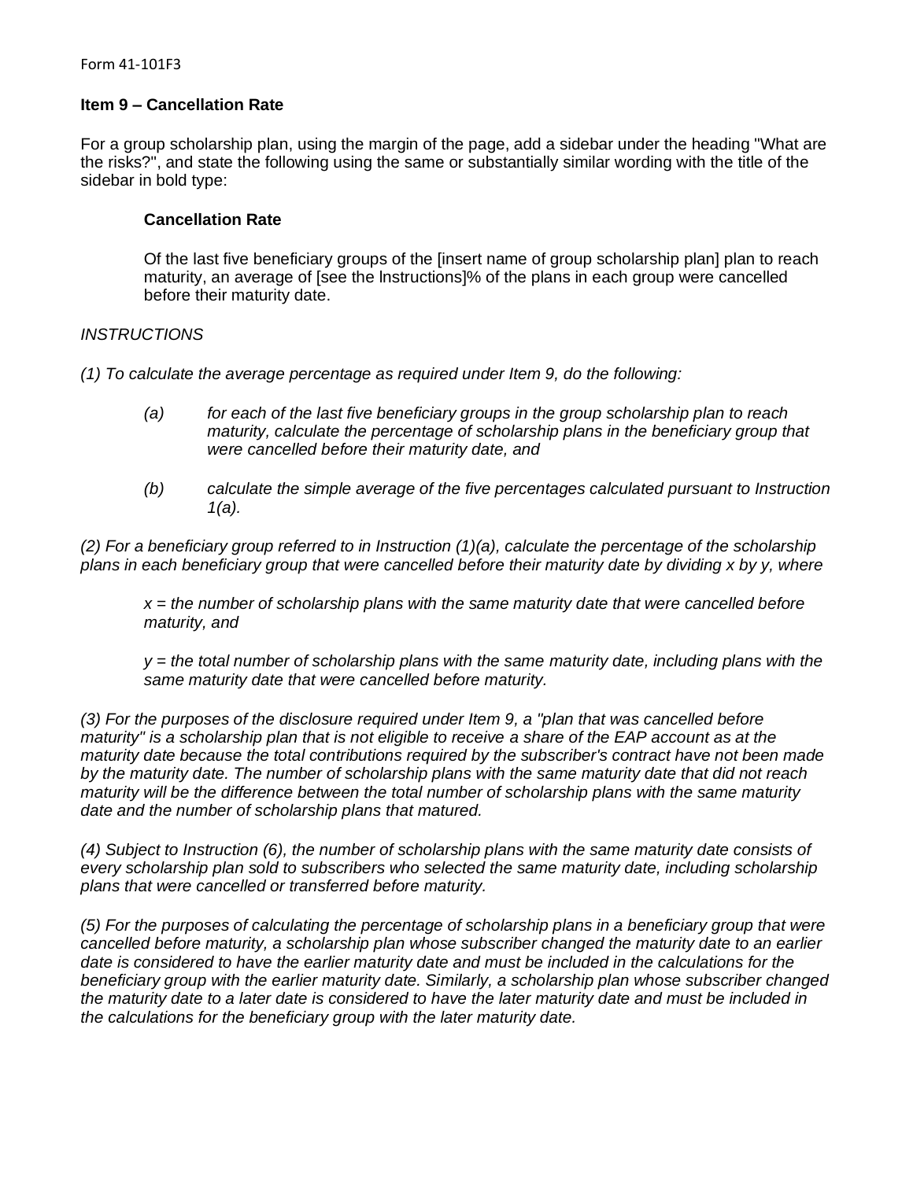**Item 9 – Cancellation Rate**

For a group scholarship plan, using the margin of the page, add a sidebar under the heading "What are the risks?", and state the following using the same or substantially similar wording with the title of the sidebar in bold type:

> **Cancellation Rate**
>
> Of the last five beneficiary groups of the [insert name of group scholarship plan] plan to reach maturity, an average of [see the Instructions]% of the plans in each group were cancelled before their maturity date.

*INSTRUCTIONS*

*(1) To calculate the average percentage as required under Item 9, do the following:*

> *(a) for each of the last five beneficiary groups in the group scholarship plan to reach maturity, calculate the percentage of scholarship plans in the beneficiary group that were cancelled before their maturity date, and*
>
> *(b) calculate the simple average of the five percentages calculated pursuant to Instruction 1(a).*

*(2) For a beneficiary group referred to in Instruction (1)(a), calculate the percentage of the scholarship plans in each beneficiary group that were cancelled before their maturity date by dividing x by y, where*

> *x = the number of scholarship plans with the same maturity date that were cancelled before maturity, and*
>
> *y = the total number of scholarship plans with the same maturity date, including plans with the same maturity date that were cancelled before maturity.*

*(3) For the purposes of the disclosure required under Item 9, a "plan that was cancelled before maturity" is a scholarship plan that is not eligible to receive a share of the EAP account as at the maturity date because the total contributions required by the subscriber's contract have not been made by the maturity date. The number of scholarship plans with the same maturity date that did not reach maturity will be the difference between the total number of scholarship plans with the same maturity date and the number of scholarship plans that matured.*

*(4) Subject to Instruction (6), the number of scholarship plans with the same maturity date consists of every scholarship plan sold to subscribers who selected the same maturity date, including scholarship plans that were cancelled or transferred before maturity.*

*(5) For the purposes of calculating the percentage of scholarship plans in a beneficiary group that were cancelled before maturity, a scholarship plan whose subscriber changed the maturity date to an earlier date is considered to have the earlier maturity date and must be included in the calculations for the beneficiary group with the earlier maturity date. Similarly, a scholarship plan whose subscriber changed the maturity date to a later date is considered to have the later maturity date and must be included in the calculations for the beneficiary group with the later maturity date.*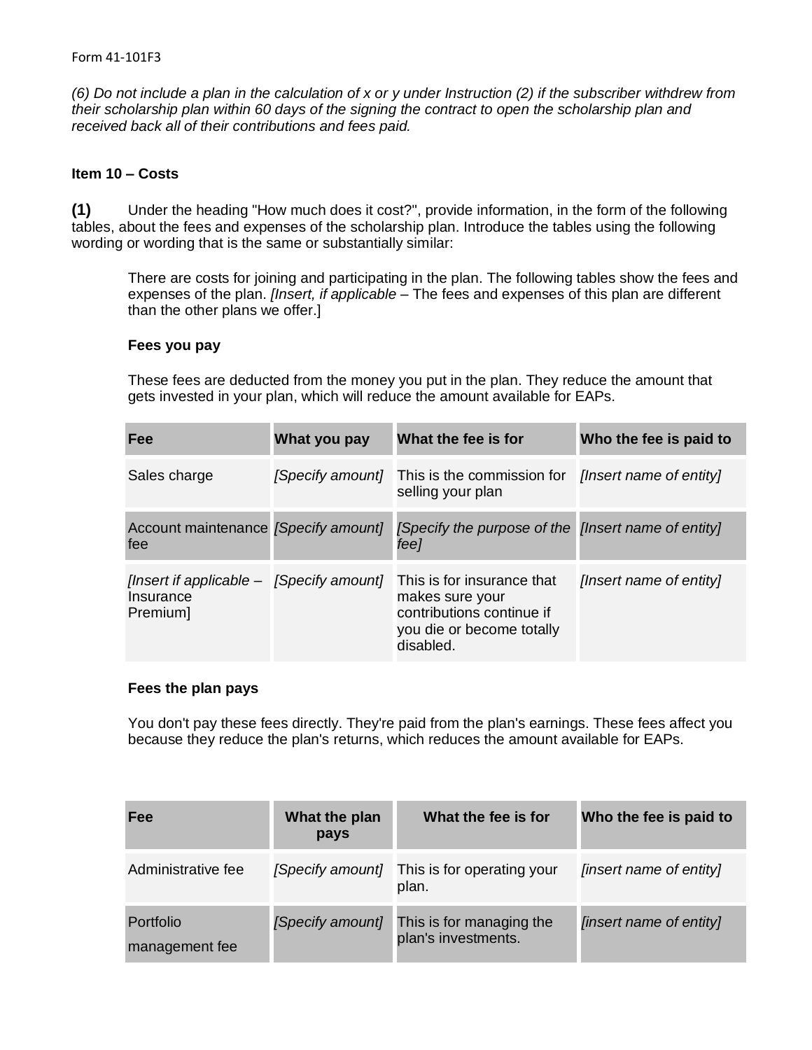*(6) Do not include a plan in the calculation of x or y under Instruction (2) if the subscriber withdrew from their scholarship plan within 60 days of the signing the contract to open the scholarship plan and received back all of their contributions and fees paid.*

**Item 10 – Costs**

**(1)** Under the heading "How much does it cost?", provide information, in the form of the following tables, about the fees and expenses of the scholarship plan. Introduce the tables using the following wording or wording that is the same or substantially similar:

> There are costs for joining and participating in the plan. The following tables show the fees and expenses of the plan. *[Insert, if applicable* – The fees and expenses of this plan are different than the other plans we offer.]
>
> **Fees you pay**
>
> These fees are deducted from the money you put in the plan. They reduce the amount that gets invested in your plan, which will reduce the amount available for EAPs.

| Fee | What you pay | What the fee is for | Who the fee is paid to |
|---|---|---|---|
| Sales charge | *[Specify amount]* | This is the commission for selling your plan | *[Insert name of entity]* |
| Account maintenance fee | *[Specify amount]* | *[Specify the purpose of the fee]* | *[Insert name of entity]* |
| *[Insert if applicable* – Insurance Premium] | *[Specify amount]* | This is for insurance that makes sure your contributions continue if you die or become totally disabled. | *[Insert name of entity]* |

> **Fees the plan pays**
>
> You don't pay these fees directly. They're paid from the plan's earnings. These fees affect you because they reduce the plan's returns, which reduces the amount available for EAPs.

| Fee | What the plan pays | What the fee is for | Who the fee is paid to |
|---|---|---|---|
| Administrative fee | *[Specify amount]* | This is for operating your plan. | *[insert name of entity]* |
| Portfolio management fee | *[Specify amount]* | This is for managing the plan's investments. | *[insert name of entity]* |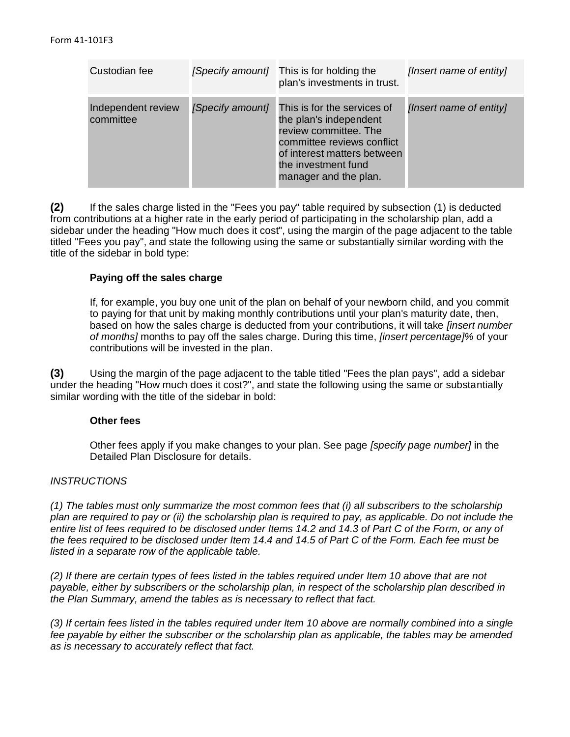| Custodian fee | *[Specify amount]* | This is for holding the plan's investments in trust. | *[Insert name of entity]* |
|---|---|---|---|
| Independent review committee | *[Specify amount]* | This is for the services of the plan's independent review committee. The committee reviews conflict of interest matters between the investment fund manager and the plan. | *[Insert name of entity]* |

**(2)** If the sales charge listed in the "Fees you pay" table required by subsection (1) is deducted from contributions at a higher rate in the early period of participating in the scholarship plan, add a sidebar under the heading "How much does it cost", using the margin of the page adjacent to the table titled "Fees you pay", and state the following using the same or substantially similar wording with the title of the sidebar in bold type:

> **Paying off the sales charge**
>
> If, for example, you buy one unit of the plan on behalf of your newborn child, and you commit to paying for that unit by making monthly contributions until your plan's maturity date, then, based on how the sales charge is deducted from your contributions, it will take *[insert number of months]* months to pay off the sales charge. During this time, *[insert percentage]%* of your contributions will be invested in the plan.

**(3)** Using the margin of the page adjacent to the table titled "Fees the plan pays", add a sidebar under the heading "How much does it cost?", and state the following using the same or substantially similar wording with the title of the sidebar in bold:

> **Other fees**
>
> Other fees apply if you make changes to your plan. See page *[specify page number]* in the Detailed Plan Disclosure for details.

*INSTRUCTIONS*

*(1) The tables must only summarize the most common fees that (i) all subscribers to the scholarship plan are required to pay or (ii) the scholarship plan is required to pay, as applicable. Do not include the entire list of fees required to be disclosed under Items 14.2 and 14.3 of Part C of the Form, or any of the fees required to be disclosed under Item 14.4 and 14.5 of Part C of the Form. Each fee must be listed in a separate row of the applicable table.*

*(2) If there are certain types of fees listed in the tables required under Item 10 above that are not payable, either by subscribers or the scholarship plan, in respect of the scholarship plan described in the Plan Summary, amend the tables as is necessary to reflect that fact.*

*(3) If certain fees listed in the tables required under Item 10 above are normally combined into a single fee payable by either the subscriber or the scholarship plan as applicable, the tables may be amended as is necessary to accurately reflect that fact.*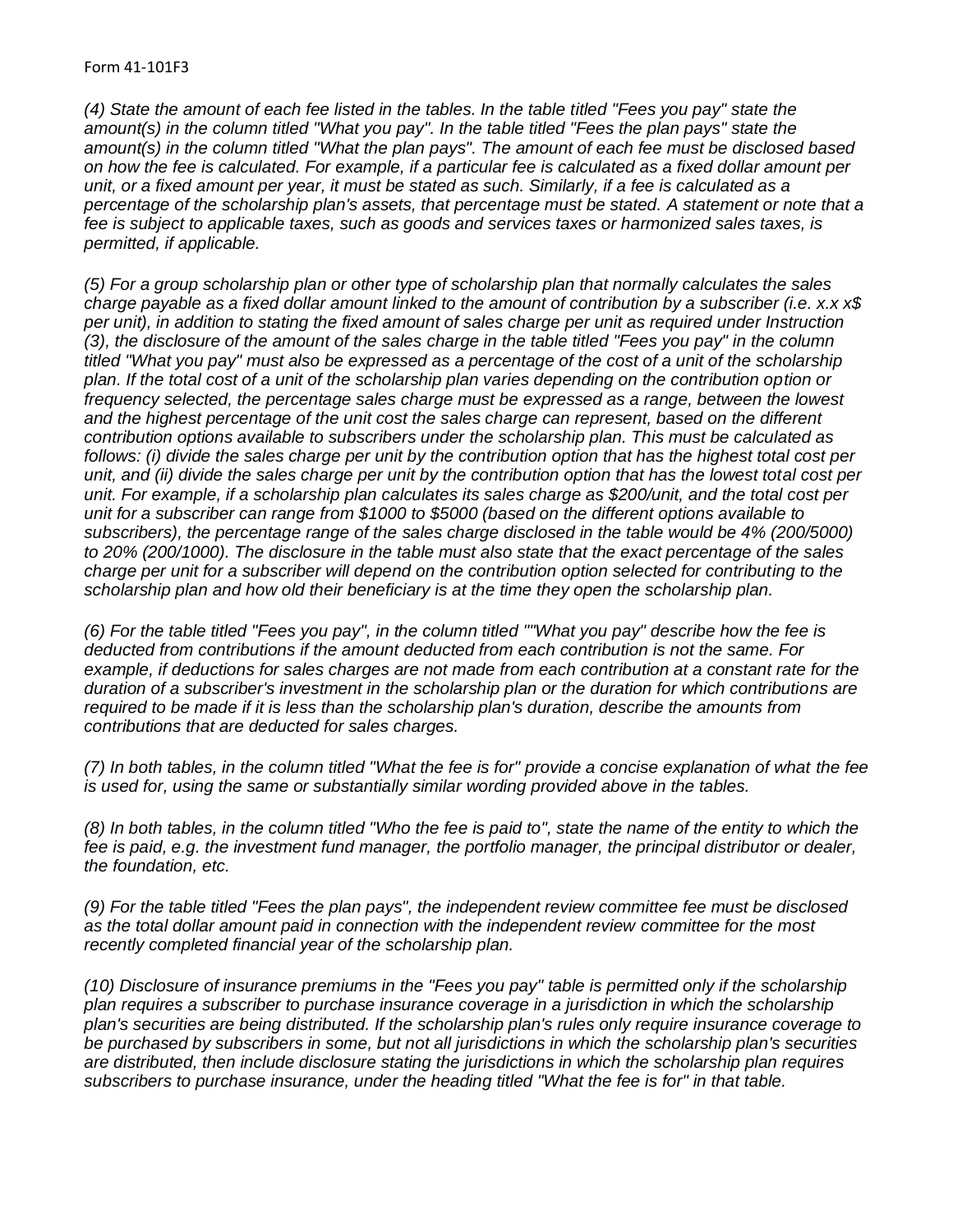*(4) State the amount of each fee listed in the tables. In the table titled "Fees you pay" state the amount(s) in the column titled "What you pay". In the table titled "Fees the plan pays" state the amount(s) in the column titled "What the plan pays". The amount of each fee must be disclosed based on how the fee is calculated. For example, if a particular fee is calculated as a fixed dollar amount per unit, or a fixed amount per year, it must be stated as such. Similarly, if a fee is calculated as a percentage of the scholarship plan's assets, that percentage must be stated. A statement or note that a fee is subject to applicable taxes, such as goods and services taxes or harmonized sales taxes, is permitted, if applicable.*

*(5) For a group scholarship plan or other type of scholarship plan that normally calculates the sales charge payable as a fixed dollar amount linked to the amount of contribution by a subscriber (i.e. x.x x$ per unit), in addition to stating the fixed amount of sales charge per unit as required under Instruction (3), the disclosure of the amount of the sales charge in the table titled "Fees you pay" in the column titled "What you pay" must also be expressed as a percentage of the cost of a unit of the scholarship plan. If the total cost of a unit of the scholarship plan varies depending on the contribution option or frequency selected, the percentage sales charge must be expressed as a range, between the lowest and the highest percentage of the unit cost the sales charge can represent, based on the different contribution options available to subscribers under the scholarship plan. This must be calculated as follows: (i) divide the sales charge per unit by the contribution option that has the highest total cost per unit, and (ii) divide the sales charge per unit by the contribution option that has the lowest total cost per unit. For example, if a scholarship plan calculates its sales charge as $200/unit, and the total cost per unit for a subscriber can range from $1000 to $5000 (based on the different options available to subscribers), the percentage range of the sales charge disclosed in the table would be 4% (200/5000) to 20% (200/1000). The disclosure in the table must also state that the exact percentage of the sales charge per unit for a subscriber will depend on the contribution option selected for contributing to the scholarship plan and how old their beneficiary is at the time they open the scholarship plan.*

*(6) For the table titled "Fees you pay", in the column titled ""What you pay" describe how the fee is deducted from contributions if the amount deducted from each contribution is not the same. For example, if deductions for sales charges are not made from each contribution at a constant rate for the duration of a subscriber's investment in the scholarship plan or the duration for which contributions are required to be made if it is less than the scholarship plan's duration, describe the amounts from contributions that are deducted for sales charges.*

*(7) In both tables, in the column titled "What the fee is for" provide a concise explanation of what the fee is used for, using the same or substantially similar wording provided above in the tables.*

*(8) In both tables, in the column titled "Who the fee is paid to", state the name of the entity to which the fee is paid, e.g. the investment fund manager, the portfolio manager, the principal distributor or dealer, the foundation, etc.*

*(9) For the table titled "Fees the plan pays", the independent review committee fee must be disclosed as the total dollar amount paid in connection with the independent review committee for the most recently completed financial year of the scholarship plan.*

*(10) Disclosure of insurance premiums in the "Fees you pay" table is permitted only if the scholarship plan requires a subscriber to purchase insurance coverage in a jurisdiction in which the scholarship plan's securities are being distributed. If the scholarship plan's rules only require insurance coverage to be purchased by subscribers in some, but not all jurisdictions in which the scholarship plan's securities are distributed, then include disclosure stating the jurisdictions in which the scholarship plan requires subscribers to purchase insurance, under the heading titled "What the fee is for" in that table.*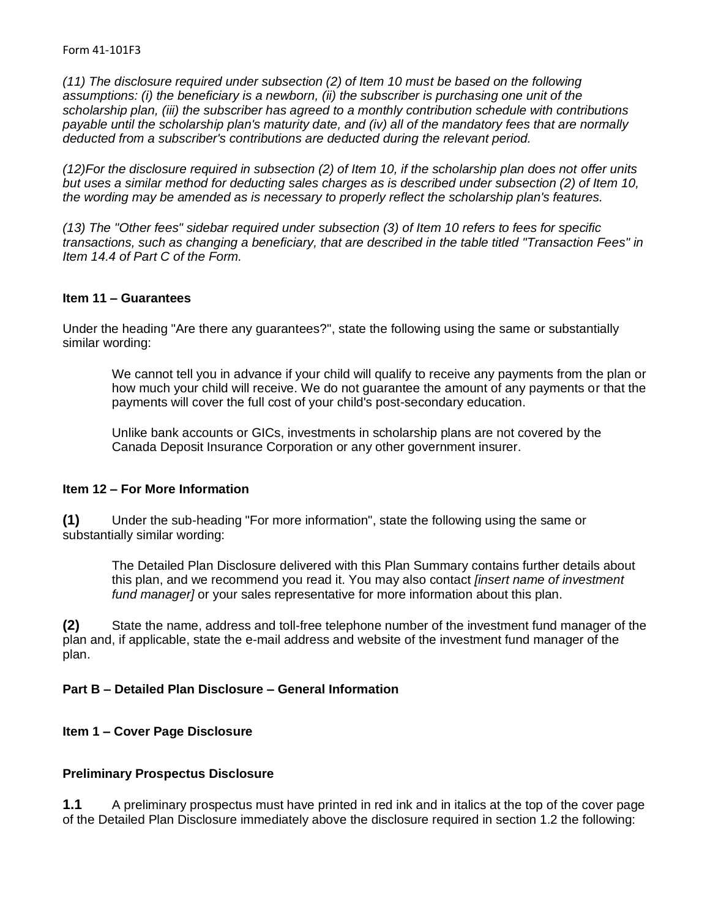*(11) The disclosure required under subsection (2) of Item 10 must be based on the following assumptions: (i) the beneficiary is a newborn, (ii) the subscriber is purchasing one unit of the scholarship plan, (iii) the subscriber has agreed to a monthly contribution schedule with contributions payable until the scholarship plan's maturity date, and (iv) all of the mandatory fees that are normally deducted from a subscriber's contributions are deducted during the relevant period.*

*(12)For the disclosure required in subsection (2) of Item 10, if the scholarship plan does not offer units but uses a similar method for deducting sales charges as is described under subsection (2) of Item 10, the wording may be amended as is necessary to properly reflect the scholarship plan's features.*

*(13) The "Other fees" sidebar required under subsection (3) of Item 10 refers to fees for specific transactions, such as changing a beneficiary, that are described in the table titled "Transaction Fees" in Item 14.4 of Part C of the Form.*

**Item 11 – Guarantees**

Under the heading "Are there any guarantees?", state the following using the same or substantially similar wording:

> We cannot tell you in advance if your child will qualify to receive any payments from the plan or how much your child will receive. We do not guarantee the amount of any payments or that the payments will cover the full cost of your child's post-secondary education.
>
> Unlike bank accounts or GICs, investments in scholarship plans are not covered by the Canada Deposit Insurance Corporation or any other government insurer.

**Item 12 – For More Information**

**(1)** Under the sub-heading "For more information", state the following using the same or substantially similar wording:

> The Detailed Plan Disclosure delivered with this Plan Summary contains further details about this plan, and we recommend you read it. You may also contact *[insert name of investment fund manager]* or your sales representative for more information about this plan.

**(2)** State the name, address and toll-free telephone number of the investment fund manager of the plan and, if applicable, state the e-mail address and website of the investment fund manager of the plan.

**Part B – Detailed Plan Disclosure – General Information**

**Item 1 – Cover Page Disclosure**

**Preliminary Prospectus Disclosure**

**1.1** A preliminary prospectus must have printed in red ink and in italics at the top of the cover page of the Detailed Plan Disclosure immediately above the disclosure required in section 1.2 the following: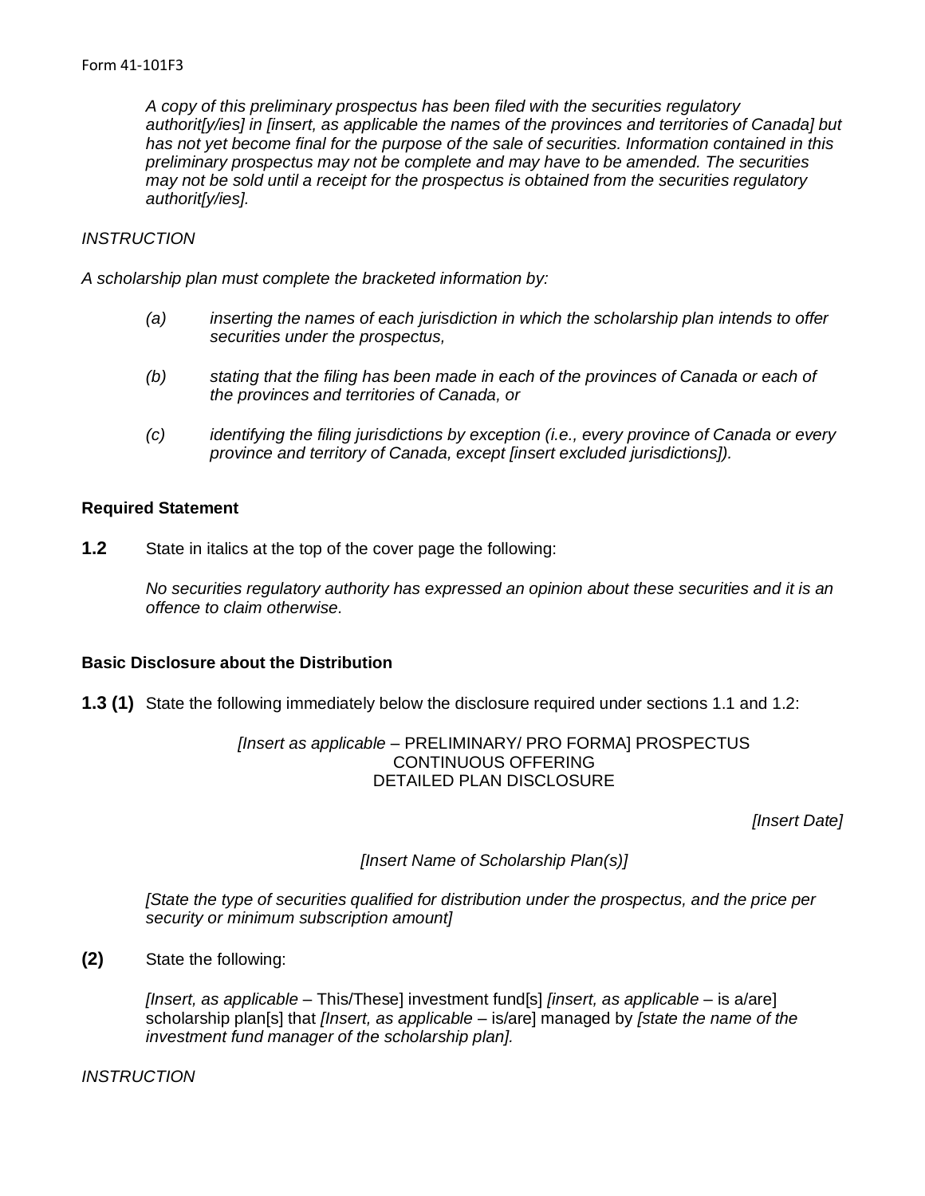*A copy of this preliminary prospectus has been filed with the securities regulatory authorit[y/ies] in [insert, as applicable the names of the provinces and territories of Canada] but has not yet become final for the purpose of the sale of securities. Information contained in this preliminary prospectus may not be complete and may have to be amended. The securities may not be sold until a receipt for the prospectus is obtained from the securities regulatory authorit[y/ies].*

*INSTRUCTION*

*A scholarship plan must complete the bracketed information by:*

*(a) inserting the names of each jurisdiction in which the scholarship plan intends to offer securities under the prospectus,*

*(b) stating that the filing has been made in each of the provinces of Canada or each of the provinces and territories of Canada, or*

*(c) identifying the filing jurisdictions by exception (i.e., every province of Canada or every province and territory of Canada, except [insert excluded jurisdictions]).*

**Required Statement**

**1.2** State in italics at the top of the cover page the following:

*No securities regulatory authority has expressed an opinion about these securities and it is an offence to claim otherwise.*

**Basic Disclosure about the Distribution**

**1.3 (1)** State the following immediately below the disclosure required under sections 1.1 and 1.2:

*[Insert as applicable* – PRELIMINARY/ PRO FORMA] PROSPECTUS
CONTINUOUS OFFERING
DETAILED PLAN DISCLOSURE

*[Insert Date]*

*[Insert Name of Scholarship Plan(s)]*

*[State the type of securities qualified for distribution under the prospectus, and the price per security or minimum subscription amount]*

**(2)** State the following:

*[Insert, as applicable* – This/These] investment fund[s] *[insert, as applicable* – is a/are] scholarship plan[s] that *[Insert, as applicable* – is/are] managed by *[state the name of the investment fund manager of the scholarship plan].*

*INSTRUCTION*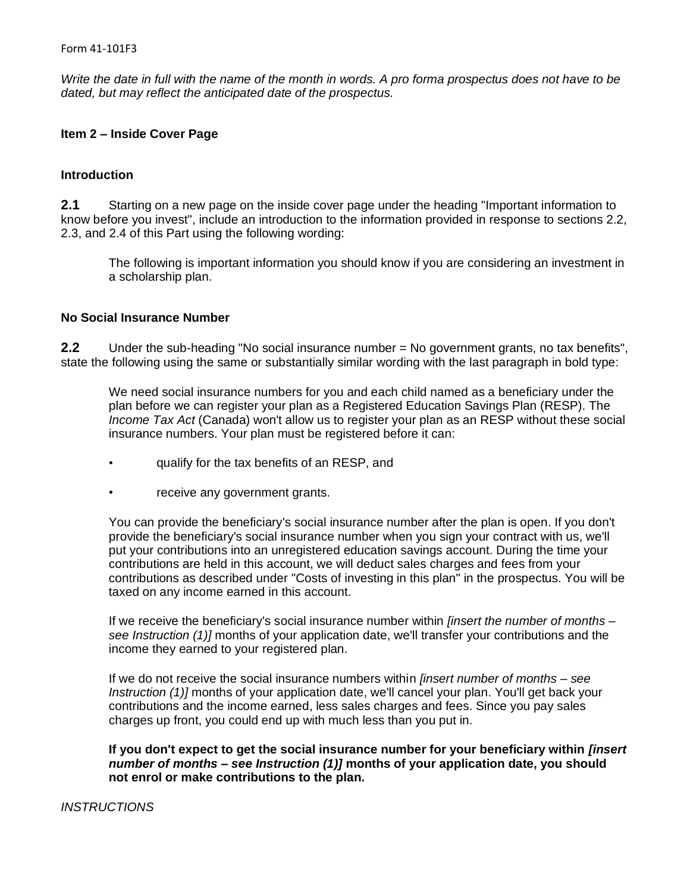Form 41-101F3

*Write the date in full with the name of the month in words. A pro forma prospectus does not have to be dated, but may reflect the anticipated date of the prospectus.*

## Item 2 – Inside Cover Page

### Introduction

**2.1** Starting on a new page on the inside cover page under the heading "Important information to know before you invest", include an introduction to the information provided in response to sections 2.2, 2.3, and 2.4 of this Part using the following wording:

> The following is important information you should know if you are considering an investment in a scholarship plan.

### No Social Insurance Number

**2.2** Under the sub-heading "No social insurance number = No government grants, no tax benefits", state the following using the same or substantially similar wording with the last paragraph in bold type:

> We need social insurance numbers for you and each child named as a beneficiary under the plan before we can register your plan as a Registered Education Savings Plan (RESP). The *Income Tax Act* (Canada) won't allow us to register your plan as an RESP without these social insurance numbers. Your plan must be registered before it can:
>
> - qualify for the tax benefits of an RESP, and
> - receive any government grants.
>
> You can provide the beneficiary's social insurance number after the plan is open. If you don't provide the beneficiary's social insurance number when you sign your contract with us, we'll put your contributions into an unregistered education savings account. During the time your contributions are held in this account, we will deduct sales charges and fees from your contributions as described under "Costs of investing in this plan" in the prospectus. You will be taxed on any income earned in this account.
>
> If we receive the beneficiary's social insurance number within *[insert the number of months – see Instruction (1)]* months of your application date, we'll transfer your contributions and the income they earned to your registered plan.
>
> If we do not receive the social insurance numbers within *[insert number of months – see Instruction (1)]* months of your application date, we'll cancel your plan. You'll get back your contributions and the income earned, less sales charges and fees. Since you pay sales charges up front, you could end up with much less than you put in.
>
> **If you don't expect to get the social insurance number for your beneficiary within *[insert number of months – see Instruction (1)]* months of your application date, you should not enrol or make contributions to the plan.**

*INSTRUCTIONS*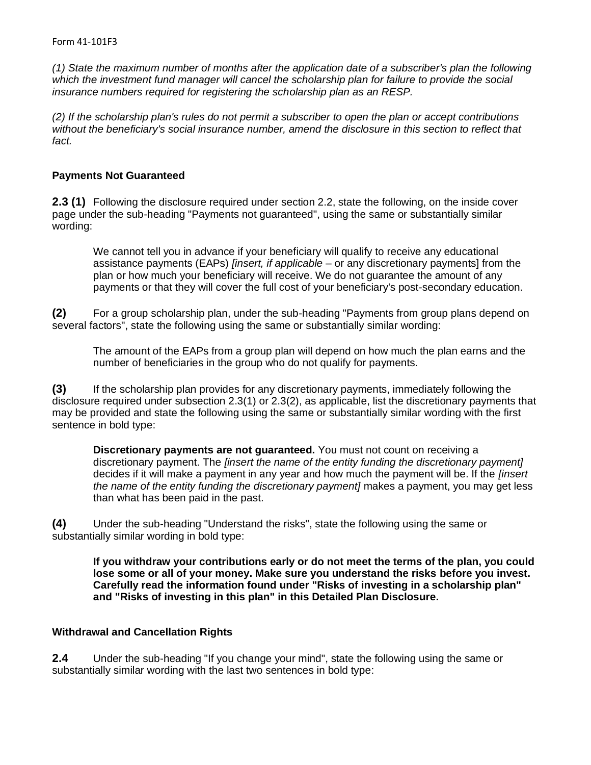*(1) State the maximum number of months after the application date of a subscriber's plan the following which the investment fund manager will cancel the scholarship plan for failure to provide the social insurance numbers required for registering the scholarship plan as an RESP.*

*(2) If the scholarship plan's rules do not permit a subscriber to open the plan or accept contributions without the beneficiary's social insurance number, amend the disclosure in this section to reflect that fact.*

### Payments Not Guaranteed

**2.3 (1)** Following the disclosure required under section 2.2, state the following, on the inside cover page under the sub-heading "Payments not guaranteed", using the same or substantially similar wording:

> We cannot tell you in advance if your beneficiary will qualify to receive any educational assistance payments (EAPs) *[insert, if applicable* – or any discretionary payments] from the plan or how much your beneficiary will receive. We do not guarantee the amount of any payments or that they will cover the full cost of your beneficiary's post-secondary education.

**(2)** For a group scholarship plan, under the sub-heading "Payments from group plans depend on several factors", state the following using the same or substantially similar wording:

> The amount of the EAPs from a group plan will depend on how much the plan earns and the number of beneficiaries in the group who do not qualify for payments.

**(3)** If the scholarship plan provides for any discretionary payments, immediately following the disclosure required under subsection 2.3(1) or 2.3(2), as applicable, list the discretionary payments that may be provided and state the following using the same or substantially similar wording with the first sentence in bold type:

> **Discretionary payments are not guaranteed.** You must not count on receiving a discretionary payment. The *[insert the name of the entity funding the discretionary payment]* decides if it will make a payment in any year and how much the payment will be. If the *[insert the name of the entity funding the discretionary payment]* makes a payment, you may get less than what has been paid in the past.

**(4)** Under the sub-heading "Understand the risks", state the following using the same or substantially similar wording in bold type:

> **If you withdraw your contributions early or do not meet the terms of the plan, you could lose some or all of your money. Make sure you understand the risks before you invest. Carefully read the information found under "Risks of investing in a scholarship plan" and "Risks of investing in this plan" in this Detailed Plan Disclosure.**

### Withdrawal and Cancellation Rights

**2.4** Under the sub-heading "If you change your mind", state the following using the same or substantially similar wording with the last two sentences in bold type: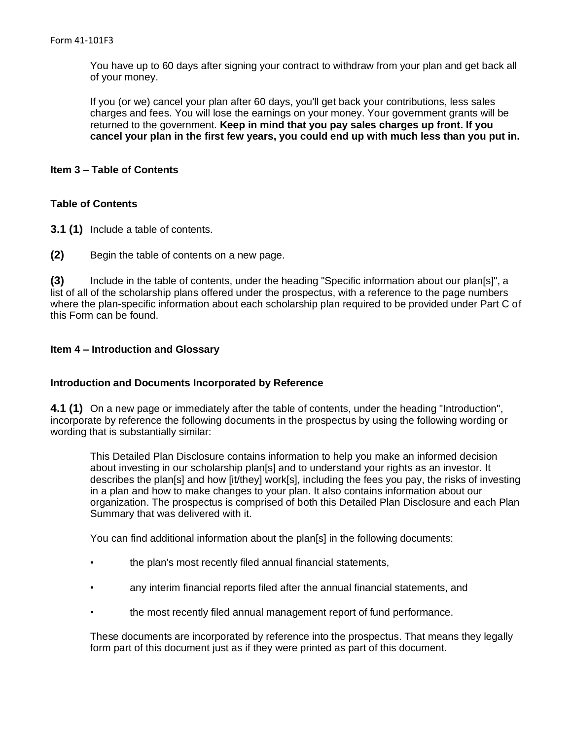You have up to 60 days after signing your contract to withdraw from your plan and get back all of your money.

If you (or we) cancel your plan after 60 days, you'll get back your contributions, less sales charges and fees. You will lose the earnings on your money. Your government grants will be returned to the government. **Keep in mind that you pay sales charges up front. If you cancel your plan in the first few years, you could end up with much less than you put in.**

### Item 3 – Table of Contents

#### Table of Contents

**3.1 (1)** Include a table of contents.

**(2)** Begin the table of contents on a new page.

**(3)** Include in the table of contents, under the heading "Specific information about our plan[s]", a list of all of the scholarship plans offered under the prospectus, with a reference to the page numbers where the plan-specific information about each scholarship plan required to be provided under Part C of this Form can be found.

### Item 4 – Introduction and Glossary

#### Introduction and Documents Incorporated by Reference

**4.1 (1)** On a new page or immediately after the table of contents, under the heading "Introduction", incorporate by reference the following documents in the prospectus by using the following wording or wording that is substantially similar:

This Detailed Plan Disclosure contains information to help you make an informed decision about investing in our scholarship plan[s] and to understand your rights as an investor. It describes the plan[s] and how [it/they] work[s], including the fees you pay, the risks of investing in a plan and how to make changes to your plan. It also contains information about our organization. The prospectus is comprised of both this Detailed Plan Disclosure and each Plan Summary that was delivered with it.

You can find additional information about the plan[s] in the following documents:

- the plan's most recently filed annual financial statements,
- any interim financial reports filed after the annual financial statements, and
- the most recently filed annual management report of fund performance.

These documents are incorporated by reference into the prospectus. That means they legally form part of this document just as if they were printed as part of this document.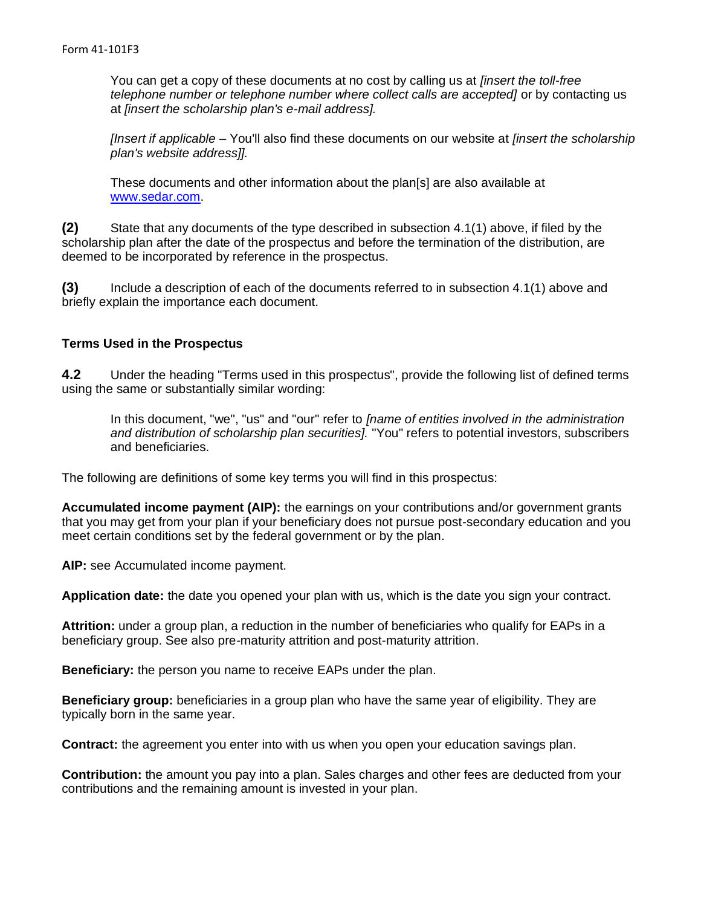> You can get a copy of these documents at no cost by calling us at *[insert the toll-free telephone number or telephone number where collect calls are accepted]* or by contacting us at *[insert the scholarship plan's e-mail address].*
>
> *[Insert if applicable* – You'll also find these documents on our website at *[insert the scholarship plan's website address]].*
>
> These documents and other information about the plan[s] are also available at www.sedar.com.

**(2)** State that any documents of the type described in subsection 4.1(1) above, if filed by the scholarship plan after the date of the prospectus and before the termination of the distribution, are deemed to be incorporated by reference in the prospectus.

**(3)** Include a description of each of the documents referred to in subsection 4.1(1) above and briefly explain the importance each document.

### Terms Used in the Prospectus

**4.2** Under the heading "Terms used in this prospectus", provide the following list of defined terms using the same or substantially similar wording:

> In this document, "we", "us" and "our" refer to *[name of entities involved in the administration and distribution of scholarship plan securities].* "You" refers to potential investors, subscribers and beneficiaries.

The following are definitions of some key terms you will find in this prospectus:

**Accumulated income payment (AIP):** the earnings on your contributions and/or government grants that you may get from your plan if your beneficiary does not pursue post-secondary education and you meet certain conditions set by the federal government or by the plan.

**AIP:** see Accumulated income payment.

**Application date:** the date you opened your plan with us, which is the date you sign your contract.

**Attrition:** under a group plan, a reduction in the number of beneficiaries who qualify for EAPs in a beneficiary group. See also pre-maturity attrition and post-maturity attrition.

**Beneficiary:** the person you name to receive EAPs under the plan.

**Beneficiary group:** beneficiaries in a group plan who have the same year of eligibility. They are typically born in the same year.

**Contract:** the agreement you enter into with us when you open your education savings plan.

**Contribution:** the amount you pay into a plan. Sales charges and other fees are deducted from your contributions and the remaining amount is invested in your plan.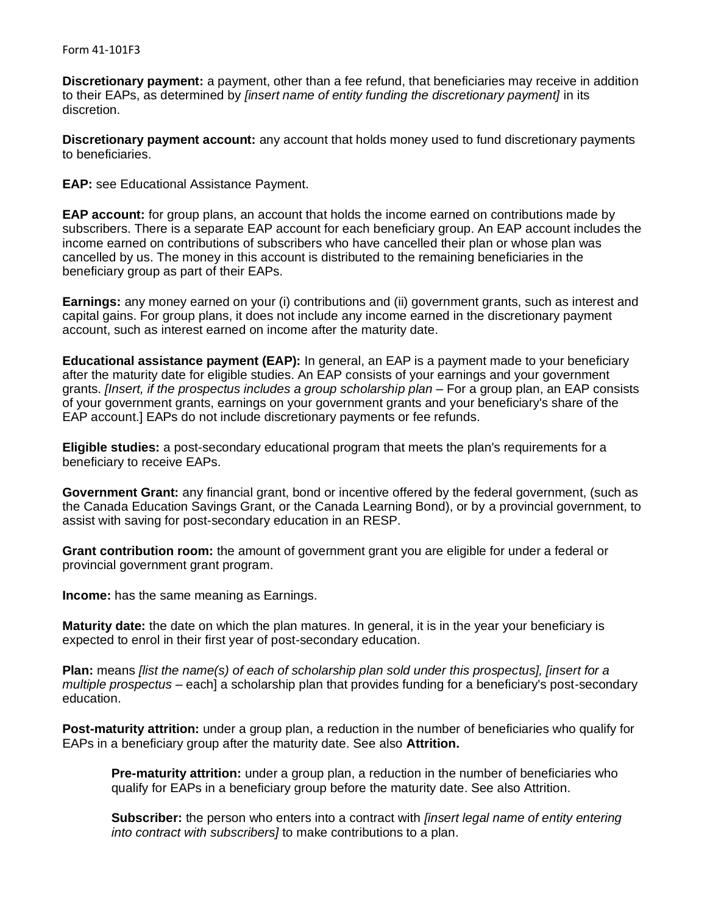**Discretionary payment:** a payment, other than a fee refund, that beneficiaries may receive in addition to their EAPs, as determined by *[insert name of entity funding the discretionary payment]* in its discretion.

**Discretionary payment account:** any account that holds money used to fund discretionary payments to beneficiaries.

**EAP:** see Educational Assistance Payment.

**EAP account:** for group plans, an account that holds the income earned on contributions made by subscribers. There is a separate EAP account for each beneficiary group. An EAP account includes the income earned on contributions of subscribers who have cancelled their plan or whose plan was cancelled by us. The money in this account is distributed to the remaining beneficiaries in the beneficiary group as part of their EAPs.

**Earnings:** any money earned on your (i) contributions and (ii) government grants, such as interest and capital gains. For group plans, it does not include any income earned in the discretionary payment account, such as interest earned on income after the maturity date.

**Educational assistance payment (EAP):** In general, an EAP is a payment made to your beneficiary after the maturity date for eligible studies. An EAP consists of your earnings and your government grants. *[Insert, if the prospectus includes a group scholarship plan* – For a group plan, an EAP consists of your government grants, earnings on your government grants and your beneficiary's share of the EAP account.] EAPs do not include discretionary payments or fee refunds.

**Eligible studies:** a post-secondary educational program that meets the plan's requirements for a beneficiary to receive EAPs.

**Government Grant:** any financial grant, bond or incentive offered by the federal government, (such as the Canada Education Savings Grant, or the Canada Learning Bond), or by a provincial government, to assist with saving for post-secondary education in an RESP.

**Grant contribution room:** the amount of government grant you are eligible for under a federal or provincial government grant program.

**Income:** has the same meaning as Earnings.

**Maturity date:** the date on which the plan matures. In general, it is in the year your beneficiary is expected to enrol in their first year of post-secondary education.

**Plan:** means *[list the name(s) of each of scholarship plan sold under this prospectus], [insert for a multiple prospectus* – each] a scholarship plan that provides funding for a beneficiary's post-secondary education.

**Post-maturity attrition:** under a group plan, a reduction in the number of beneficiaries who qualify for EAPs in a beneficiary group after the maturity date. See also **Attrition.**

**Pre-maturity attrition:** under a group plan, a reduction in the number of beneficiaries who qualify for EAPs in a beneficiary group before the maturity date. See also Attrition.

**Subscriber:** the person who enters into a contract with *[insert legal name of entity entering into contract with subscribers]* to make contributions to a plan.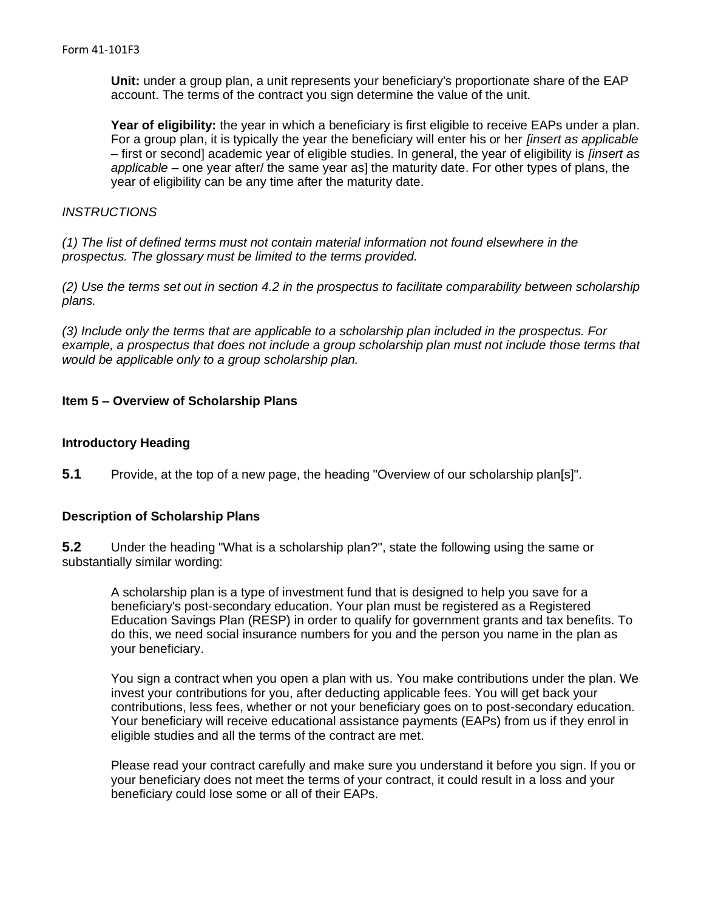**Unit:** under a group plan, a unit represents your beneficiary's proportionate share of the EAP account. The terms of the contract you sign determine the value of the unit.

**Year of eligibility:** the year in which a beneficiary is first eligible to receive EAPs under a plan. For a group plan, it is typically the year the beneficiary will enter his or her *[insert as applicable* – first or second] academic year of eligible studies. In general, the year of eligibility is *[insert as applicable* – one year after/ the same year as] the maturity date. For other types of plans, the year of eligibility can be any time after the maturity date.

*INSTRUCTIONS*

*(1) The list of defined terms must not contain material information not found elsewhere in the prospectus. The glossary must be limited to the terms provided.*

*(2) Use the terms set out in section 4.2 in the prospectus to facilitate comparability between scholarship plans.*

*(3) Include only the terms that are applicable to a scholarship plan included in the prospectus. For example, a prospectus that does not include a group scholarship plan must not include those terms that would be applicable only to a group scholarship plan.*

## Item 5 – Overview of Scholarship Plans

### Introductory Heading

**5.1** Provide, at the top of a new page, the heading "Overview of our scholarship plan[s]".

### Description of Scholarship Plans

**5.2** Under the heading "What is a scholarship plan?", state the following using the same or substantially similar wording:

> A scholarship plan is a type of investment fund that is designed to help you save for a beneficiary's post-secondary education. Your plan must be registered as a Registered Education Savings Plan (RESP) in order to qualify for government grants and tax benefits. To do this, we need social insurance numbers for you and the person you name in the plan as your beneficiary.
>
> You sign a contract when you open a plan with us. You make contributions under the plan. We invest your contributions for you, after deducting applicable fees. You will get back your contributions, less fees, whether or not your beneficiary goes on to post-secondary education. Your beneficiary will receive educational assistance payments (EAPs) from us if they enrol in eligible studies and all the terms of the contract are met.
>
> Please read your contract carefully and make sure you understand it before you sign. If you or your beneficiary does not meet the terms of your contract, it could result in a loss and your beneficiary could lose some or all of their EAPs.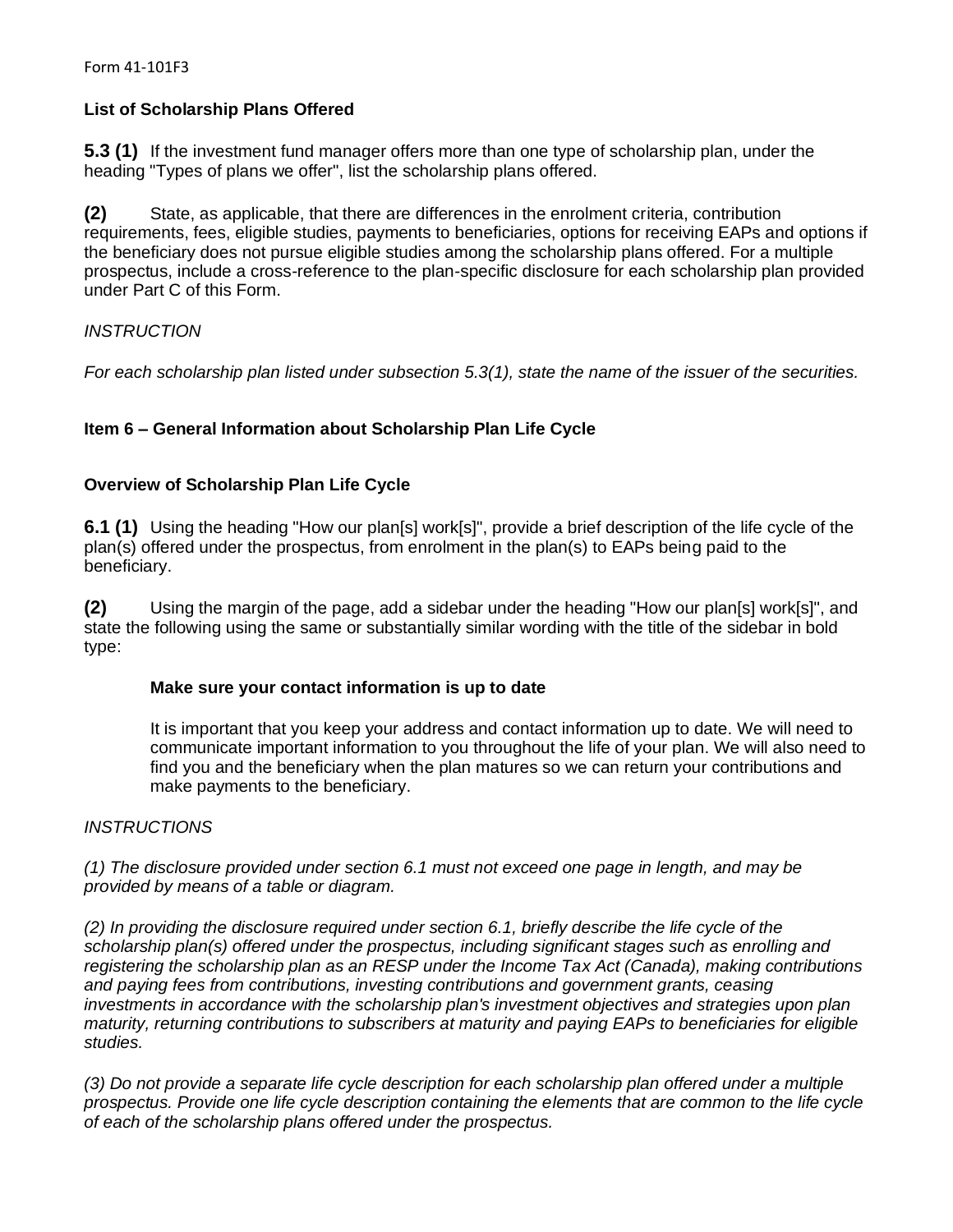**List of Scholarship Plans Offered**

**5.3 (1)** If the investment fund manager offers more than one type of scholarship plan, under the heading "Types of plans we offer", list the scholarship plans offered.

**(2)** State, as applicable, that there are differences in the enrolment criteria, contribution requirements, fees, eligible studies, payments to beneficiaries, options for receiving EAPs and options if the beneficiary does not pursue eligible studies among the scholarship plans offered. For a multiple prospectus, include a cross-reference to the plan-specific disclosure for each scholarship plan provided under Part C of this Form.

*INSTRUCTION*

*For each scholarship plan listed under subsection 5.3(1), state the name of the issuer of the securities.*

## Item 6 – General Information about Scholarship Plan Life Cycle

### Overview of Scholarship Plan Life Cycle

**6.1 (1)** Using the heading "How our plan[s] work[s]", provide a brief description of the life cycle of the plan(s) offered under the prospectus, from enrolment in the plan(s) to EAPs being paid to the beneficiary.

**(2)** Using the margin of the page, add a sidebar under the heading "How our plan[s] work[s]", and state the following using the same or substantially similar wording with the title of the sidebar in bold type:

> **Make sure your contact information is up to date**
>
> It is important that you keep your address and contact information up to date. We will need to communicate important information to you throughout the life of your plan. We will also need to find you and the beneficiary when the plan matures so we can return your contributions and make payments to the beneficiary.

*INSTRUCTIONS*

*(1) The disclosure provided under section 6.1 must not exceed one page in length, and may be provided by means of a table or diagram.*

*(2) In providing the disclosure required under section 6.1, briefly describe the life cycle of the scholarship plan(s) offered under the prospectus, including significant stages such as enrolling and registering the scholarship plan as an RESP under the Income Tax Act (Canada), making contributions and paying fees from contributions, investing contributions and government grants, ceasing investments in accordance with the scholarship plan's investment objectives and strategies upon plan maturity, returning contributions to subscribers at maturity and paying EAPs to beneficiaries for eligible studies.*

*(3) Do not provide a separate life cycle description for each scholarship plan offered under a multiple prospectus. Provide one life cycle description containing the elements that are common to the life cycle of each of the scholarship plans offered under the prospectus.*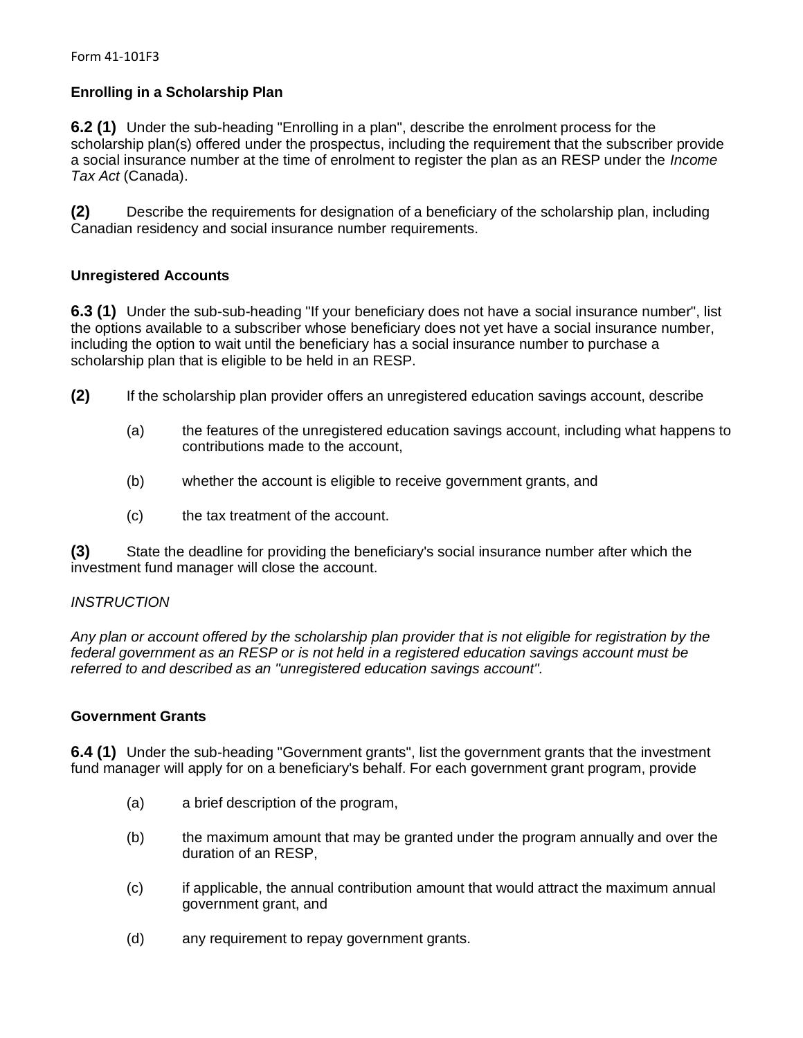### Enrolling in a Scholarship Plan

**6.2 (1)** Under the sub-heading "Enrolling in a plan", describe the enrolment process for the scholarship plan(s) offered under the prospectus, including the requirement that the subscriber provide a social insurance number at the time of enrolment to register the plan as an RESP under the *Income Tax Act* (Canada).

**(2)** Describe the requirements for designation of a beneficiary of the scholarship plan, including Canadian residency and social insurance number requirements.

### Unregistered Accounts

**6.3 (1)** Under the sub-sub-heading "If your beneficiary does not have a social insurance number", list the options available to a subscriber whose beneficiary does not yet have a social insurance number, including the option to wait until the beneficiary has a social insurance number to purchase a scholarship plan that is eligible to be held in an RESP.

**(2)** If the scholarship plan provider offers an unregistered education savings account, describe

- (a) the features of the unregistered education savings account, including what happens to contributions made to the account,
- (b) whether the account is eligible to receive government grants, and
- (c) the tax treatment of the account.

**(3)** State the deadline for providing the beneficiary's social insurance number after which the investment fund manager will close the account.

*INSTRUCTION*

*Any plan or account offered by the scholarship plan provider that is not eligible for registration by the federal government as an RESP or is not held in a registered education savings account must be referred to and described as an "unregistered education savings account".*

### Government Grants

**6.4 (1)** Under the sub-heading "Government grants", list the government grants that the investment fund manager will apply for on a beneficiary's behalf. For each government grant program, provide

- (a) a brief description of the program,
- (b) the maximum amount that may be granted under the program annually and over the duration of an RESP,
- (c) if applicable, the annual contribution amount that would attract the maximum annual government grant, and
- (d) any requirement to repay government grants.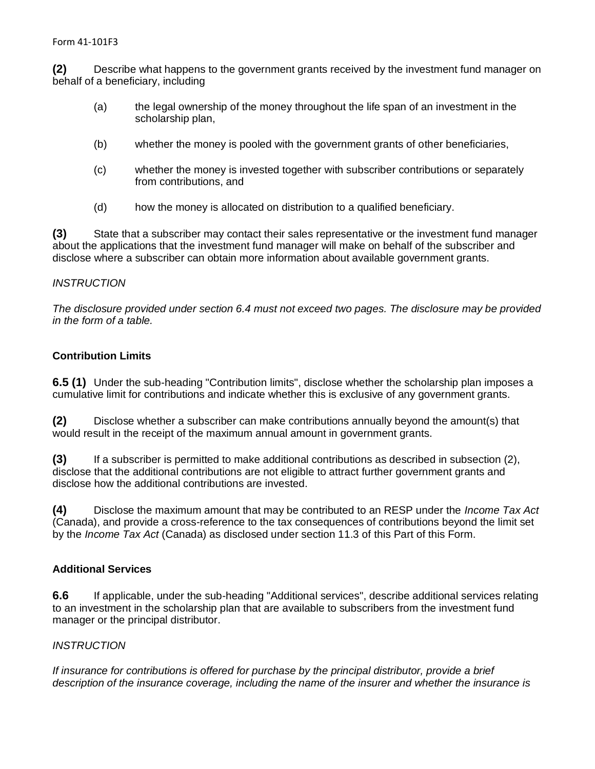**(2)** Describe what happens to the government grants received by the investment fund manager on behalf of a beneficiary, including

(a) the legal ownership of the money throughout the life span of an investment in the scholarship plan,

(b) whether the money is pooled with the government grants of other beneficiaries,

(c) whether the money is invested together with subscriber contributions or separately from contributions, and

(d) how the money is allocated on distribution to a qualified beneficiary.

**(3)** State that a subscriber may contact their sales representative or the investment fund manager about the applications that the investment fund manager will make on behalf of the subscriber and disclose where a subscriber can obtain more information about available government grants.

*INSTRUCTION*

*The disclosure provided under section 6.4 must not exceed two pages. The disclosure may be provided in the form of a table.*

### Contribution Limits

**6.5 (1)** Under the sub-heading "Contribution limits", disclose whether the scholarship plan imposes a cumulative limit for contributions and indicate whether this is exclusive of any government grants.

**(2)** Disclose whether a subscriber can make contributions annually beyond the amount(s) that would result in the receipt of the maximum annual amount in government grants.

**(3)** If a subscriber is permitted to make additional contributions as described in subsection (2), disclose that the additional contributions are not eligible to attract further government grants and disclose how the additional contributions are invested.

**(4)** Disclose the maximum amount that may be contributed to an RESP under the *Income Tax Act* (Canada), and provide a cross-reference to the tax consequences of contributions beyond the limit set by the *Income Tax Act* (Canada) as disclosed under section 11.3 of this Part of this Form.

### Additional Services

**6.6** If applicable, under the sub-heading "Additional services", describe additional services relating to an investment in the scholarship plan that are available to subscribers from the investment fund manager or the principal distributor.

*INSTRUCTION*

*If insurance for contributions is offered for purchase by the principal distributor, provide a brief description of the insurance coverage, including the name of the insurer and whether the insurance is*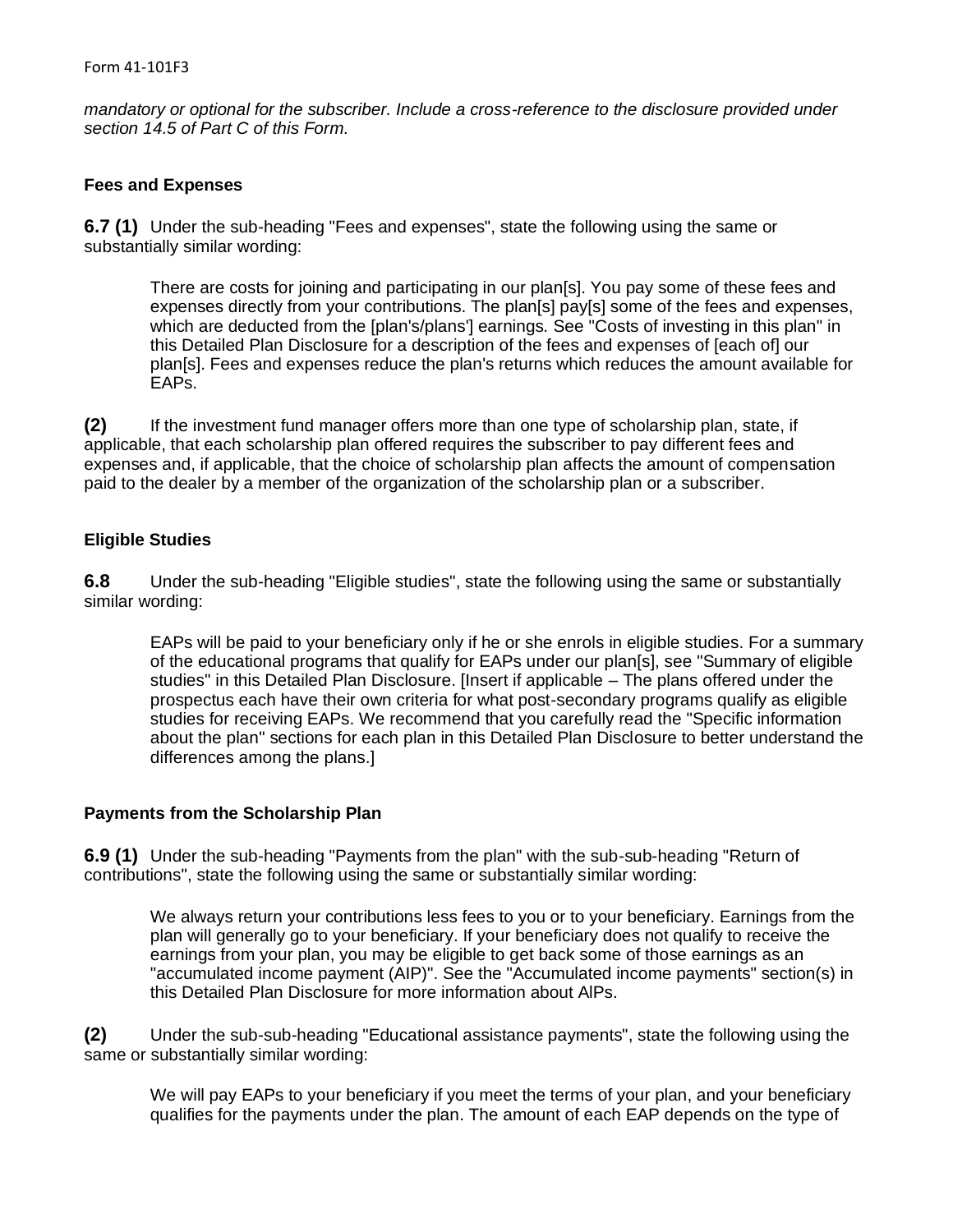*mandatory or optional for the subscriber. Include a cross-reference to the disclosure provided under section 14.5 of Part C of this Form.*

**Fees and Expenses**

**6.7 (1)** Under the sub-heading "Fees and expenses", state the following using the same or substantially similar wording:

> There are costs for joining and participating in our plan[s]. You pay some of these fees and expenses directly from your contributions. The plan[s] pay[s] some of the fees and expenses, which are deducted from the [plan's/plans'] earnings. See "Costs of investing in this plan" in this Detailed Plan Disclosure for a description of the fees and expenses of [each of] our plan[s]. Fees and expenses reduce the plan's returns which reduces the amount available for EAPs.

**(2)** If the investment fund manager offers more than one type of scholarship plan, state, if applicable, that each scholarship plan offered requires the subscriber to pay different fees and expenses and, if applicable, that the choice of scholarship plan affects the amount of compensation paid to the dealer by a member of the organization of the scholarship plan or a subscriber.

**Eligible Studies**

**6.8** Under the sub-heading "Eligible studies", state the following using the same or substantially similar wording:

> EAPs will be paid to your beneficiary only if he or she enrols in eligible studies. For a summary of the educational programs that qualify for EAPs under our plan[s], see "Summary of eligible studies" in this Detailed Plan Disclosure. [Insert if applicable – The plans offered under the prospectus each have their own criteria for what post-secondary programs qualify as eligible studies for receiving EAPs. We recommend that you carefully read the "Specific information about the plan" sections for each plan in this Detailed Plan Disclosure to better understand the differences among the plans.]

**Payments from the Scholarship Plan**

**6.9 (1)** Under the sub-heading "Payments from the plan" with the sub-sub-heading "Return of contributions", state the following using the same or substantially similar wording:

> We always return your contributions less fees to you or to your beneficiary. Earnings from the plan will generally go to your beneficiary. If your beneficiary does not qualify to receive the earnings from your plan, you may be eligible to get back some of those earnings as an "accumulated income payment (AIP)". See the "Accumulated income payments" section(s) in this Detailed Plan Disclosure for more information about AIPs.

**(2)** Under the sub-sub-heading "Educational assistance payments", state the following using the same or substantially similar wording:

> We will pay EAPs to your beneficiary if you meet the terms of your plan, and your beneficiary qualifies for the payments under the plan. The amount of each EAP depends on the type of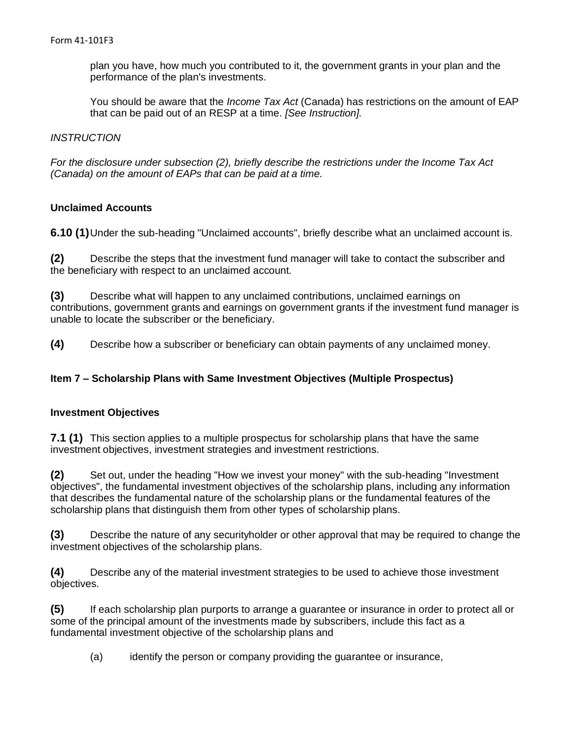plan you have, how much you contributed to it, the government grants in your plan and the performance of the plan's investments.

You should be aware that the *Income Tax Act* (Canada) has restrictions on the amount of EAP that can be paid out of an RESP at a time. *[See Instruction].*

*INSTRUCTION*

*For the disclosure under subsection (2), briefly describe the restrictions under the Income Tax Act (Canada) on the amount of EAPs that can be paid at a time.*

**Unclaimed Accounts**

**6.10 (1)** Under the sub-heading "Unclaimed accounts", briefly describe what an unclaimed account is.

**(2)** Describe the steps that the investment fund manager will take to contact the subscriber and the beneficiary with respect to an unclaimed account.

**(3)** Describe what will happen to any unclaimed contributions, unclaimed earnings on contributions, government grants and earnings on government grants if the investment fund manager is unable to locate the subscriber or the beneficiary.

**(4)** Describe how a subscriber or beneficiary can obtain payments of any unclaimed money.

**Item 7 – Scholarship Plans with Same Investment Objectives (Multiple Prospectus)**

**Investment Objectives**

**7.1 (1)** This section applies to a multiple prospectus for scholarship plans that have the same investment objectives, investment strategies and investment restrictions.

**(2)** Set out, under the heading "How we invest your money" with the sub-heading "Investment objectives", the fundamental investment objectives of the scholarship plans, including any information that describes the fundamental nature of the scholarship plans or the fundamental features of the scholarship plans that distinguish them from other types of scholarship plans.

**(3)** Describe the nature of any securityholder or other approval that may be required to change the investment objectives of the scholarship plans.

**(4)** Describe any of the material investment strategies to be used to achieve those investment objectives.

**(5)** If each scholarship plan purports to arrange a guarantee or insurance in order to protect all or some of the principal amount of the investments made by subscribers, include this fact as a fundamental investment objective of the scholarship plans and

(a) identify the person or company providing the guarantee or insurance,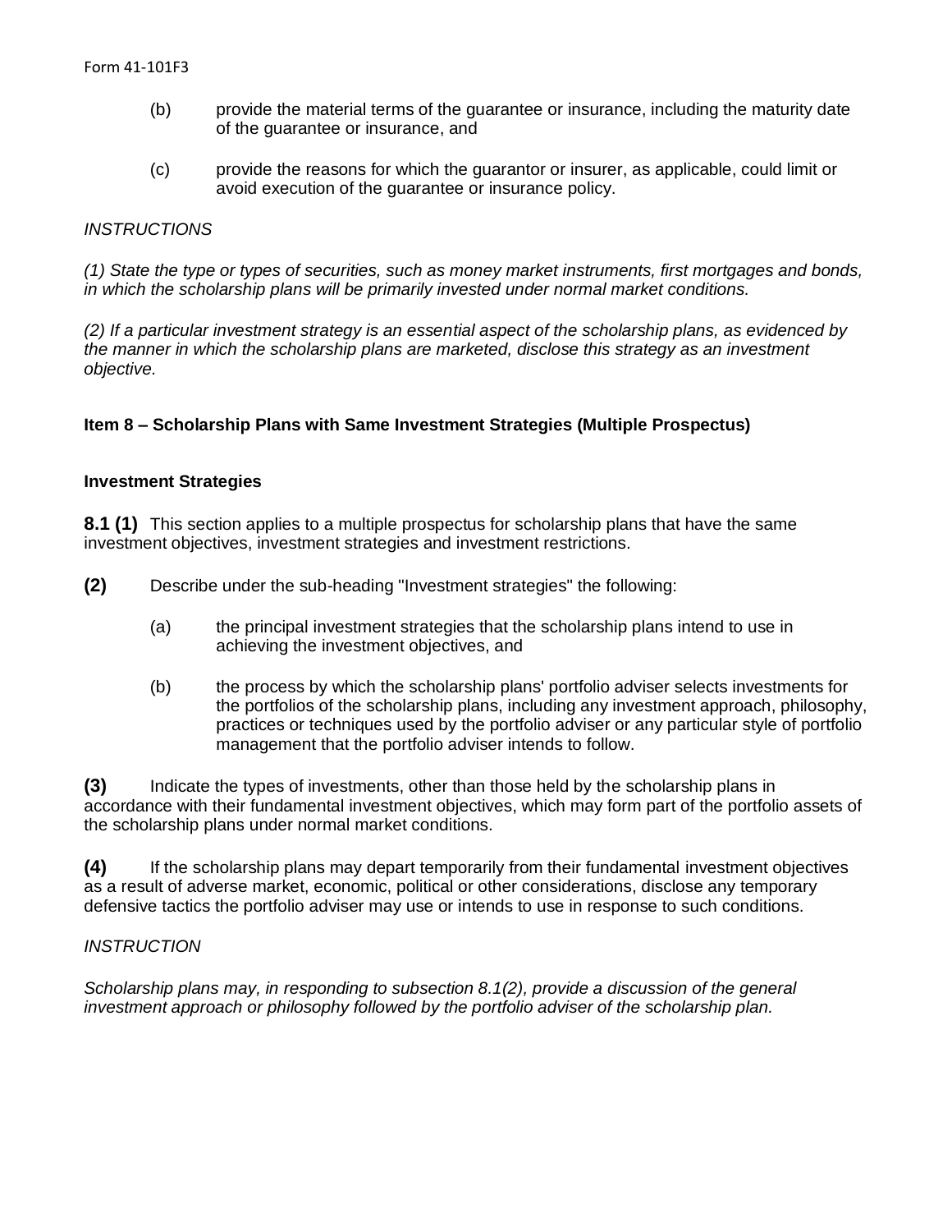(b) provide the material terms of the guarantee or insurance, including the maturity date of the guarantee or insurance, and

(c) provide the reasons for which the guarantor or insurer, as applicable, could limit or avoid execution of the guarantee or insurance policy.

*INSTRUCTIONS*

*(1) State the type or types of securities, such as money market instruments, first mortgages and bonds, in which the scholarship plans will be primarily invested under normal market conditions.*

*(2) If a particular investment strategy is an essential aspect of the scholarship plans, as evidenced by the manner in which the scholarship plans are marketed, disclose this strategy as an investment objective.*

**Item 8 – Scholarship Plans with Same Investment Strategies (Multiple Prospectus)**

**Investment Strategies**

**8.1 (1)** This section applies to a multiple prospectus for scholarship plans that have the same investment objectives, investment strategies and investment restrictions.

**(2)** Describe under the sub-heading "Investment strategies" the following:

(a) the principal investment strategies that the scholarship plans intend to use in achieving the investment objectives, and

(b) the process by which the scholarship plans' portfolio adviser selects investments for the portfolios of the scholarship plans, including any investment approach, philosophy, practices or techniques used by the portfolio adviser or any particular style of portfolio management that the portfolio adviser intends to follow.

**(3)** Indicate the types of investments, other than those held by the scholarship plans in accordance with their fundamental investment objectives, which may form part of the portfolio assets of the scholarship plans under normal market conditions.

**(4)** If the scholarship plans may depart temporarily from their fundamental investment objectives as a result of adverse market, economic, political or other considerations, disclose any temporary defensive tactics the portfolio adviser may use or intends to use in response to such conditions.

*INSTRUCTION*

*Scholarship plans may, in responding to subsection 8.1(2), provide a discussion of the general investment approach or philosophy followed by the portfolio adviser of the scholarship plan.*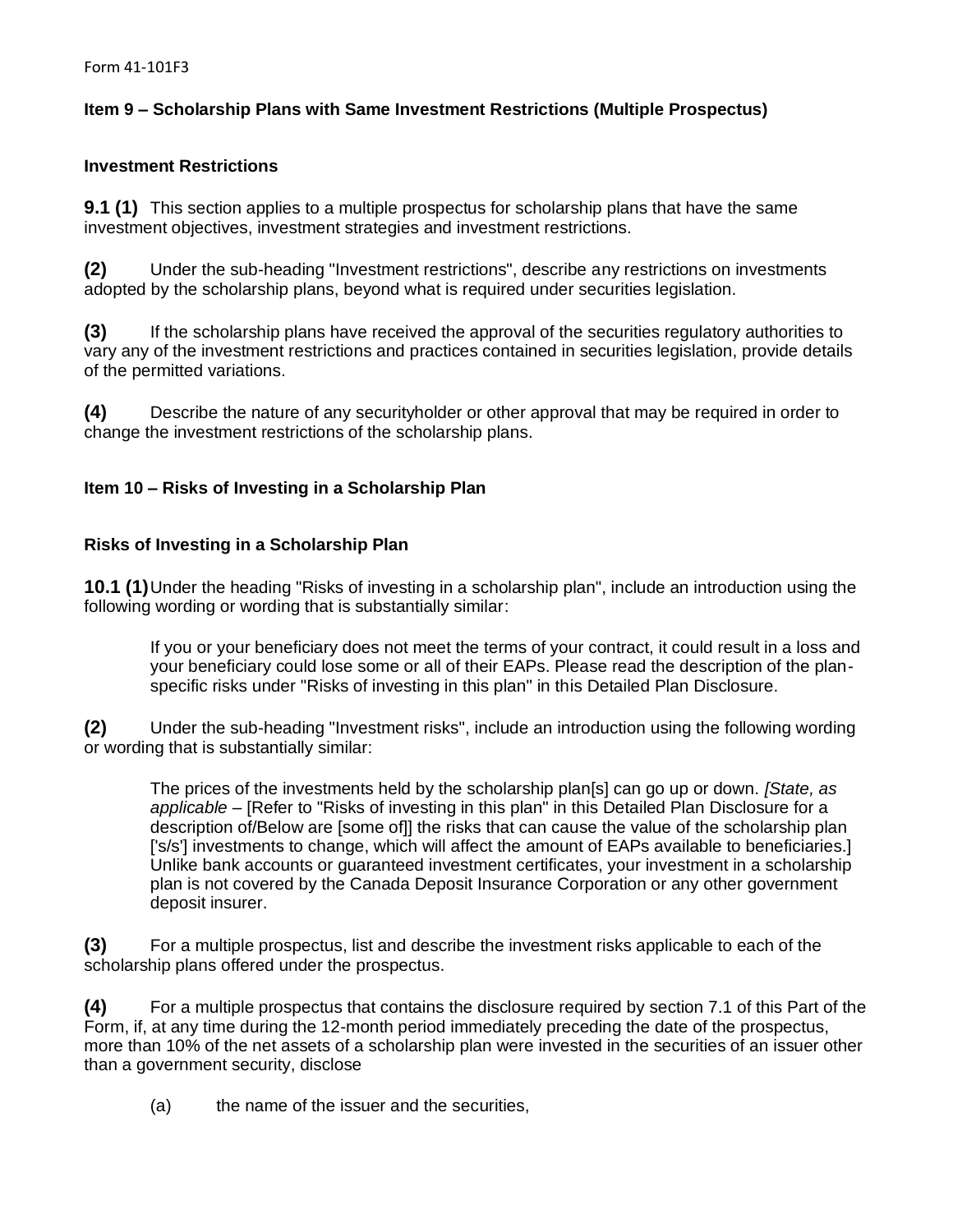**Item 9 – Scholarship Plans with Same Investment Restrictions (Multiple Prospectus)**

**Investment Restrictions**

**9.1 (1)** This section applies to a multiple prospectus for scholarship plans that have the same investment objectives, investment strategies and investment restrictions.

**(2)** Under the sub-heading "Investment restrictions", describe any restrictions on investments adopted by the scholarship plans, beyond what is required under securities legislation.

**(3)** If the scholarship plans have received the approval of the securities regulatory authorities to vary any of the investment restrictions and practices contained in securities legislation, provide details of the permitted variations.

**(4)** Describe the nature of any securityholder or other approval that may be required in order to change the investment restrictions of the scholarship plans.

**Item 10 – Risks of Investing in a Scholarship Plan**

**Risks of Investing in a Scholarship Plan**

**10.1 (1)** Under the heading "Risks of investing in a scholarship plan", include an introduction using the following wording or wording that is substantially similar:

> If you or your beneficiary does not meet the terms of your contract, it could result in a loss and your beneficiary could lose some or all of their EAPs. Please read the description of the plan-specific risks under "Risks of investing in this plan" in this Detailed Plan Disclosure.

**(2)** Under the sub-heading "Investment risks", include an introduction using the following wording or wording that is substantially similar:

> The prices of the investments held by the scholarship plan[s] can go up or down. *[State, as applicable* – [Refer to "Risks of investing in this plan" in this Detailed Plan Disclosure for a description of/Below are [some of]] the risks that can cause the value of the scholarship plan ['s/s'] investments to change, which will affect the amount of EAPs available to beneficiaries.] Unlike bank accounts or guaranteed investment certificates, your investment in a scholarship plan is not covered by the Canada Deposit Insurance Corporation or any other government deposit insurer.

**(3)** For a multiple prospectus, list and describe the investment risks applicable to each of the scholarship plans offered under the prospectus.

**(4)** For a multiple prospectus that contains the disclosure required by section 7.1 of this Part of the Form, if, at any time during the 12-month period immediately preceding the date of the prospectus, more than 10% of the net assets of a scholarship plan were invested in the securities of an issuer other than a government security, disclose

(a) the name of the issuer and the securities,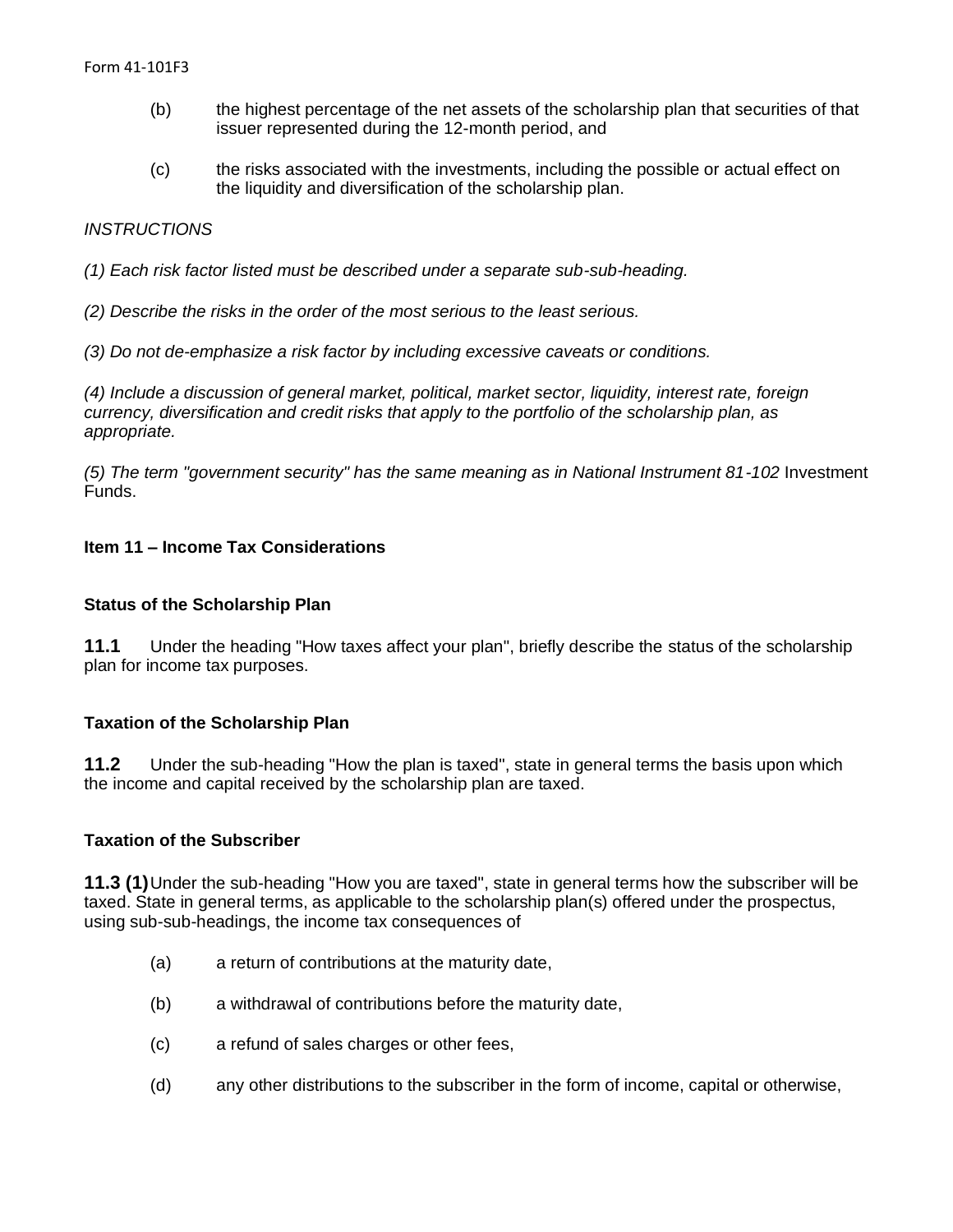(b) the highest percentage of the net assets of the scholarship plan that securities of that issuer represented during the 12-month period, and

(c) the risks associated with the investments, including the possible or actual effect on the liquidity and diversification of the scholarship plan.

*INSTRUCTIONS*

*(1) Each risk factor listed must be described under a separate sub-sub-heading.*

*(2) Describe the risks in the order of the most serious to the least serious.*

*(3) Do not de-emphasize a risk factor by including excessive caveats or conditions.*

*(4) Include a discussion of general market, political, market sector, liquidity, interest rate, foreign currency, diversification and credit risks that apply to the portfolio of the scholarship plan, as appropriate.*

*(5) The term "government security" has the same meaning as in National Instrument 81-102* Investment Funds.

## Item 11 – Income Tax Considerations

### Status of the Scholarship Plan

**11.1** Under the heading "How taxes affect your plan", briefly describe the status of the scholarship plan for income tax purposes.

### Taxation of the Scholarship Plan

**11.2** Under the sub-heading "How the plan is taxed", state in general terms the basis upon which the income and capital received by the scholarship plan are taxed.

### Taxation of the Subscriber

**11.3 (1)** Under the sub-heading "How you are taxed", state in general terms how the subscriber will be taxed. State in general terms, as applicable to the scholarship plan(s) offered under the prospectus, using sub-sub-headings, the income tax consequences of

(a) a return of contributions at the maturity date,

(b) a withdrawal of contributions before the maturity date,

(c) a refund of sales charges or other fees,

(d) any other distributions to the subscriber in the form of income, capital or otherwise,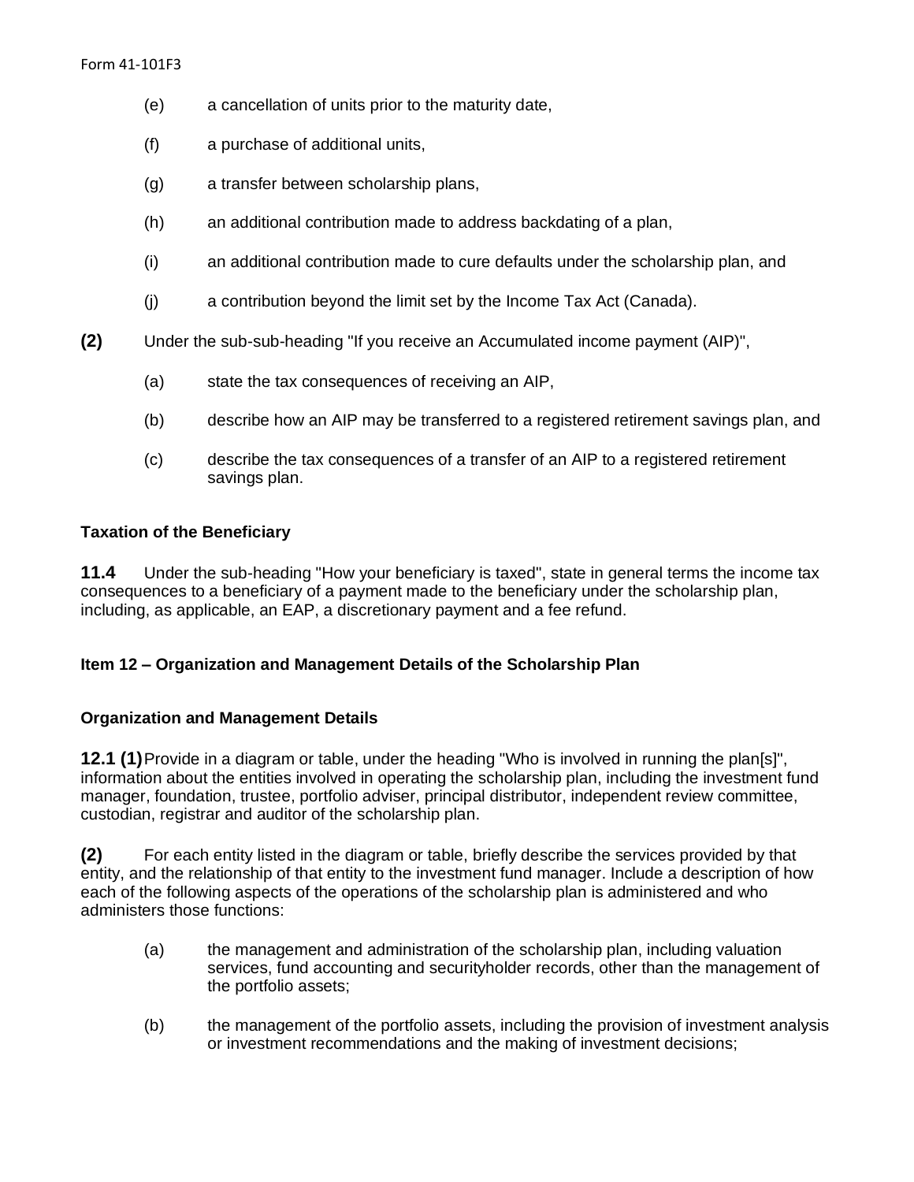(e) a cancellation of units prior to the maturity date,

(f) a purchase of additional units,

(g) a transfer between scholarship plans,

(h) an additional contribution made to address backdating of a plan,

(i) an additional contribution made to cure defaults under the scholarship plan, and

(j) a contribution beyond the limit set by the Income Tax Act (Canada).

**(2)** Under the sub-sub-heading "If you receive an Accumulated income payment (AIP)",

(a) state the tax consequences of receiving an AIP,

(b) describe how an AIP may be transferred to a registered retirement savings plan, and

(c) describe the tax consequences of a transfer of an AIP to a registered retirement savings plan.

**Taxation of the Beneficiary**

**11.4** Under the sub-heading "How your beneficiary is taxed", state in general terms the income tax consequences to a beneficiary of a payment made to the beneficiary under the scholarship plan, including, as applicable, an EAP, a discretionary payment and a fee refund.

**Item 12 – Organization and Management Details of the Scholarship Plan**

**Organization and Management Details**

**12.1 (1)** Provide in a diagram or table, under the heading "Who is involved in running the plan[s]", information about the entities involved in operating the scholarship plan, including the investment fund manager, foundation, trustee, portfolio adviser, principal distributor, independent review committee, custodian, registrar and auditor of the scholarship plan.

**(2)** For each entity listed in the diagram or table, briefly describe the services provided by that entity, and the relationship of that entity to the investment fund manager. Include a description of how each of the following aspects of the operations of the scholarship plan is administered and who administers those functions:

(a) the management and administration of the scholarship plan, including valuation services, fund accounting and securityholder records, other than the management of the portfolio assets;

(b) the management of the portfolio assets, including the provision of investment analysis or investment recommendations and the making of investment decisions;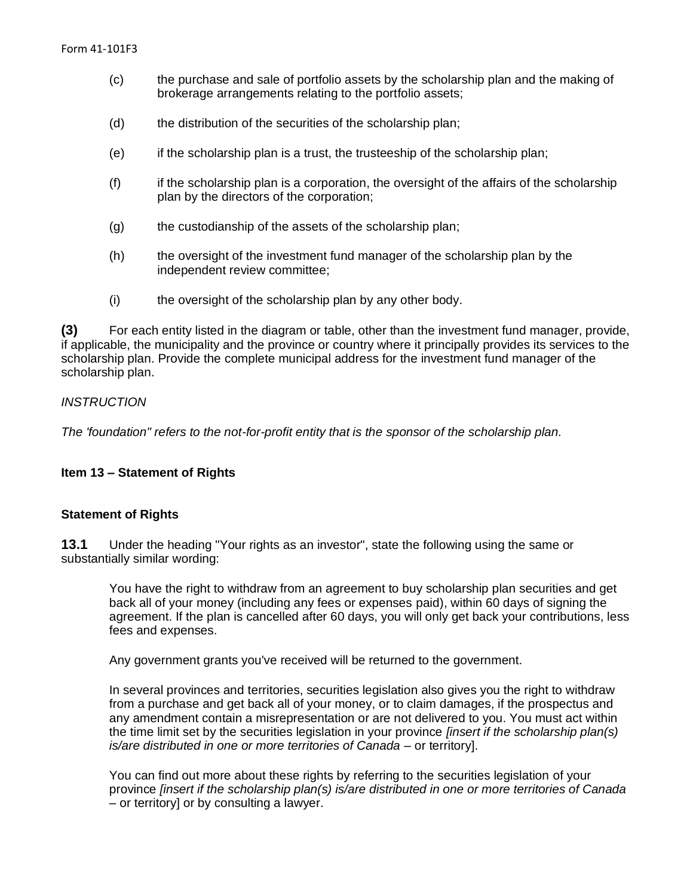(c) the purchase and sale of portfolio assets by the scholarship plan and the making of brokerage arrangements relating to the portfolio assets;

(d) the distribution of the securities of the scholarship plan;

(e) if the scholarship plan is a trust, the trusteeship of the scholarship plan;

(f) if the scholarship plan is a corporation, the oversight of the affairs of the scholarship plan by the directors of the corporation;

(g) the custodianship of the assets of the scholarship plan;

(h) the oversight of the investment fund manager of the scholarship plan by the independent review committee;

(i) the oversight of the scholarship plan by any other body.

**(3)** For each entity listed in the diagram or table, other than the investment fund manager, provide, if applicable, the municipality and the province or country where it principally provides its services to the scholarship plan. Provide the complete municipal address for the investment fund manager of the scholarship plan.

*INSTRUCTION*

*The 'foundation" refers to the not-for-profit entity that is the sponsor of the scholarship plan.*

### Item 13 – Statement of Rights

#### Statement of Rights

**13.1** Under the heading "Your rights as an investor", state the following using the same or substantially similar wording:

> You have the right to withdraw from an agreement to buy scholarship plan securities and get back all of your money (including any fees or expenses paid), within 60 days of signing the agreement. If the plan is cancelled after 60 days, you will only get back your contributions, less fees and expenses.
>
> Any government grants you've received will be returned to the government.
>
> In several provinces and territories, securities legislation also gives you the right to withdraw from a purchase and get back all of your money, or to claim damages, if the prospectus and any amendment contain a misrepresentation or are not delivered to you. You must act within the time limit set by the securities legislation in your province *[insert if the scholarship plan(s) is/are distributed in one or more territories of Canada* – or territory].
>
> You can find out more about these rights by referring to the securities legislation of your province *[insert if the scholarship plan(s) is/are distributed in one or more territories of Canada* – or territory] or by consulting a lawyer.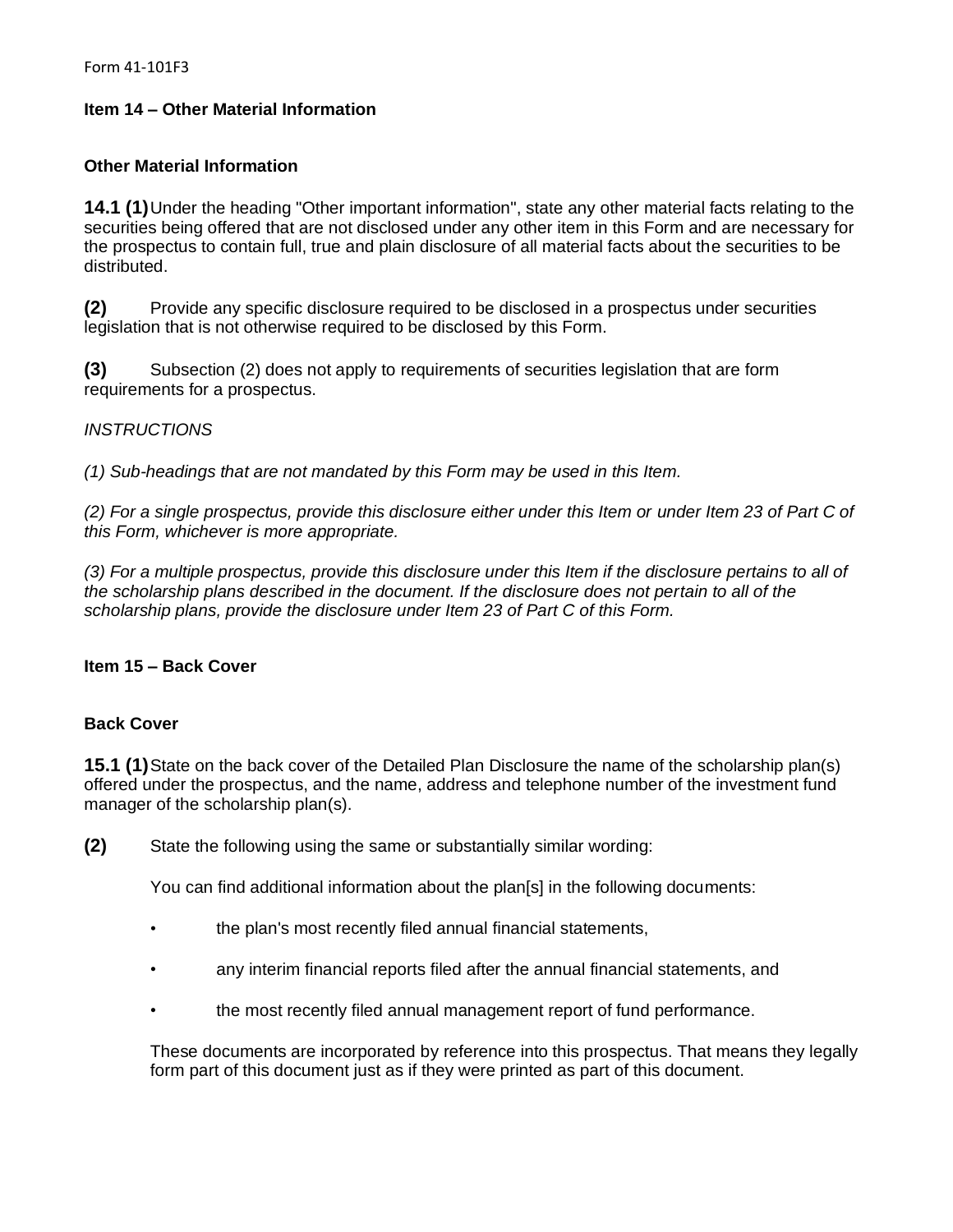**Item 14 – Other Material Information**

**Other Material Information**

**14.1 (1)** Under the heading "Other important information", state any other material facts relating to the securities being offered that are not disclosed under any other item in this Form and are necessary for the prospectus to contain full, true and plain disclosure of all material facts about the securities to be distributed.

**(2)** Provide any specific disclosure required to be disclosed in a prospectus under securities legislation that is not otherwise required to be disclosed by this Form.

**(3)** Subsection (2) does not apply to requirements of securities legislation that are form requirements for a prospectus.

*INSTRUCTIONS*

*(1) Sub-headings that are not mandated by this Form may be used in this Item.*

*(2) For a single prospectus, provide this disclosure either under this Item or under Item 23 of Part C of this Form, whichever is more appropriate.*

*(3) For a multiple prospectus, provide this disclosure under this Item if the disclosure pertains to all of the scholarship plans described in the document. If the disclosure does not pertain to all of the scholarship plans, provide the disclosure under Item 23 of Part C of this Form.*

**Item 15 – Back Cover**

**Back Cover**

**15.1 (1)** State on the back cover of the Detailed Plan Disclosure the name of the scholarship plan(s) offered under the prospectus, and the name, address and telephone number of the investment fund manager of the scholarship plan(s).

**(2)** State the following using the same or substantially similar wording:

You can find additional information about the plan[s] in the following documents:

- the plan's most recently filed annual financial statements,
- any interim financial reports filed after the annual financial statements, and
- the most recently filed annual management report of fund performance.

These documents are incorporated by reference into this prospectus. That means they legally form part of this document just as if they were printed as part of this document.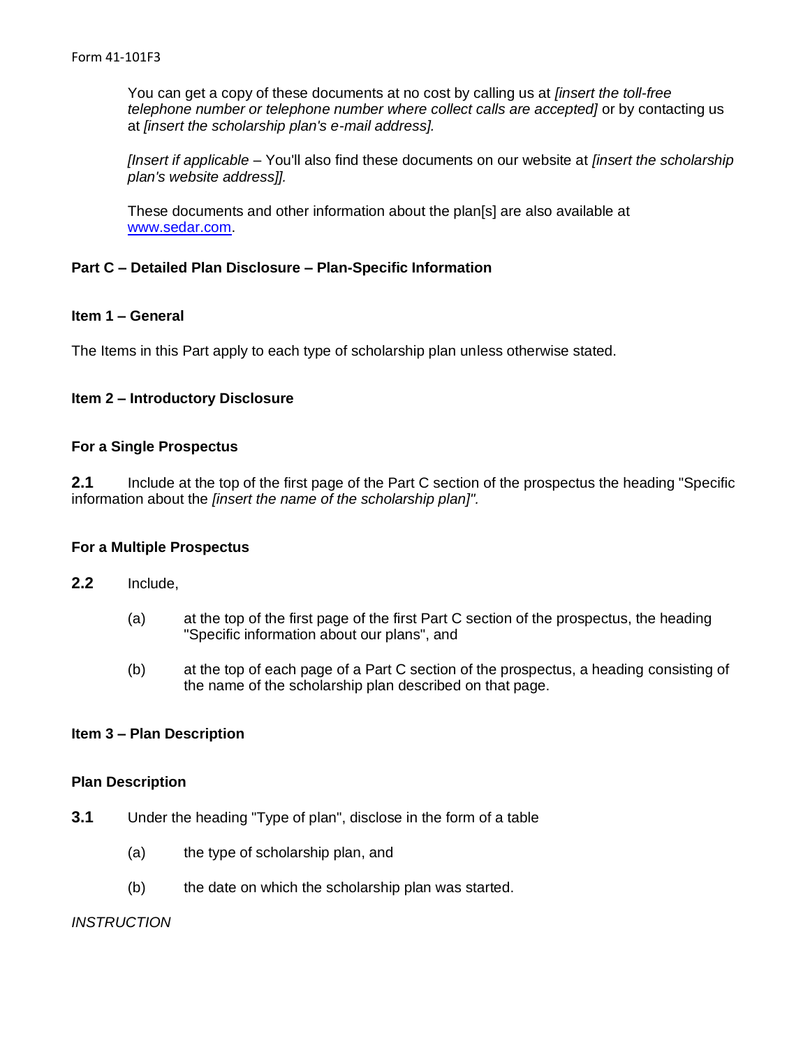You can get a copy of these documents at no cost by calling us at *[insert the toll-free telephone number or telephone number where collect calls are accepted]* or by contacting us at *[insert the scholarship plan's e-mail address].*

*[Insert if applicable* – You'll also find these documents on our website at *[insert the scholarship plan's website address]].*

These documents and other information about the plan[s] are also available at [www.sedar.com](http://www.sedar.com).

## Part C – Detailed Plan Disclosure – Plan-Specific Information

### Item 1 – General

The Items in this Part apply to each type of scholarship plan unless otherwise stated.

### Item 2 – Introductory Disclosure

#### For a Single Prospectus

**2.1** Include at the top of the first page of the Part C section of the prospectus the heading "Specific information about the *[insert the name of the scholarship plan]".*

#### For a Multiple Prospectus

**2.2** Include,

(a) at the top of the first page of the first Part C section of the prospectus, the heading "Specific information about our plans", and

(b) at the top of each page of a Part C section of the prospectus, a heading consisting of the name of the scholarship plan described on that page.

### Item 3 – Plan Description

#### Plan Description

**3.1** Under the heading "Type of plan", disclose in the form of a table

(a) the type of scholarship plan, and

(b) the date on which the scholarship plan was started.

*INSTRUCTION*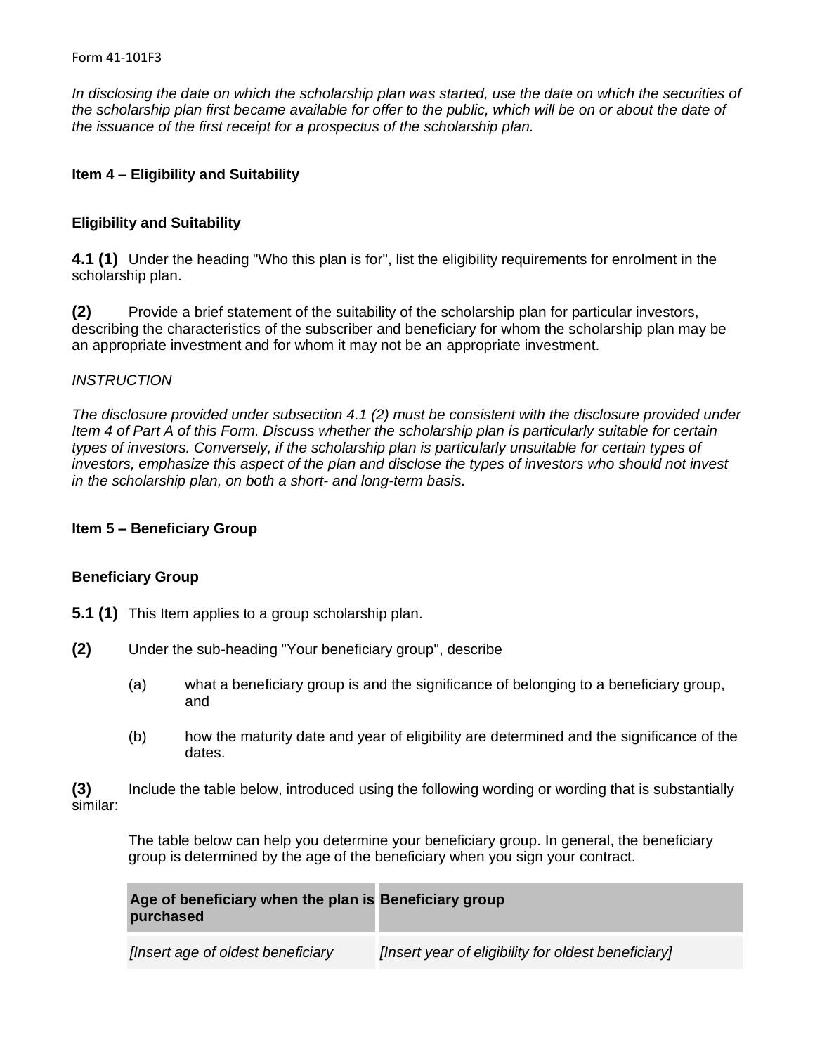*In disclosing the date on which the scholarship plan was started, use the date on which the securities of the scholarship plan first became available for offer to the public, which will be on or about the date of the issuance of the first receipt for a prospectus of the scholarship plan.*

### Item 4 – Eligibility and Suitability

#### Eligibility and Suitability

**4.1 (1)** Under the heading "Who this plan is for", list the eligibility requirements for enrolment in the scholarship plan.

**(2)** Provide a brief statement of the suitability of the scholarship plan for particular investors, describing the characteristics of the subscriber and beneficiary for whom the scholarship plan may be an appropriate investment and for whom it may not be an appropriate investment.

*INSTRUCTION*

*The disclosure provided under subsection 4.1 (2) must be consistent with the disclosure provided under Item 4 of Part A of this Form. Discuss whether the scholarship plan is particularly suitable for certain types of investors. Conversely, if the scholarship plan is particularly unsuitable for certain types of investors, emphasize this aspect of the plan and disclose the types of investors who should not invest in the scholarship plan, on both a short- and long-term basis.*

### Item 5 – Beneficiary Group

#### Beneficiary Group

**5.1 (1)** This Item applies to a group scholarship plan.

**(2)** Under the sub-heading "Your beneficiary group", describe

(a) what a beneficiary group is and the significance of belonging to a beneficiary group, and

(b) how the maturity date and year of eligibility are determined and the significance of the dates.

**(3)** Include the table below, introduced using the following wording or wording that is substantially similar:

The table below can help you determine your beneficiary group. In general, the beneficiary group is determined by the age of the beneficiary when you sign your contract.

| Age of beneficiary when the plan is purchased | Beneficiary group |
| --- | --- |
| *[Insert age of oldest beneficiary* | *[Insert year of eligibility for oldest beneficiary]* |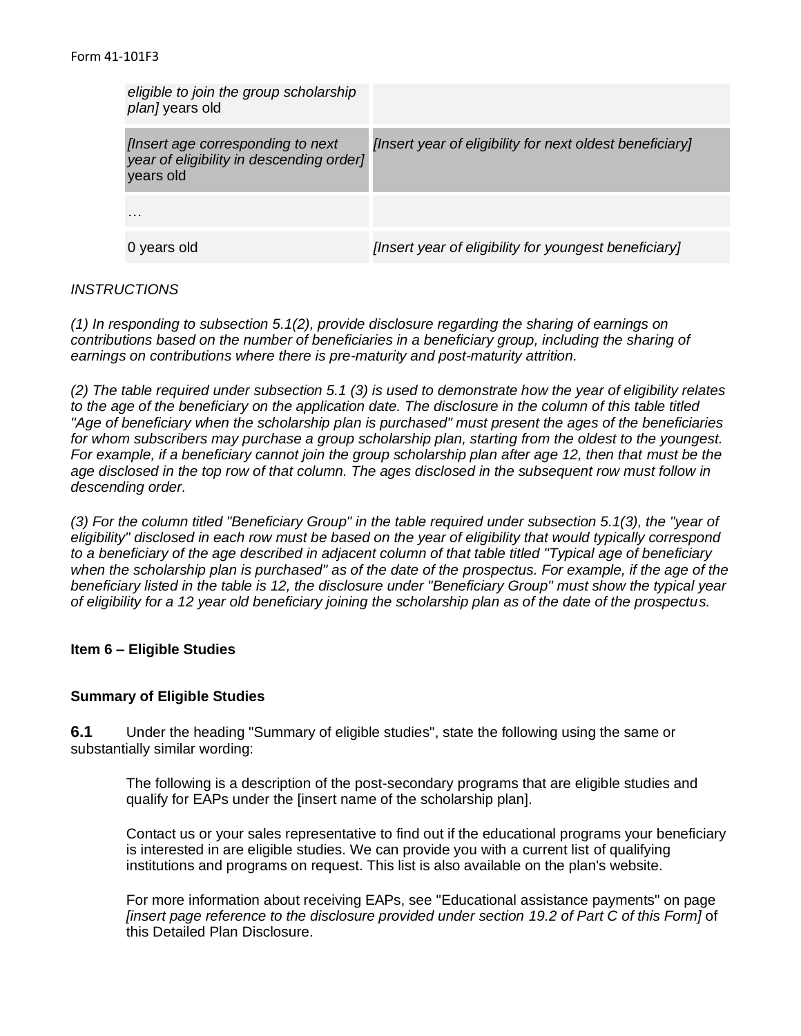|  |  |
|---|---|
| *eligible to join the group scholarship plan]* years old |  |
| *[Insert age corresponding to next year of eligibility in descending order]* years old | *[Insert year of eligibility for next oldest beneficiary]* |
| … |  |
| 0 years old | *[Insert year of eligibility for youngest beneficiary]* |

*INSTRUCTIONS*

*(1) In responding to subsection 5.1(2), provide disclosure regarding the sharing of earnings on contributions based on the number of beneficiaries in a beneficiary group, including the sharing of earnings on contributions where there is pre-maturity and post-maturity attrition.*

*(2) The table required under subsection 5.1 (3) is used to demonstrate how the year of eligibility relates to the age of the beneficiary on the application date. The disclosure in the column of this table titled "Age of beneficiary when the scholarship plan is purchased" must present the ages of the beneficiaries for whom subscribers may purchase a group scholarship plan, starting from the oldest to the youngest. For example, if a beneficiary cannot join the group scholarship plan after age 12, then that must be the age disclosed in the top row of that column. The ages disclosed in the subsequent row must follow in descending order.*

*(3) For the column titled "Beneficiary Group" in the table required under subsection 5.1(3), the "year of eligibility" disclosed in each row must be based on the year of eligibility that would typically correspond to a beneficiary of the age described in adjacent column of that table titled "Typical age of beneficiary when the scholarship plan is purchased" as of the date of the prospectus. For example, if the age of the beneficiary listed in the table is 12, the disclosure under "Beneficiary Group" must show the typical year of eligibility for a 12 year old beneficiary joining the scholarship plan as of the date of the prospectus.*

### Item 6 – Eligible Studies

#### Summary of Eligible Studies

**6.1** Under the heading "Summary of eligible studies", state the following using the same or substantially similar wording:

> The following is a description of the post-secondary programs that are eligible studies and qualify for EAPs under the [insert name of the scholarship plan].
>
> Contact us or your sales representative to find out if the educational programs your beneficiary is interested in are eligible studies. We can provide you with a current list of qualifying institutions and programs on request. This list is also available on the plan's website.
>
> For more information about receiving EAPs, see "Educational assistance payments" on page *[insert page reference to the disclosure provided under section 19.2 of Part C of this Form]* of this Detailed Plan Disclosure.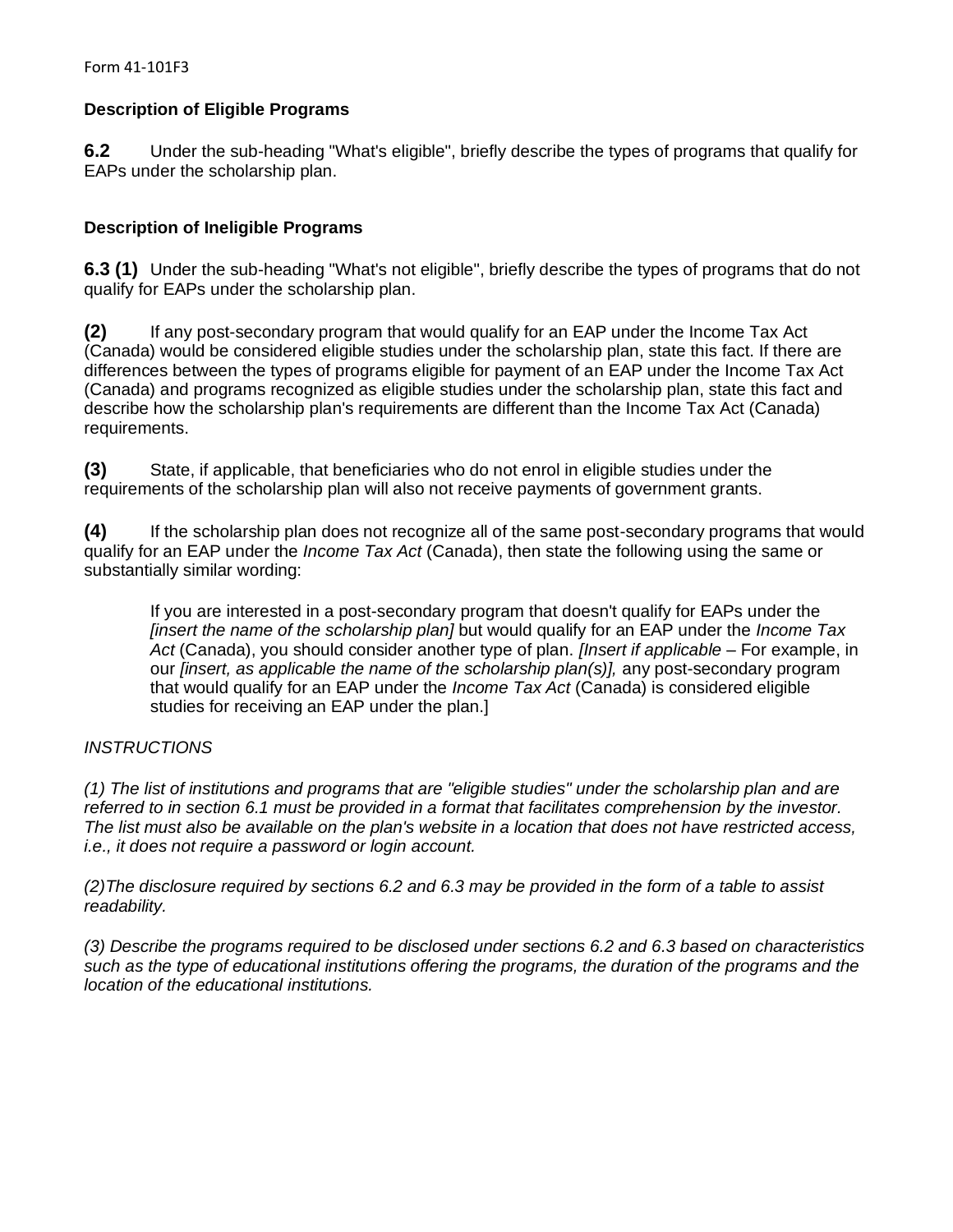Form 41-101F3

**Description of Eligible Programs**

**6.2** Under the sub-heading "What's eligible", briefly describe the types of programs that qualify for EAPs under the scholarship plan.

**Description of Ineligible Programs**

**6.3 (1)** Under the sub-heading "What's not eligible", briefly describe the types of programs that do not qualify for EAPs under the scholarship plan.

**(2)** If any post-secondary program that would qualify for an EAP under the Income Tax Act (Canada) would be considered eligible studies under the scholarship plan, state this fact. If there are differences between the types of programs eligible for payment of an EAP under the Income Tax Act (Canada) and programs recognized as eligible studies under the scholarship plan, state this fact and describe how the scholarship plan's requirements are different than the Income Tax Act (Canada) requirements.

**(3)** State, if applicable, that beneficiaries who do not enrol in eligible studies under the requirements of the scholarship plan will also not receive payments of government grants.

**(4)** If the scholarship plan does not recognize all of the same post-secondary programs that would qualify for an EAP under the *Income Tax Act* (Canada), then state the following using the same or substantially similar wording:

> If you are interested in a post-secondary program that doesn't qualify for EAPs under the *[insert the name of the scholarship plan]* but would qualify for an EAP under the *Income Tax Act* (Canada), you should consider another type of plan. *[Insert if applicable* – For example, in our *[insert, as applicable the name of the scholarship plan(s)],* any post-secondary program that would qualify for an EAP under the *Income Tax Act* (Canada) is considered eligible studies for receiving an EAP under the plan.]

*INSTRUCTIONS*

*(1) The list of institutions and programs that are "eligible studies" under the scholarship plan and are referred to in section 6.1 must be provided in a format that facilitates comprehension by the investor. The list must also be available on the plan's website in a location that does not have restricted access, i.e., it does not require a password or login account.*

*(2)The disclosure required by sections 6.2 and 6.3 may be provided in the form of a table to assist readability.*

*(3) Describe the programs required to be disclosed under sections 6.2 and 6.3 based on characteristics such as the type of educational institutions offering the programs, the duration of the programs and the location of the educational institutions.*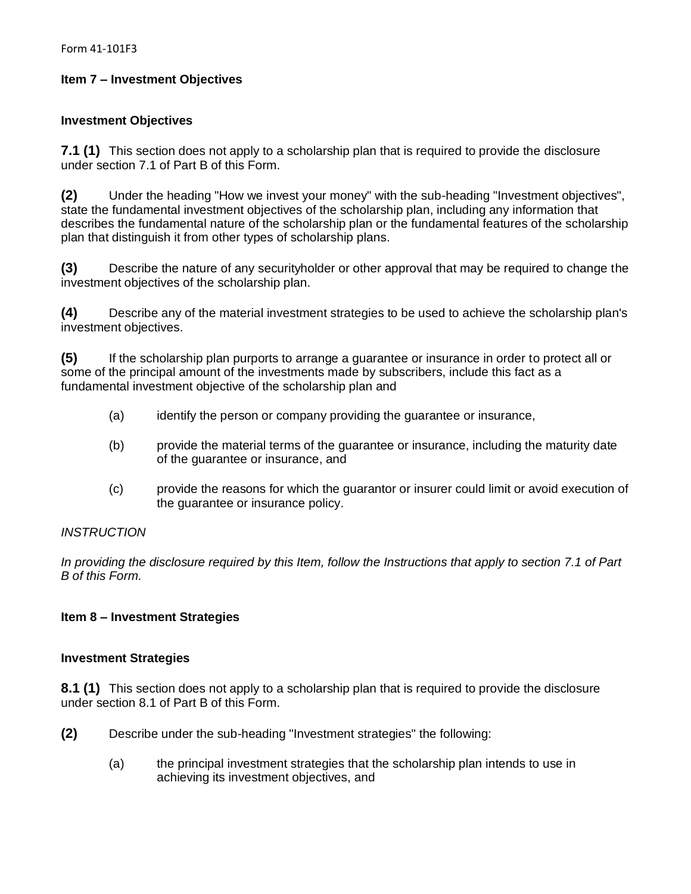## Item 7 – Investment Objectives

### Investment Objectives

**7.1 (1)** This section does not apply to a scholarship plan that is required to provide the disclosure under section 7.1 of Part B of this Form.

**(2)** Under the heading "How we invest your money" with the sub-heading "Investment objectives", state the fundamental investment objectives of the scholarship plan, including any information that describes the fundamental nature of the scholarship plan or the fundamental features of the scholarship plan that distinguish it from other types of scholarship plans.

**(3)** Describe the nature of any securityholder or other approval that may be required to change the investment objectives of the scholarship plan.

**(4)** Describe any of the material investment strategies to be used to achieve the scholarship plan's investment objectives.

**(5)** If the scholarship plan purports to arrange a guarantee or insurance in order to protect all or some of the principal amount of the investments made by subscribers, include this fact as a fundamental investment objective of the scholarship plan and

- (a) identify the person or company providing the guarantee or insurance,
- (b) provide the material terms of the guarantee or insurance, including the maturity date of the guarantee or insurance, and
- (c) provide the reasons for which the guarantor or insurer could limit or avoid execution of the guarantee or insurance policy.

*INSTRUCTION*

*In providing the disclosure required by this Item, follow the Instructions that apply to section 7.1 of Part B of this Form.*

## Item 8 – Investment Strategies

### Investment Strategies

**8.1 (1)** This section does not apply to a scholarship plan that is required to provide the disclosure under section 8.1 of Part B of this Form.

**(2)** Describe under the sub-heading "Investment strategies" the following:

- (a) the principal investment strategies that the scholarship plan intends to use in achieving its investment objectives, and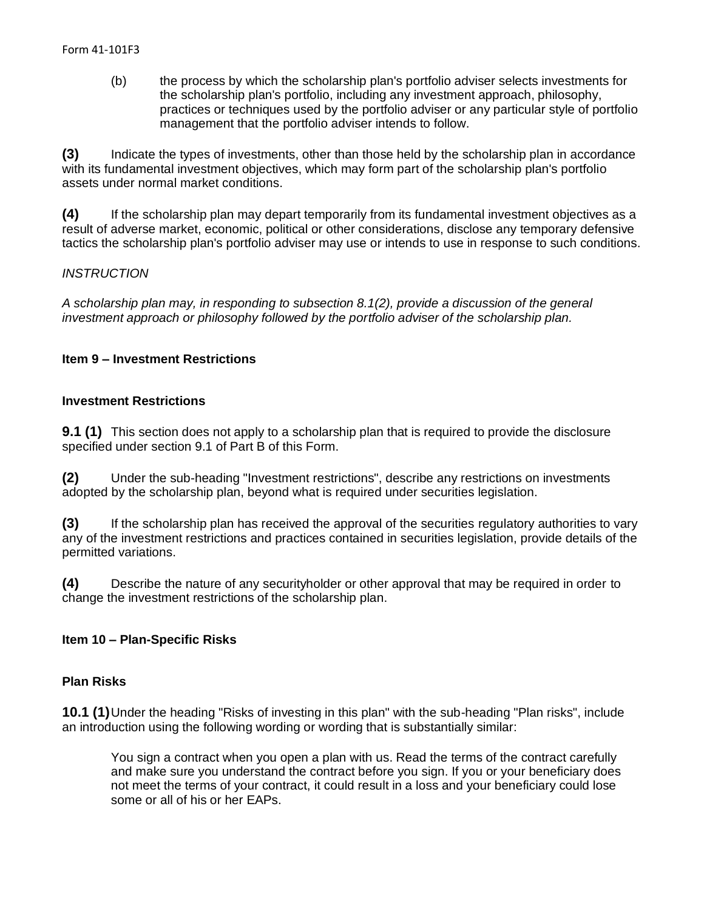(b) the process by which the scholarship plan's portfolio adviser selects investments for the scholarship plan's portfolio, including any investment approach, philosophy, practices or techniques used by the portfolio adviser or any particular style of portfolio management that the portfolio adviser intends to follow.

**(3)** Indicate the types of investments, other than those held by the scholarship plan in accordance with its fundamental investment objectives, which may form part of the scholarship plan's portfolio assets under normal market conditions.

**(4)** If the scholarship plan may depart temporarily from its fundamental investment objectives as a result of adverse market, economic, political or other considerations, disclose any temporary defensive tactics the scholarship plan's portfolio adviser may use or intends to use in response to such conditions.

*INSTRUCTION*

*A scholarship plan may, in responding to subsection 8.1(2), provide a discussion of the general investment approach or philosophy followed by the portfolio adviser of the scholarship plan.*

## Item 9 – Investment Restrictions

### Investment Restrictions

**9.1 (1)** This section does not apply to a scholarship plan that is required to provide the disclosure specified under section 9.1 of Part B of this Form.

**(2)** Under the sub-heading "Investment restrictions", describe any restrictions on investments adopted by the scholarship plan, beyond what is required under securities legislation.

**(3)** If the scholarship plan has received the approval of the securities regulatory authorities to vary any of the investment restrictions and practices contained in securities legislation, provide details of the permitted variations.

**(4)** Describe the nature of any securityholder or other approval that may be required in order to change the investment restrictions of the scholarship plan.

## Item 10 – Plan-Specific Risks

### Plan Risks

**10.1 (1)** Under the heading "Risks of investing in this plan" with the sub-heading "Plan risks", include an introduction using the following wording or wording that is substantially similar:

> You sign a contract when you open a plan with us. Read the terms of the contract carefully and make sure you understand the contract before you sign. If you or your beneficiary does not meet the terms of your contract, it could result in a loss and your beneficiary could lose some or all of his or her EAPs.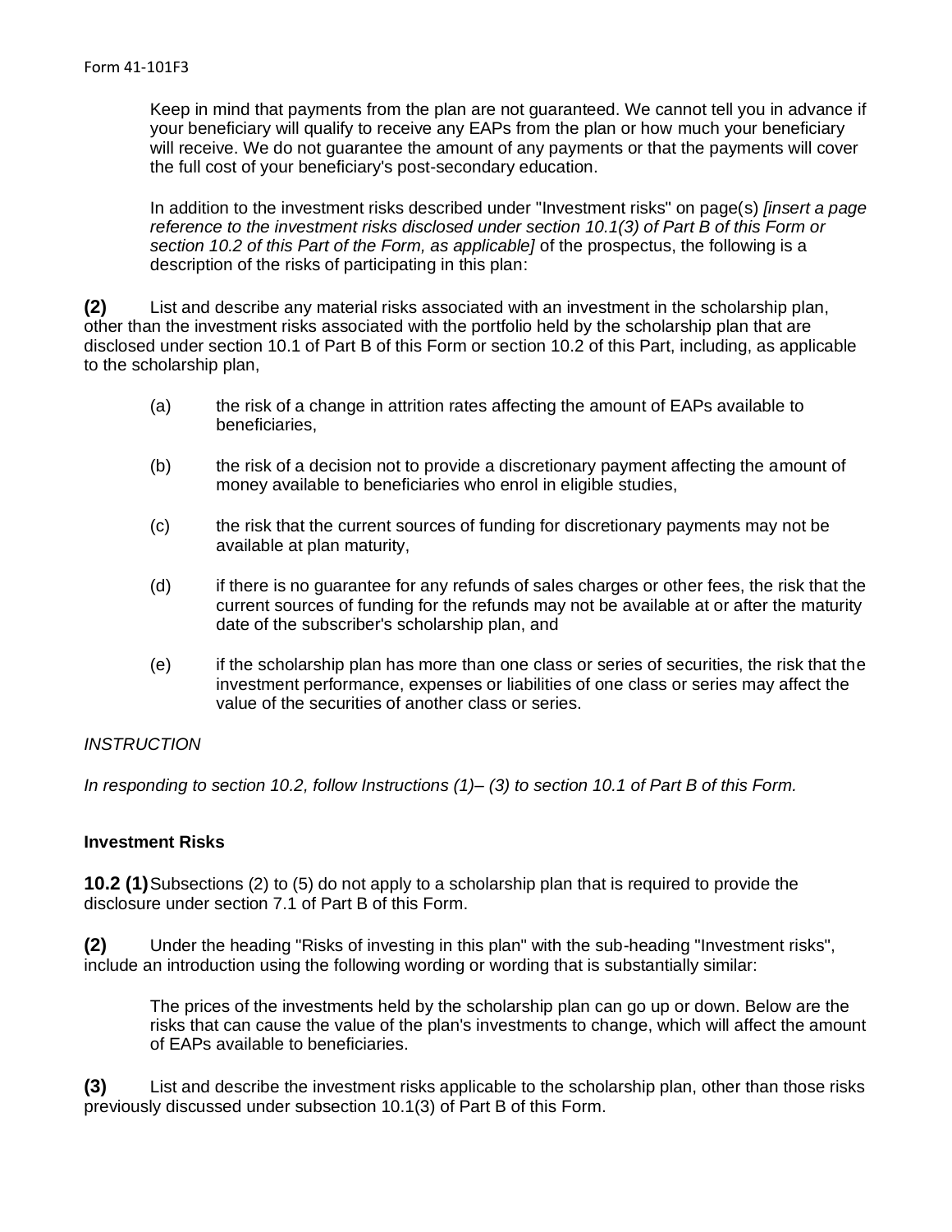> Keep in mind that payments from the plan are not guaranteed. We cannot tell you in advance if your beneficiary will qualify to receive any EAPs from the plan or how much your beneficiary will receive. We do not guarantee the amount of any payments or that the payments will cover the full cost of your beneficiary's post-secondary education.
>
> In addition to the investment risks described under "Investment risks" on page(s) *[insert a page reference to the investment risks disclosed under section 10.1(3) of Part B of this Form or section 10.2 of this Part of the Form, as applicable]* of the prospectus, the following is a description of the risks of participating in this plan:

**(2)** List and describe any material risks associated with an investment in the scholarship plan, other than the investment risks associated with the portfolio held by the scholarship plan that are disclosed under section 10.1 of Part B of this Form or section 10.2 of this Part, including, as applicable to the scholarship plan,

- (a) the risk of a change in attrition rates affecting the amount of EAPs available to beneficiaries,
- (b) the risk of a decision not to provide a discretionary payment affecting the amount of money available to beneficiaries who enrol in eligible studies,
- (c) the risk that the current sources of funding for discretionary payments may not be available at plan maturity,
- (d) if there is no guarantee for any refunds of sales charges or other fees, the risk that the current sources of funding for the refunds may not be available at or after the maturity date of the subscriber's scholarship plan, and
- (e) if the scholarship plan has more than one class or series of securities, the risk that the investment performance, expenses or liabilities of one class or series may affect the value of the securities of another class or series.

*INSTRUCTION*

*In responding to section 10.2, follow Instructions (1)– (3) to section 10.1 of Part B of this Form.*

**Investment Risks**

**10.2 (1)** Subsections (2) to (5) do not apply to a scholarship plan that is required to provide the disclosure under section 7.1 of Part B of this Form.

**(2)** Under the heading "Risks of investing in this plan" with the sub-heading "Investment risks", include an introduction using the following wording or wording that is substantially similar:

> The prices of the investments held by the scholarship plan can go up or down. Below are the risks that can cause the value of the plan's investments to change, which will affect the amount of EAPs available to beneficiaries.

**(3)** List and describe the investment risks applicable to the scholarship plan, other than those risks previously discussed under subsection 10.1(3) of Part B of this Form.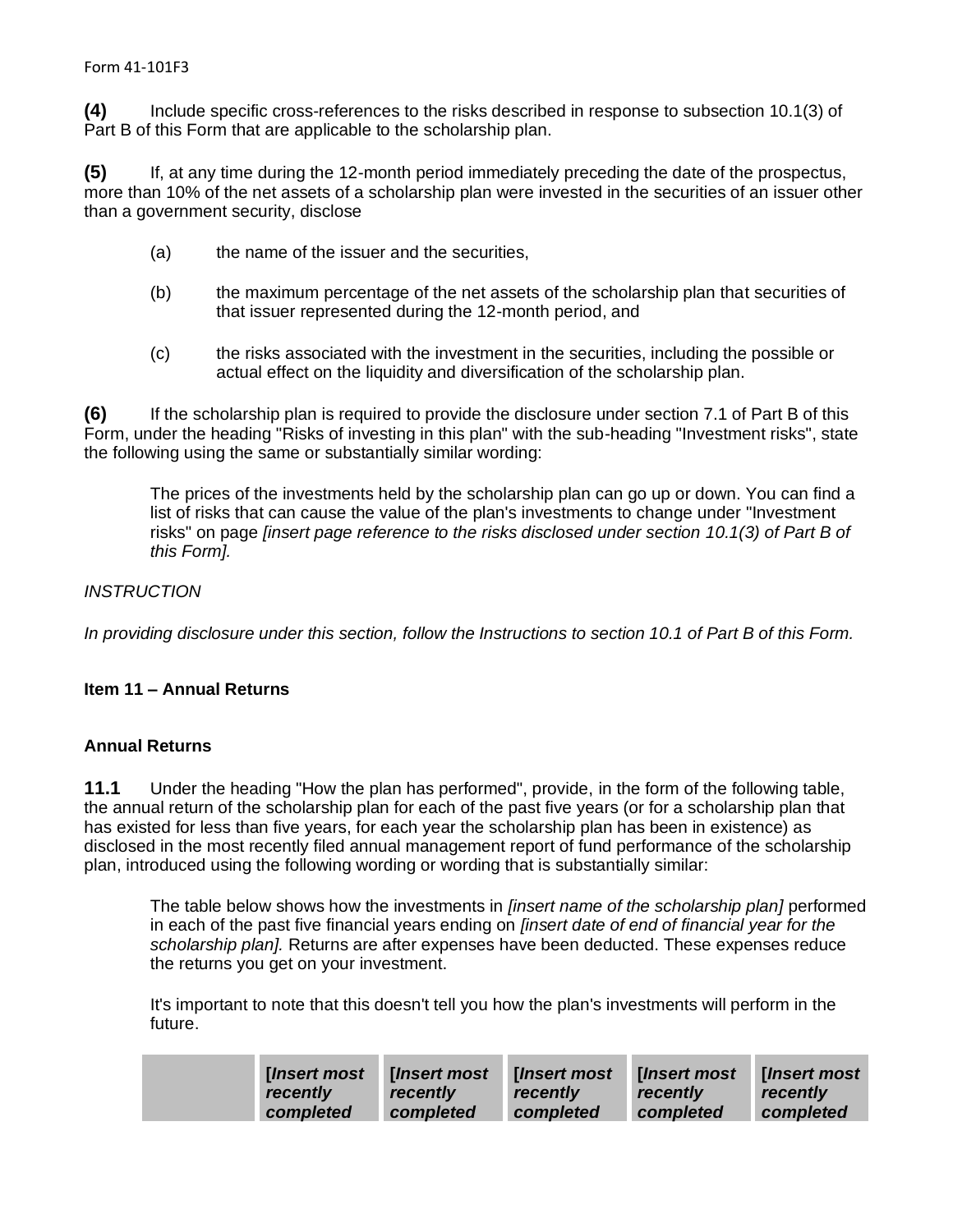**(4)** Include specific cross-references to the risks described in response to subsection 10.1(3) of Part B of this Form that are applicable to the scholarship plan.

**(5)** If, at any time during the 12-month period immediately preceding the date of the prospectus, more than 10% of the net assets of a scholarship plan were invested in the securities of an issuer other than a government security, disclose

(a) the name of the issuer and the securities,

(b) the maximum percentage of the net assets of the scholarship plan that securities of that issuer represented during the 12-month period, and

(c) the risks associated with the investment in the securities, including the possible or actual effect on the liquidity and diversification of the scholarship plan.

**(6)** If the scholarship plan is required to provide the disclosure under section 7.1 of Part B of this Form, under the heading "Risks of investing in this plan" with the sub-heading "Investment risks", state the following using the same or substantially similar wording:

> The prices of the investments held by the scholarship plan can go up or down. You can find a list of risks that can cause the value of the plan's investments to change under "Investment risks" on page *[insert page reference to the risks disclosed under section 10.1(3) of Part B of this Form].*

*INSTRUCTION*

*In providing disclosure under this section, follow the Instructions to section 10.1 of Part B of this Form.*

### Item 11 – Annual Returns

#### Annual Returns

**11.1** Under the heading "How the plan has performed", provide, in the form of the following table, the annual return of the scholarship plan for each of the past five years (or for a scholarship plan that has existed for less than five years, for each year the scholarship plan has been in existence) as disclosed in the most recently filed annual management report of fund performance of the scholarship plan, introduced using the following wording or wording that is substantially similar:

> The table below shows how the investments in *[insert name of the scholarship plan]* performed in each of the past five financial years ending on *[insert date of end of financial year for the scholarship plan].* Returns are after expenses have been deducted. These expenses reduce the returns you get on your investment.
>
> It's important to note that this doesn't tell you how the plan's investments will perform in the future.

| | **[*Insert most recently completed*** | **[*Insert most recently completed*** | **[*Insert most recently completed*** | **[*Insert most recently completed*** | **[*Insert most recently completed*** |
|---|---|---|---|---|---|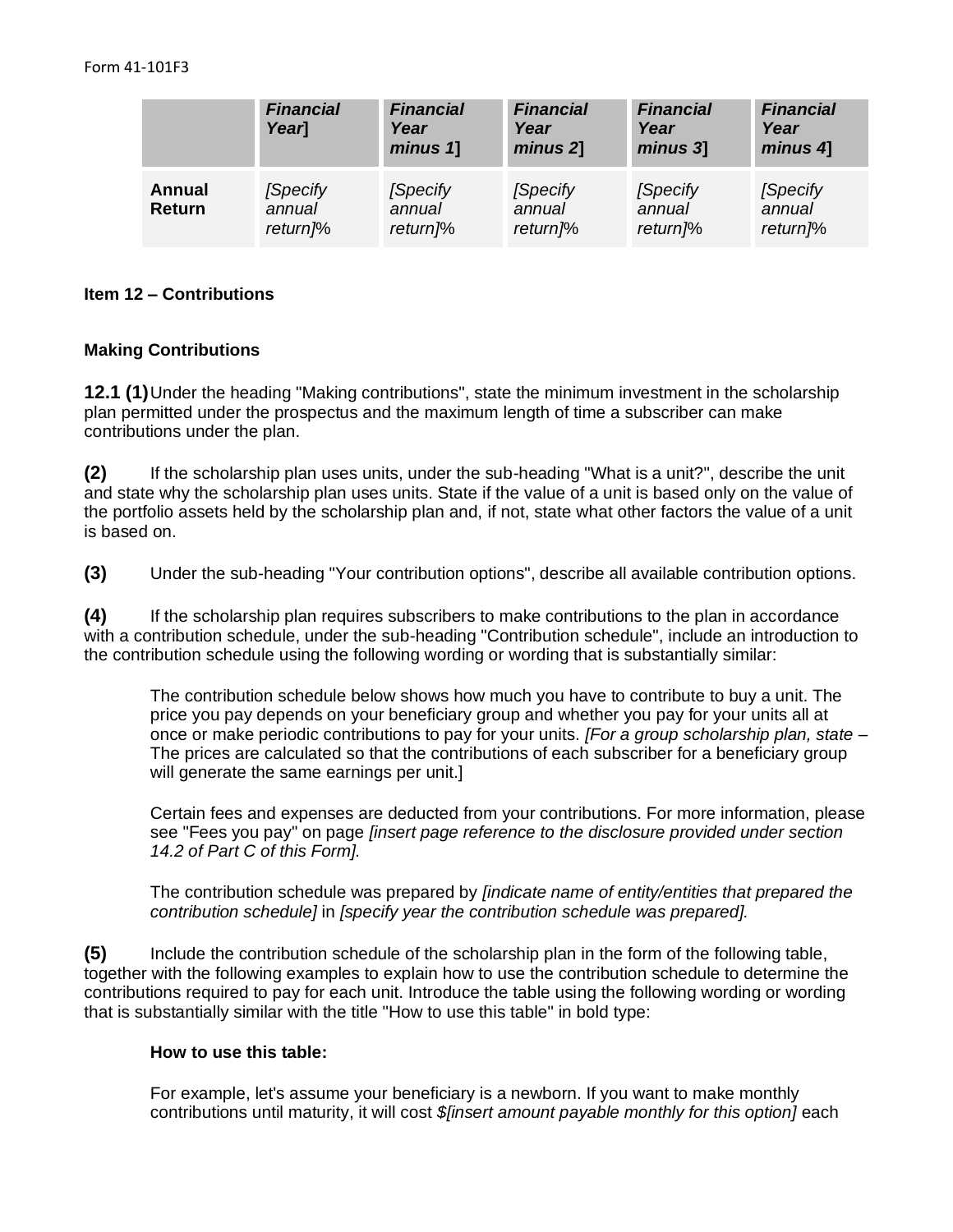| | ***Financial Year]*** | ***Financial Year minus 1]*** | ***Financial Year minus 2]*** | ***Financial Year minus 3]*** | ***Financial Year minus 4]*** |
|---|---|---|---|---|---|
| **Annual Return** | *[Specify annual return]*% | *[Specify annual return]*% | *[Specify annual return]*% | *[Specify annual return]*% | *[Specify annual return]*% |

**Item 12 – Contributions**

**Making Contributions**

**12.1 (1)** Under the heading "Making contributions", state the minimum investment in the scholarship plan permitted under the prospectus and the maximum length of time a subscriber can make contributions under the plan.

**(2)** If the scholarship plan uses units, under the sub-heading "What is a unit?", describe the unit and state why the scholarship plan uses units. State if the value of a unit is based only on the value of the portfolio assets held by the scholarship plan and, if not, state what other factors the value of a unit is based on.

**(3)** Under the sub-heading "Your contribution options", describe all available contribution options.

**(4)** If the scholarship plan requires subscribers to make contributions to the plan in accordance with a contribution schedule, under the sub-heading "Contribution schedule", include an introduction to the contribution schedule using the following wording or wording that is substantially similar:

> The contribution schedule below shows how much you have to contribute to buy a unit. The price you pay depends on your beneficiary group and whether you pay for your units all at once or make periodic contributions to pay for your units. *[For a group scholarship plan, state –* The prices are calculated so that the contributions of each subscriber for a beneficiary group will generate the same earnings per unit.]
>
> Certain fees and expenses are deducted from your contributions. For more information, please see "Fees you pay" on page *[insert page reference to the disclosure provided under section 14.2 of Part C of this Form].*
>
> The contribution schedule was prepared by *[indicate name of entity/entities that prepared the contribution schedule]* in *[specify year the contribution schedule was prepared].*

**(5)** Include the contribution schedule of the scholarship plan in the form of the following table, together with the following examples to explain how to use the contribution schedule to determine the contributions required to pay for each unit. Introduce the table using the following wording or wording that is substantially similar with the title "How to use this table" in bold type:

> **How to use this table:**
>
> For example, let's assume your beneficiary is a newborn. If you want to make monthly contributions until maturity, it will cost *$[insert amount payable monthly for this option]* each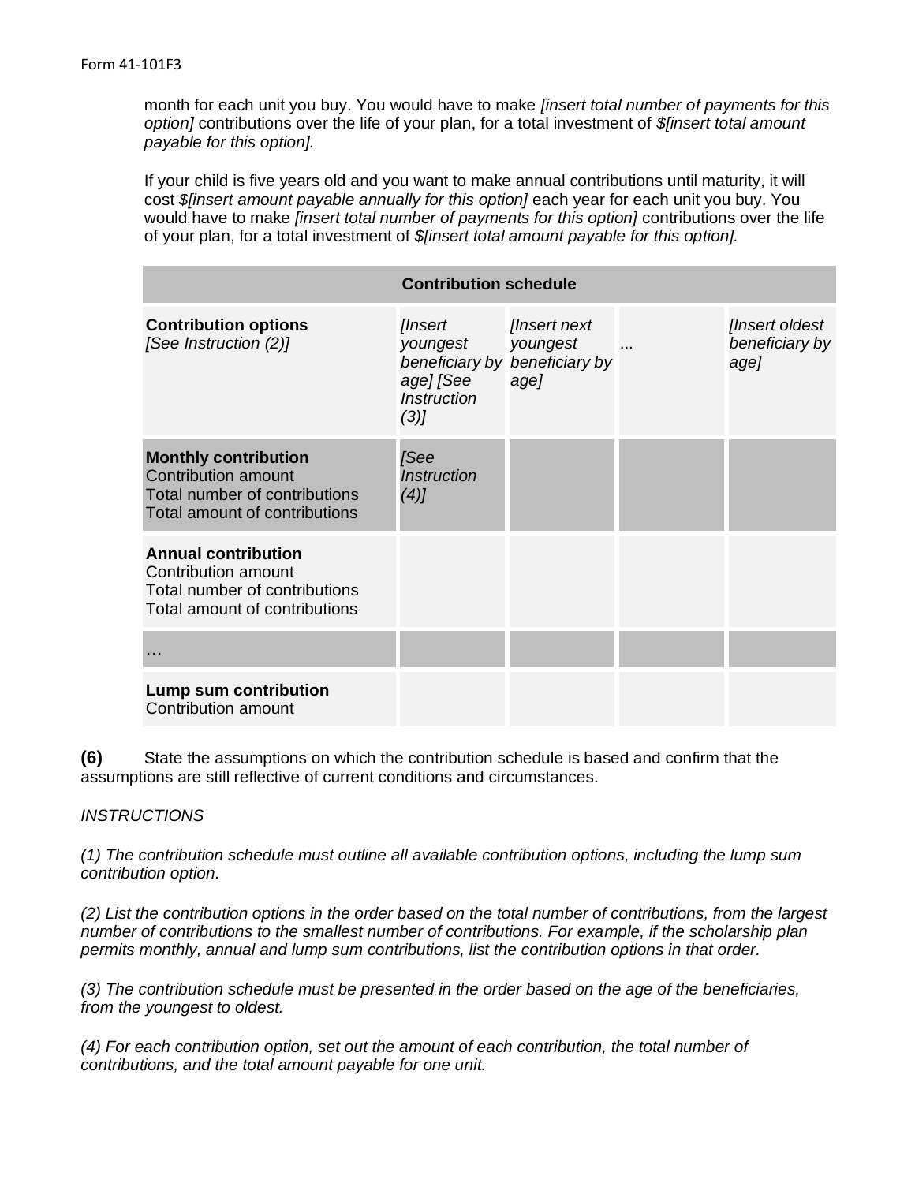month for each unit you buy. You would have to make *[insert total number of payments for this option]* contributions over the life of your plan, for a total investment of *$[insert total amount payable for this option].*

If your child is five years old and you want to make annual contributions until maturity, it will cost *$[insert amount payable annually for this option]* each year for each unit you buy. You would have to make *[insert total number of payments for this option]* contributions over the life of your plan, for a total investment of *$[insert total amount payable for this option].*

| Contribution schedule | | | | |
|---|---|---|---|---|
| **Contribution options** *[See Instruction (2)]* | *[Insert youngest beneficiary by age] [See Instruction (3)]* | *[Insert next youngest beneficiary by age]* | ... | *[Insert oldest beneficiary by age]* |
| **Monthly contribution** Contribution amount Total number of contributions Total amount of contributions | *[See Instruction (4)]* | | | |
| **Annual contribution** Contribution amount Total number of contributions Total amount of contributions | | | | |
| … | | | | |
| **Lump sum contribution** Contribution amount | | | | |

**(6)** State the assumptions on which the contribution schedule is based and confirm that the assumptions are still reflective of current conditions and circumstances.

*INSTRUCTIONS*

*(1) The contribution schedule must outline all available contribution options, including the lump sum contribution option.*

*(2) List the contribution options in the order based on the total number of contributions, from the largest number of contributions to the smallest number of contributions. For example, if the scholarship plan permits monthly, annual and lump sum contributions, list the contribution options in that order.*

*(3) The contribution schedule must be presented in the order based on the age of the beneficiaries, from the youngest to oldest.*

*(4) For each contribution option, set out the amount of each contribution, the total number of contributions, and the total amount payable for one unit.*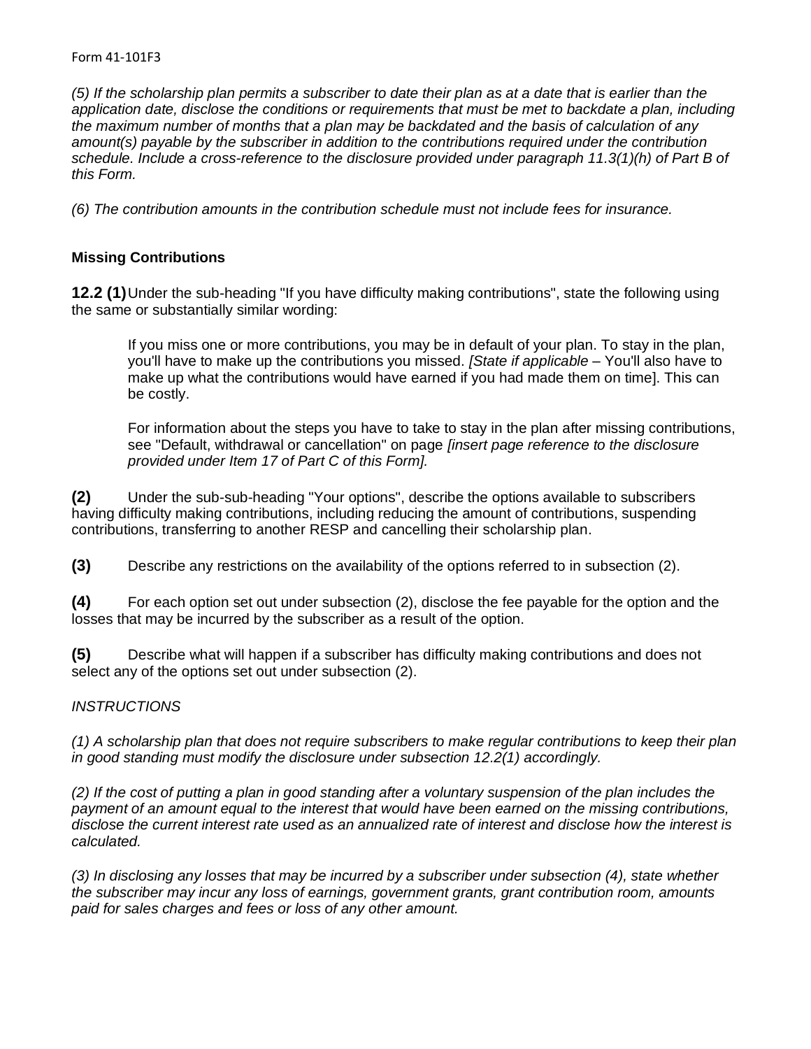*(5) If the scholarship plan permits a subscriber to date their plan as at a date that is earlier than the application date, disclose the conditions or requirements that must be met to backdate a plan, including the maximum number of months that a plan may be backdated and the basis of calculation of any amount(s) payable by the subscriber in addition to the contributions required under the contribution schedule. Include a cross-reference to the disclosure provided under paragraph 11.3(1)(h) of Part B of this Form.*

*(6) The contribution amounts in the contribution schedule must not include fees for insurance.*

**Missing Contributions**

**12.2 (1)** Under the sub-heading "If you have difficulty making contributions", state the following using the same or substantially similar wording:

> If you miss one or more contributions, you may be in default of your plan. To stay in the plan, you'll have to make up the contributions you missed. *[State if applicable* – You'll also have to make up what the contributions would have earned if you had made them on time]. This can be costly.
>
> For information about the steps you have to take to stay in the plan after missing contributions, see "Default, withdrawal or cancellation" on page *[insert page reference to the disclosure provided under Item 17 of Part C of this Form].*

**(2)** Under the sub-sub-heading "Your options", describe the options available to subscribers having difficulty making contributions, including reducing the amount of contributions, suspending contributions, transferring to another RESP and cancelling their scholarship plan.

**(3)** Describe any restrictions on the availability of the options referred to in subsection (2).

**(4)** For each option set out under subsection (2), disclose the fee payable for the option and the losses that may be incurred by the subscriber as a result of the option.

**(5)** Describe what will happen if a subscriber has difficulty making contributions and does not select any of the options set out under subsection (2).

*INSTRUCTIONS*

*(1) A scholarship plan that does not require subscribers to make regular contributions to keep their plan in good standing must modify the disclosure under subsection 12.2(1) accordingly.*

*(2) If the cost of putting a plan in good standing after a voluntary suspension of the plan includes the payment of an amount equal to the interest that would have been earned on the missing contributions, disclose the current interest rate used as an annualized rate of interest and disclose how the interest is calculated.*

*(3) In disclosing any losses that may be incurred by a subscriber under subsection (4), state whether the subscriber may incur any loss of earnings, government grants, grant contribution room, amounts paid for sales charges and fees or loss of any other amount.*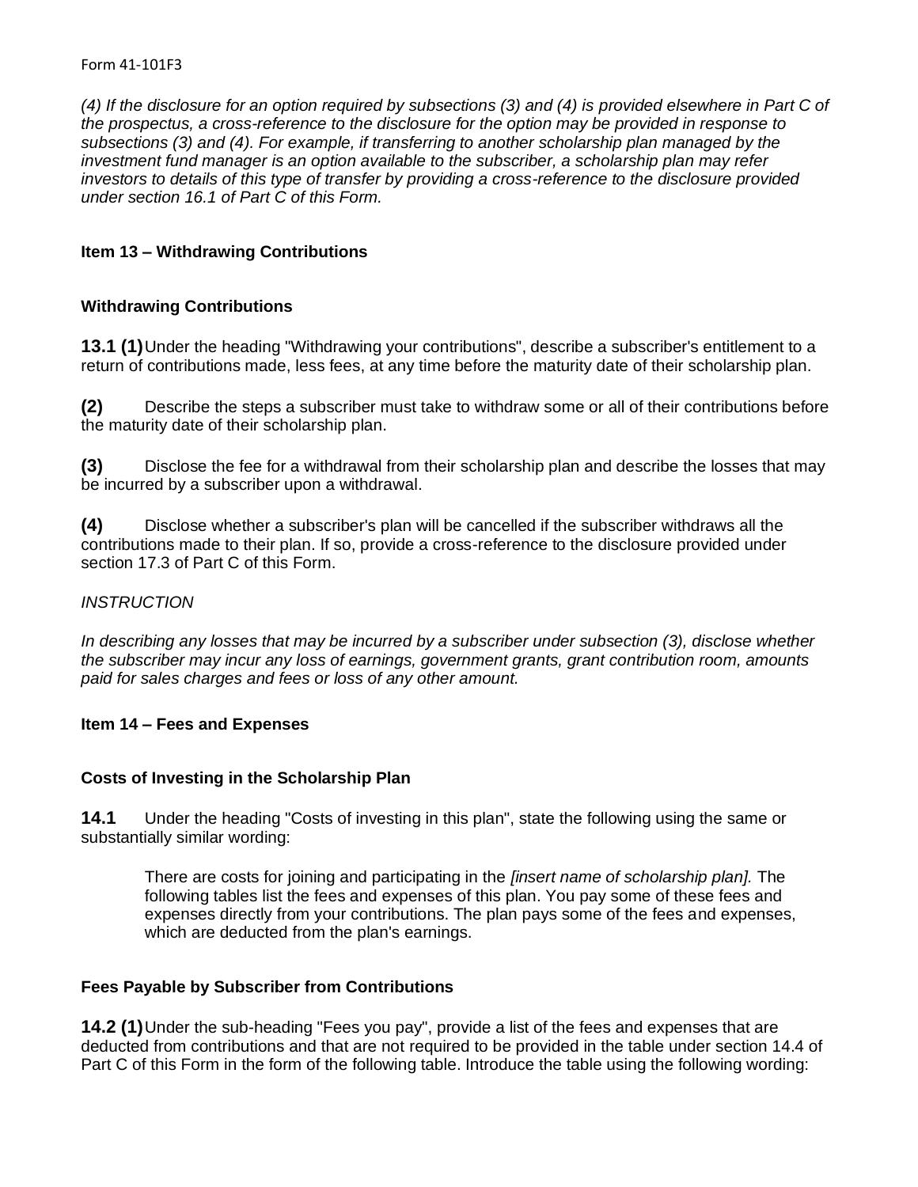*(4) If the disclosure for an option required by subsections (3) and (4) is provided elsewhere in Part C of the prospectus, a cross-reference to the disclosure for the option may be provided in response to subsections (3) and (4). For example, if transferring to another scholarship plan managed by the investment fund manager is an option available to the subscriber, a scholarship plan may refer investors to details of this type of transfer by providing a cross-reference to the disclosure provided under section 16.1 of Part C of this Form.*

## Item 13 – Withdrawing Contributions

### Withdrawing Contributions

**13.1 (1)** Under the heading "Withdrawing your contributions", describe a subscriber's entitlement to a return of contributions made, less fees, at any time before the maturity date of their scholarship plan.

**(2)** Describe the steps a subscriber must take to withdraw some or all of their contributions before the maturity date of their scholarship plan.

**(3)** Disclose the fee for a withdrawal from their scholarship plan and describe the losses that may be incurred by a subscriber upon a withdrawal.

**(4)** Disclose whether a subscriber's plan will be cancelled if the subscriber withdraws all the contributions made to their plan. If so, provide a cross-reference to the disclosure provided under section 17.3 of Part C of this Form.

*INSTRUCTION*

*In describing any losses that may be incurred by a subscriber under subsection (3), disclose whether the subscriber may incur any loss of earnings, government grants, grant contribution room, amounts paid for sales charges and fees or loss of any other amount.*

## Item 14 – Fees and Expenses

### Costs of Investing in the Scholarship Plan

**14.1** Under the heading "Costs of investing in this plan", state the following using the same or substantially similar wording:

> There are costs for joining and participating in the *[insert name of scholarship plan].* The following tables list the fees and expenses of this plan. You pay some of these fees and expenses directly from your contributions. The plan pays some of the fees and expenses, which are deducted from the plan's earnings.

### Fees Payable by Subscriber from Contributions

**14.2 (1)** Under the sub-heading "Fees you pay", provide a list of the fees and expenses that are deducted from contributions and that are not required to be provided in the table under section 14.4 of Part C of this Form in the form of the following table. Introduce the table using the following wording: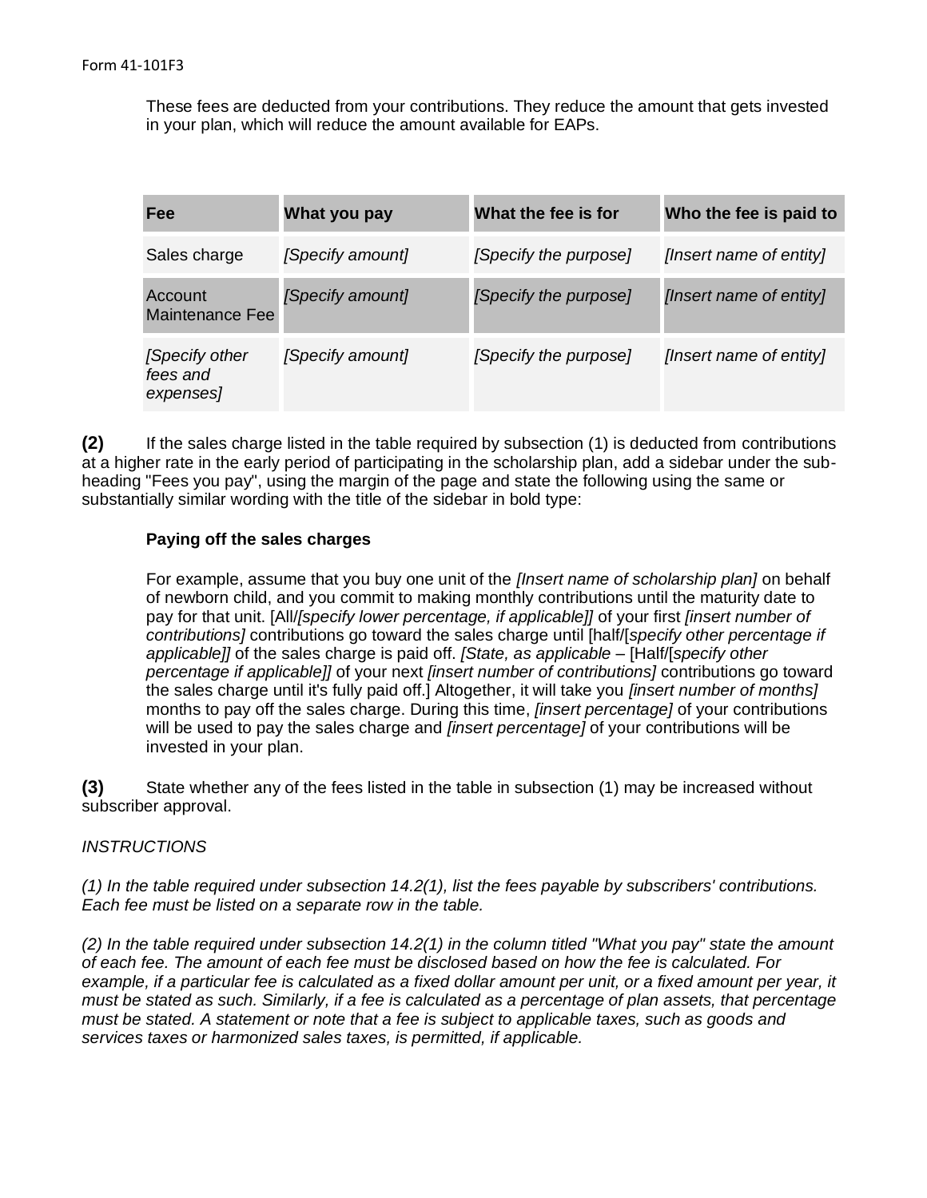These fees are deducted from your contributions. They reduce the amount that gets invested in your plan, which will reduce the amount available for EAPs.

| Fee | What you pay | What the fee is for | Who the fee is paid to |
|---|---|---|---|
| Sales charge | *[Specify amount]* | *[Specify the purpose]* | *[Insert name of entity]* |
| Account Maintenance Fee | *[Specify amount]* | *[Specify the purpose]* | *[Insert name of entity]* |
| *[Specify other fees and expenses]* | *[Specify amount]* | *[Specify the purpose]* | *[Insert name of entity]* |

**(2)** If the sales charge listed in the table required by subsection (1) is deducted from contributions at a higher rate in the early period of participating in the scholarship plan, add a sidebar under the sub-heading "Fees you pay", using the margin of the page and state the following using the same or substantially similar wording with the title of the sidebar in bold type:

> **Paying off the sales charges**
>
> For example, assume that you buy one unit of the *[Insert name of scholarship plan]* on behalf of newborn child, and you commit to making monthly contributions until the maturity date to pay for that unit. [All/*[specify lower percentage, if applicable]*] of your first *[insert number of contributions]* contributions go toward the sales charge until [half/[*specify other percentage if applicable]*] of the sales charge is paid off. *[State, as applicable* – [Half/[*specify other percentage if applicable]*] of your next *[insert number of contributions]* contributions go toward the sales charge until it's fully paid off.] Altogether, it will take you *[insert number of months]* months to pay off the sales charge. During this time, *[insert percentage]* of your contributions will be used to pay the sales charge and *[insert percentage]* of your contributions will be invested in your plan.

**(3)** State whether any of the fees listed in the table in subsection (1) may be increased without subscriber approval.

*INSTRUCTIONS*

*(1) In the table required under subsection 14.2(1), list the fees payable by subscribers' contributions. Each fee must be listed on a separate row in the table.*

*(2) In the table required under subsection 14.2(1) in the column titled "What you pay" state the amount of each fee. The amount of each fee must be disclosed based on how the fee is calculated. For example, if a particular fee is calculated as a fixed dollar amount per unit, or a fixed amount per year, it must be stated as such. Similarly, if a fee is calculated as a percentage of plan assets, that percentage must be stated. A statement or note that a fee is subject to applicable taxes, such as goods and services taxes or harmonized sales taxes, is permitted, if applicable.*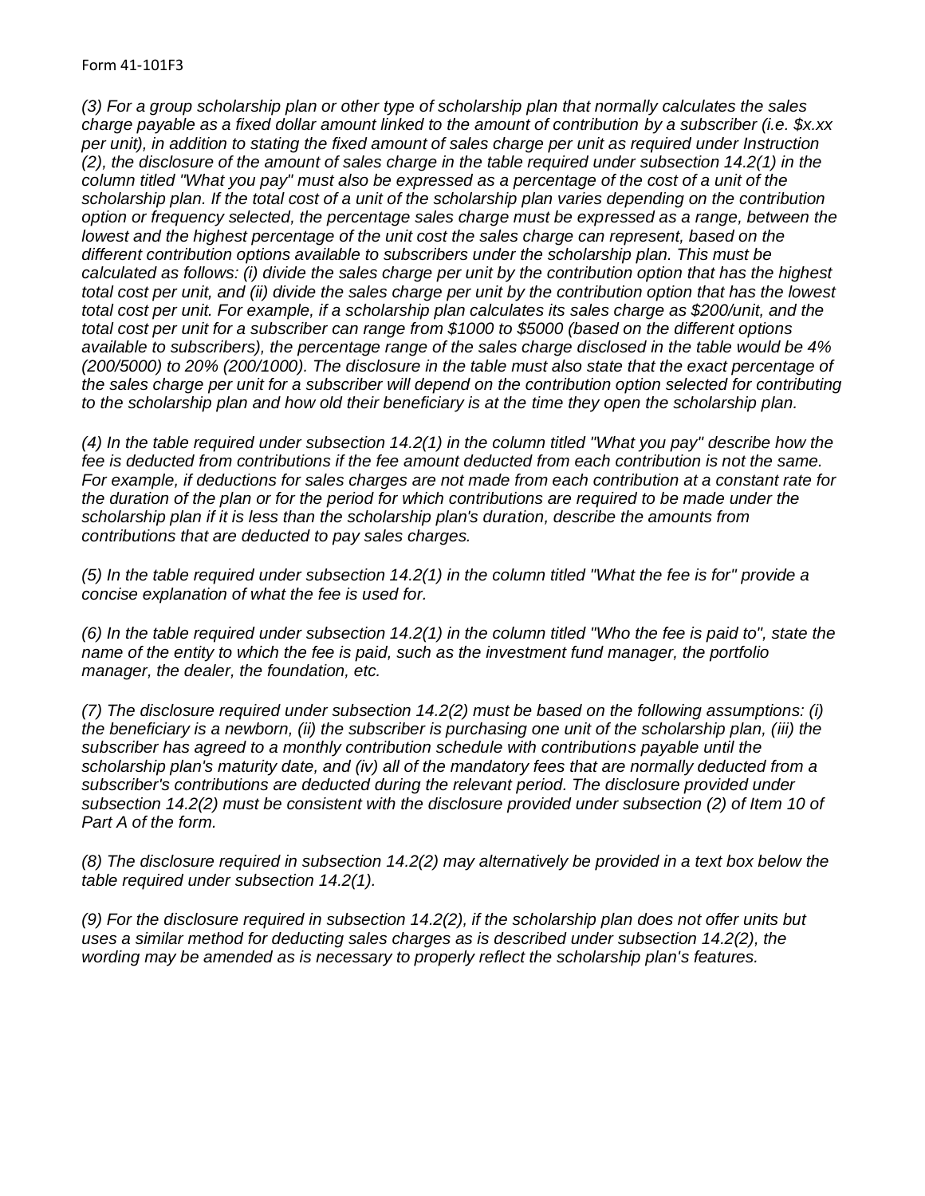*(3) For a group scholarship plan or other type of scholarship plan that normally calculates the sales charge payable as a fixed dollar amount linked to the amount of contribution by a subscriber (i.e. $x.xx per unit), in addition to stating the fixed amount of sales charge per unit as required under Instruction (2), the disclosure of the amount of sales charge in the table required under subsection 14.2(1) in the column titled "What you pay" must also be expressed as a percentage of the cost of a unit of the scholarship plan. If the total cost of a unit of the scholarship plan varies depending on the contribution option or frequency selected, the percentage sales charge must be expressed as a range, between the lowest and the highest percentage of the unit cost the sales charge can represent, based on the different contribution options available to subscribers under the scholarship plan. This must be calculated as follows: (i) divide the sales charge per unit by the contribution option that has the highest total cost per unit, and (ii) divide the sales charge per unit by the contribution option that has the lowest total cost per unit. For example, if a scholarship plan calculates its sales charge as $200/unit, and the total cost per unit for a subscriber can range from $1000 to $5000 (based on the different options available to subscribers), the percentage range of the sales charge disclosed in the table would be 4% (200/5000) to 20% (200/1000). The disclosure in the table must also state that the exact percentage of the sales charge per unit for a subscriber will depend on the contribution option selected for contributing to the scholarship plan and how old their beneficiary is at the time they open the scholarship plan.*

*(4) In the table required under subsection 14.2(1) in the column titled "What you pay" describe how the fee is deducted from contributions if the fee amount deducted from each contribution is not the same. For example, if deductions for sales charges are not made from each contribution at a constant rate for the duration of the plan or for the period for which contributions are required to be made under the scholarship plan if it is less than the scholarship plan's duration, describe the amounts from contributions that are deducted to pay sales charges.*

*(5) In the table required under subsection 14.2(1) in the column titled "What the fee is for" provide a concise explanation of what the fee is used for.*

*(6) In the table required under subsection 14.2(1) in the column titled "Who the fee is paid to", state the name of the entity to which the fee is paid, such as the investment fund manager, the portfolio manager, the dealer, the foundation, etc.*

*(7) The disclosure required under subsection 14.2(2) must be based on the following assumptions: (i) the beneficiary is a newborn, (ii) the subscriber is purchasing one unit of the scholarship plan, (iii) the subscriber has agreed to a monthly contribution schedule with contributions payable until the scholarship plan's maturity date, and (iv) all of the mandatory fees that are normally deducted from a subscriber's contributions are deducted during the relevant period. The disclosure provided under subsection 14.2(2) must be consistent with the disclosure provided under subsection (2) of Item 10 of Part A of the form.*

*(8) The disclosure required in subsection 14.2(2) may alternatively be provided in a text box below the table required under subsection 14.2(1).*

*(9) For the disclosure required in subsection 14.2(2), if the scholarship plan does not offer units but uses a similar method for deducting sales charges as is described under subsection 14.2(2), the wording may be amended as is necessary to properly reflect the scholarship plan's features.*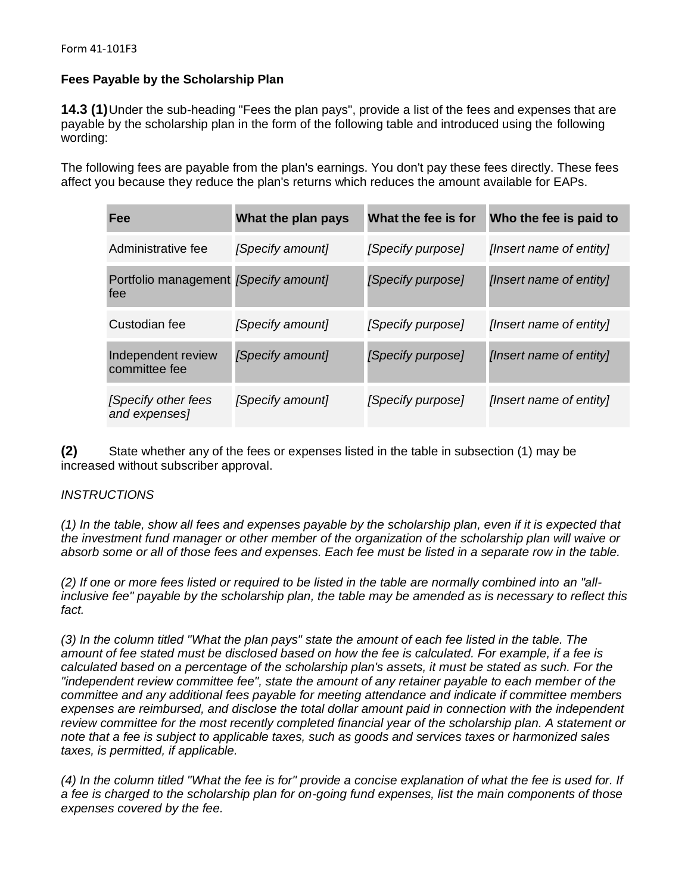**Fees Payable by the Scholarship Plan**

**14.3 (1)** Under the sub-heading "Fees the plan pays", provide a list of the fees and expenses that are payable by the scholarship plan in the form of the following table and introduced using the following wording:

The following fees are payable from the plan's earnings. You don't pay these fees directly. These fees affect you because they reduce the plan's returns which reduces the amount available for EAPs.

| Fee | What the plan pays | What the fee is for | Who the fee is paid to |
|---|---|---|---|
| Administrative fee | *[Specify amount]* | *[Specify purpose]* | *[Insert name of entity]* |
| Portfolio management fee | *[Specify amount]* | *[Specify purpose]* | *[Insert name of entity]* |
| Custodian fee | *[Specify amount]* | *[Specify purpose]* | *[Insert name of entity]* |
| Independent review committee fee | *[Specify amount]* | *[Specify purpose]* | *[Insert name of entity]* |
| *[Specify other fees and expenses]* | *[Specify amount]* | *[Specify purpose]* | *[Insert name of entity]* |

**(2)** State whether any of the fees or expenses listed in the table in subsection (1) may be increased without subscriber approval.

*INSTRUCTIONS*

*(1) In the table, show all fees and expenses payable by the scholarship plan, even if it is expected that the investment fund manager or other member of the organization of the scholarship plan will waive or absorb some or all of those fees and expenses. Each fee must be listed in a separate row in the table.*

*(2) If one or more fees listed or required to be listed in the table are normally combined into an "all-inclusive fee" payable by the scholarship plan, the table may be amended as is necessary to reflect this fact.*

*(3) In the column titled "What the plan pays" state the amount of each fee listed in the table. The amount of fee stated must be disclosed based on how the fee is calculated. For example, if a fee is calculated based on a percentage of the scholarship plan's assets, it must be stated as such. For the "independent review committee fee", state the amount of any retainer payable to each member of the committee and any additional fees payable for meeting attendance and indicate if committee members expenses are reimbursed, and disclose the total dollar amount paid in connection with the independent review committee for the most recently completed financial year of the scholarship plan. A statement or note that a fee is subject to applicable taxes, such as goods and services taxes or harmonized sales taxes, is permitted, if applicable.*

*(4) In the column titled "What the fee is for" provide a concise explanation of what the fee is used for. If a fee is charged to the scholarship plan for on-going fund expenses, list the main components of those expenses covered by the fee.*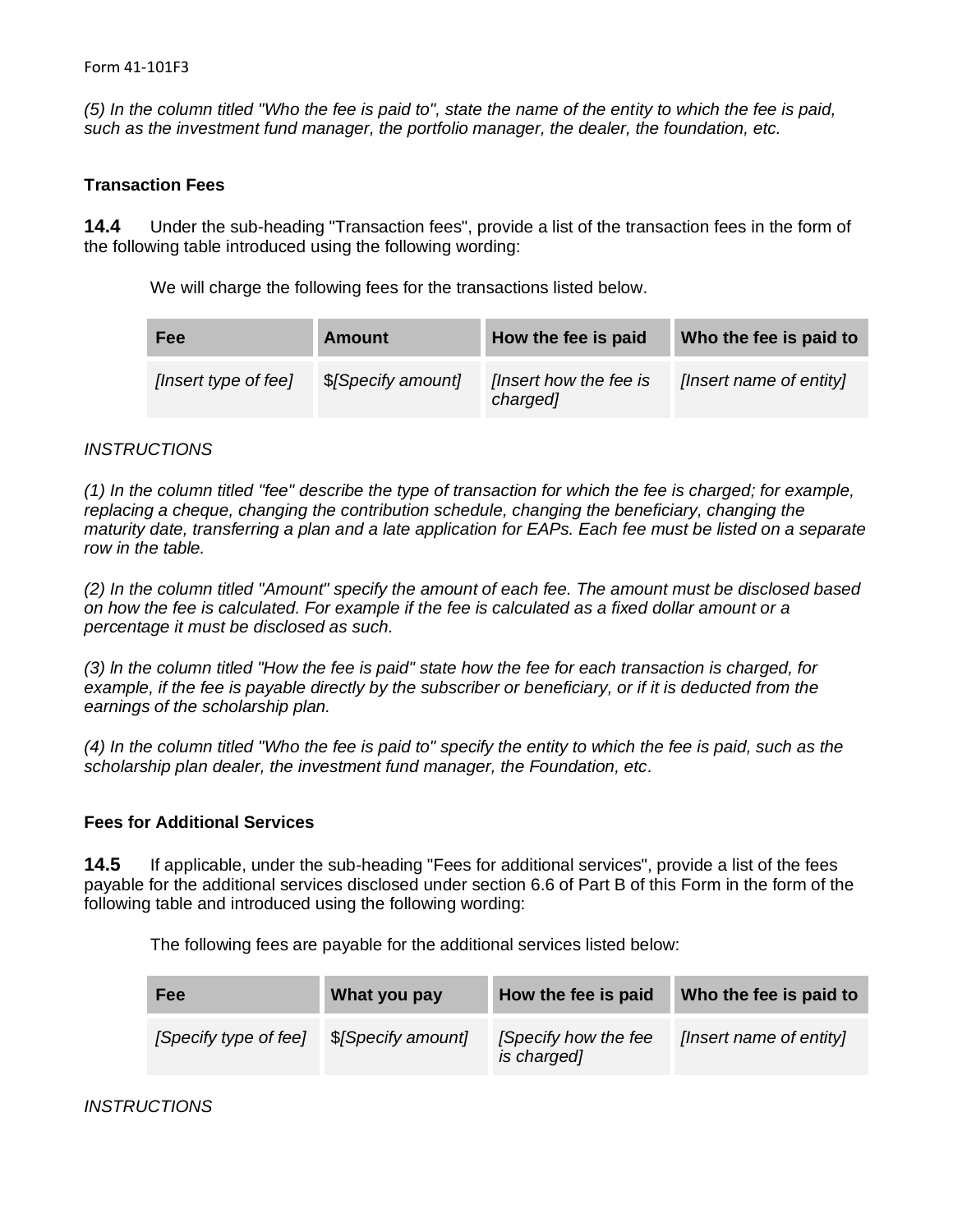*(5) In the column titled "Who the fee is paid to", state the name of the entity to which the fee is paid, such as the investment fund manager, the portfolio manager, the dealer, the foundation, etc.*

**Transaction Fees**

**14.4** Under the sub-heading "Transaction fees", provide a list of the transaction fees in the form of the following table introduced using the following wording:

We will charge the following fees for the transactions listed below.

| Fee | Amount | How the fee is paid | Who the fee is paid to |
|---|---|---|---|
| *[Insert type of fee]* | $*[Specify amount]* | *[Insert how the fee is charged]* | *[Insert name of entity]* |

*INSTRUCTIONS*

*(1) In the column titled "fee" describe the type of transaction for which the fee is charged; for example, replacing a cheque, changing the contribution schedule, changing the beneficiary, changing the maturity date, transferring a plan and a late application for EAPs. Each fee must be listed on a separate row in the table.*

*(2) In the column titled "Amount" specify the amount of each fee. The amount must be disclosed based on how the fee is calculated. For example if the fee is calculated as a fixed dollar amount or a percentage it must be disclosed as such.*

*(3) In the column titled "How the fee is paid" state how the fee for each transaction is charged, for example, if the fee is payable directly by the subscriber or beneficiary, or if it is deducted from the earnings of the scholarship plan.*

*(4) In the column titled "Who the fee is paid to" specify the entity to which the fee is paid, such as the scholarship plan dealer, the investment fund manager, the Foundation, etc.*

**Fees for Additional Services**

**14.5** If applicable, under the sub-heading "Fees for additional services", provide a list of the fees payable for the additional services disclosed under section 6.6 of Part B of this Form in the form of the following table and introduced using the following wording:

The following fees are payable for the additional services listed below:

| Fee | What you pay | How the fee is paid | Who the fee is paid to |
|---|---|---|---|
| *[Specify type of fee]* | $*[Specify amount]* | *[Specify how the fee is charged]* | *[Insert name of entity]* |

*INSTRUCTIONS*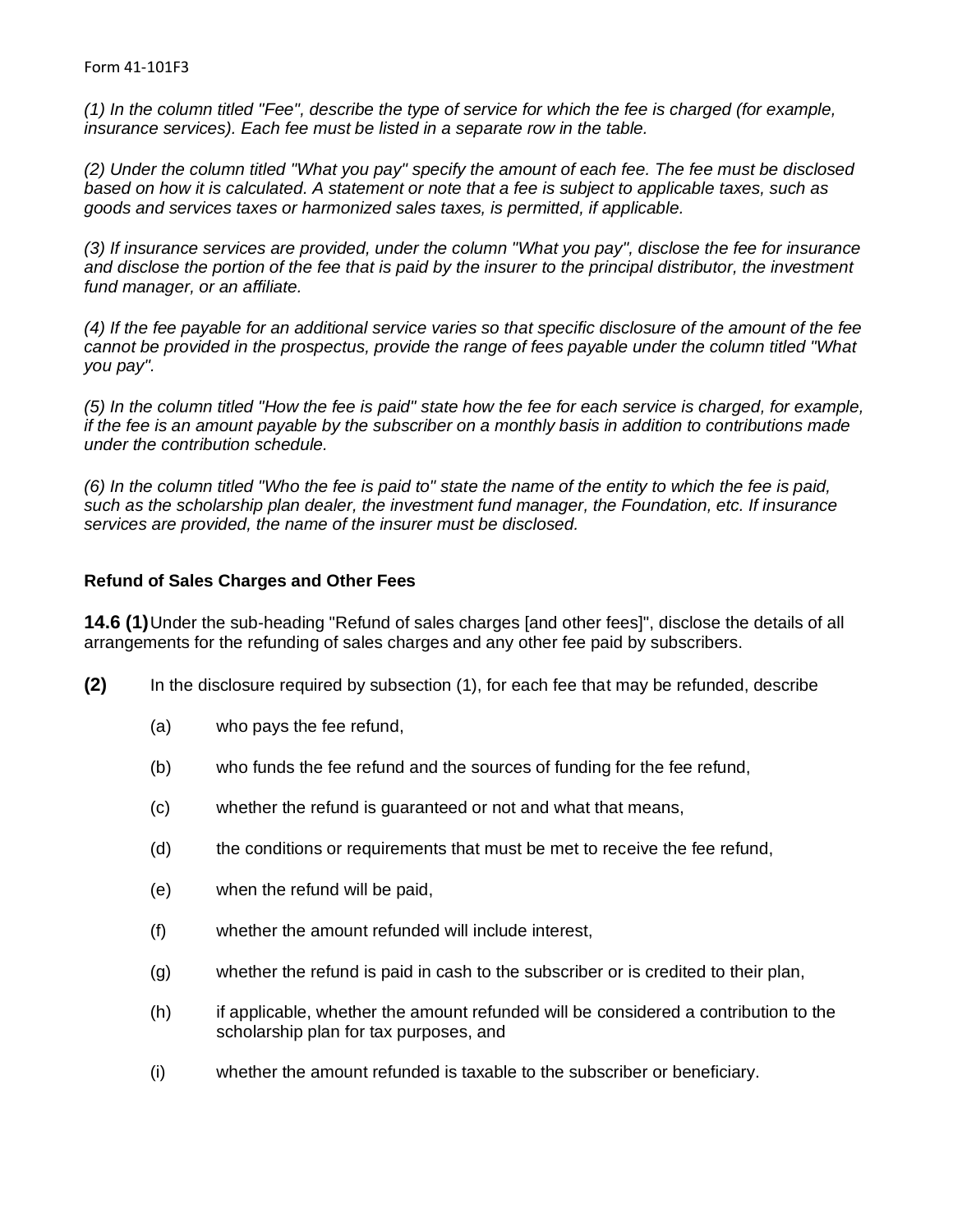*(1) In the column titled "Fee", describe the type of service for which the fee is charged (for example, insurance services). Each fee must be listed in a separate row in the table.*

*(2) Under the column titled "What you pay" specify the amount of each fee. The fee must be disclosed based on how it is calculated. A statement or note that a fee is subject to applicable taxes, such as goods and services taxes or harmonized sales taxes, is permitted, if applicable.*

*(3) If insurance services are provided, under the column "What you pay", disclose the fee for insurance and disclose the portion of the fee that is paid by the insurer to the principal distributor, the investment fund manager, or an affiliate.*

*(4) If the fee payable for an additional service varies so that specific disclosure of the amount of the fee cannot be provided in the prospectus, provide the range of fees payable under the column titled "What you pay".*

*(5) In the column titled "How the fee is paid" state how the fee for each service is charged, for example, if the fee is an amount payable by the subscriber on a monthly basis in addition to contributions made under the contribution schedule.*

*(6) In the column titled "Who the fee is paid to" state the name of the entity to which the fee is paid, such as the scholarship plan dealer, the investment fund manager, the Foundation, etc. If insurance services are provided, the name of the insurer must be disclosed.*

### Refund of Sales Charges and Other Fees

**14.6 (1)** Under the sub-heading "Refund of sales charges [and other fees]", disclose the details of all arrangements for the refunding of sales charges and any other fee paid by subscribers.

**(2)** In the disclosure required by subsection (1), for each fee that may be refunded, describe

(a) who pays the fee refund,

(b) who funds the fee refund and the sources of funding for the fee refund,

(c) whether the refund is guaranteed or not and what that means,

(d) the conditions or requirements that must be met to receive the fee refund,

(e) when the refund will be paid,

(f) whether the amount refunded will include interest,

(g) whether the refund is paid in cash to the subscriber or is credited to their plan,

(h) if applicable, whether the amount refunded will be considered a contribution to the scholarship plan for tax purposes, and

(i) whether the amount refunded is taxable to the subscriber or beneficiary.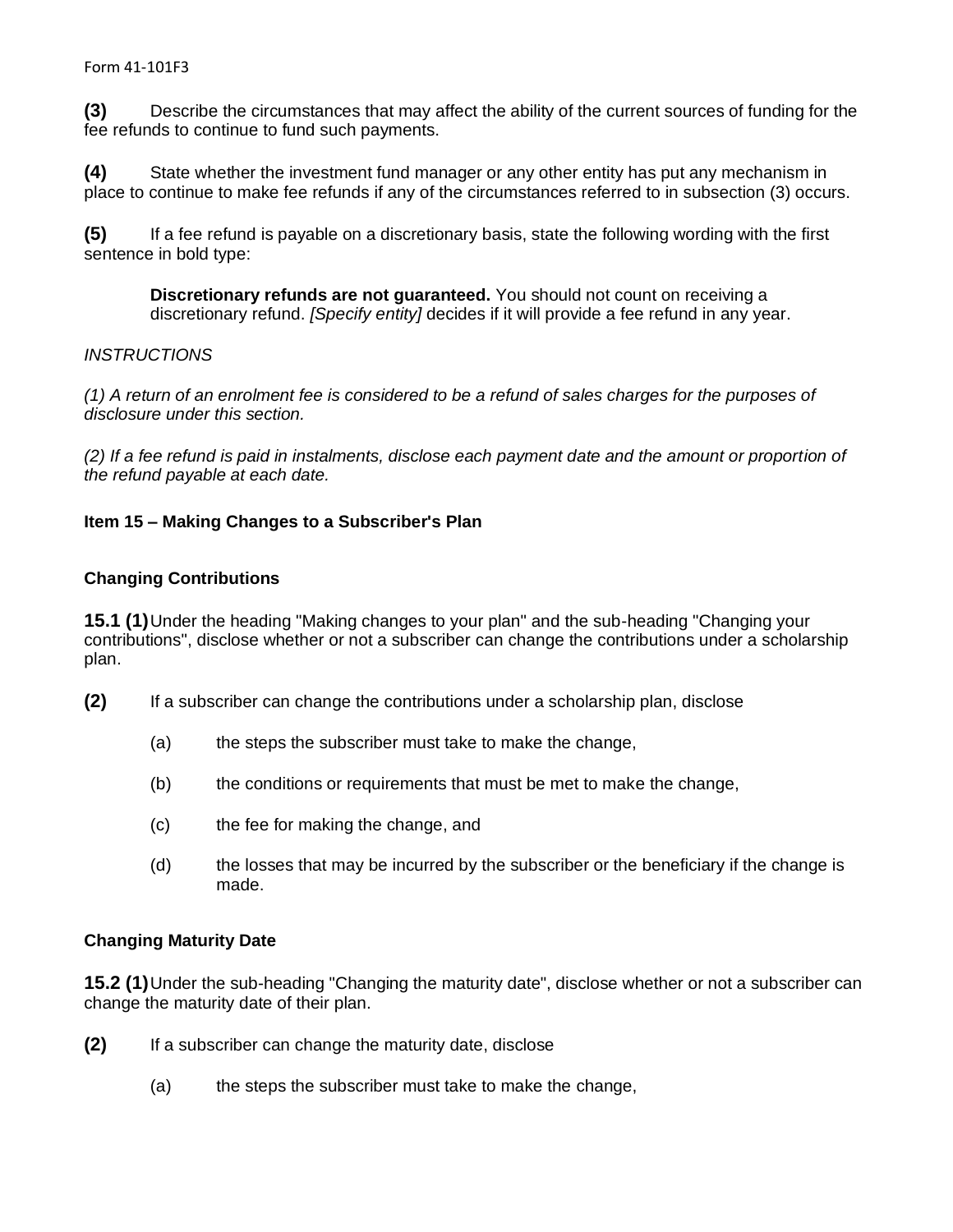**(3)** Describe the circumstances that may affect the ability of the current sources of funding for the fee refunds to continue to fund such payments.

**(4)** State whether the investment fund manager or any other entity has put any mechanism in place to continue to make fee refunds if any of the circumstances referred to in subsection (3) occurs.

**(5)** If a fee refund is payable on a discretionary basis, state the following wording with the first sentence in bold type:

> **Discretionary refunds are not guaranteed.** You should not count on receiving a discretionary refund. *[Specify entity]* decides if it will provide a fee refund in any year.

*INSTRUCTIONS*

*(1) A return of an enrolment fee is considered to be a refund of sales charges for the purposes of disclosure under this section.*

*(2) If a fee refund is paid in instalments, disclose each payment date and the amount or proportion of the refund payable at each date.*

### Item 15 – Making Changes to a Subscriber's Plan

#### Changing Contributions

**15.1 (1)** Under the heading "Making changes to your plan" and the sub-heading "Changing your contributions", disclose whether or not a subscriber can change the contributions under a scholarship plan.

**(2)** If a subscriber can change the contributions under a scholarship plan, disclose

(a) the steps the subscriber must take to make the change,

(b) the conditions or requirements that must be met to make the change,

(c) the fee for making the change, and

(d) the losses that may be incurred by the subscriber or the beneficiary if the change is made.

#### Changing Maturity Date

**15.2 (1)** Under the sub-heading "Changing the maturity date", disclose whether or not a subscriber can change the maturity date of their plan.

**(2)** If a subscriber can change the maturity date, disclose

(a) the steps the subscriber must take to make the change,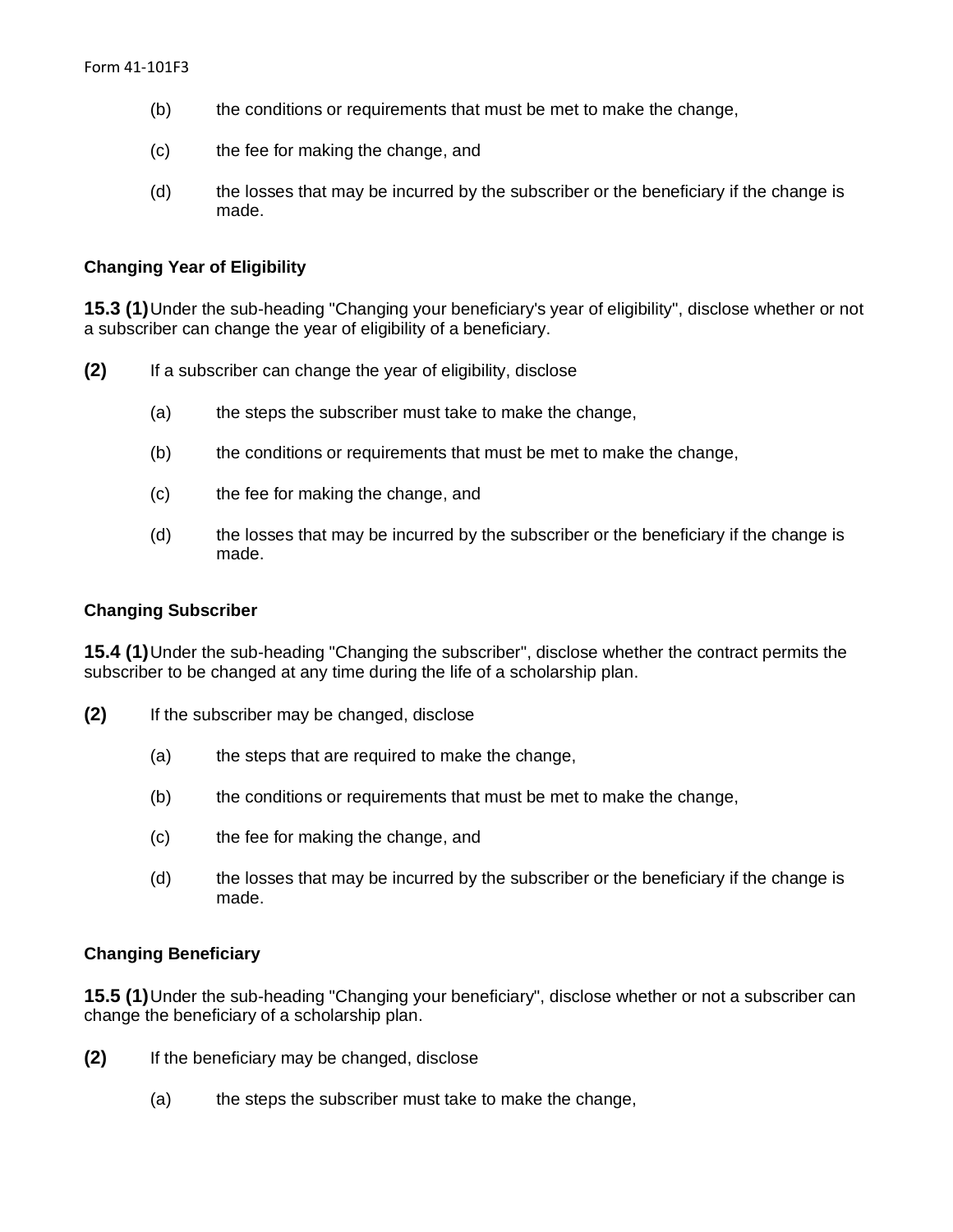(b) the conditions or requirements that must be met to make the change,

(c) the fee for making the change, and

(d) the losses that may be incurred by the subscriber or the beneficiary if the change is made.

### Changing Year of Eligibility

**15.3 (1)** Under the sub-heading "Changing your beneficiary's year of eligibility", disclose whether or not a subscriber can change the year of eligibility of a beneficiary.

**(2)** If a subscriber can change the year of eligibility, disclose

(a) the steps the subscriber must take to make the change,

(b) the conditions or requirements that must be met to make the change,

(c) the fee for making the change, and

(d) the losses that may be incurred by the subscriber or the beneficiary if the change is made.

### Changing Subscriber

**15.4 (1)** Under the sub-heading "Changing the subscriber", disclose whether the contract permits the subscriber to be changed at any time during the life of a scholarship plan.

**(2)** If the subscriber may be changed, disclose

(a) the steps that are required to make the change,

(b) the conditions or requirements that must be met to make the change,

(c) the fee for making the change, and

(d) the losses that may be incurred by the subscriber or the beneficiary if the change is made.

### Changing Beneficiary

**15.5 (1)** Under the sub-heading "Changing your beneficiary", disclose whether or not a subscriber can change the beneficiary of a scholarship plan.

**(2)** If the beneficiary may be changed, disclose

(a) the steps the subscriber must take to make the change,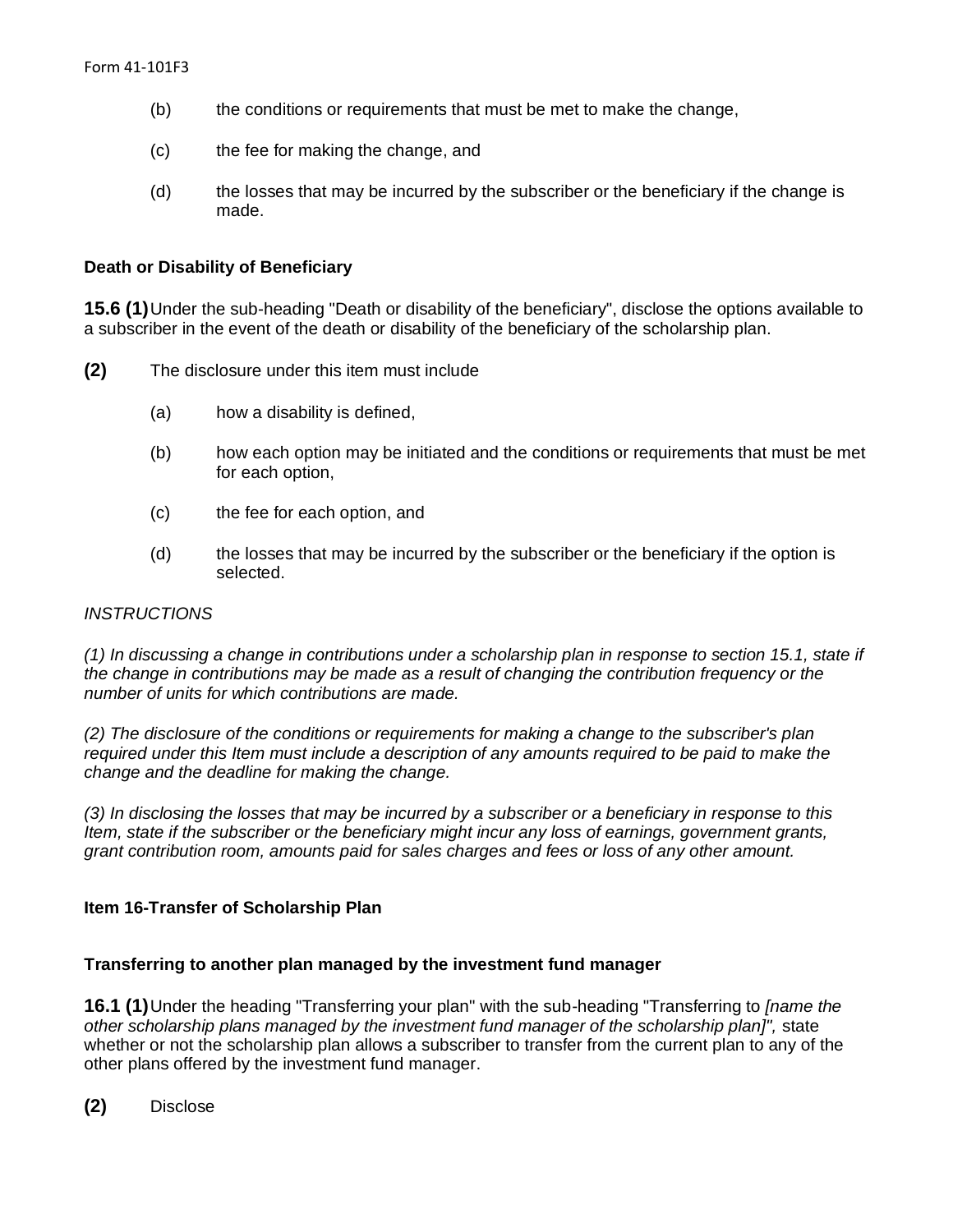(b) the conditions or requirements that must be met to make the change,

(c) the fee for making the change, and

(d) the losses that may be incurred by the subscriber or the beneficiary if the change is made.

**Death or Disability of Beneficiary**

**15.6 (1)** Under the sub-heading "Death or disability of the beneficiary", disclose the options available to a subscriber in the event of the death or disability of the beneficiary of the scholarship plan.

**(2)** The disclosure under this item must include

(a) how a disability is defined,

(b) how each option may be initiated and the conditions or requirements that must be met for each option,

(c) the fee for each option, and

(d) the losses that may be incurred by the subscriber or the beneficiary if the option is selected.

*INSTRUCTIONS*

*(1) In discussing a change in contributions under a scholarship plan in response to section 15.1, state if the change in contributions may be made as a result of changing the contribution frequency or the number of units for which contributions are made.*

*(2) The disclosure of the conditions or requirements for making a change to the subscriber's plan required under this Item must include a description of any amounts required to be paid to make the change and the deadline for making the change.*

*(3) In disclosing the losses that may be incurred by a subscriber or a beneficiary in response to this Item, state if the subscriber or the beneficiary might incur any loss of earnings, government grants, grant contribution room, amounts paid for sales charges and fees or loss of any other amount.*

**Item 16-Transfer of Scholarship Plan**

**Transferring to another plan managed by the investment fund manager**

**16.1 (1)** Under the heading "Transferring your plan" with the sub-heading "Transferring to *[name the other scholarship plans managed by the investment fund manager of the scholarship plan]",* state whether or not the scholarship plan allows a subscriber to transfer from the current plan to any of the other plans offered by the investment fund manager.

**(2)** Disclose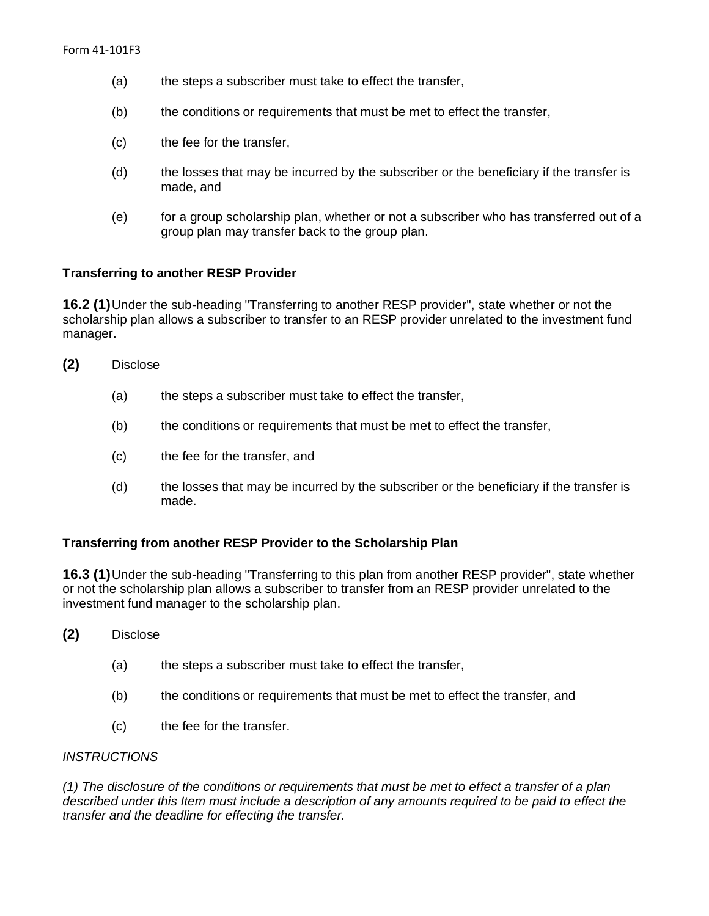(a) the steps a subscriber must take to effect the transfer,

(b) the conditions or requirements that must be met to effect the transfer,

(c) the fee for the transfer,

(d) the losses that may be incurred by the subscriber or the beneficiary if the transfer is made, and

(e) for a group scholarship plan, whether or not a subscriber who has transferred out of a group plan may transfer back to the group plan.

**Transferring to another RESP Provider**

**16.2 (1)** Under the sub-heading "Transferring to another RESP provider", state whether or not the scholarship plan allows a subscriber to transfer to an RESP provider unrelated to the investment fund manager.

**(2)** Disclose

(a) the steps a subscriber must take to effect the transfer,

(b) the conditions or requirements that must be met to effect the transfer,

(c) the fee for the transfer, and

(d) the losses that may be incurred by the subscriber or the beneficiary if the transfer is made.

**Transferring from another RESP Provider to the Scholarship Plan**

**16.3 (1)** Under the sub-heading "Transferring to this plan from another RESP provider", state whether or not the scholarship plan allows a subscriber to transfer from an RESP provider unrelated to the investment fund manager to the scholarship plan.

**(2)** Disclose

(a) the steps a subscriber must take to effect the transfer,

(b) the conditions or requirements that must be met to effect the transfer, and

(c) the fee for the transfer.

*INSTRUCTIONS*

*(1) The disclosure of the conditions or requirements that must be met to effect a transfer of a plan described under this Item must include a description of any amounts required to be paid to effect the transfer and the deadline for effecting the transfer.*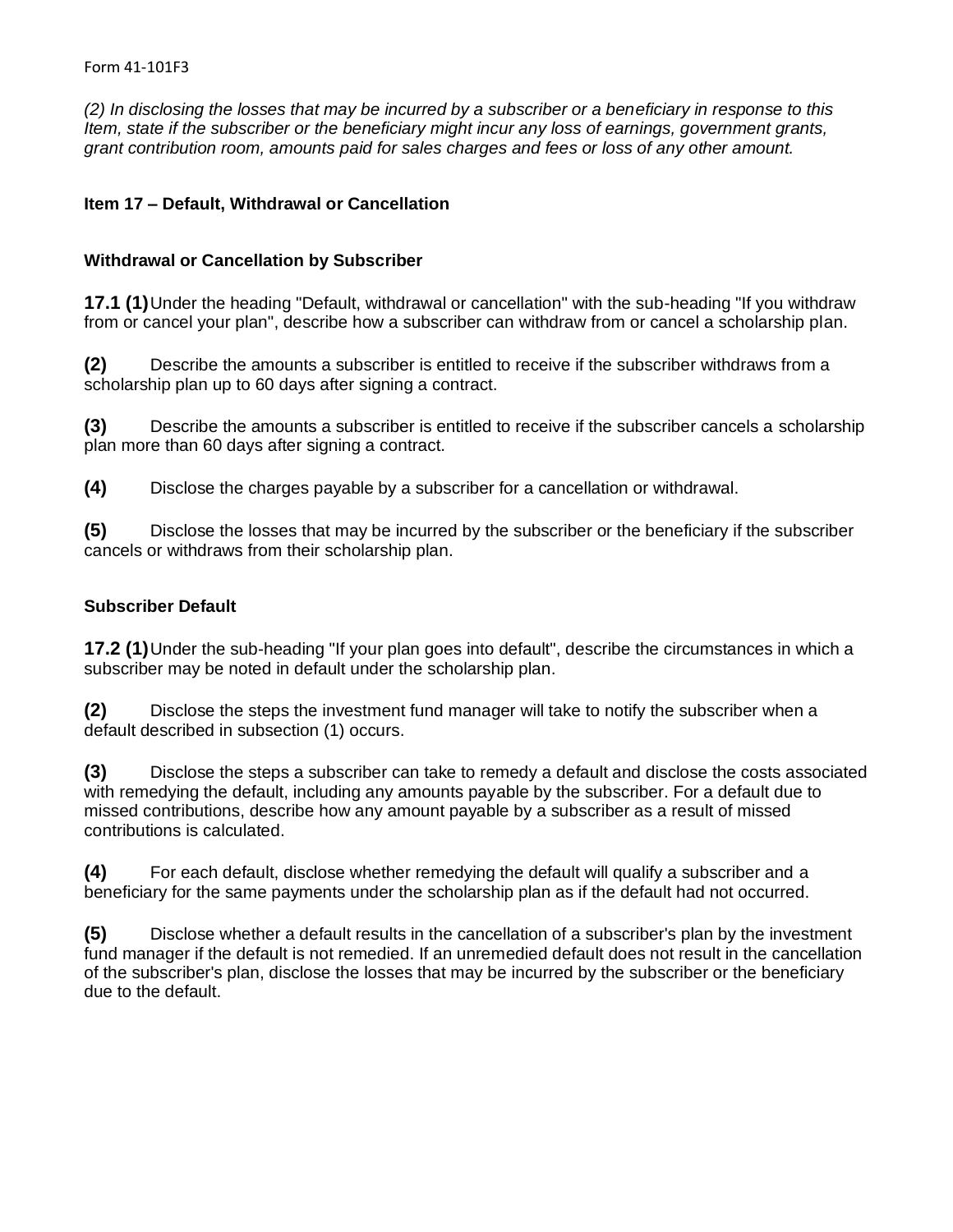*(2) In disclosing the losses that may be incurred by a subscriber or a beneficiary in response to this Item, state if the subscriber or the beneficiary might incur any loss of earnings, government grants, grant contribution room, amounts paid for sales charges and fees or loss of any other amount.*

## Item 17 – Default, Withdrawal or Cancellation

### Withdrawal or Cancellation by Subscriber

**17.1 (1)** Under the heading "Default, withdrawal or cancellation" with the sub-heading "If you withdraw from or cancel your plan", describe how a subscriber can withdraw from or cancel a scholarship plan.

**(2)** Describe the amounts a subscriber is entitled to receive if the subscriber withdraws from a scholarship plan up to 60 days after signing a contract.

**(3)** Describe the amounts a subscriber is entitled to receive if the subscriber cancels a scholarship plan more than 60 days after signing a contract.

**(4)** Disclose the charges payable by a subscriber for a cancellation or withdrawal.

**(5)** Disclose the losses that may be incurred by the subscriber or the beneficiary if the subscriber cancels or withdraws from their scholarship plan.

### Subscriber Default

**17.2 (1)** Under the sub-heading "If your plan goes into default", describe the circumstances in which a subscriber may be noted in default under the scholarship plan.

**(2)** Disclose the steps the investment fund manager will take to notify the subscriber when a default described in subsection (1) occurs.

**(3)** Disclose the steps a subscriber can take to remedy a default and disclose the costs associated with remedying the default, including any amounts payable by the subscriber. For a default due to missed contributions, describe how any amount payable by a subscriber as a result of missed contributions is calculated.

**(4)** For each default, disclose whether remedying the default will qualify a subscriber and a beneficiary for the same payments under the scholarship plan as if the default had not occurred.

**(5)** Disclose whether a default results in the cancellation of a subscriber's plan by the investment fund manager if the default is not remedied. If an unremedied default does not result in the cancellation of the subscriber's plan, disclose the losses that may be incurred by the subscriber or the beneficiary due to the default.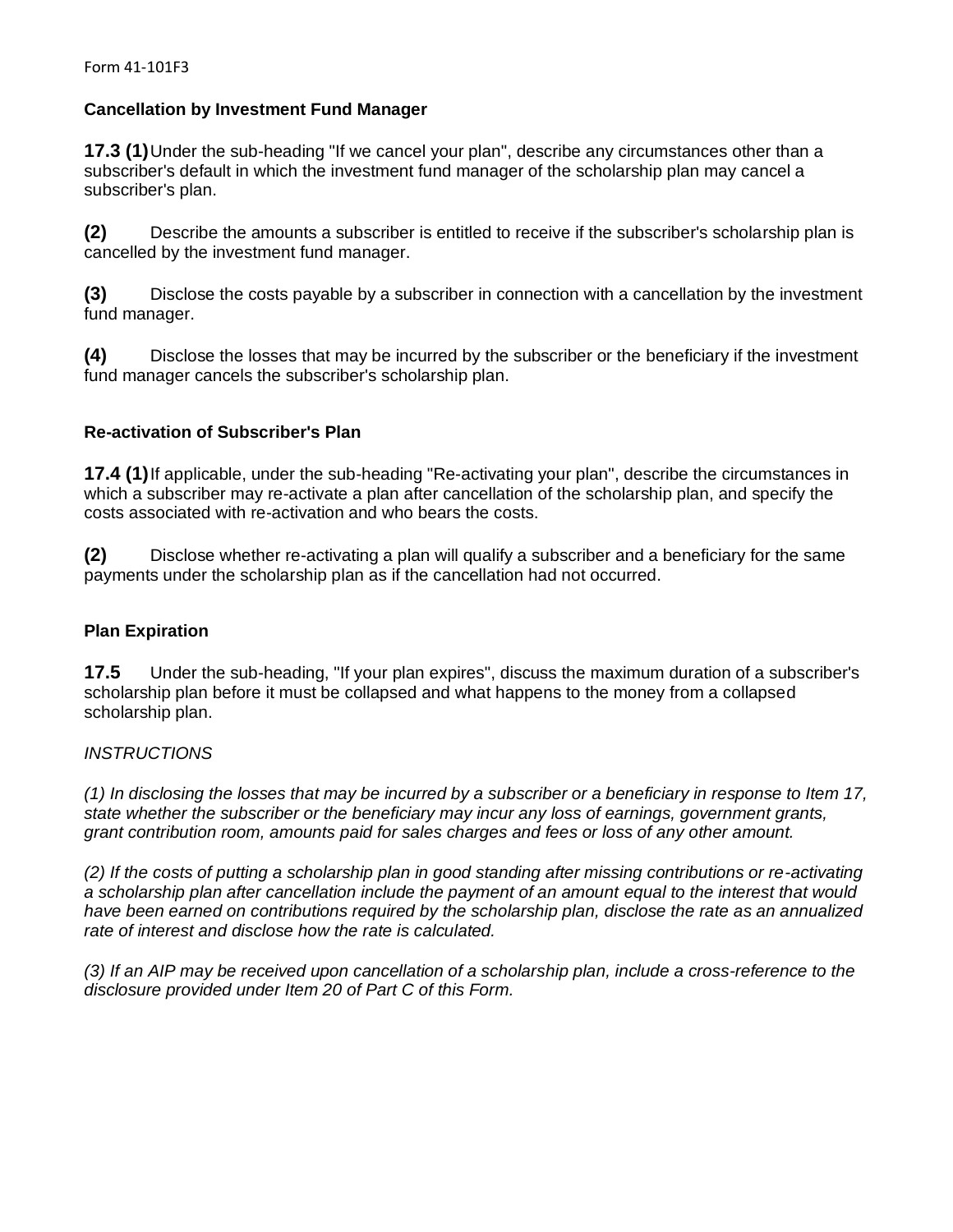**Cancellation by Investment Fund Manager**

**17.3 (1)** Under the sub-heading "If we cancel your plan", describe any circumstances other than a subscriber's default in which the investment fund manager of the scholarship plan may cancel a subscriber's plan.

**(2)** Describe the amounts a subscriber is entitled to receive if the subscriber's scholarship plan is cancelled by the investment fund manager.

**(3)** Disclose the costs payable by a subscriber in connection with a cancellation by the investment fund manager.

**(4)** Disclose the losses that may be incurred by the subscriber or the beneficiary if the investment fund manager cancels the subscriber's scholarship plan.

**Re-activation of Subscriber's Plan**

**17.4 (1)** If applicable, under the sub-heading "Re-activating your plan", describe the circumstances in which a subscriber may re-activate a plan after cancellation of the scholarship plan, and specify the costs associated with re-activation and who bears the costs.

**(2)** Disclose whether re-activating a plan will qualify a subscriber and a beneficiary for the same payments under the scholarship plan as if the cancellation had not occurred.

**Plan Expiration**

**17.5** Under the sub-heading, "If your plan expires", discuss the maximum duration of a subscriber's scholarship plan before it must be collapsed and what happens to the money from a collapsed scholarship plan.

*INSTRUCTIONS*

*(1) In disclosing the losses that may be incurred by a subscriber or a beneficiary in response to Item 17, state whether the subscriber or the beneficiary may incur any loss of earnings, government grants, grant contribution room, amounts paid for sales charges and fees or loss of any other amount.*

*(2) If the costs of putting a scholarship plan in good standing after missing contributions or re-activating a scholarship plan after cancellation include the payment of an amount equal to the interest that would have been earned on contributions required by the scholarship plan, disclose the rate as an annualized rate of interest and disclose how the rate is calculated.*

*(3) If an AIP may be received upon cancellation of a scholarship plan, include a cross-reference to the disclosure provided under Item 20 of Part C of this Form.*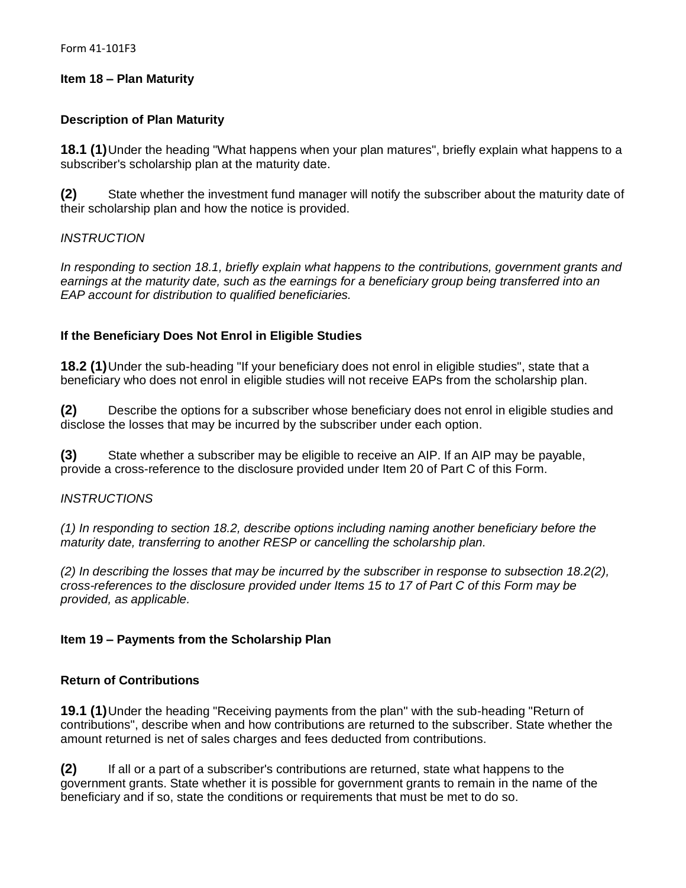**Item 18 – Plan Maturity**

**Description of Plan Maturity**

**18.1 (1)** Under the heading "What happens when your plan matures", briefly explain what happens to a subscriber's scholarship plan at the maturity date.

**(2)** State whether the investment fund manager will notify the subscriber about the maturity date of their scholarship plan and how the notice is provided.

*INSTRUCTION*

*In responding to section 18.1, briefly explain what happens to the contributions, government grants and earnings at the maturity date, such as the earnings for a beneficiary group being transferred into an EAP account for distribution to qualified beneficiaries.*

**If the Beneficiary Does Not Enrol in Eligible Studies**

**18.2 (1)** Under the sub-heading "If your beneficiary does not enrol in eligible studies", state that a beneficiary who does not enrol in eligible studies will not receive EAPs from the scholarship plan.

**(2)** Describe the options for a subscriber whose beneficiary does not enrol in eligible studies and disclose the losses that may be incurred by the subscriber under each option.

**(3)** State whether a subscriber may be eligible to receive an AIP. If an AIP may be payable, provide a cross-reference to the disclosure provided under Item 20 of Part C of this Form.

*INSTRUCTIONS*

*(1) In responding to section 18.2, describe options including naming another beneficiary before the maturity date, transferring to another RESP or cancelling the scholarship plan.*

*(2) In describing the losses that may be incurred by the subscriber in response to subsection 18.2(2), cross-references to the disclosure provided under Items 15 to 17 of Part C of this Form may be provided, as applicable.*

**Item 19 – Payments from the Scholarship Plan**

**Return of Contributions**

**19.1 (1)** Under the heading "Receiving payments from the plan" with the sub-heading "Return of contributions", describe when and how contributions are returned to the subscriber. State whether the amount returned is net of sales charges and fees deducted from contributions.

**(2)** If all or a part of a subscriber's contributions are returned, state what happens to the government grants. State whether it is possible for government grants to remain in the name of the beneficiary and if so, state the conditions or requirements that must be met to do so.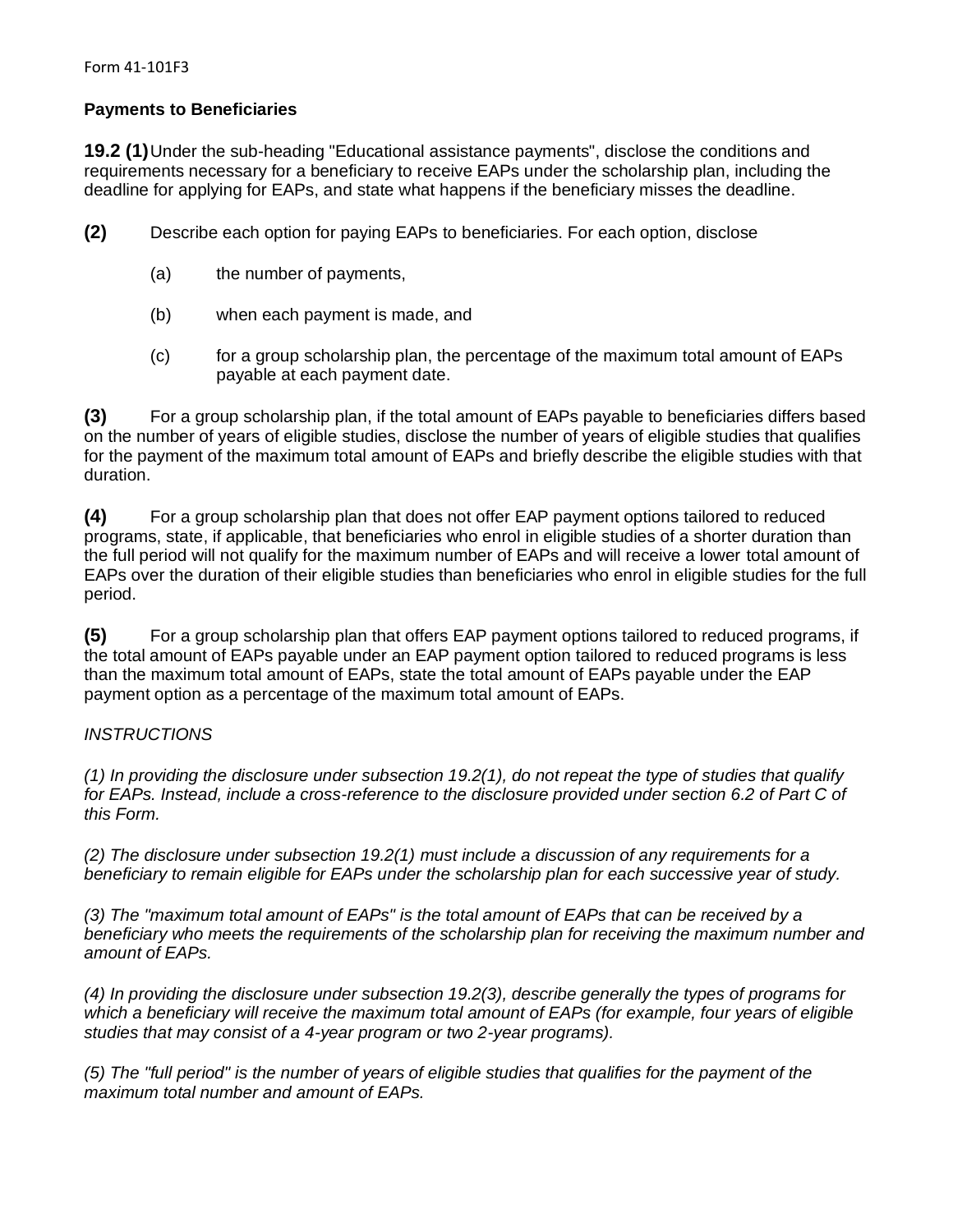**Payments to Beneficiaries**

**19.2 (1)** Under the sub-heading "Educational assistance payments", disclose the conditions and requirements necessary for a beneficiary to receive EAPs under the scholarship plan, including the deadline for applying for EAPs, and state what happens if the beneficiary misses the deadline.

**(2)** Describe each option for paying EAPs to beneficiaries. For each option, disclose

(a) the number of payments,

(b) when each payment is made, and

(c) for a group scholarship plan, the percentage of the maximum total amount of EAPs payable at each payment date.

**(3)** For a group scholarship plan, if the total amount of EAPs payable to beneficiaries differs based on the number of years of eligible studies, disclose the number of years of eligible studies that qualifies for the payment of the maximum total amount of EAPs and briefly describe the eligible studies with that duration.

**(4)** For a group scholarship plan that does not offer EAP payment options tailored to reduced programs, state, if applicable, that beneficiaries who enrol in eligible studies of a shorter duration than the full period will not qualify for the maximum number of EAPs and will receive a lower total amount of EAPs over the duration of their eligible studies than beneficiaries who enrol in eligible studies for the full period.

**(5)** For a group scholarship plan that offers EAP payment options tailored to reduced programs, if the total amount of EAPs payable under an EAP payment option tailored to reduced programs is less than the maximum total amount of EAPs, state the total amount of EAPs payable under the EAP payment option as a percentage of the maximum total amount of EAPs.

*INSTRUCTIONS*

*(1) In providing the disclosure under subsection 19.2(1), do not repeat the type of studies that qualify for EAPs. Instead, include a cross-reference to the disclosure provided under section 6.2 of Part C of this Form.*

*(2) The disclosure under subsection 19.2(1) must include a discussion of any requirements for a beneficiary to remain eligible for EAPs under the scholarship plan for each successive year of study.*

*(3) The "maximum total amount of EAPs" is the total amount of EAPs that can be received by a beneficiary who meets the requirements of the scholarship plan for receiving the maximum number and amount of EAPs.*

*(4) In providing the disclosure under subsection 19.2(3), describe generally the types of programs for which a beneficiary will receive the maximum total amount of EAPs (for example, four years of eligible studies that may consist of a 4-year program or two 2-year programs).*

*(5) The "full period" is the number of years of eligible studies that qualifies for the payment of the maximum total number and amount of EAPs.*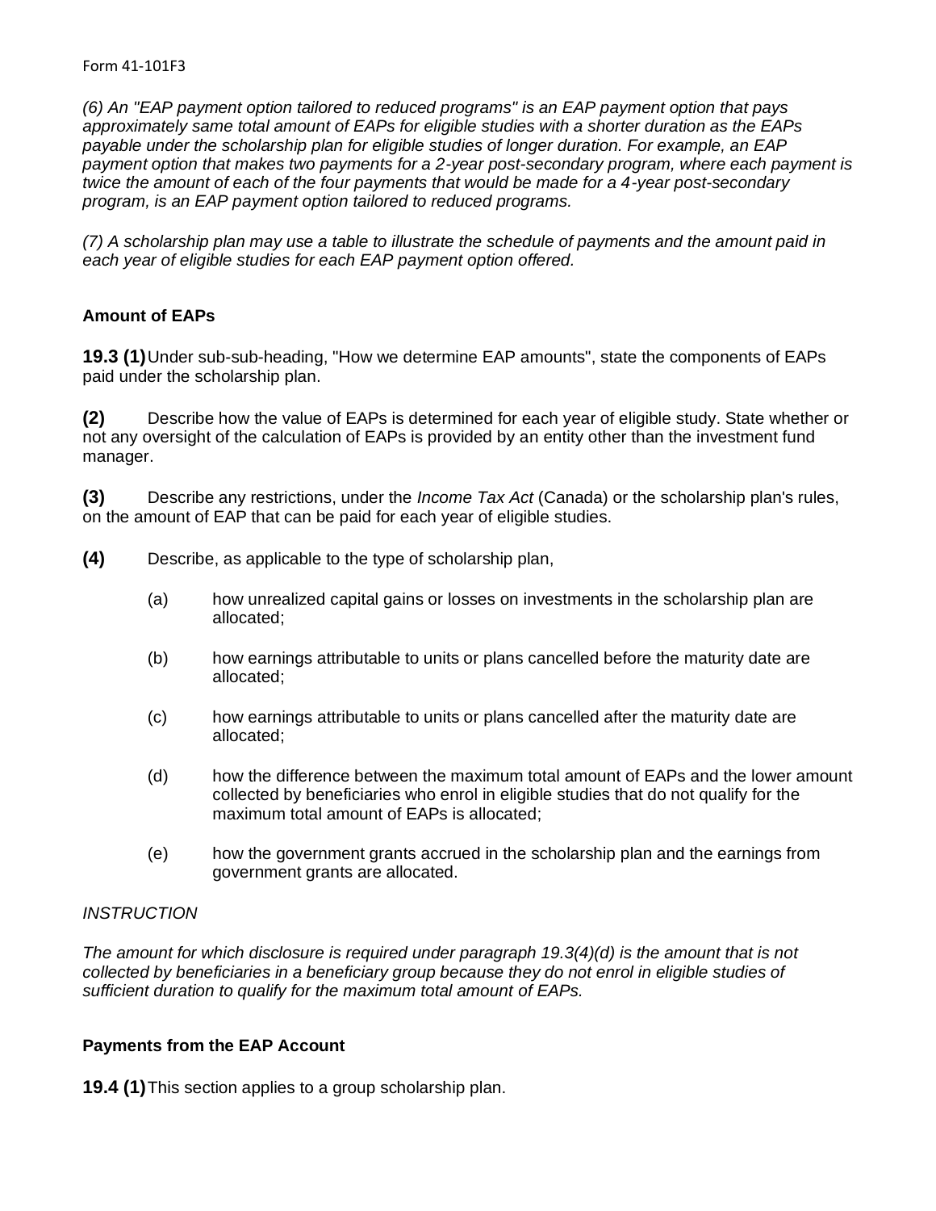*(6) An "EAP payment option tailored to reduced programs" is an EAP payment option that pays approximately same total amount of EAPs for eligible studies with a shorter duration as the EAPs payable under the scholarship plan for eligible studies of longer duration. For example, an EAP payment option that makes two payments for a 2-year post-secondary program, where each payment is twice the amount of each of the four payments that would be made for a 4-year post-secondary program, is an EAP payment option tailored to reduced programs.*

*(7) A scholarship plan may use a table to illustrate the schedule of payments and the amount paid in each year of eligible studies for each EAP payment option offered.*

**Amount of EAPs**

**19.3 (1)** Under sub-sub-heading, "How we determine EAP amounts", state the components of EAPs paid under the scholarship plan.

**(2)** Describe how the value of EAPs is determined for each year of eligible study. State whether or not any oversight of the calculation of EAPs is provided by an entity other than the investment fund manager.

**(3)** Describe any restrictions, under the *Income Tax Act* (Canada) or the scholarship plan's rules, on the amount of EAP that can be paid for each year of eligible studies.

**(4)** Describe, as applicable to the type of scholarship plan,

(a) how unrealized capital gains or losses on investments in the scholarship plan are allocated;

(b) how earnings attributable to units or plans cancelled before the maturity date are allocated;

(c) how earnings attributable to units or plans cancelled after the maturity date are allocated;

(d) how the difference between the maximum total amount of EAPs and the lower amount collected by beneficiaries who enrol in eligible studies that do not qualify for the maximum total amount of EAPs is allocated;

(e) how the government grants accrued in the scholarship plan and the earnings from government grants are allocated.

*INSTRUCTION*

*The amount for which disclosure is required under paragraph 19.3(4)(d) is the amount that is not collected by beneficiaries in a beneficiary group because they do not enrol in eligible studies of sufficient duration to qualify for the maximum total amount of EAPs.*

**Payments from the EAP Account**

**19.4 (1)** This section applies to a group scholarship plan.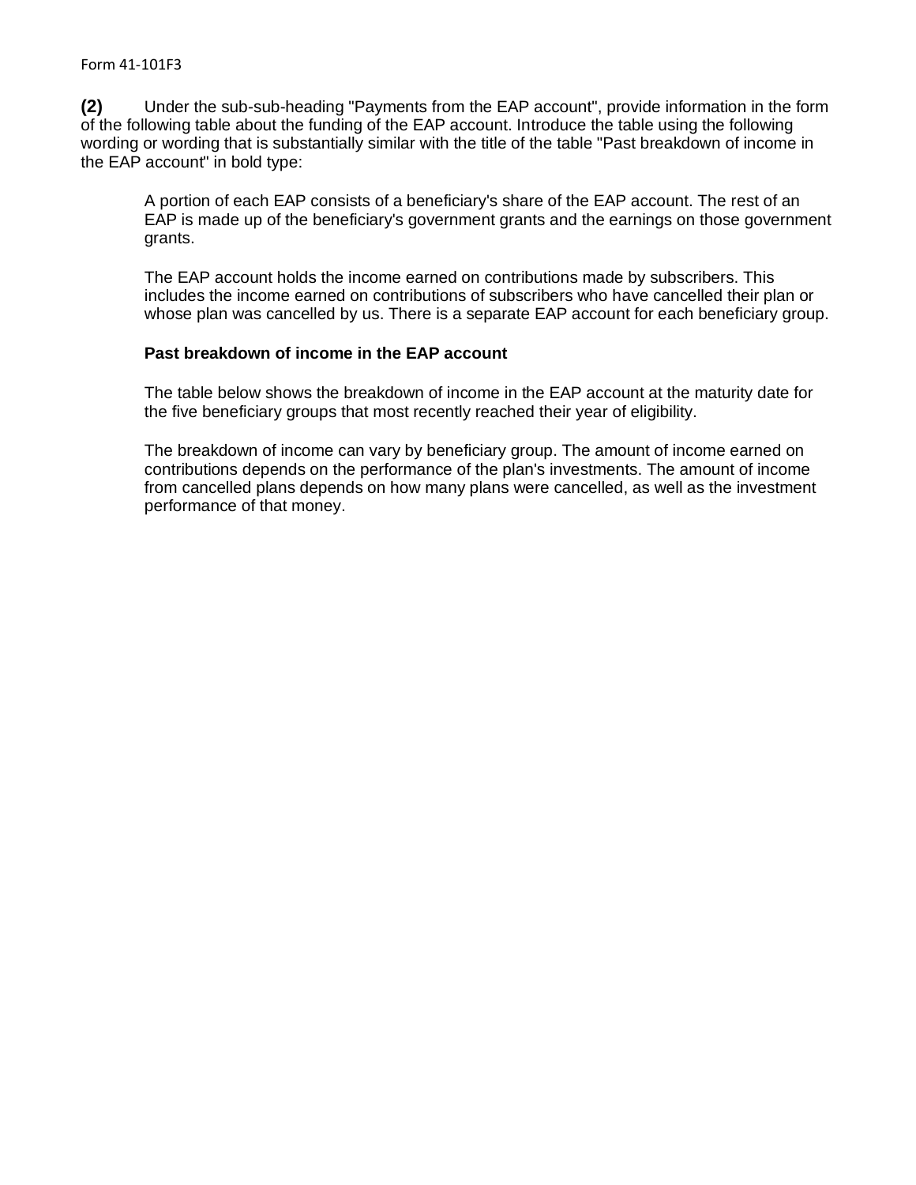**(2)** Under the sub-sub-heading "Payments from the EAP account", provide information in the form of the following table about the funding of the EAP account. Introduce the table using the following wording or wording that is substantially similar with the title of the table "Past breakdown of income in the EAP account" in bold type:

> A portion of each EAP consists of a beneficiary's share of the EAP account. The rest of an EAP is made up of the beneficiary's government grants and the earnings on those government grants.
>
> The EAP account holds the income earned on contributions made by subscribers. This includes the income earned on contributions of subscribers who have cancelled their plan or whose plan was cancelled by us. There is a separate EAP account for each beneficiary group.
>
> **Past breakdown of income in the EAP account**
>
> The table below shows the breakdown of income in the EAP account at the maturity date for the five beneficiary groups that most recently reached their year of eligibility.
>
> The breakdown of income can vary by beneficiary group. The amount of income earned on contributions depends on the performance of the plan's investments. The amount of income from cancelled plans depends on how many plans were cancelled, as well as the investment performance of that money.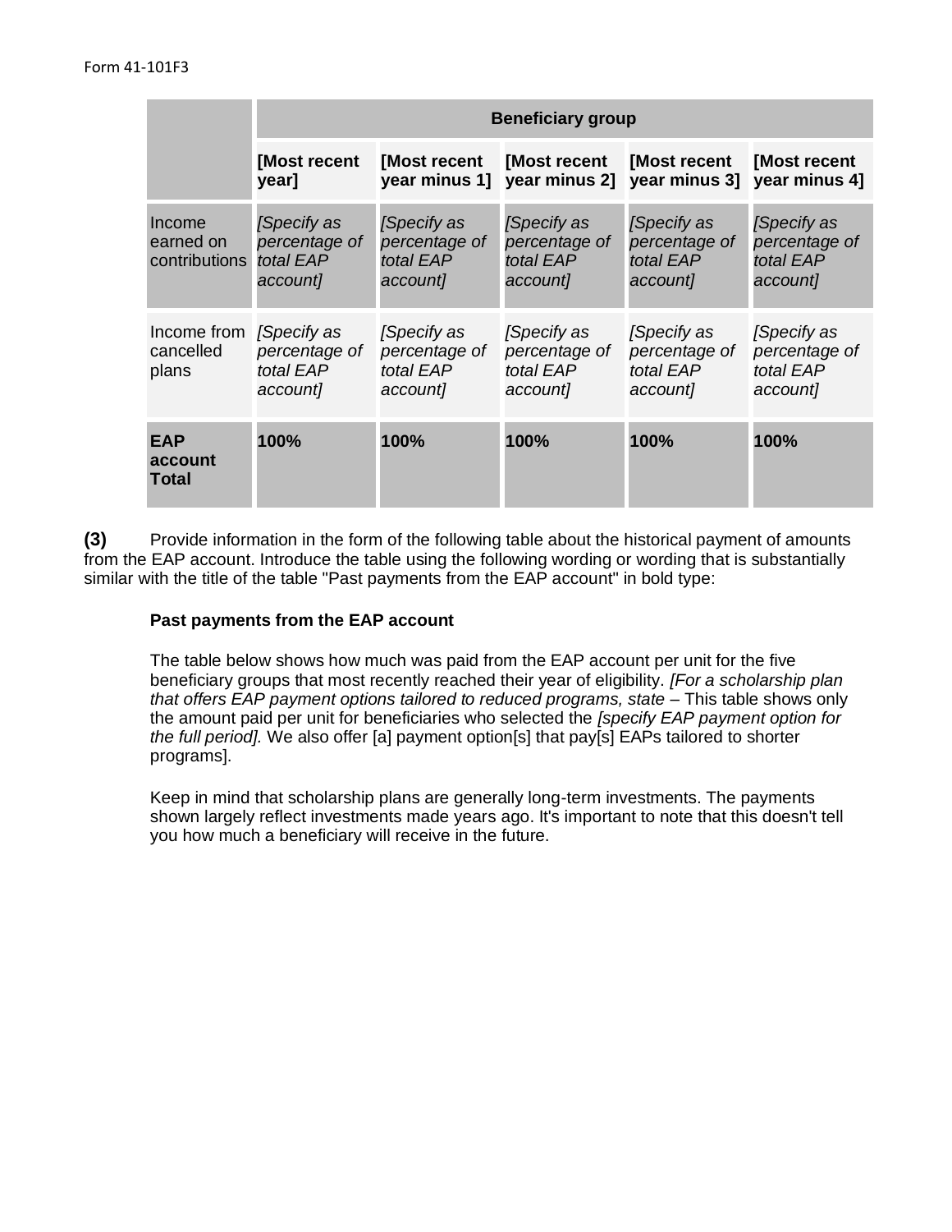| | **Beneficiary group** | | | | |
|---|---|---|---|---|---|
| | **[Most recent year]** | **[Most recent year minus 1]** | **[Most recent year minus 2]** | **[Most recent year minus 3]** | **[Most recent year minus 4]** |
| Income earned on contributions | *[Specify as percentage of total EAP account]* | *[Specify as percentage of total EAP account]* | *[Specify as percentage of total EAP account]* | *[Specify as percentage of total EAP account]* | *[Specify as percentage of total EAP account]* |
| Income from cancelled plans | *[Specify as percentage of total EAP account]* | *[Specify as percentage of total EAP account]* | *[Specify as percentage of total EAP account]* | *[Specify as percentage of total EAP account]* | *[Specify as percentage of total EAP account]* |
| **EAP account Total** | **100%** | **100%** | **100%** | **100%** | **100%** |

**(3)** Provide information in the form of the following table about the historical payment of amounts from the EAP account. Introduce the table using the following wording or wording that is substantially similar with the title of the table "Past payments from the EAP account" in bold type:

**Past payments from the EAP account**

The table below shows how much was paid from the EAP account per unit for the five beneficiary groups that most recently reached their year of eligibility. *[For a scholarship plan that offers EAP payment options tailored to reduced programs, state* – This table shows only the amount paid per unit for beneficiaries who selected the *[specify EAP payment option for the full period].* We also offer [a] payment option[s] that pay[s] EAPs tailored to shorter programs].

Keep in mind that scholarship plans are generally long-term investments. The payments shown largely reflect investments made years ago. It's important to note that this doesn't tell you how much a beneficiary will receive in the future.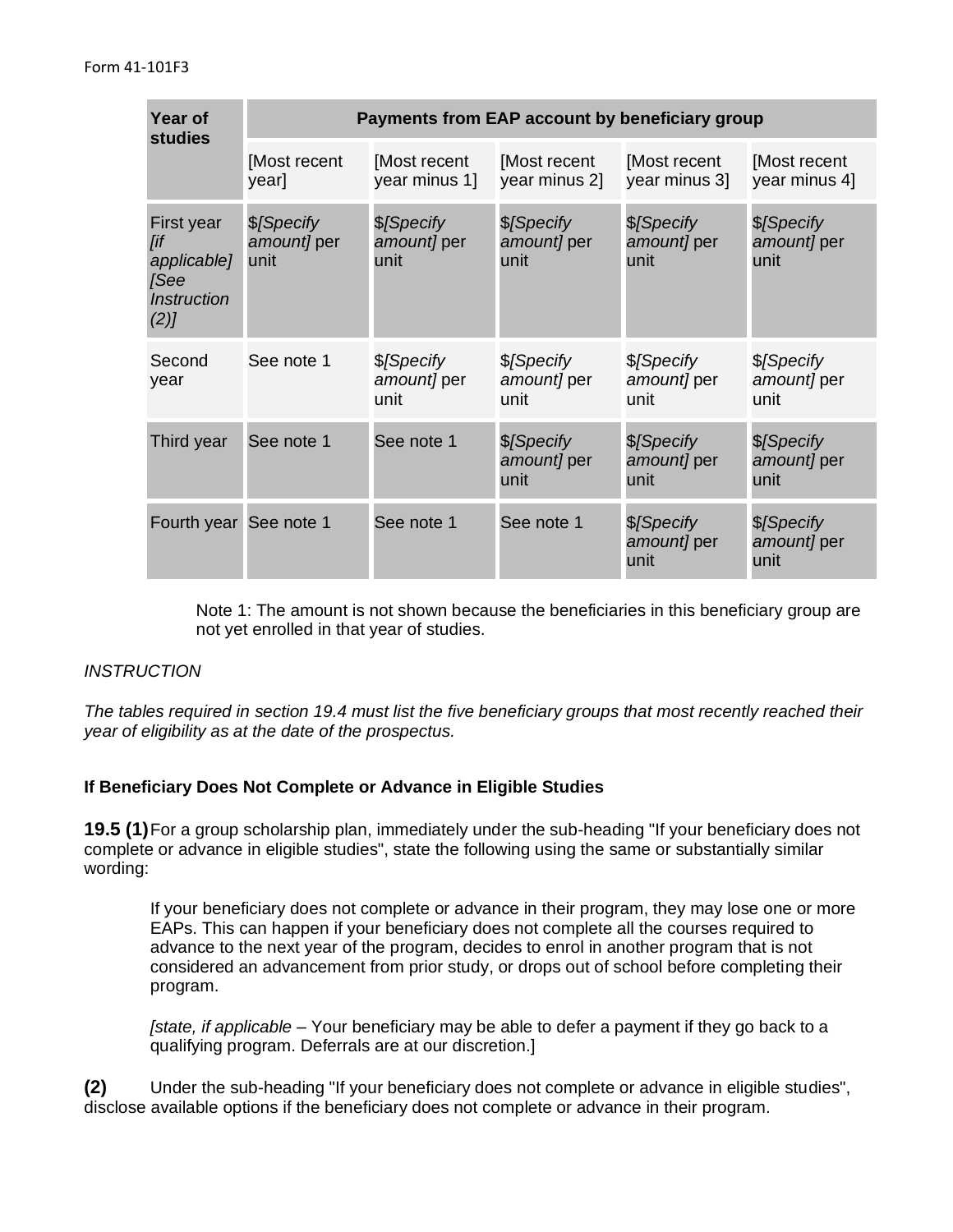Form 41-101F3

| Year of studies | Payments from EAP account by beneficiary group | | | | |
|---|---|---|---|---|---|
| | [Most recent year] | [Most recent year minus 1] | [Most recent year minus 2] | [Most recent year minus 3] | [Most recent year minus 4] |
| First year *[if applicable] [See Instruction (2)]* | $*[Specify amount]* per unit | $*[Specify amount]* per unit | $*[Specify amount]* per unit | $*[Specify amount]* per unit | $*[Specify amount]* per unit |
| Second year | See note 1 | $*[Specify amount]* per unit | $*[Specify amount]* per unit | $*[Specify amount]* per unit | $*[Specify amount]* per unit |
| Third year | See note 1 | See note 1 | $*[Specify amount]* per unit | $*[Specify amount]* per unit | $*[Specify amount]* per unit |
| Fourth year | See note 1 | See note 1 | See note 1 | $*[Specify amount]* per unit | $*[Specify amount]* per unit |

Note 1: The amount is not shown because the beneficiaries in this beneficiary group are not yet enrolled in that year of studies.

*INSTRUCTION*

*The tables required in section 19.4 must list the five beneficiary groups that most recently reached their year of eligibility as at the date of the prospectus.*

**If Beneficiary Does Not Complete or Advance in Eligible Studies**

**19.5 (1)** For a group scholarship plan, immediately under the sub-heading "If your beneficiary does not complete or advance in eligible studies", state the following using the same or substantially similar wording:

> If your beneficiary does not complete or advance in their program, they may lose one or more EAPs. This can happen if your beneficiary does not complete all the courses required to advance to the next year of the program, decides to enrol in another program that is not considered an advancement from prior study, or drops out of school before completing their program.
>
> *[state, if applicable* – Your beneficiary may be able to defer a payment if they go back to a qualifying program. Deferrals are at our discretion.]

**(2)** Under the sub-heading "If your beneficiary does not complete or advance in eligible studies", disclose available options if the beneficiary does not complete or advance in their program.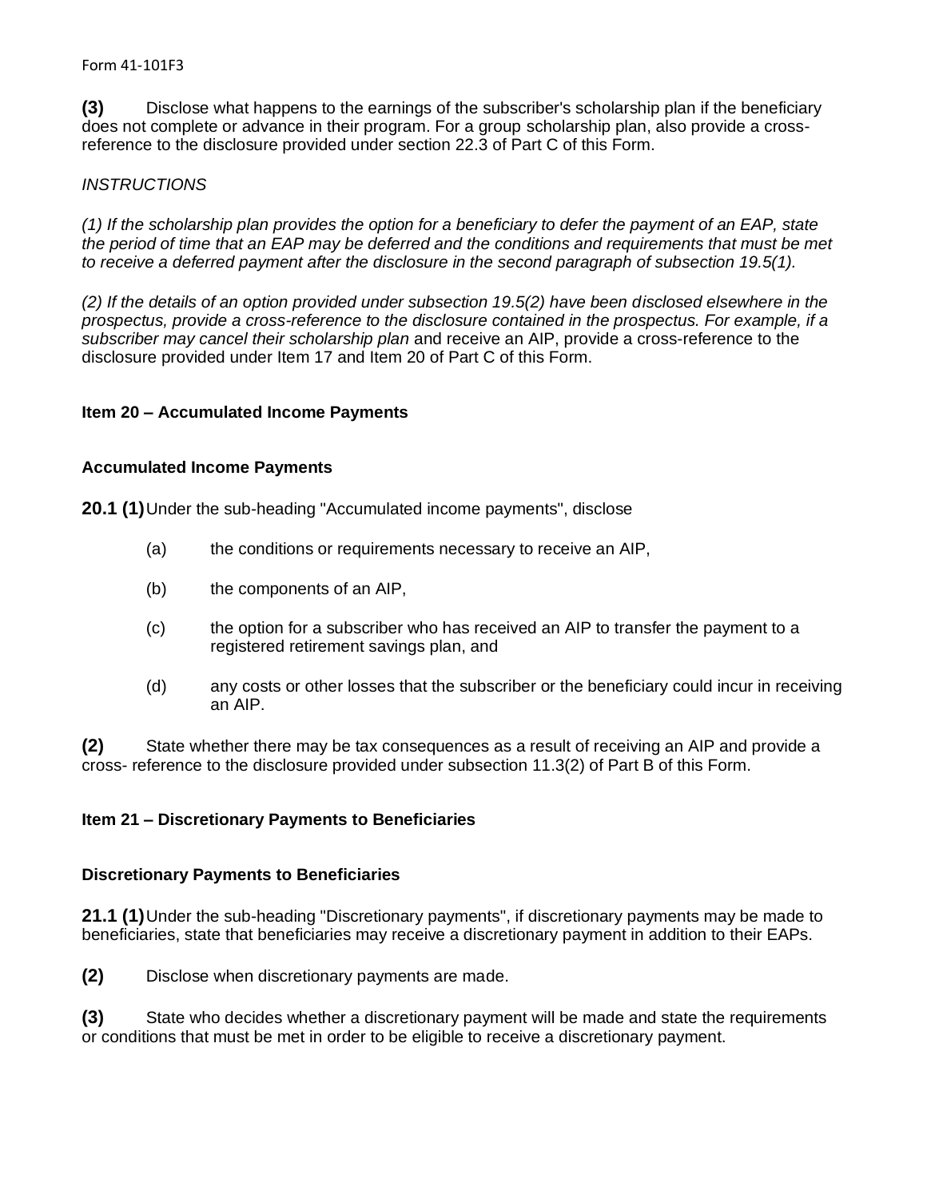**(3)** Disclose what happens to the earnings of the subscriber's scholarship plan if the beneficiary does not complete or advance in their program. For a group scholarship plan, also provide a cross-reference to the disclosure provided under section 22.3 of Part C of this Form.

*INSTRUCTIONS*

*(1) If the scholarship plan provides the option for a beneficiary to defer the payment of an EAP, state the period of time that an EAP may be deferred and the conditions and requirements that must be met to receive a deferred payment after the disclosure in the second paragraph of subsection 19.5(1).*

*(2) If the details of an option provided under subsection 19.5(2) have been disclosed elsewhere in the prospectus, provide a cross-reference to the disclosure contained in the prospectus. For example, if a subscriber may cancel their scholarship plan* and receive an AIP, provide a cross-reference to the disclosure provided under Item 17 and Item 20 of Part C of this Form.

### Item 20 – Accumulated Income Payments

#### Accumulated Income Payments

**20.1 (1)** Under the sub-heading "Accumulated income payments", disclose

(a) the conditions or requirements necessary to receive an AIP,

(b) the components of an AIP,

(c) the option for a subscriber who has received an AIP to transfer the payment to a registered retirement savings plan, and

(d) any costs or other losses that the subscriber or the beneficiary could incur in receiving an AIP.

**(2)** State whether there may be tax consequences as a result of receiving an AIP and provide a cross- reference to the disclosure provided under subsection 11.3(2) of Part B of this Form.

### Item 21 – Discretionary Payments to Beneficiaries

#### Discretionary Payments to Beneficiaries

**21.1 (1)** Under the sub-heading "Discretionary payments", if discretionary payments may be made to beneficiaries, state that beneficiaries may receive a discretionary payment in addition to their EAPs.

**(2)** Disclose when discretionary payments are made.

**(3)** State who decides whether a discretionary payment will be made and state the requirements or conditions that must be met in order to be eligible to receive a discretionary payment.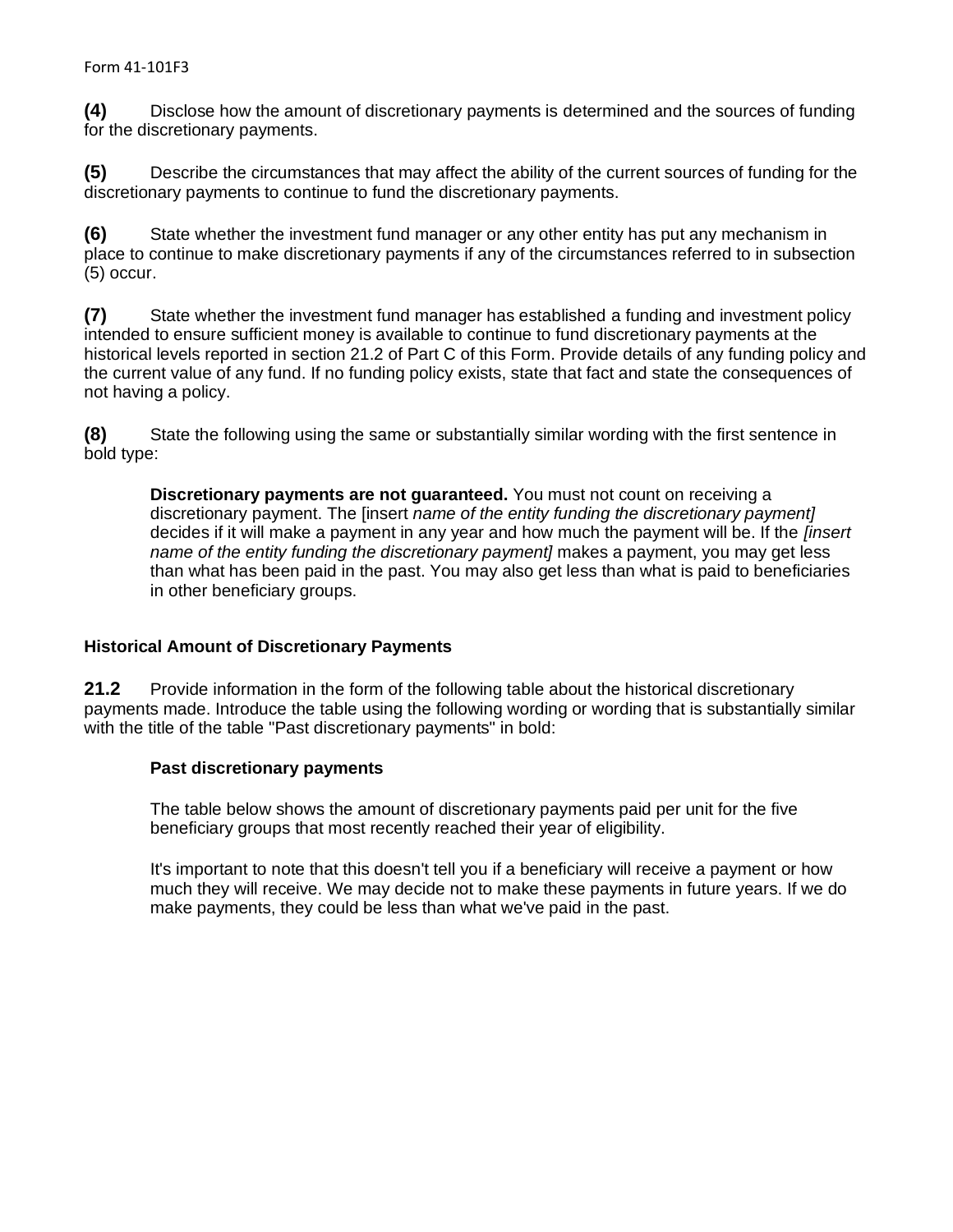**(4)** Disclose how the amount of discretionary payments is determined and the sources of funding for the discretionary payments.

**(5)** Describe the circumstances that may affect the ability of the current sources of funding for the discretionary payments to continue to fund the discretionary payments.

**(6)** State whether the investment fund manager or any other entity has put any mechanism in place to continue to make discretionary payments if any of the circumstances referred to in subsection (5) occur.

**(7)** State whether the investment fund manager has established a funding and investment policy intended to ensure sufficient money is available to continue to fund discretionary payments at the historical levels reported in section 21.2 of Part C of this Form. Provide details of any funding policy and the current value of any fund. If no funding policy exists, state that fact and state the consequences of not having a policy.

**(8)** State the following using the same or substantially similar wording with the first sentence in bold type:

> **Discretionary payments are not guaranteed.** You must not count on receiving a discretionary payment. The [insert *name of the entity funding the discretionary payment]* decides if it will make a payment in any year and how much the payment will be. If the *[insert name of the entity funding the discretionary payment]* makes a payment, you may get less than what has been paid in the past. You may also get less than what is paid to beneficiaries in other beneficiary groups.

### Historical Amount of Discretionary Payments

**21.2** Provide information in the form of the following table about the historical discretionary payments made. Introduce the table using the following wording or wording that is substantially similar with the title of the table "Past discretionary payments" in bold:

> **Past discretionary payments**
>
> The table below shows the amount of discretionary payments paid per unit for the five beneficiary groups that most recently reached their year of eligibility.
>
> It's important to note that this doesn't tell you if a beneficiary will receive a payment or how much they will receive. We may decide not to make these payments in future years. If we do make payments, they could be less than what we've paid in the past.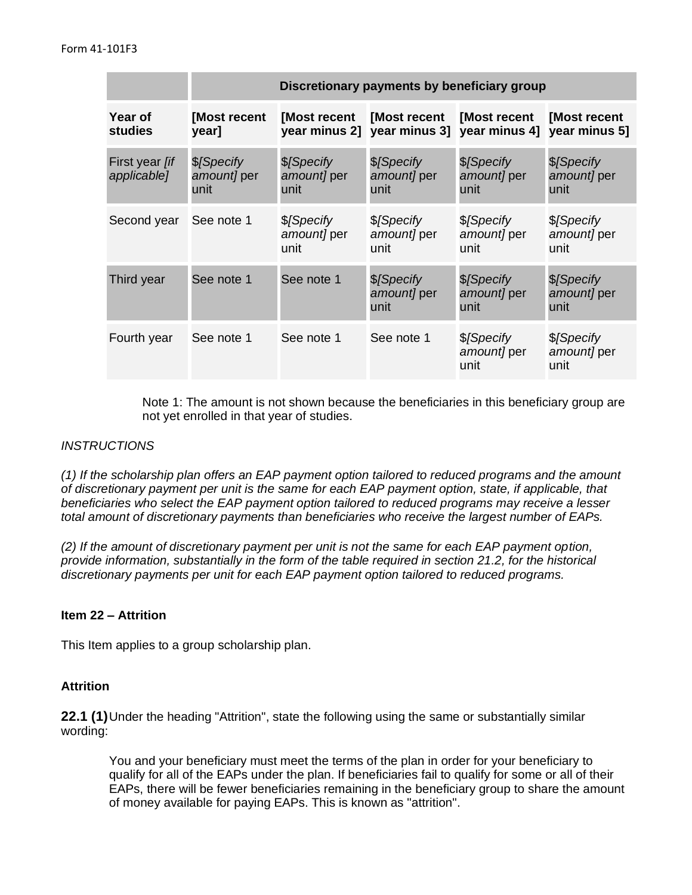| | Discretionary payments by beneficiary group | | | | |
|---|---|---|---|---|---|
| **Year of studies** | **[Most recent year]** | **[Most recent year minus 2]** | **[Most recent year minus 3]** | **[Most recent year minus 4]** | **[Most recent year minus 5]** |
| First year *[if applicable]* | $*[Specify amount]* per unit | $*[Specify amount]* per unit | $*[Specify amount]* per unit | $*[Specify amount]* per unit | $*[Specify amount]* per unit |
| Second year | See note 1 | $*[Specify amount]* per unit | $*[Specify amount]* per unit | $*[Specify amount]* per unit | $*[Specify amount]* per unit |
| Third year | See note 1 | See note 1 | $*[Specify amount]* per unit | $*[Specify amount]* per unit | $*[Specify amount]* per unit |
| Fourth year | See note 1 | See note 1 | See note 1 | $*[Specify amount]* per unit | $*[Specify amount]* per unit |

Note 1: The amount is not shown because the beneficiaries in this beneficiary group are not yet enrolled in that year of studies.

*INSTRUCTIONS*

*(1) If the scholarship plan offers an EAP payment option tailored to reduced programs and the amount of discretionary payment per unit is the same for each EAP payment option, state, if applicable, that beneficiaries who select the EAP payment option tailored to reduced programs may receive a lesser total amount of discretionary payments than beneficiaries who receive the largest number of EAPs.*

*(2) If the amount of discretionary payment per unit is not the same for each EAP payment option, provide information, substantially in the form of the table required in section 21.2, for the historical discretionary payments per unit for each EAP payment option tailored to reduced programs.*

### Item 22 – Attrition

This Item applies to a group scholarship plan.

#### Attrition

**22.1 (1)** Under the heading "Attrition", state the following using the same or substantially similar wording:

> You and your beneficiary must meet the terms of the plan in order for your beneficiary to qualify for all of the EAPs under the plan. If beneficiaries fail to qualify for some or all of their EAPs, there will be fewer beneficiaries remaining in the beneficiary group to share the amount of money available for paying EAPs. This is known as "attrition".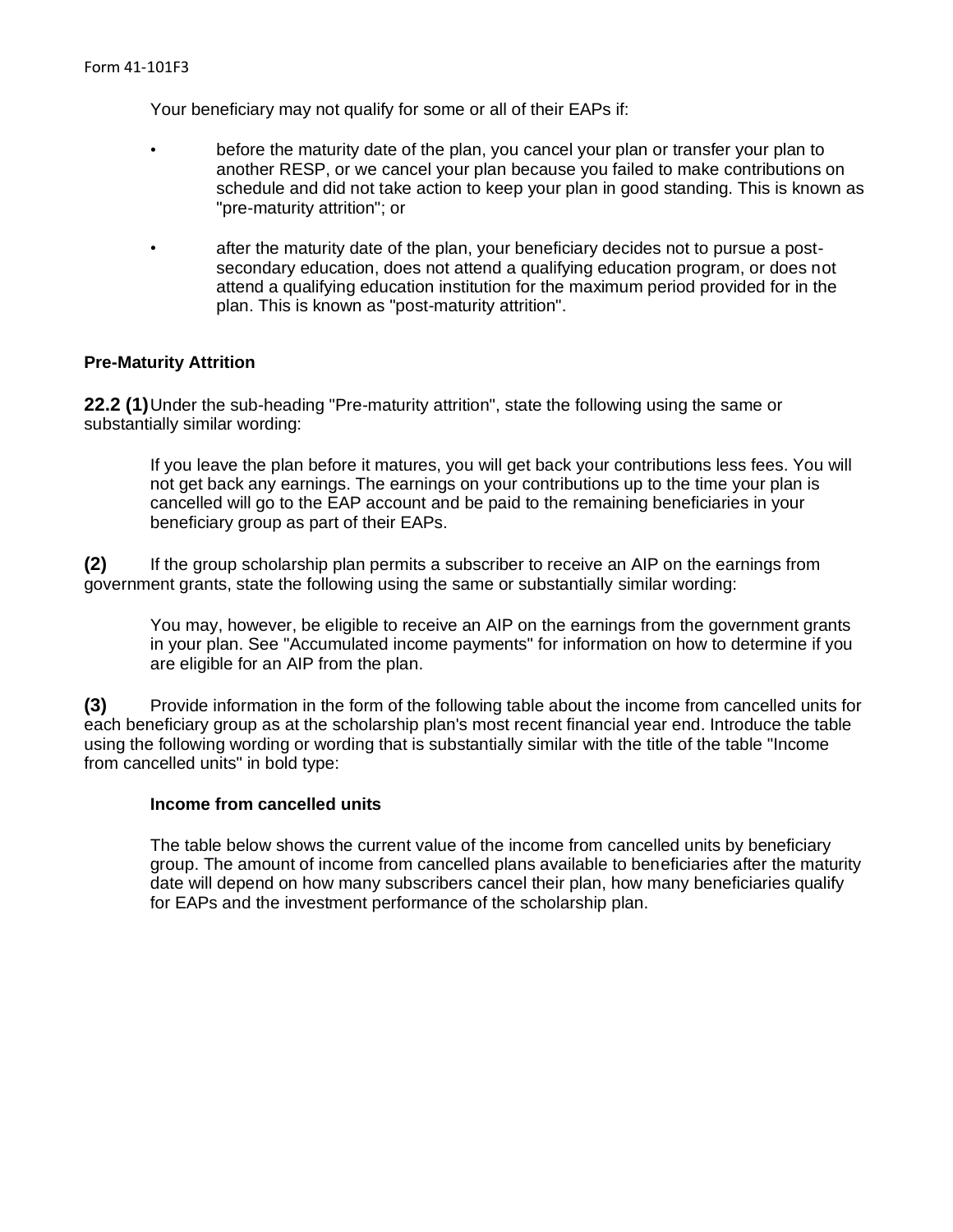Your beneficiary may not qualify for some or all of their EAPs if:

- before the maturity date of the plan, you cancel your plan or transfer your plan to another RESP, or we cancel your plan because you failed to make contributions on schedule and did not take action to keep your plan in good standing. This is known as "pre-maturity attrition"; or
- after the maturity date of the plan, your beneficiary decides not to pursue a post-secondary education, does not attend a qualifying education program, or does not attend a qualifying education institution for the maximum period provided for in the plan. This is known as "post-maturity attrition".

**Pre-Maturity Attrition**

**22.2 (1)** Under the sub-heading "Pre-maturity attrition", state the following using the same or substantially similar wording:

> If you leave the plan before it matures, you will get back your contributions less fees. You will not get back any earnings. The earnings on your contributions up to the time your plan is cancelled will go to the EAP account and be paid to the remaining beneficiaries in your beneficiary group as part of their EAPs.

**(2)** If the group scholarship plan permits a subscriber to receive an AIP on the earnings from government grants, state the following using the same or substantially similar wording:

> You may, however, be eligible to receive an AIP on the earnings from the government grants in your plan. See "Accumulated income payments" for information on how to determine if you are eligible for an AIP from the plan.

**(3)** Provide information in the form of the following table about the income from cancelled units for each beneficiary group as at the scholarship plan's most recent financial year end. Introduce the table using the following wording or wording that is substantially similar with the title of the table "Income from cancelled units" in bold type:

> **Income from cancelled units**
>
> The table below shows the current value of the income from cancelled units by beneficiary group. The amount of income from cancelled plans available to beneficiaries after the maturity date will depend on how many subscribers cancel their plan, how many beneficiaries qualify for EAPs and the investment performance of the scholarship plan.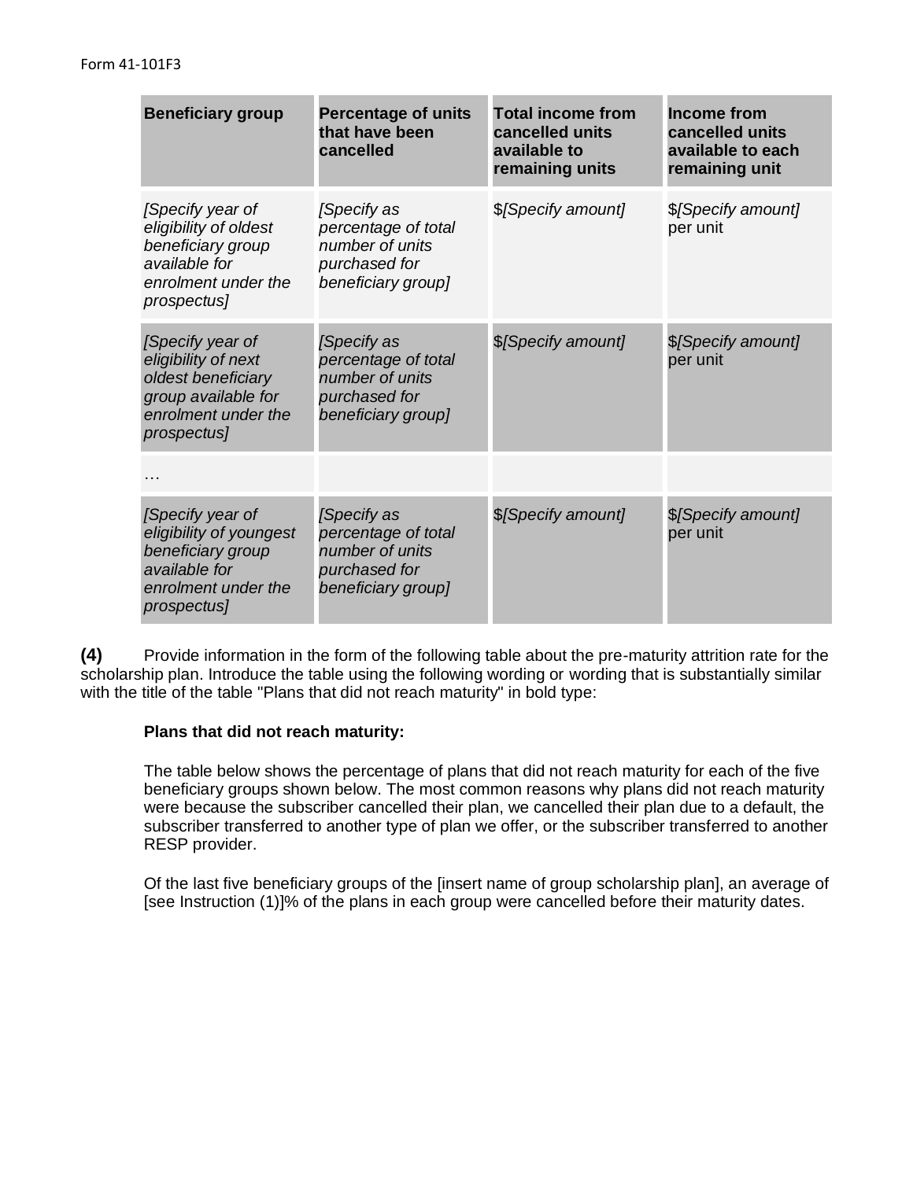| **Beneficiary group** | **Percentage of units that have been cancelled** | **Total income from cancelled units available to remaining units** | **Income from cancelled units available to each remaining unit** |
|---|---|---|---|
| *[Specify year of eligibility of oldest beneficiary group available for enrolment under the prospectus]* | *[Specify as percentage of total number of units purchased for beneficiary group]* | $*[Specify amount]* | $*[Specify amount]* per unit |
| *[Specify year of eligibility of next oldest beneficiary group available for enrolment under the prospectus]* | *[Specify as percentage of total number of units purchased for beneficiary group]* | $*[Specify amount]* | $*[Specify amount]* per unit |
| … | | | |
| *[Specify year of eligibility of youngest beneficiary group available for enrolment under the prospectus]* | *[Specify as percentage of total number of units purchased for beneficiary group]* | $*[Specify amount]* | $*[Specify amount]* per unit |

**(4)** Provide information in the form of the following table about the pre-maturity attrition rate for the scholarship plan. Introduce the table using the following wording or wording that is substantially similar with the title of the table "Plans that did not reach maturity" in bold type:

> **Plans that did not reach maturity:**
>
> The table below shows the percentage of plans that did not reach maturity for each of the five beneficiary groups shown below. The most common reasons why plans did not reach maturity were because the subscriber cancelled their plan, we cancelled their plan due to a default, the subscriber transferred to another type of plan we offer, or the subscriber transferred to another RESP provider.
>
> Of the last five beneficiary groups of the [insert name of group scholarship plan], an average of [see Instruction (1)]% of the plans in each group were cancelled before their maturity dates.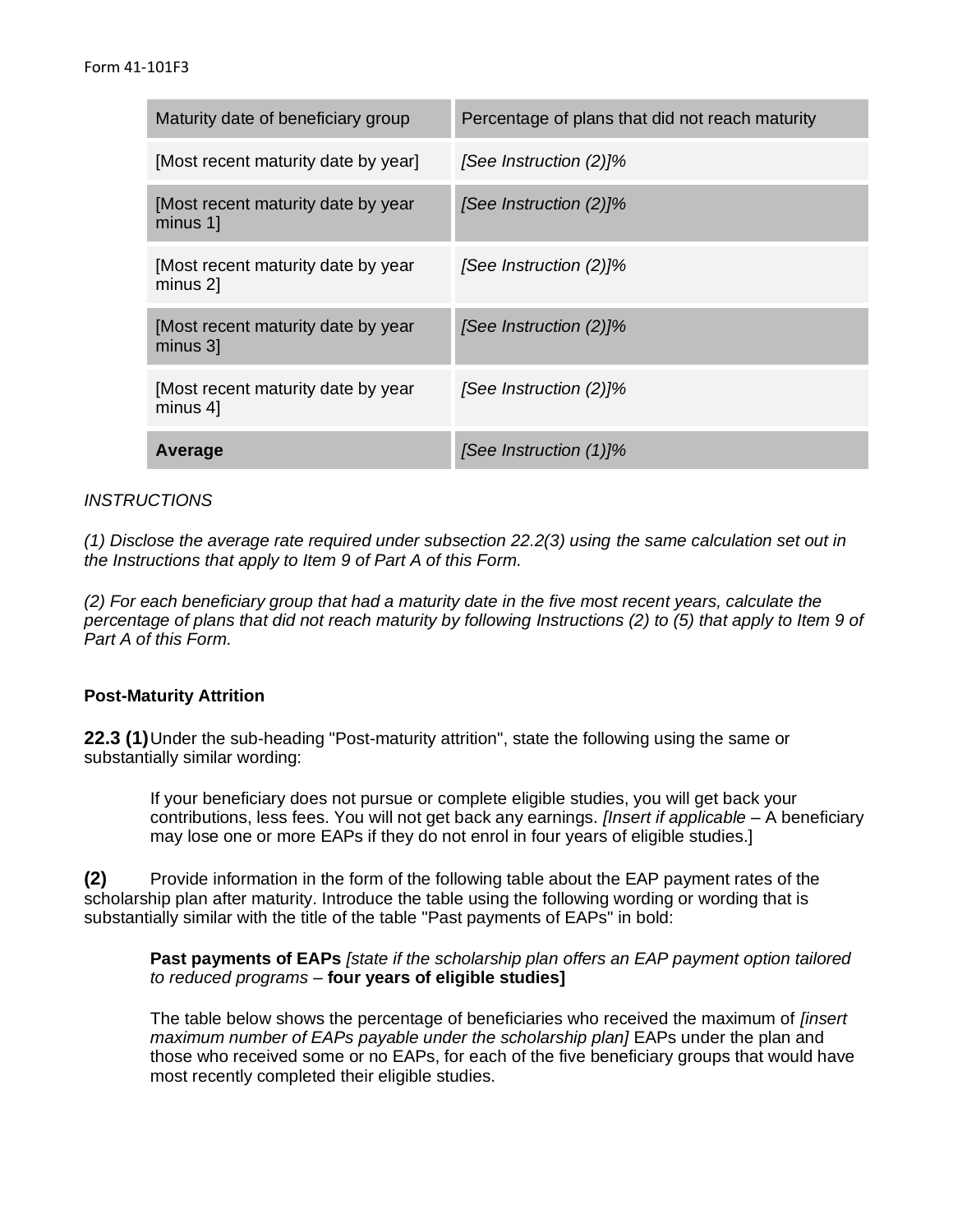| Maturity date of beneficiary group | Percentage of plans that did not reach maturity |
|---|---|
| [Most recent maturity date by year] | *[See Instruction (2)]%* |
| [Most recent maturity date by year minus 1] | *[See Instruction (2)]%* |
| [Most recent maturity date by year minus 2] | *[See Instruction (2)]%* |
| [Most recent maturity date by year minus 3] | *[See Instruction (2)]%* |
| [Most recent maturity date by year minus 4] | *[See Instruction (2)]%* |
| **Average** | *[See Instruction (1)]%* |

*INSTRUCTIONS*

*(1) Disclose the average rate required under subsection 22.2(3) using the same calculation set out in the Instructions that apply to Item 9 of Part A of this Form.*

*(2) For each beneficiary group that had a maturity date in the five most recent years, calculate the percentage of plans that did not reach maturity by following Instructions (2) to (5) that apply to Item 9 of Part A of this Form.*

**Post-Maturity Attrition**

**22.3 (1)** Under the sub-heading "Post-maturity attrition", state the following using the same or substantially similar wording:

> If your beneficiary does not pursue or complete eligible studies, you will get back your contributions, less fees. You will not get back any earnings. *[Insert if applicable* – A beneficiary may lose one or more EAPs if they do not enrol in four years of eligible studies.]

**(2)** Provide information in the form of the following table about the EAP payment rates of the scholarship plan after maturity. Introduce the table using the following wording or wording that is substantially similar with the title of the table "Past payments of EAPs" in bold:

> **Past payments of EAPs** *[state if the scholarship plan offers an EAP payment option tailored to reduced programs* – **four years of eligible studies]**
>
> The table below shows the percentage of beneficiaries who received the maximum of *[insert maximum number of EAPs payable under the scholarship plan]* EAPs under the plan and those who received some or no EAPs, for each of the five beneficiary groups that would have most recently completed their eligible studies.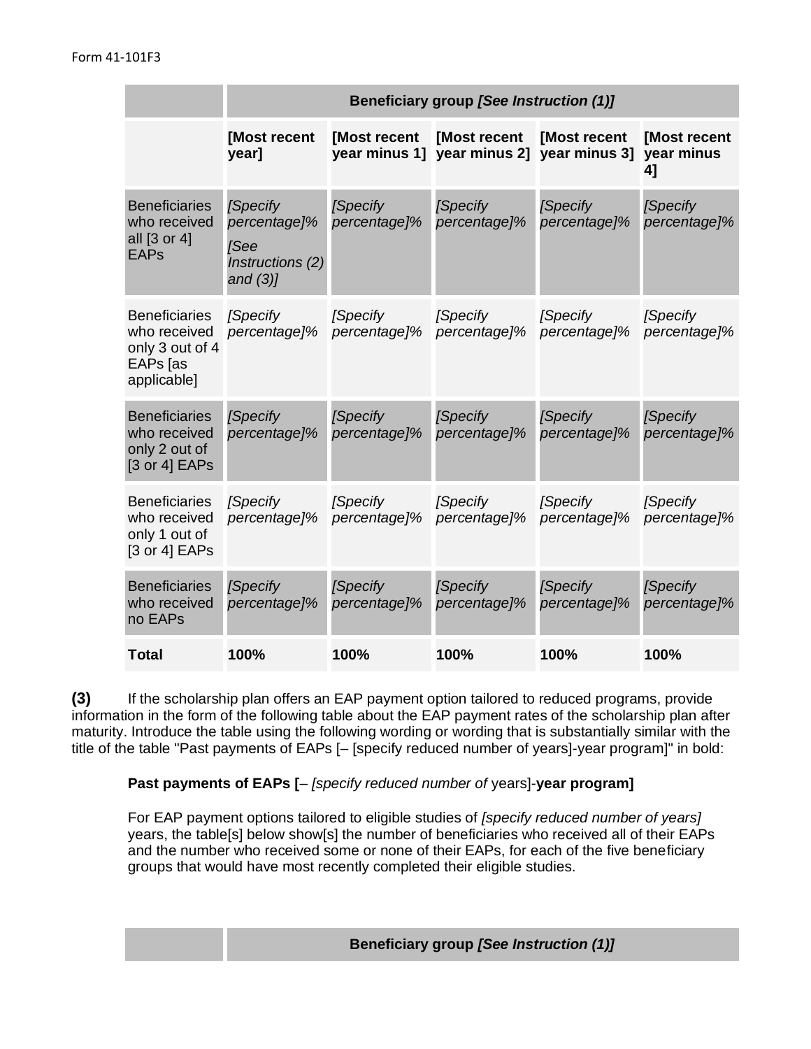| | Beneficiary group *[See Instruction (1)]* | | | | |
|---|---|---|---|---|---|
| | **[Most recent year]** | **[Most recent year minus 1]** | **[Most recent year minus 2]** | **[Most recent year minus 3]** | **[Most recent year minus 4]** |
| Beneficiaries who received all [3 or 4] EAPs | *[Specify percentage]*% *[See Instructions (2) and (3)]* | *[Specify percentage]*% | *[Specify percentage]*% | *[Specify percentage]*% | *[Specify percentage]*% |
| Beneficiaries who received only 3 out of 4 EAPs [as applicable] | *[Specify percentage]*% | *[Specify percentage]*% | *[Specify percentage]*% | *[Specify percentage]*% | *[Specify percentage]*% |
| Beneficiaries who received only 2 out of [3 or 4] EAPs | *[Specify percentage]*% | *[Specify percentage]*% | *[Specify percentage]*% | *[Specify percentage]*% | *[Specify percentage]*% |
| Beneficiaries who received only 1 out of [3 or 4] EAPs | *[Specify percentage]*% | *[Specify percentage]*% | *[Specify percentage]*% | *[Specify percentage]*% | *[Specify percentage]*% |
| Beneficiaries who received no EAPs | *[Specify percentage]*% | *[Specify percentage]*% | *[Specify percentage]*% | *[Specify percentage]*% | *[Specify percentage]*% |
| **Total** | **100%** | **100%** | **100%** | **100%** | **100%** |

**(3)** If the scholarship plan offers an EAP payment option tailored to reduced programs, provide information in the form of the following table about the EAP payment rates of the scholarship plan after maturity. Introduce the table using the following wording or wording that is substantially similar with the title of the table "Past payments of EAPs [– [specify reduced number of years]-year program]" in bold:

**Past payments of EAPs [**– *[specify reduced number of* years]-**year program]**

For EAP payment options tailored to eligible studies of *[specify reduced number of years]* years, the table[s] below show[s] the number of beneficiaries who received all of their EAPs and the number who received some or none of their EAPs, for each of the five beneficiary groups that would have most recently completed their eligible studies.

| | Beneficiary group *[See Instruction (1)]* |
|---|---|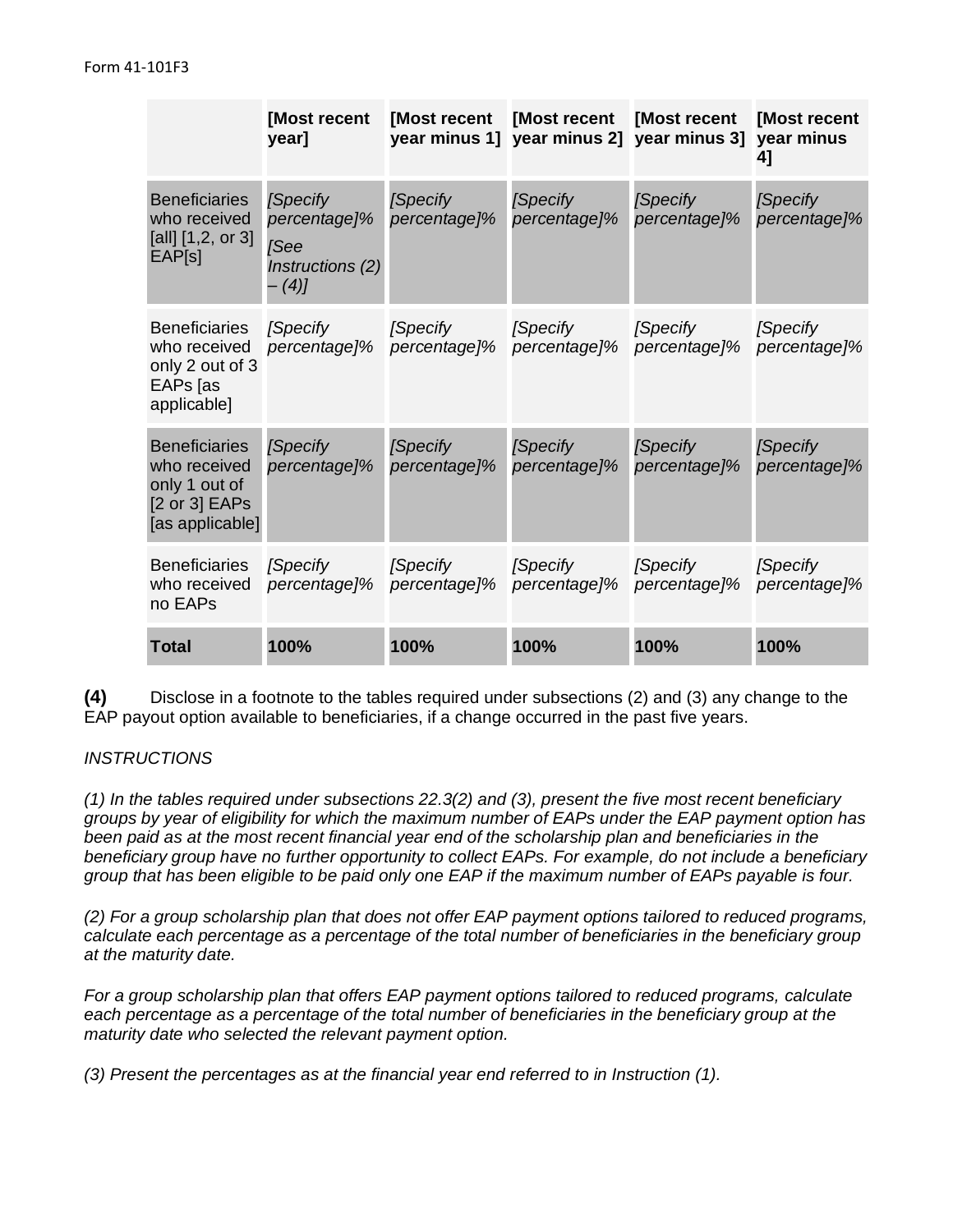| | **[Most recent year]** | **[Most recent year minus 1]** | **[Most recent year minus 2]** | **[Most recent year minus 3]** | **[Most recent year minus 4]** |
|---|---|---|---|---|---|
| Beneficiaries who received [all] [1,2, or 3] EAP[s] | *[Specify percentage]%* *[See Instructions (2) – (4)]* | *[Specify percentage]%* | *[Specify percentage]%* | *[Specify percentage]%* | *[Specify percentage]%* |
| Beneficiaries who received only 2 out of 3 EAPs [as applicable] | *[Specify percentage]%* | *[Specify percentage]%* | *[Specify percentage]%* | *[Specify percentage]%* | *[Specify percentage]%* |
| Beneficiaries who received only 1 out of [2 or 3] EAPs [as applicable] | *[Specify percentage]%* | *[Specify percentage]%* | *[Specify percentage]%* | *[Specify percentage]%* | *[Specify percentage]%* |
| Beneficiaries who received no EAPs | *[Specify percentage]%* | *[Specify percentage]%* | *[Specify percentage]%* | *[Specify percentage]%* | *[Specify percentage]%* |
| **Total** | **100%** | **100%** | **100%** | **100%** | **100%** |

**(4)** Disclose in a footnote to the tables required under subsections (2) and (3) any change to the EAP payout option available to beneficiaries, if a change occurred in the past five years.

*INSTRUCTIONS*

*(1) In the tables required under subsections 22.3(2) and (3), present the five most recent beneficiary groups by year of eligibility for which the maximum number of EAPs under the EAP payment option has been paid as at the most recent financial year end of the scholarship plan and beneficiaries in the beneficiary group have no further opportunity to collect EAPs. For example, do not include a beneficiary group that has been eligible to be paid only one EAP if the maximum number of EAPs payable is four.*

*(2) For a group scholarship plan that does not offer EAP payment options tailored to reduced programs, calculate each percentage as a percentage of the total number of beneficiaries in the beneficiary group at the maturity date.*

*For a group scholarship plan that offers EAP payment options tailored to reduced programs, calculate each percentage as a percentage of the total number of beneficiaries in the beneficiary group at the maturity date who selected the relevant payment option.*

*(3) Present the percentages as at the financial year end referred to in Instruction (1).*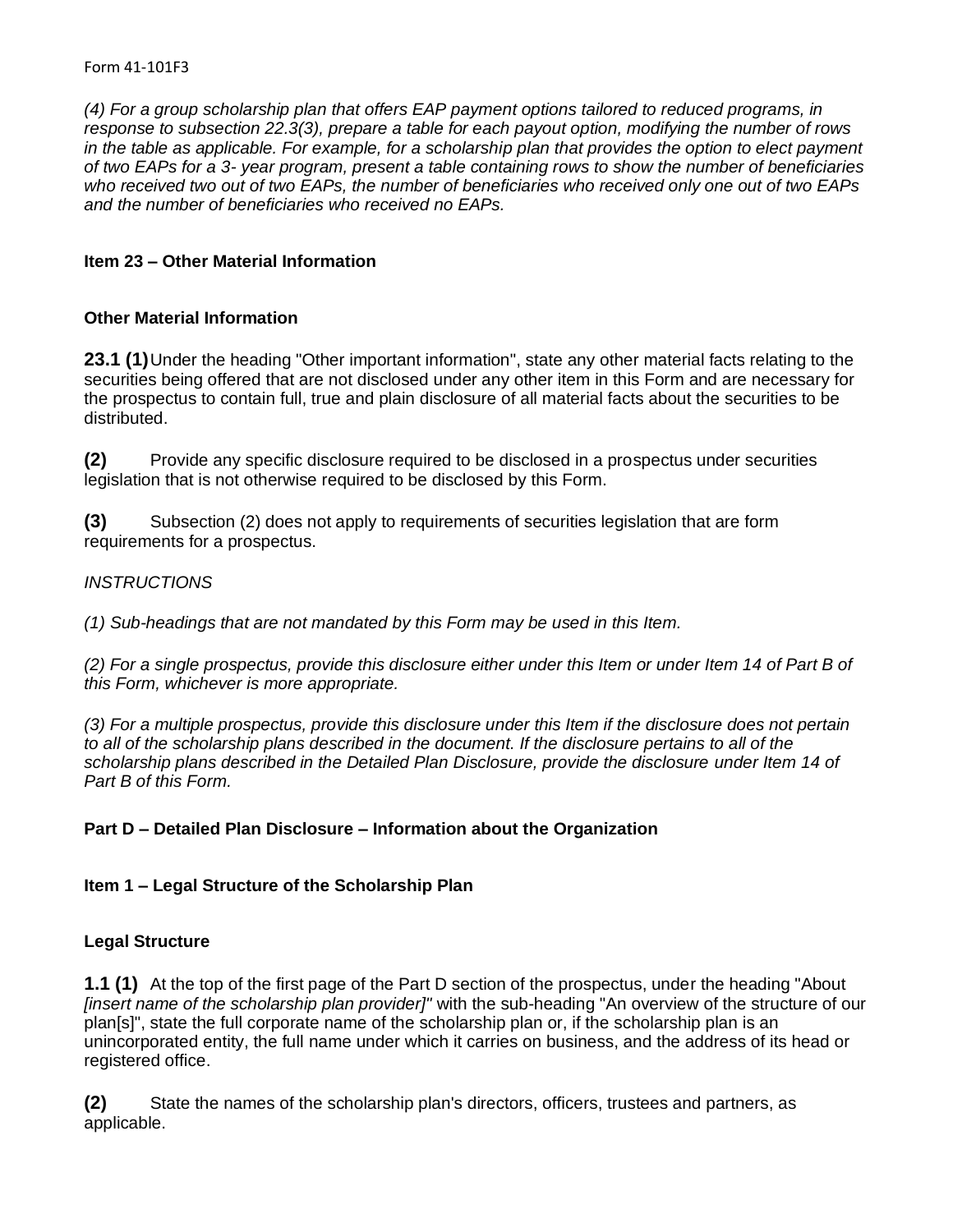*(4) For a group scholarship plan that offers EAP payment options tailored to reduced programs, in response to subsection 22.3(3), prepare a table for each payout option, modifying the number of rows in the table as applicable. For example, for a scholarship plan that provides the option to elect payment of two EAPs for a 3- year program, present a table containing rows to show the number of beneficiaries who received two out of two EAPs, the number of beneficiaries who received only one out of two EAPs and the number of beneficiaries who received no EAPs.*

### Item 23 – Other Material Information

#### Other Material Information

**23.1 (1)** Under the heading "Other important information", state any other material facts relating to the securities being offered that are not disclosed under any other item in this Form and are necessary for the prospectus to contain full, true and plain disclosure of all material facts about the securities to be distributed.

**(2)** Provide any specific disclosure required to be disclosed in a prospectus under securities legislation that is not otherwise required to be disclosed by this Form.

**(3)** Subsection (2) does not apply to requirements of securities legislation that are form requirements for a prospectus.

*INSTRUCTIONS*

*(1) Sub-headings that are not mandated by this Form may be used in this Item.*

*(2) For a single prospectus, provide this disclosure either under this Item or under Item 14 of Part B of this Form, whichever is more appropriate.*

*(3) For a multiple prospectus, provide this disclosure under this Item if the disclosure does not pertain to all of the scholarship plans described in the document. If the disclosure pertains to all of the scholarship plans described in the Detailed Plan Disclosure, provide the disclosure under Item 14 of Part B of this Form.*

## Part D – Detailed Plan Disclosure – Information about the Organization

### Item 1 – Legal Structure of the Scholarship Plan

#### Legal Structure

**1.1 (1)** At the top of the first page of the Part D section of the prospectus, under the heading "About *[insert name of the scholarship plan provider]*" with the sub-heading "An overview of the structure of our plan[s]", state the full corporate name of the scholarship plan or, if the scholarship plan is an unincorporated entity, the full name under which it carries on business, and the address of its head or registered office.

**(2)** State the names of the scholarship plan's directors, officers, trustees and partners, as applicable.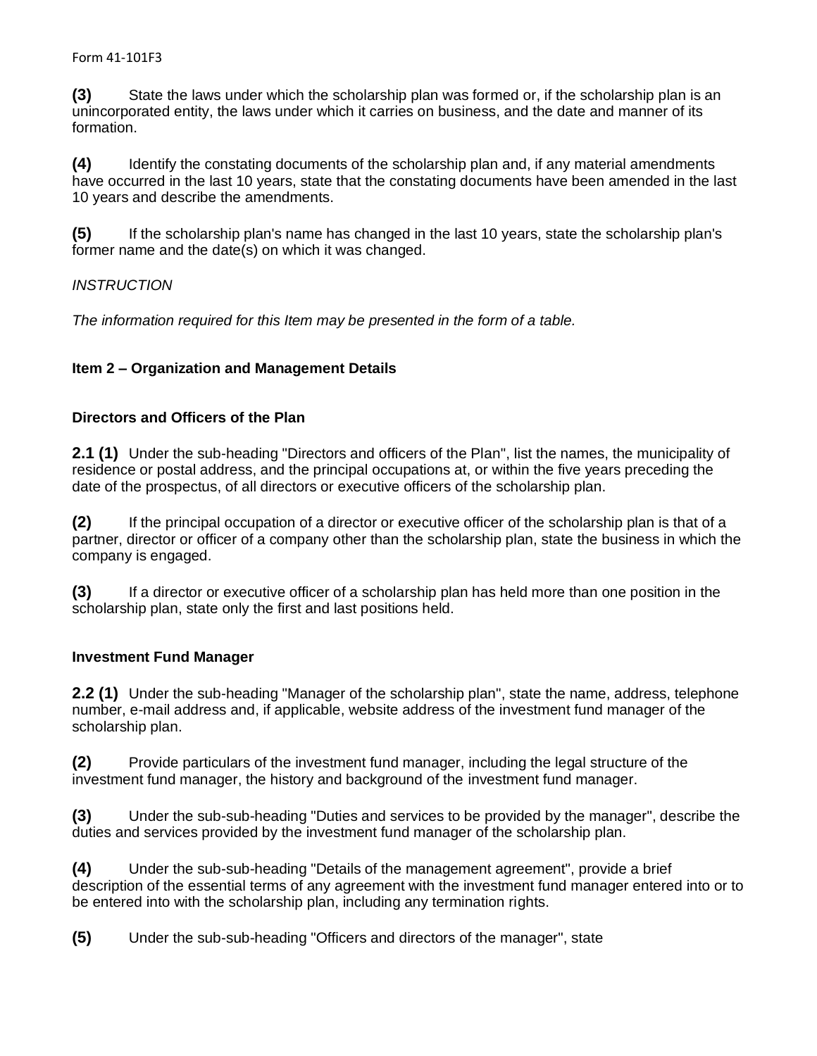**(3)** State the laws under which the scholarship plan was formed or, if the scholarship plan is an unincorporated entity, the laws under which it carries on business, and the date and manner of its formation.

**(4)** Identify the constating documents of the scholarship plan and, if any material amendments have occurred in the last 10 years, state that the constating documents have been amended in the last 10 years and describe the amendments.

**(5)** If the scholarship plan's name has changed in the last 10 years, state the scholarship plan's former name and the date(s) on which it was changed.

*INSTRUCTION*

*The information required for this Item may be presented in the form of a table.*

## Item 2 – Organization and Management Details

### Directors and Officers of the Plan

**2.1 (1)** Under the sub-heading "Directors and officers of the Plan", list the names, the municipality of residence or postal address, and the principal occupations at, or within the five years preceding the date of the prospectus, of all directors or executive officers of the scholarship plan.

**(2)** If the principal occupation of a director or executive officer of the scholarship plan is that of a partner, director or officer of a company other than the scholarship plan, state the business in which the company is engaged.

**(3)** If a director or executive officer of a scholarship plan has held more than one position in the scholarship plan, state only the first and last positions held.

### Investment Fund Manager

**2.2 (1)** Under the sub-heading "Manager of the scholarship plan", state the name, address, telephone number, e-mail address and, if applicable, website address of the investment fund manager of the scholarship plan.

**(2)** Provide particulars of the investment fund manager, including the legal structure of the investment fund manager, the history and background of the investment fund manager.

**(3)** Under the sub-sub-heading "Duties and services to be provided by the manager", describe the duties and services provided by the investment fund manager of the scholarship plan.

**(4)** Under the sub-sub-heading "Details of the management agreement", provide a brief description of the essential terms of any agreement with the investment fund manager entered into or to be entered into with the scholarship plan, including any termination rights.

**(5)** Under the sub-sub-heading "Officers and directors of the manager", state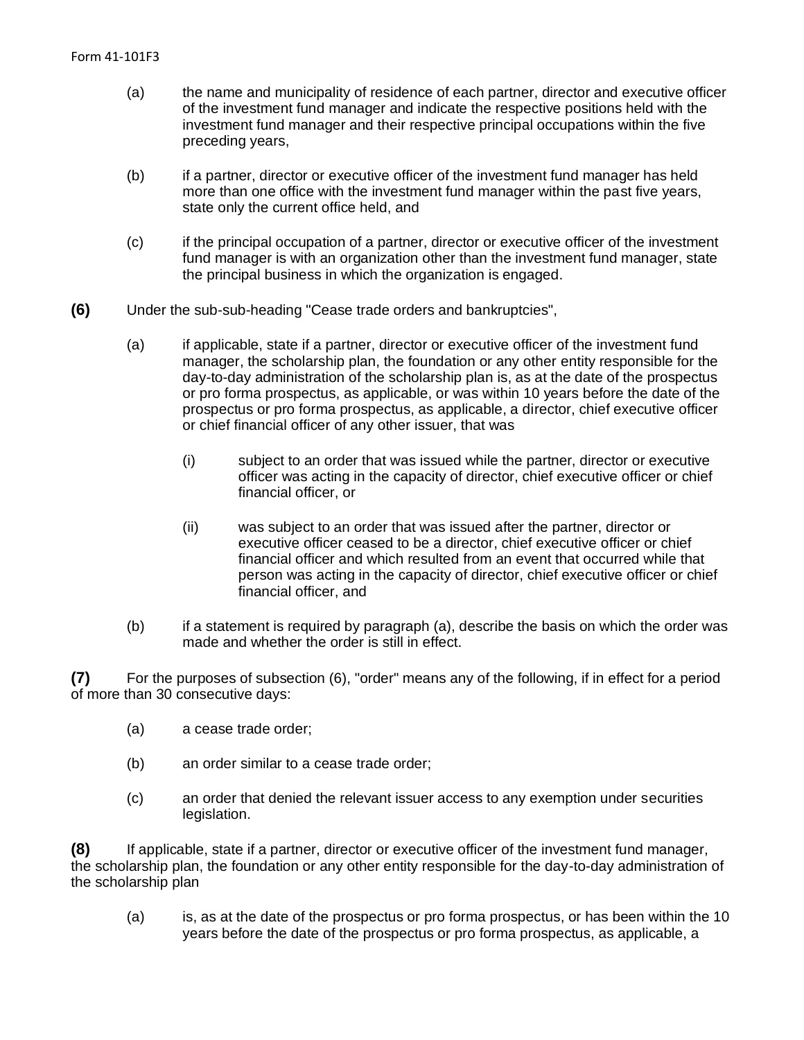(a) the name and municipality of residence of each partner, director and executive officer of the investment fund manager and indicate the respective positions held with the investment fund manager and their respective principal occupations within the five preceding years,

(b) if a partner, director or executive officer of the investment fund manager has held more than one office with the investment fund manager within the past five years, state only the current office held, and

(c) if the principal occupation of a partner, director or executive officer of the investment fund manager is with an organization other than the investment fund manager, state the principal business in which the organization is engaged.

**(6)** Under the sub-sub-heading "Cease trade orders and bankruptcies",

(a) if applicable, state if a partner, director or executive officer of the investment fund manager, the scholarship plan, the foundation or any other entity responsible for the day-to-day administration of the scholarship plan is, as at the date of the prospectus or pro forma prospectus, as applicable, or was within 10 years before the date of the prospectus or pro forma prospectus, as applicable, a director, chief executive officer or chief financial officer of any other issuer, that was

(i) subject to an order that was issued while the partner, director or executive officer was acting in the capacity of director, chief executive officer or chief financial officer, or

(ii) was subject to an order that was issued after the partner, director or executive officer ceased to be a director, chief executive officer or chief financial officer and which resulted from an event that occurred while that person was acting in the capacity of director, chief executive officer or chief financial officer, and

(b) if a statement is required by paragraph (a), describe the basis on which the order was made and whether the order is still in effect.

**(7)** For the purposes of subsection (6), "order" means any of the following, if in effect for a period of more than 30 consecutive days:

(a) a cease trade order;

(b) an order similar to a cease trade order;

(c) an order that denied the relevant issuer access to any exemption under securities legislation.

**(8)** If applicable, state if a partner, director or executive officer of the investment fund manager, the scholarship plan, the foundation or any other entity responsible for the day-to-day administration of the scholarship plan

(a) is, as at the date of the prospectus or pro forma prospectus, or has been within the 10 years before the date of the prospectus or pro forma prospectus, as applicable, a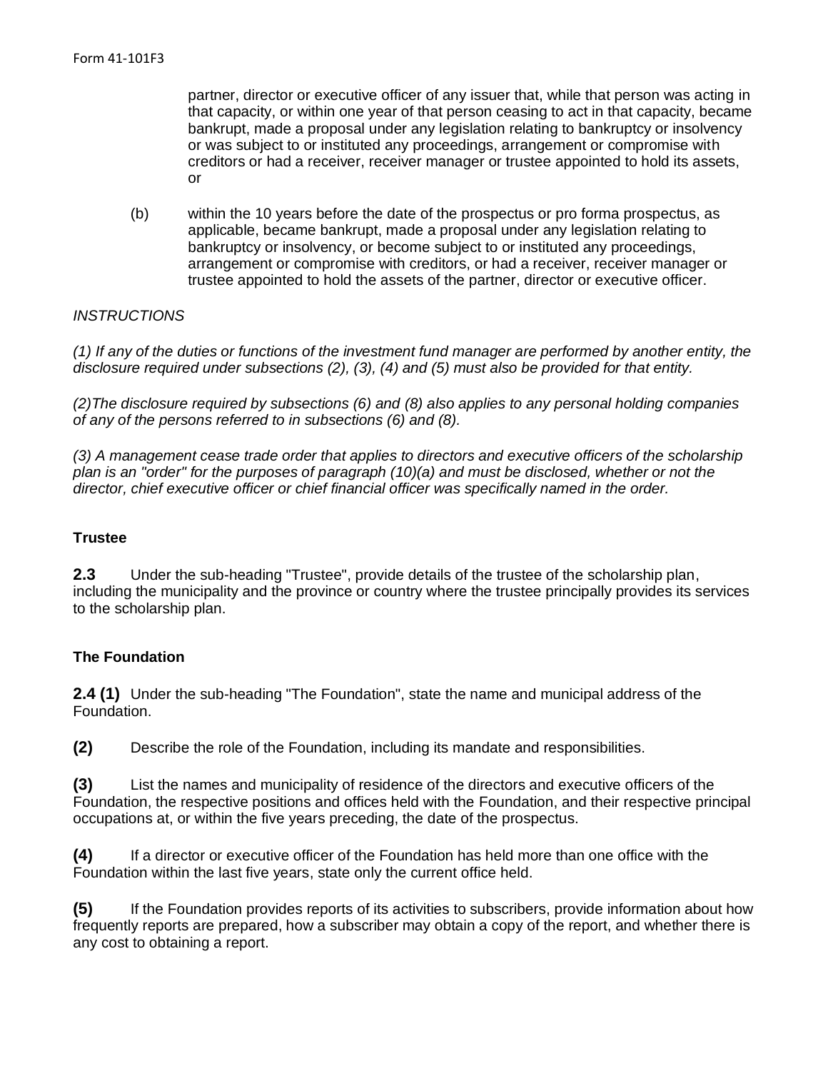partner, director or executive officer of any issuer that, while that person was acting in that capacity, or within one year of that person ceasing to act in that capacity, became bankrupt, made a proposal under any legislation relating to bankruptcy or insolvency or was subject to or instituted any proceedings, arrangement or compromise with creditors or had a receiver, receiver manager or trustee appointed to hold its assets, or

(b) within the 10 years before the date of the prospectus or pro forma prospectus, as applicable, became bankrupt, made a proposal under any legislation relating to bankruptcy or insolvency, or become subject to or instituted any proceedings, arrangement or compromise with creditors, or had a receiver, receiver manager or trustee appointed to hold the assets of the partner, director or executive officer.

*INSTRUCTIONS*

*(1) If any of the duties or functions of the investment fund manager are performed by another entity, the disclosure required under subsections (2), (3), (4) and (5) must also be provided for that entity.*

*(2)The disclosure required by subsections (6) and (8) also applies to any personal holding companies of any of the persons referred to in subsections (6) and (8).*

*(3) A management cease trade order that applies to directors and executive officers of the scholarship plan is an "order" for the purposes of paragraph (10)(a) and must be disclosed, whether or not the director, chief executive officer or chief financial officer was specifically named in the order.*

**Trustee**

**2.3** Under the sub-heading "Trustee", provide details of the trustee of the scholarship plan, including the municipality and the province or country where the trustee principally provides its services to the scholarship plan.

**The Foundation**

**2.4 (1)** Under the sub-heading "The Foundation", state the name and municipal address of the Foundation.

**(2)** Describe the role of the Foundation, including its mandate and responsibilities.

**(3)** List the names and municipality of residence of the directors and executive officers of the Foundation, the respective positions and offices held with the Foundation, and their respective principal occupations at, or within the five years preceding, the date of the prospectus.

**(4)** If a director or executive officer of the Foundation has held more than one office with the Foundation within the last five years, state only the current office held.

**(5)** If the Foundation provides reports of its activities to subscribers, provide information about how frequently reports are prepared, how a subscriber may obtain a copy of the report, and whether there is any cost to obtaining a report.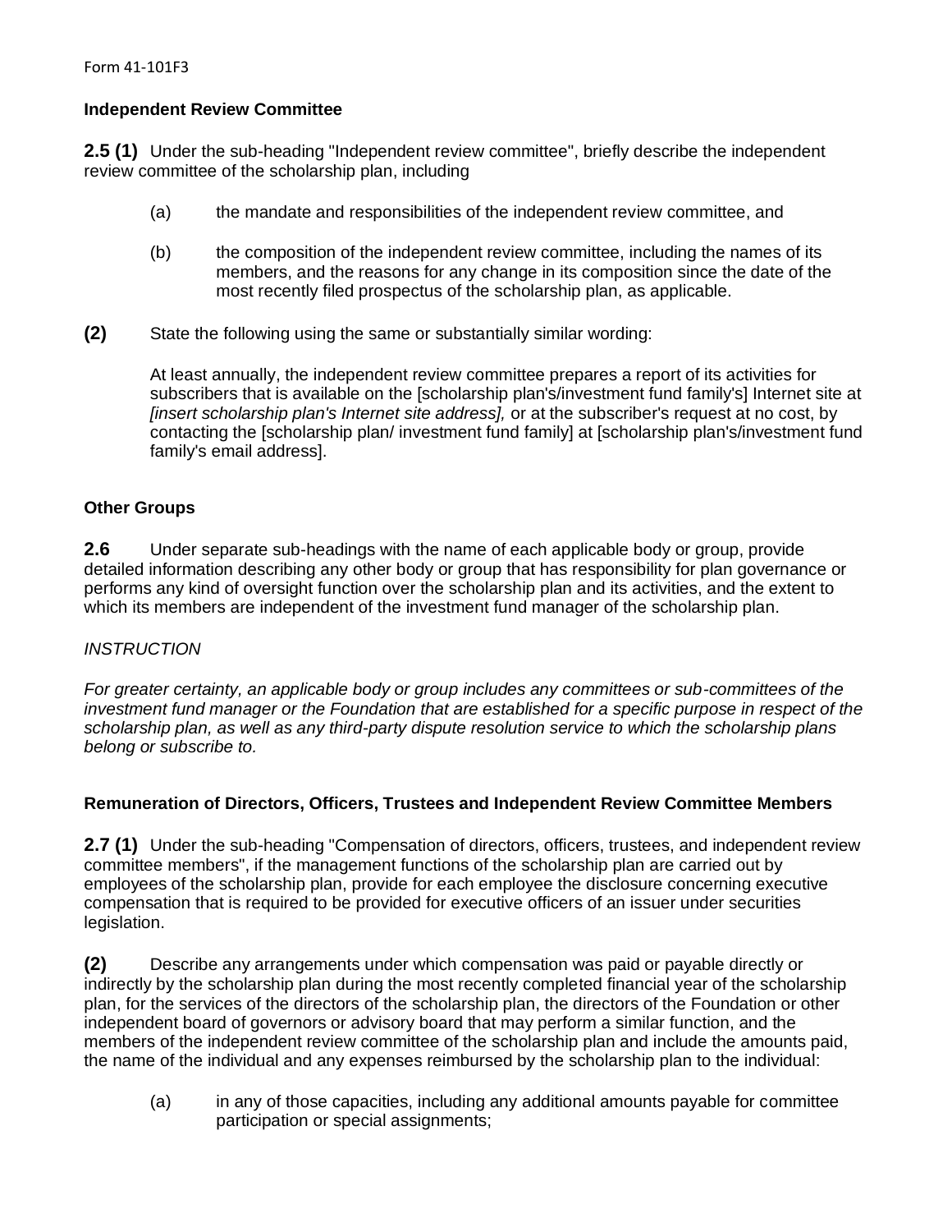**Independent Review Committee**

**2.5 (1)** Under the sub-heading "Independent review committee", briefly describe the independent review committee of the scholarship plan, including

(a) the mandate and responsibilities of the independent review committee, and

(b) the composition of the independent review committee, including the names of its members, and the reasons for any change in its composition since the date of the most recently filed prospectus of the scholarship plan, as applicable.

**(2)** State the following using the same or substantially similar wording:

At least annually, the independent review committee prepares a report of its activities for subscribers that is available on the [scholarship plan's/investment fund family's] Internet site at *[insert scholarship plan's Internet site address],* or at the subscriber's request at no cost, by contacting the [scholarship plan/ investment fund family] at [scholarship plan's/investment fund family's email address].

**Other Groups**

**2.6** Under separate sub-headings with the name of each applicable body or group, provide detailed information describing any other body or group that has responsibility for plan governance or performs any kind of oversight function over the scholarship plan and its activities, and the extent to which its members are independent of the investment fund manager of the scholarship plan.

*INSTRUCTION*

*For greater certainty, an applicable body or group includes any committees or sub-committees of the investment fund manager or the Foundation that are established for a specific purpose in respect of the scholarship plan, as well as any third-party dispute resolution service to which the scholarship plans belong or subscribe to.*

**Remuneration of Directors, Officers, Trustees and Independent Review Committee Members**

**2.7 (1)** Under the sub-heading "Compensation of directors, officers, trustees, and independent review committee members", if the management functions of the scholarship plan are carried out by employees of the scholarship plan, provide for each employee the disclosure concerning executive compensation that is required to be provided for executive officers of an issuer under securities legislation.

**(2)** Describe any arrangements under which compensation was paid or payable directly or indirectly by the scholarship plan during the most recently completed financial year of the scholarship plan, for the services of the directors of the scholarship plan, the directors of the Foundation or other independent board of governors or advisory board that may perform a similar function, and the members of the independent review committee of the scholarship plan and include the amounts paid, the name of the individual and any expenses reimbursed by the scholarship plan to the individual:

(a) in any of those capacities, including any additional amounts payable for committee participation or special assignments;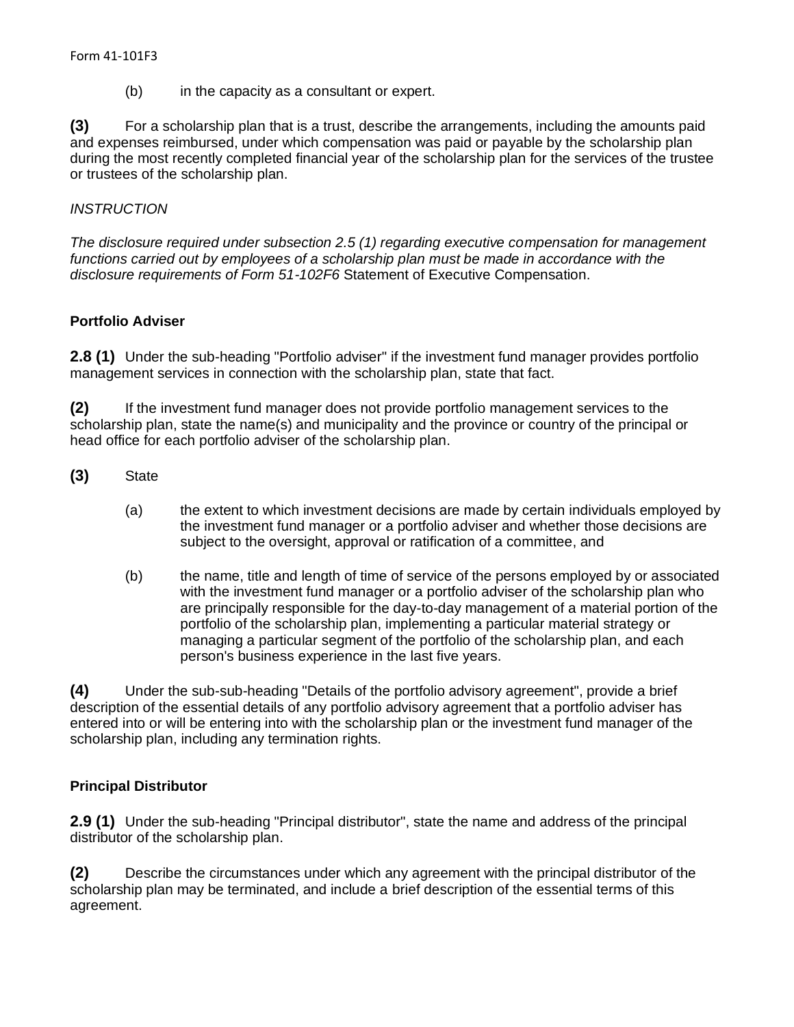(b) in the capacity as a consultant or expert.

**(3)** For a scholarship plan that is a trust, describe the arrangements, including the amounts paid and expenses reimbursed, under which compensation was paid or payable by the scholarship plan during the most recently completed financial year of the scholarship plan for the services of the trustee or trustees of the scholarship plan.

*INSTRUCTION*

*The disclosure required under subsection 2.5 (1) regarding executive compensation for management functions carried out by employees of a scholarship plan must be made in accordance with the disclosure requirements of Form 51-102F6* Statement of Executive Compensation.

**Portfolio Adviser**

**2.8 (1)** Under the sub-heading "Portfolio adviser" if the investment fund manager provides portfolio management services in connection with the scholarship plan, state that fact.

**(2)** If the investment fund manager does not provide portfolio management services to the scholarship plan, state the name(s) and municipality and the province or country of the principal or head office for each portfolio adviser of the scholarship plan.

**(3)** State

(a) the extent to which investment decisions are made by certain individuals employed by the investment fund manager or a portfolio adviser and whether those decisions are subject to the oversight, approval or ratification of a committee, and

(b) the name, title and length of time of service of the persons employed by or associated with the investment fund manager or a portfolio adviser of the scholarship plan who are principally responsible for the day-to-day management of a material portion of the portfolio of the scholarship plan, implementing a particular material strategy or managing a particular segment of the portfolio of the scholarship plan, and each person's business experience in the last five years.

**(4)** Under the sub-sub-heading "Details of the portfolio advisory agreement", provide a brief description of the essential details of any portfolio advisory agreement that a portfolio adviser has entered into or will be entering into with the scholarship plan or the investment fund manager of the scholarship plan, including any termination rights.

**Principal Distributor**

**2.9 (1)** Under the sub-heading "Principal distributor", state the name and address of the principal distributor of the scholarship plan.

**(2)** Describe the circumstances under which any agreement with the principal distributor of the scholarship plan may be terminated, and include a brief description of the essential terms of this agreement.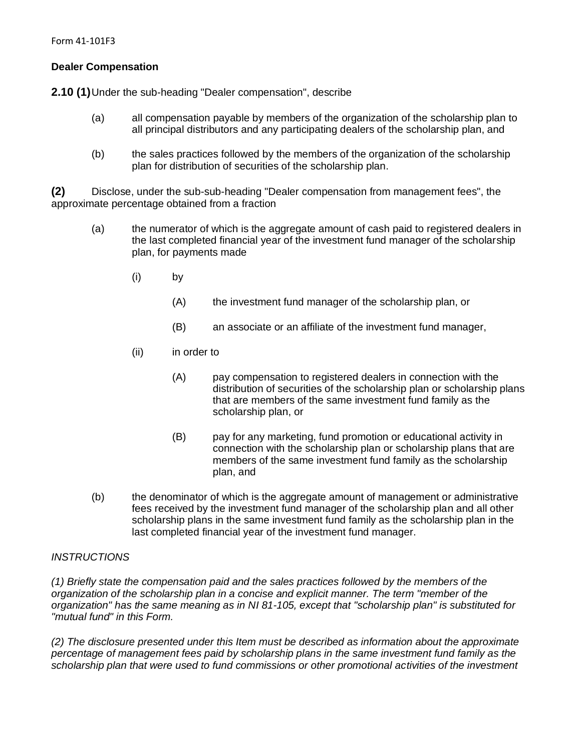**Dealer Compensation**

**2.10 (1)** Under the sub-heading "Dealer compensation", describe

- (a) all compensation payable by members of the organization of the scholarship plan to all principal distributors and any participating dealers of the scholarship plan, and
- (b) the sales practices followed by the members of the organization of the scholarship plan for distribution of securities of the scholarship plan.

**(2)** Disclose, under the sub-sub-heading "Dealer compensation from management fees", the approximate percentage obtained from a fraction

- (a) the numerator of which is the aggregate amount of cash paid to registered dealers in the last completed financial year of the investment fund manager of the scholarship plan, for payments made
  - (i) by
    - (A) the investment fund manager of the scholarship plan, or
    - (B) an associate or an affiliate of the investment fund manager,
  - (ii) in order to
    - (A) pay compensation to registered dealers in connection with the distribution of securities of the scholarship plan or scholarship plans that are members of the same investment fund family as the scholarship plan, or
    - (B) pay for any marketing, fund promotion or educational activity in connection with the scholarship plan or scholarship plans that are members of the same investment fund family as the scholarship plan, and
- (b) the denominator of which is the aggregate amount of management or administrative fees received by the investment fund manager of the scholarship plan and all other scholarship plans in the same investment fund family as the scholarship plan in the last completed financial year of the investment fund manager.

*INSTRUCTIONS*

*(1) Briefly state the compensation paid and the sales practices followed by the members of the organization of the scholarship plan in a concise and explicit manner. The term "member of the organization" has the same meaning as in NI 81-105, except that "scholarship plan" is substituted for "mutual fund" in this Form.*

*(2) The disclosure presented under this Item must be described as information about the approximate percentage of management fees paid by scholarship plans in the same investment fund family as the scholarship plan that were used to fund commissions or other promotional activities of the investment*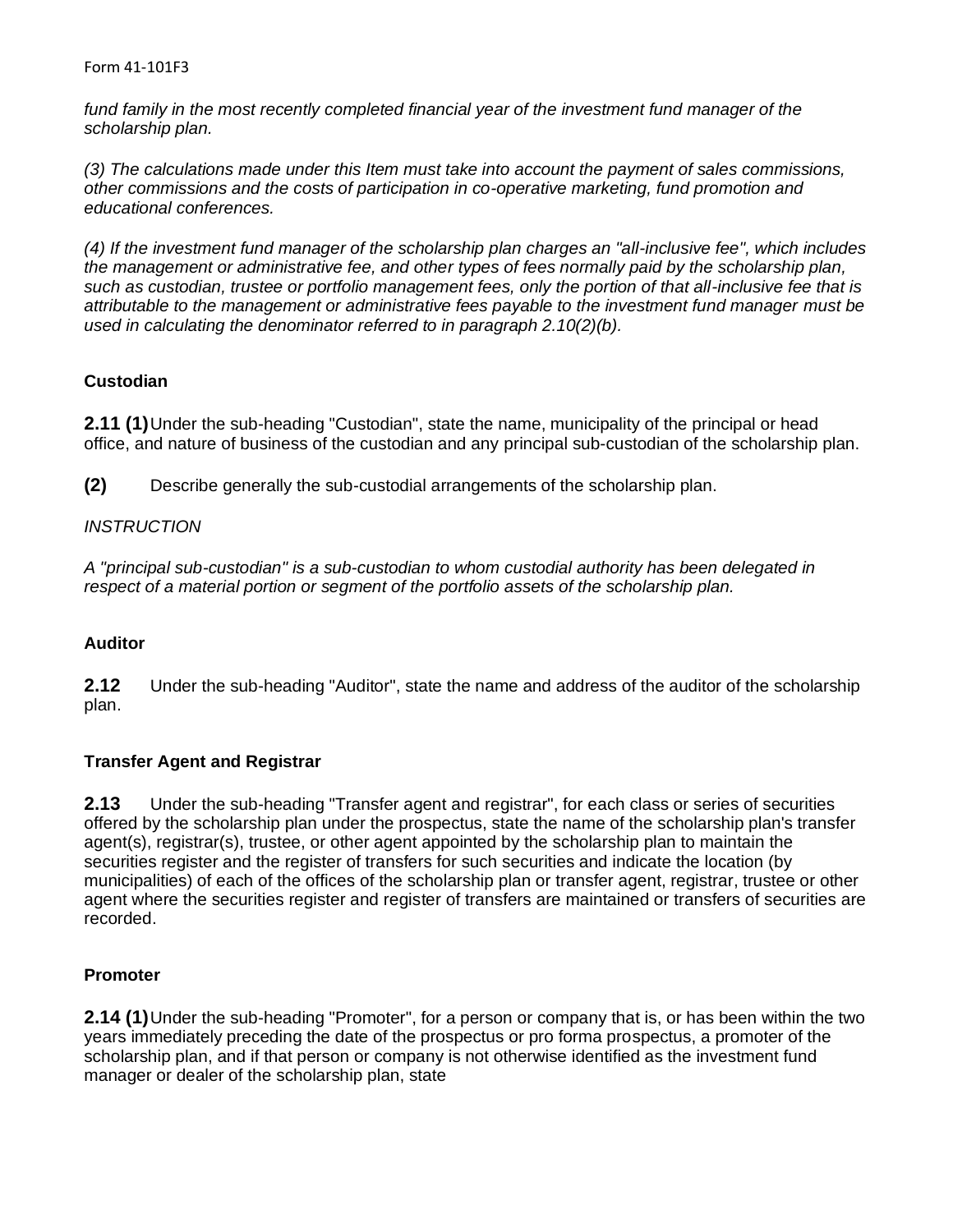*fund family in the most recently completed financial year of the investment fund manager of the scholarship plan.*

*(3) The calculations made under this Item must take into account the payment of sales commissions, other commissions and the costs of participation in co-operative marketing, fund promotion and educational conferences.*

*(4) If the investment fund manager of the scholarship plan charges an "all-inclusive fee", which includes the management or administrative fee, and other types of fees normally paid by the scholarship plan, such as custodian, trustee or portfolio management fees, only the portion of that all-inclusive fee that is attributable to the management or administrative fees payable to the investment fund manager must be used in calculating the denominator referred to in paragraph 2.10(2)(b).*

**Custodian**

**2.11 (1)** Under the sub-heading "Custodian", state the name, municipality of the principal or head office, and nature of business of the custodian and any principal sub-custodian of the scholarship plan.

**(2)** Describe generally the sub-custodial arrangements of the scholarship plan.

*INSTRUCTION*

*A "principal sub-custodian" is a sub-custodian to whom custodial authority has been delegated in respect of a material portion or segment of the portfolio assets of the scholarship plan.*

**Auditor**

**2.12** Under the sub-heading "Auditor", state the name and address of the auditor of the scholarship plan.

**Transfer Agent and Registrar**

**2.13** Under the sub-heading "Transfer agent and registrar", for each class or series of securities offered by the scholarship plan under the prospectus, state the name of the scholarship plan's transfer agent(s), registrar(s), trustee, or other agent appointed by the scholarship plan to maintain the securities register and the register of transfers for such securities and indicate the location (by municipalities) of each of the offices of the scholarship plan or transfer agent, registrar, trustee or other agent where the securities register and register of transfers are maintained or transfers of securities are recorded.

**Promoter**

**2.14 (1)** Under the sub-heading "Promoter", for a person or company that is, or has been within the two years immediately preceding the date of the prospectus or pro forma prospectus, a promoter of the scholarship plan, and if that person or company is not otherwise identified as the investment fund manager or dealer of the scholarship plan, state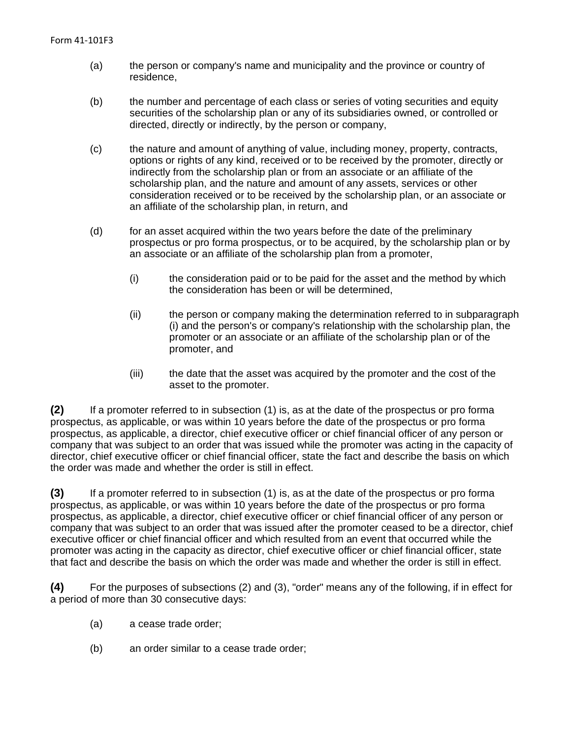(a) the person or company's name and municipality and the province or country of residence,

(b) the number and percentage of each class or series of voting securities and equity securities of the scholarship plan or any of its subsidiaries owned, or controlled or directed, directly or indirectly, by the person or company,

(c) the nature and amount of anything of value, including money, property, contracts, options or rights of any kind, received or to be received by the promoter, directly or indirectly from the scholarship plan or from an associate or an affiliate of the scholarship plan, and the nature and amount of any assets, services or other consideration received or to be received by the scholarship plan, or an associate or an affiliate of the scholarship plan, in return, and

(d) for an asset acquired within the two years before the date of the preliminary prospectus or pro forma prospectus, or to be acquired, by the scholarship plan or by an associate or an affiliate of the scholarship plan from a promoter,

  (i) the consideration paid or to be paid for the asset and the method by which the consideration has been or will be determined,

  (ii) the person or company making the determination referred to in subparagraph (i) and the person's or company's relationship with the scholarship plan, the promoter or an associate or an affiliate of the scholarship plan or of the promoter, and

  (iii) the date that the asset was acquired by the promoter and the cost of the asset to the promoter.

**(2)** If a promoter referred to in subsection (1) is, as at the date of the prospectus or pro forma prospectus, as applicable, or was within 10 years before the date of the prospectus or pro forma prospectus, as applicable, a director, chief executive officer or chief financial officer of any person or company that was subject to an order that was issued while the promoter was acting in the capacity of director, chief executive officer or chief financial officer, state the fact and describe the basis on which the order was made and whether the order is still in effect.

**(3)** If a promoter referred to in subsection (1) is, as at the date of the prospectus or pro forma prospectus, as applicable, or was within 10 years before the date of the prospectus or pro forma prospectus, as applicable, a director, chief executive officer or chief financial officer of any person or company that was subject to an order that was issued after the promoter ceased to be a director, chief executive officer or chief financial officer and which resulted from an event that occurred while the promoter was acting in the capacity as director, chief executive officer or chief financial officer, state that fact and describe the basis on which the order was made and whether the order is still in effect.

**(4)** For the purposes of subsections (2) and (3), "order" means any of the following, if in effect for a period of more than 30 consecutive days:

(a) a cease trade order;

(b) an order similar to a cease trade order;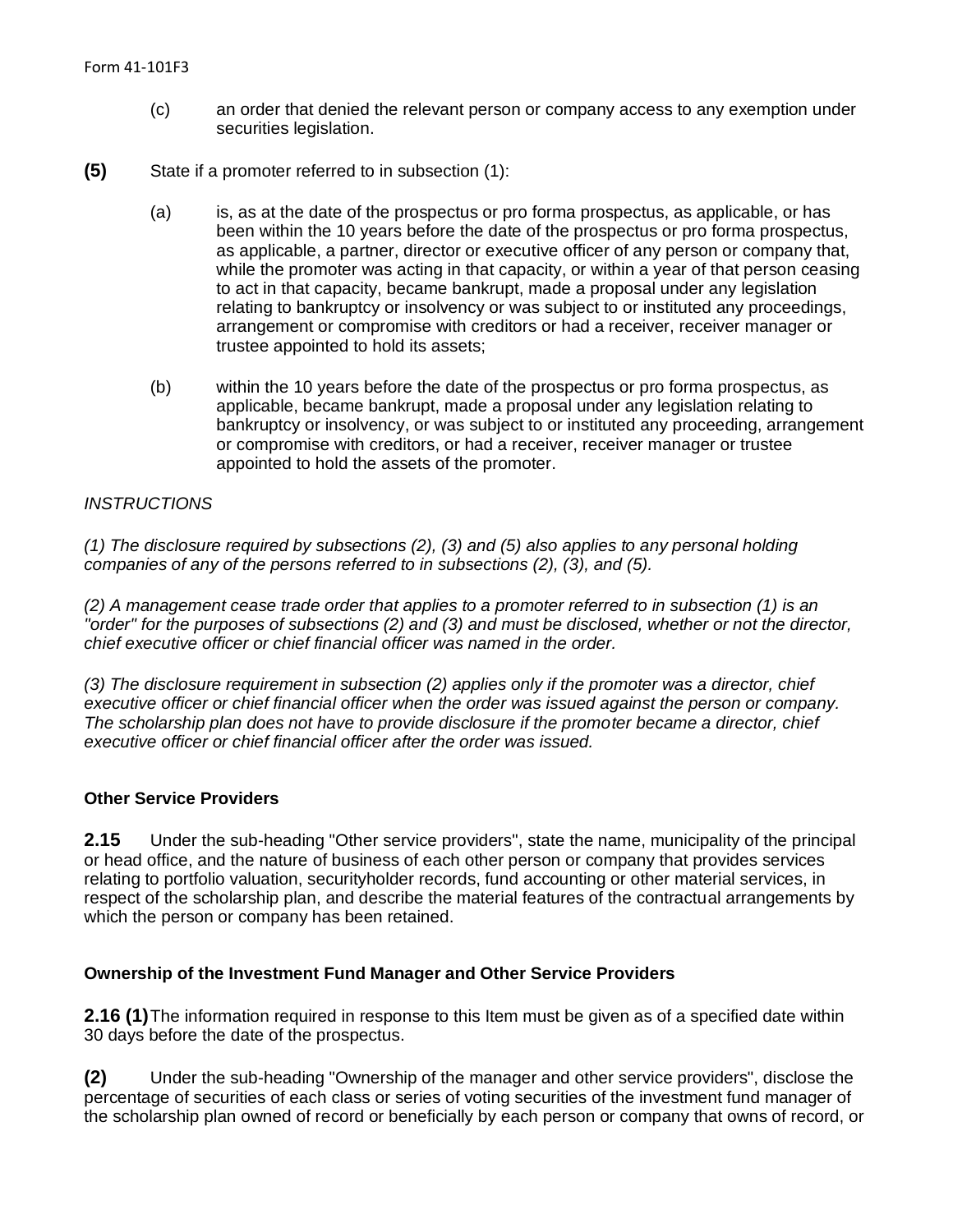(c) an order that denied the relevant person or company access to any exemption under securities legislation.

**(5)** State if a promoter referred to in subsection (1):

(a) is, as at the date of the prospectus or pro forma prospectus, as applicable, or has been within the 10 years before the date of the prospectus or pro forma prospectus, as applicable, a partner, director or executive officer of any person or company that, while the promoter was acting in that capacity, or within a year of that person ceasing to act in that capacity, became bankrupt, made a proposal under any legislation relating to bankruptcy or insolvency or was subject to or instituted any proceedings, arrangement or compromise with creditors or had a receiver, receiver manager or trustee appointed to hold its assets;

(b) within the 10 years before the date of the prospectus or pro forma prospectus, as applicable, became bankrupt, made a proposal under any legislation relating to bankruptcy or insolvency, or was subject to or instituted any proceeding, arrangement or compromise with creditors, or had a receiver, receiver manager or trustee appointed to hold the assets of the promoter.

*INSTRUCTIONS*

*(1) The disclosure required by subsections (2), (3) and (5) also applies to any personal holding companies of any of the persons referred to in subsections (2), (3), and (5).*

*(2) A management cease trade order that applies to a promoter referred to in subsection (1) is an "order" for the purposes of subsections (2) and (3) and must be disclosed, whether or not the director, chief executive officer or chief financial officer was named in the order.*

*(3) The disclosure requirement in subsection (2) applies only if the promoter was a director, chief executive officer or chief financial officer when the order was issued against the person or company. The scholarship plan does not have to provide disclosure if the promoter became a director, chief executive officer or chief financial officer after the order was issued.*

### Other Service Providers

**2.15** Under the sub-heading "Other service providers", state the name, municipality of the principal or head office, and the nature of business of each other person or company that provides services relating to portfolio valuation, securityholder records, fund accounting or other material services, in respect of the scholarship plan, and describe the material features of the contractual arrangements by which the person or company has been retained.

### Ownership of the Investment Fund Manager and Other Service Providers

**2.16 (1)** The information required in response to this Item must be given as of a specified date within 30 days before the date of the prospectus.

**(2)** Under the sub-heading "Ownership of the manager and other service providers", disclose the percentage of securities of each class or series of voting securities of the investment fund manager of the scholarship plan owned of record or beneficially by each person or company that owns of record, or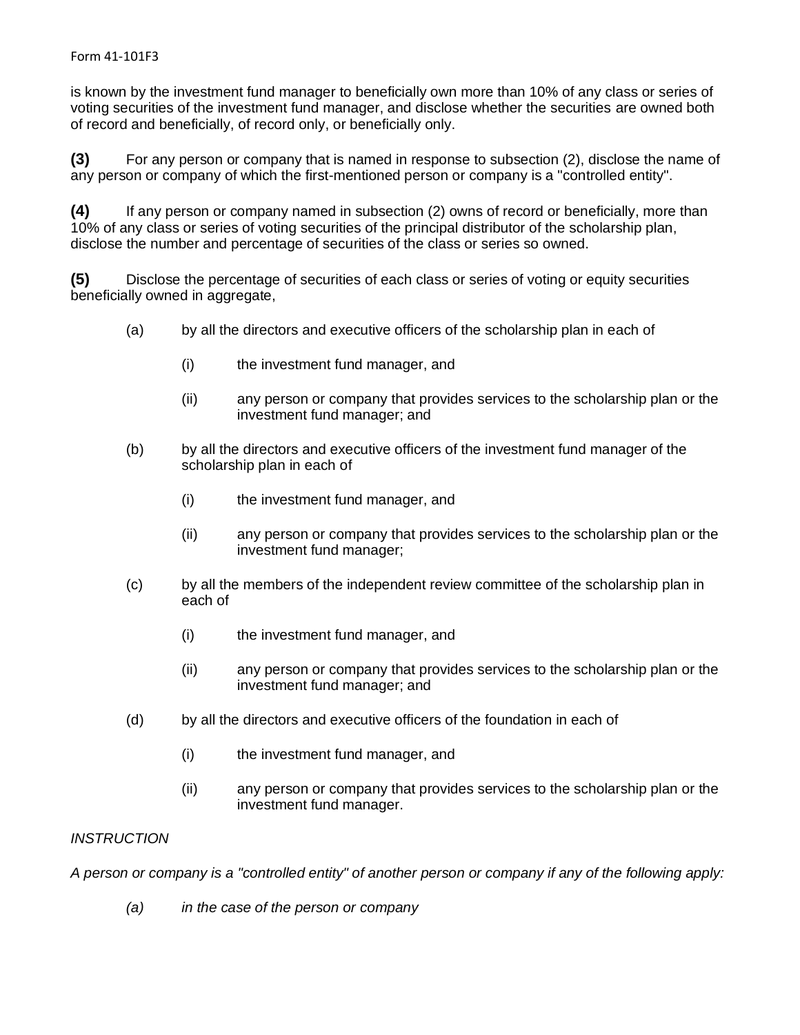is known by the investment fund manager to beneficially own more than 10% of any class or series of voting securities of the investment fund manager, and disclose whether the securities are owned both of record and beneficially, of record only, or beneficially only.

**(3)** For any person or company that is named in response to subsection (2), disclose the name of any person or company of which the first-mentioned person or company is a "controlled entity".

**(4)** If any person or company named in subsection (2) owns of record or beneficially, more than 10% of any class or series of voting securities of the principal distributor of the scholarship plan, disclose the number and percentage of securities of the class or series so owned.

**(5)** Disclose the percentage of securities of each class or series of voting or equity securities beneficially owned in aggregate,

(a) by all the directors and executive officers of the scholarship plan in each of

(i) the investment fund manager, and

(ii) any person or company that provides services to the scholarship plan or the investment fund manager; and

(b) by all the directors and executive officers of the investment fund manager of the scholarship plan in each of

(i) the investment fund manager, and

(ii) any person or company that provides services to the scholarship plan or the investment fund manager;

(c) by all the members of the independent review committee of the scholarship plan in each of

(i) the investment fund manager, and

(ii) any person or company that provides services to the scholarship plan or the investment fund manager; and

(d) by all the directors and executive officers of the foundation in each of

(i) the investment fund manager, and

(ii) any person or company that provides services to the scholarship plan or the investment fund manager.

*INSTRUCTION*

*A person or company is a "controlled entity" of another person or company if any of the following apply:*

*(a) in the case of the person or company*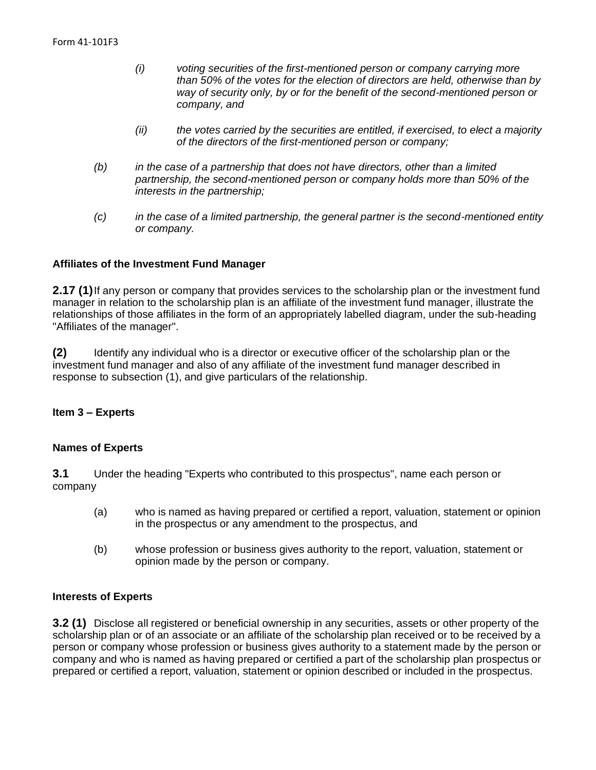*(i) voting securities of the first-mentioned person or company carrying more than 50% of the votes for the election of directors are held, otherwise than by way of security only, by or for the benefit of the second-mentioned person or company, and*

*(ii) the votes carried by the securities are entitled, if exercised, to elect a majority of the directors of the first-mentioned person or company;*

*(b) in the case of a partnership that does not have directors, other than a limited partnership, the second-mentioned person or company holds more than 50% of the interests in the partnership;*

*(c) in the case of a limited partnership, the general partner is the second-mentioned entity or company.*

**Affiliates of the Investment Fund Manager**

**2.17 (1)** If any person or company that provides services to the scholarship plan or the investment fund manager in relation to the scholarship plan is an affiliate of the investment fund manager, illustrate the relationships of those affiliates in the form of an appropriately labelled diagram, under the sub-heading "Affiliates of the manager".

**(2)** Identify any individual who is a director or executive officer of the scholarship plan or the investment fund manager and also of any affiliate of the investment fund manager described in response to subsection (1), and give particulars of the relationship.

**Item 3 – Experts**

**Names of Experts**

**3.1** Under the heading "Experts who contributed to this prospectus", name each person or company

(a) who is named as having prepared or certified a report, valuation, statement or opinion in the prospectus or any amendment to the prospectus, and

(b) whose profession or business gives authority to the report, valuation, statement or opinion made by the person or company.

**Interests of Experts**

**3.2 (1)** Disclose all registered or beneficial ownership in any securities, assets or other property of the scholarship plan or of an associate or an affiliate of the scholarship plan received or to be received by a person or company whose profession or business gives authority to a statement made by the person or company and who is named as having prepared or certified a part of the scholarship plan prospectus or prepared or certified a report, valuation, statement or opinion described or included in the prospectus.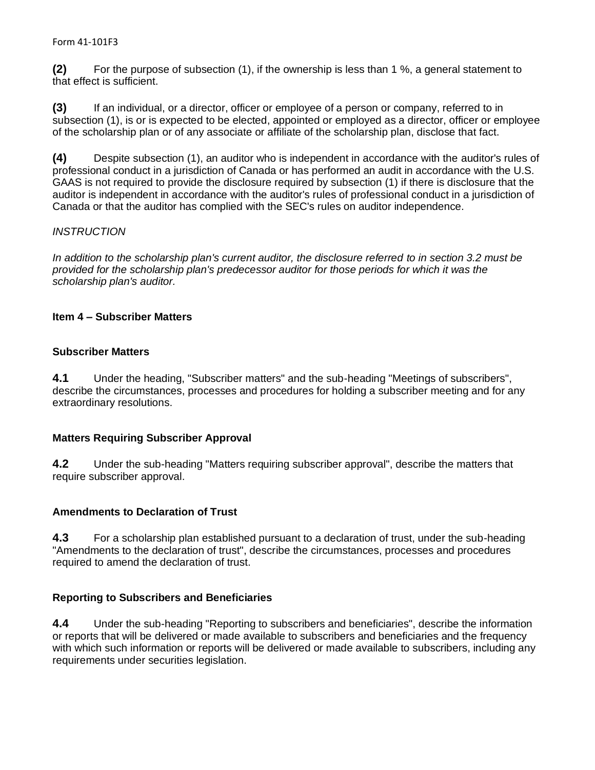**(2)** For the purpose of subsection (1), if the ownership is less than 1 %, a general statement to that effect is sufficient.

**(3)** If an individual, or a director, officer or employee of a person or company, referred to in subsection (1), is or is expected to be elected, appointed or employed as a director, officer or employee of the scholarship plan or of any associate or affiliate of the scholarship plan, disclose that fact.

**(4)** Despite subsection (1), an auditor who is independent in accordance with the auditor's rules of professional conduct in a jurisdiction of Canada or has performed an audit in accordance with the U.S. GAAS is not required to provide the disclosure required by subsection (1) if there is disclosure that the auditor is independent in accordance with the auditor's rules of professional conduct in a jurisdiction of Canada or that the auditor has complied with the SEC's rules on auditor independence.

*INSTRUCTION*

*In addition to the scholarship plan's current auditor, the disclosure referred to in section 3.2 must be provided for the scholarship plan's predecessor auditor for those periods for which it was the scholarship plan's auditor.*

## Item 4 – Subscriber Matters

### Subscriber Matters

**4.1** Under the heading, "Subscriber matters" and the sub-heading "Meetings of subscribers", describe the circumstances, processes and procedures for holding a subscriber meeting and for any extraordinary resolutions.

### Matters Requiring Subscriber Approval

**4.2** Under the sub-heading "Matters requiring subscriber approval", describe the matters that require subscriber approval.

### Amendments to Declaration of Trust

**4.3** For a scholarship plan established pursuant to a declaration of trust, under the sub-heading "Amendments to the declaration of trust", describe the circumstances, processes and procedures required to amend the declaration of trust.

### Reporting to Subscribers and Beneficiaries

**4.4** Under the sub-heading "Reporting to subscribers and beneficiaries", describe the information or reports that will be delivered or made available to subscribers and beneficiaries and the frequency with which such information or reports will be delivered or made available to subscribers, including any requirements under securities legislation.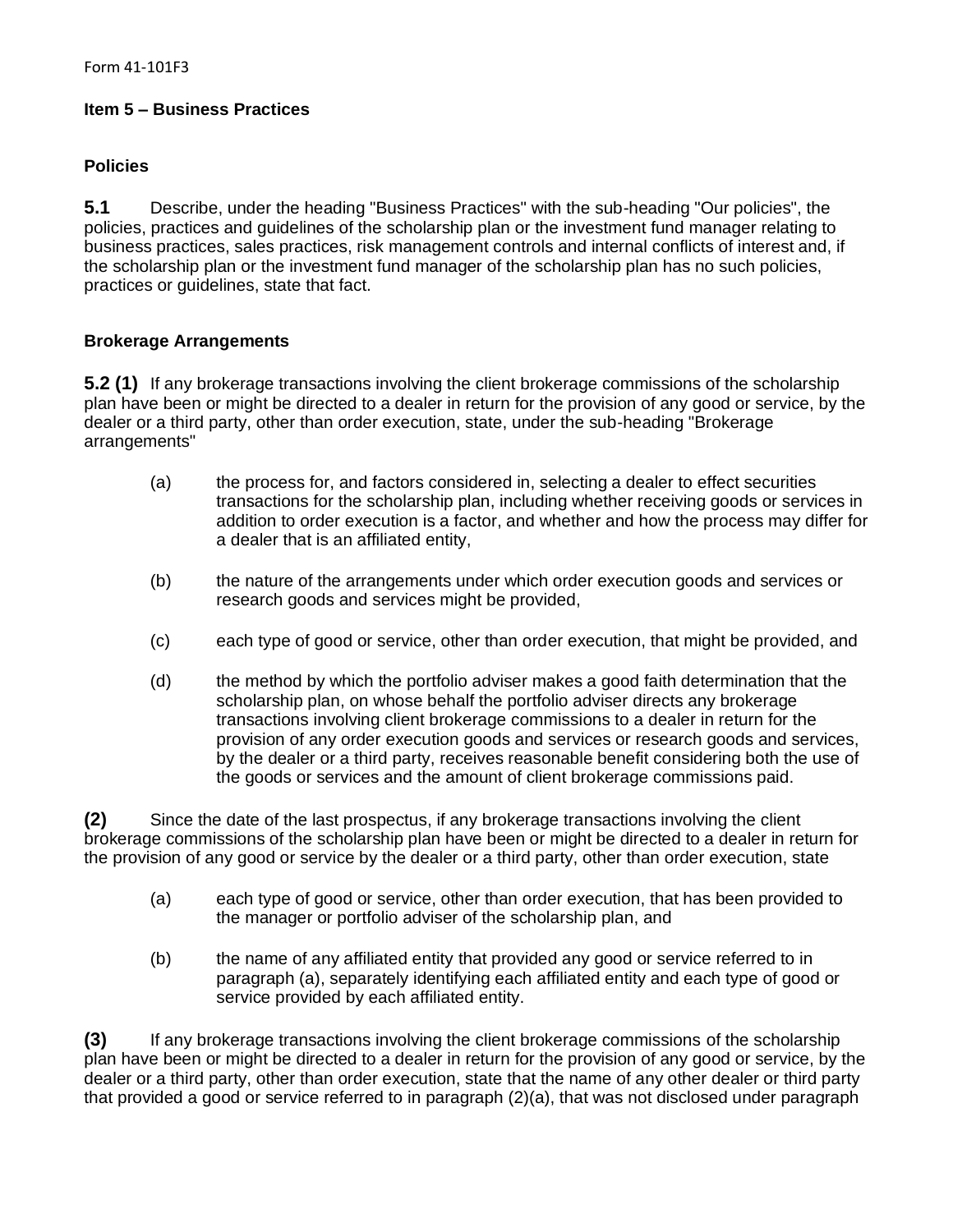Form 41-101F3

## Item 5 – Business Practices

### Policies

**5.1** Describe, under the heading "Business Practices" with the sub-heading "Our policies", the policies, practices and guidelines of the scholarship plan or the investment fund manager relating to business practices, sales practices, risk management controls and internal conflicts of interest and, if the scholarship plan or the investment fund manager of the scholarship plan has no such policies, practices or guidelines, state that fact.

### Brokerage Arrangements

**5.2 (1)** If any brokerage transactions involving the client brokerage commissions of the scholarship plan have been or might be directed to a dealer in return for the provision of any good or service, by the dealer or a third party, other than order execution, state, under the sub-heading "Brokerage arrangements"

(a) the process for, and factors considered in, selecting a dealer to effect securities transactions for the scholarship plan, including whether receiving goods or services in addition to order execution is a factor, and whether and how the process may differ for a dealer that is an affiliated entity,

(b) the nature of the arrangements under which order execution goods and services or research goods and services might be provided,

(c) each type of good or service, other than order execution, that might be provided, and

(d) the method by which the portfolio adviser makes a good faith determination that the scholarship plan, on whose behalf the portfolio adviser directs any brokerage transactions involving client brokerage commissions to a dealer in return for the provision of any order execution goods and services or research goods and services, by the dealer or a third party, receives reasonable benefit considering both the use of the goods or services and the amount of client brokerage commissions paid.

**(2)** Since the date of the last prospectus, if any brokerage transactions involving the client brokerage commissions of the scholarship plan have been or might be directed to a dealer in return for the provision of any good or service by the dealer or a third party, other than order execution, state

(a) each type of good or service, other than order execution, that has been provided to the manager or portfolio adviser of the scholarship plan, and

(b) the name of any affiliated entity that provided any good or service referred to in paragraph (a), separately identifying each affiliated entity and each type of good or service provided by each affiliated entity.

**(3)** If any brokerage transactions involving the client brokerage commissions of the scholarship plan have been or might be directed to a dealer in return for the provision of any good or service, by the dealer or a third party, other than order execution, state that the name of any other dealer or third party that provided a good or service referred to in paragraph (2)(a), that was not disclosed under paragraph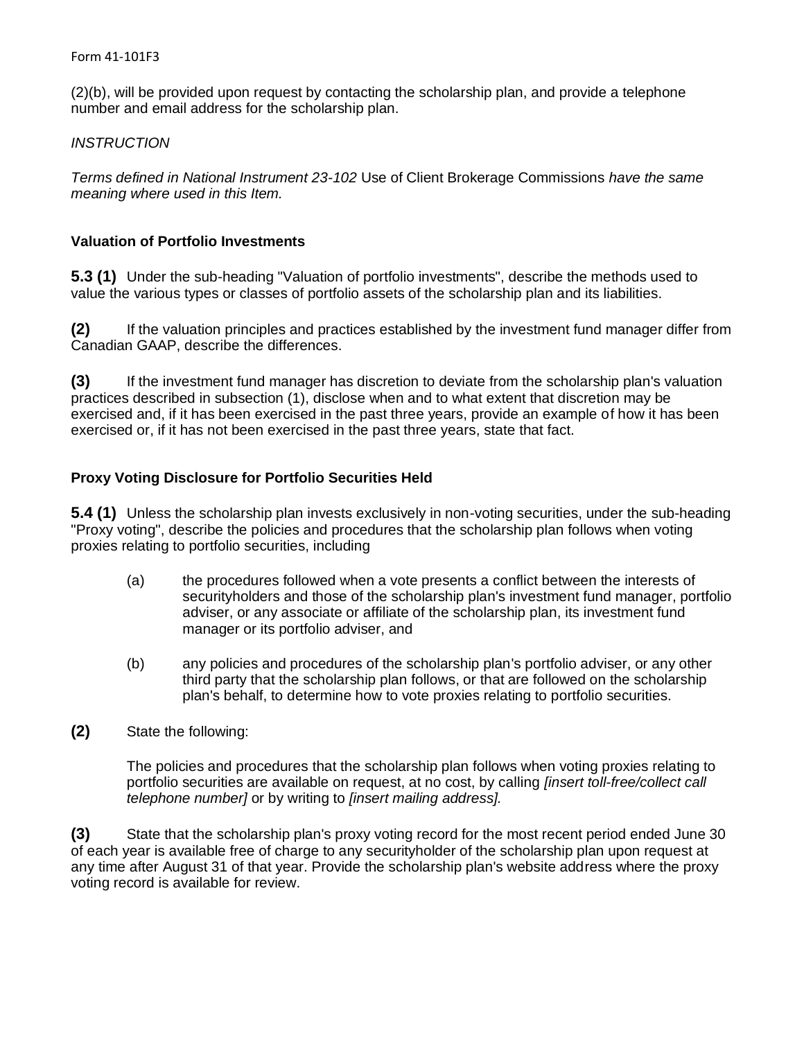(2)(b), will be provided upon request by contacting the scholarship plan, and provide a telephone number and email address for the scholarship plan.

*INSTRUCTION*

*Terms defined in National Instrument 23-102* Use of Client Brokerage Commissions *have the same meaning where used in this Item.*

**Valuation of Portfolio Investments**

**5.3 (1)** Under the sub-heading "Valuation of portfolio investments", describe the methods used to value the various types or classes of portfolio assets of the scholarship plan and its liabilities.

**(2)** If the valuation principles and practices established by the investment fund manager differ from Canadian GAAP, describe the differences.

**(3)** If the investment fund manager has discretion to deviate from the scholarship plan's valuation practices described in subsection (1), disclose when and to what extent that discretion may be exercised and, if it has been exercised in the past three years, provide an example of how it has been exercised or, if it has not been exercised in the past three years, state that fact.

**Proxy Voting Disclosure for Portfolio Securities Held**

**5.4 (1)** Unless the scholarship plan invests exclusively in non-voting securities, under the sub-heading "Proxy voting", describe the policies and procedures that the scholarship plan follows when voting proxies relating to portfolio securities, including

(a) the procedures followed when a vote presents a conflict between the interests of securityholders and those of the scholarship plan's investment fund manager, portfolio adviser, or any associate or affiliate of the scholarship plan, its investment fund manager or its portfolio adviser, and

(b) any policies and procedures of the scholarship plan's portfolio adviser, or any other third party that the scholarship plan follows, or that are followed on the scholarship plan's behalf, to determine how to vote proxies relating to portfolio securities.

**(2)** State the following:

The policies and procedures that the scholarship plan follows when voting proxies relating to portfolio securities are available on request, at no cost, by calling *[insert toll-free/collect call telephone number]* or by writing to *[insert mailing address].*

**(3)** State that the scholarship plan's proxy voting record for the most recent period ended June 30 of each year is available free of charge to any securityholder of the scholarship plan upon request at any time after August 31 of that year. Provide the scholarship plan's website address where the proxy voting record is available for review.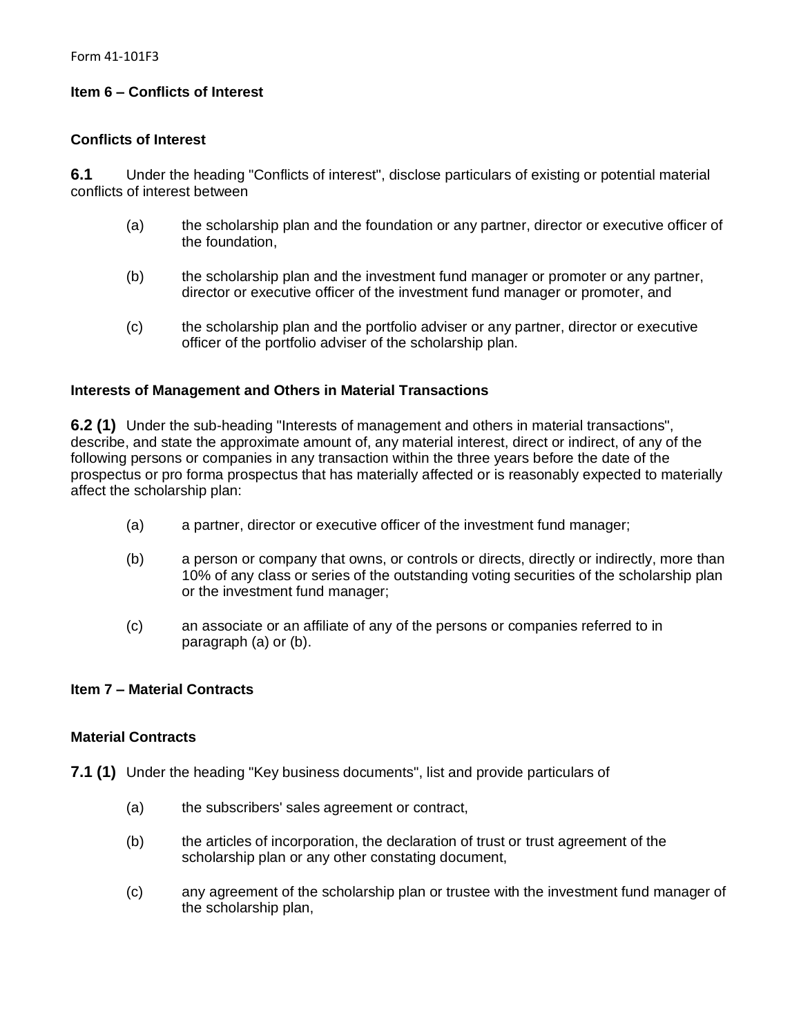## Item 6 – Conflicts of Interest

### Conflicts of Interest

**6.1** Under the heading "Conflicts of interest", disclose particulars of existing or potential material conflicts of interest between

(a) the scholarship plan and the foundation or any partner, director or executive officer of the foundation,

(b) the scholarship plan and the investment fund manager or promoter or any partner, director or executive officer of the investment fund manager or promoter, and

(c) the scholarship plan and the portfolio adviser or any partner, director or executive officer of the portfolio adviser of the scholarship plan.

### Interests of Management and Others in Material Transactions

**6.2 (1)** Under the sub-heading "Interests of management and others in material transactions", describe, and state the approximate amount of, any material interest, direct or indirect, of any of the following persons or companies in any transaction within the three years before the date of the prospectus or pro forma prospectus that has materially affected or is reasonably expected to materially affect the scholarship plan:

(a) a partner, director or executive officer of the investment fund manager;

(b) a person or company that owns, or controls or directs, directly or indirectly, more than 10% of any class or series of the outstanding voting securities of the scholarship plan or the investment fund manager;

(c) an associate or an affiliate of any of the persons or companies referred to in paragraph (a) or (b).

## Item 7 – Material Contracts

### Material Contracts

**7.1 (1)** Under the heading "Key business documents", list and provide particulars of

(a) the subscribers' sales agreement or contract,

(b) the articles of incorporation, the declaration of trust or trust agreement of the scholarship plan or any other constating document,

(c) any agreement of the scholarship plan or trustee with the investment fund manager of the scholarship plan,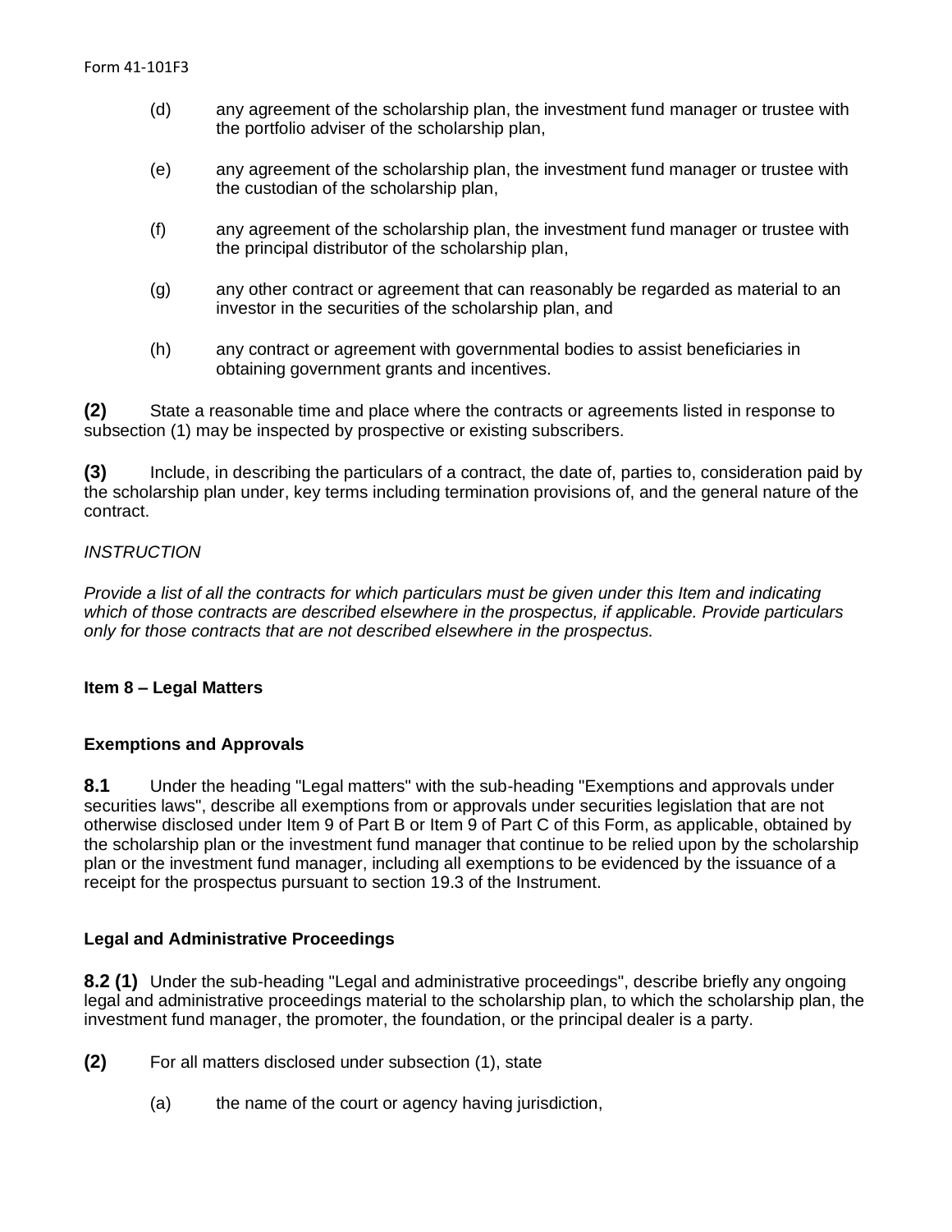(d) any agreement of the scholarship plan, the investment fund manager or trustee with the portfolio adviser of the scholarship plan,

(e) any agreement of the scholarship plan, the investment fund manager or trustee with the custodian of the scholarship plan,

(f) any agreement of the scholarship plan, the investment fund manager or trustee with the principal distributor of the scholarship plan,

(g) any other contract or agreement that can reasonably be regarded as material to an investor in the securities of the scholarship plan, and

(h) any contract or agreement with governmental bodies to assist beneficiaries in obtaining government grants and incentives.

**(2)** State a reasonable time and place where the contracts or agreements listed in response to subsection (1) may be inspected by prospective or existing subscribers.

**(3)** Include, in describing the particulars of a contract, the date of, parties to, consideration paid by the scholarship plan under, key terms including termination provisions of, and the general nature of the contract.

*INSTRUCTION*

*Provide a list of all the contracts for which particulars must be given under this Item and indicating which of those contracts are described elsewhere in the prospectus, if applicable. Provide particulars only for those contracts that are not described elsewhere in the prospectus.*

### Item 8 – Legal Matters

#### Exemptions and Approvals

**8.1** Under the heading "Legal matters" with the sub-heading "Exemptions and approvals under securities laws", describe all exemptions from or approvals under securities legislation that are not otherwise disclosed under Item 9 of Part B or Item 9 of Part C of this Form, as applicable, obtained by the scholarship plan or the investment fund manager that continue to be relied upon by the scholarship plan or the investment fund manager, including all exemptions to be evidenced by the issuance of a receipt for the prospectus pursuant to section 19.3 of the Instrument.

#### Legal and Administrative Proceedings

**8.2 (1)** Under the sub-heading "Legal and administrative proceedings", describe briefly any ongoing legal and administrative proceedings material to the scholarship plan, to which the scholarship plan, the investment fund manager, the promoter, the foundation, or the principal dealer is a party.

**(2)** For all matters disclosed under subsection (1), state

(a) the name of the court or agency having jurisdiction,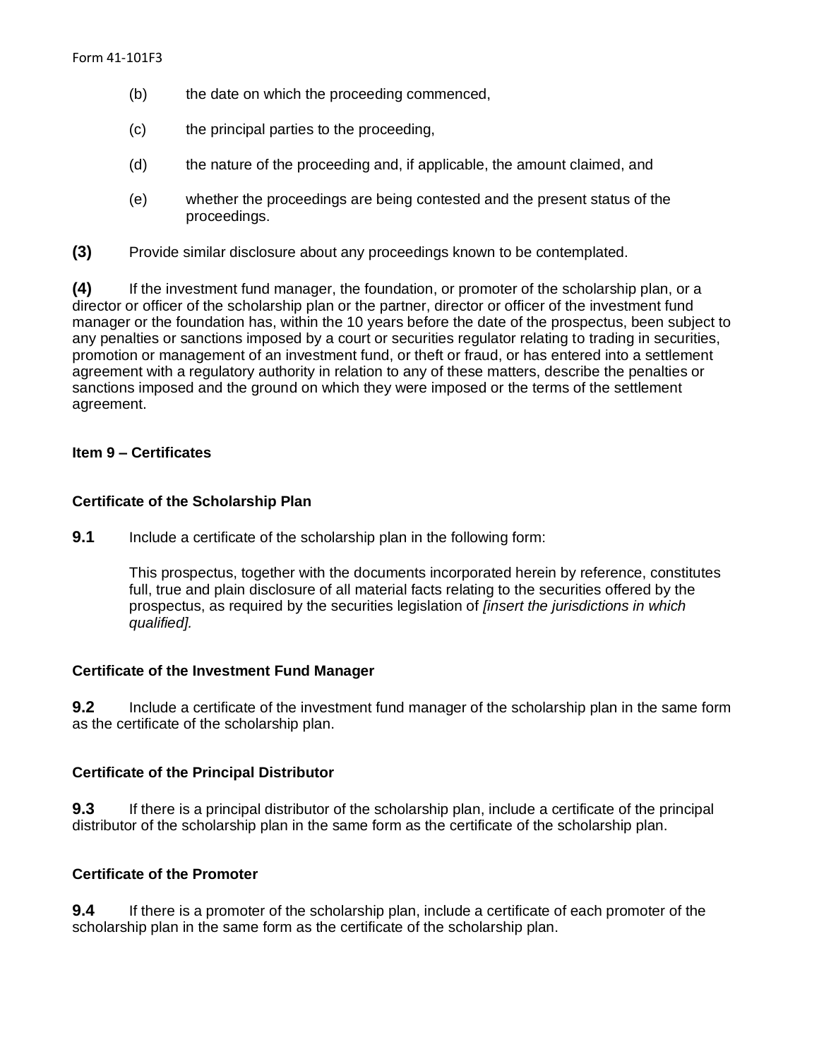(b) the date on which the proceeding commenced,

(c) the principal parties to the proceeding,

(d) the nature of the proceeding and, if applicable, the amount claimed, and

(e) whether the proceedings are being contested and the present status of the proceedings.

**(3)** Provide similar disclosure about any proceedings known to be contemplated.

**(4)** If the investment fund manager, the foundation, or promoter of the scholarship plan, or a director or officer of the scholarship plan or the partner, director or officer of the investment fund manager or the foundation has, within the 10 years before the date of the prospectus, been subject to any penalties or sanctions imposed by a court or securities regulator relating to trading in securities, promotion or management of an investment fund, or theft or fraud, or has entered into a settlement agreement with a regulatory authority in relation to any of these matters, describe the penalties or sanctions imposed and the ground on which they were imposed or the terms of the settlement agreement.

### Item 9 – Certificates

#### Certificate of the Scholarship Plan

**9.1** Include a certificate of the scholarship plan in the following form:

> This prospectus, together with the documents incorporated herein by reference, constitutes full, true and plain disclosure of all material facts relating to the securities offered by the prospectus, as required by the securities legislation of *[insert the jurisdictions in which qualified].*

#### Certificate of the Investment Fund Manager

**9.2** Include a certificate of the investment fund manager of the scholarship plan in the same form as the certificate of the scholarship plan.

#### Certificate of the Principal Distributor

**9.3** If there is a principal distributor of the scholarship plan, include a certificate of the principal distributor of the scholarship plan in the same form as the certificate of the scholarship plan.

#### Certificate of the Promoter

**9.4** If there is a promoter of the scholarship plan, include a certificate of each promoter of the scholarship plan in the same form as the certificate of the scholarship plan.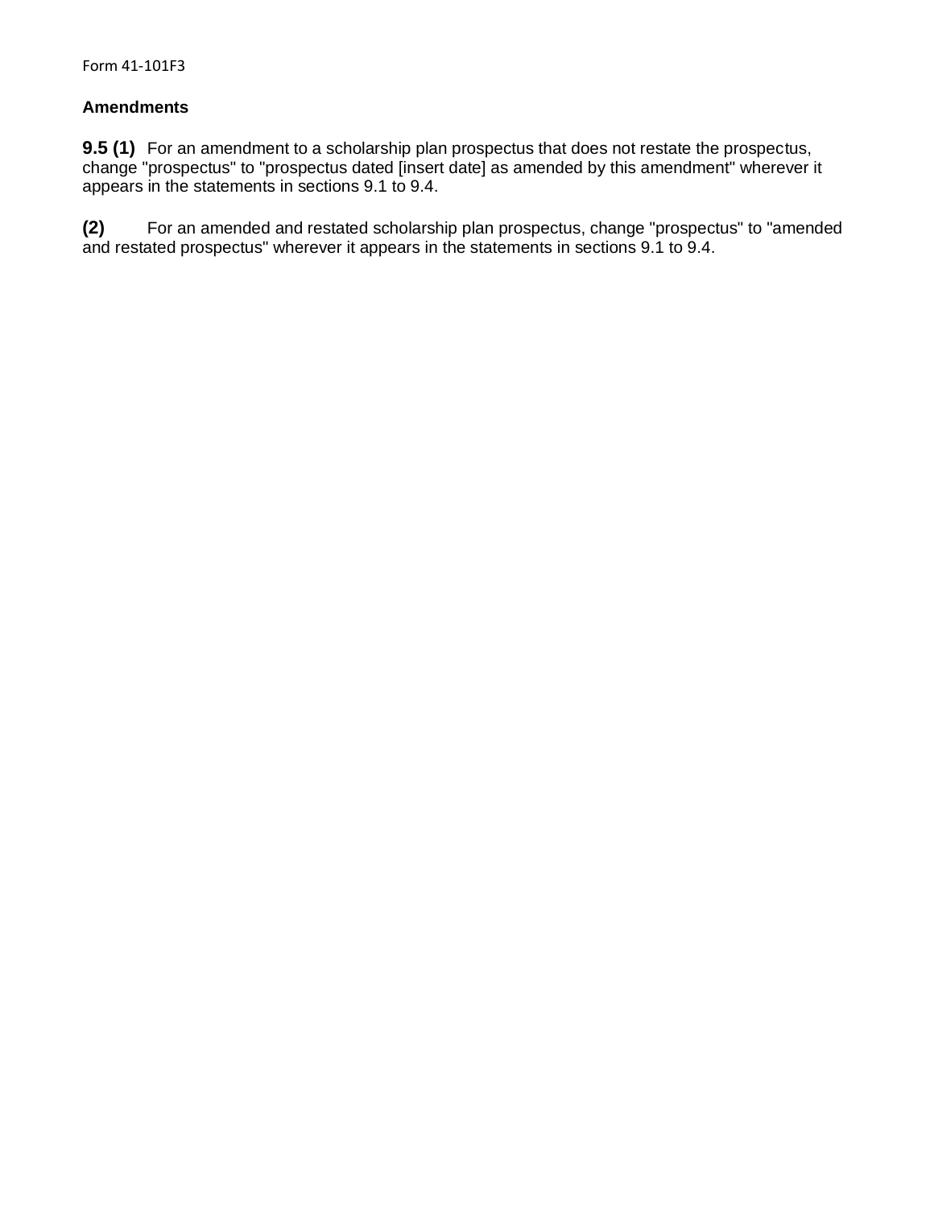**Amendments**

**9.5 (1)** For an amendment to a scholarship plan prospectus that does not restate the prospectus, change "prospectus" to "prospectus dated [insert date] as amended by this amendment" wherever it appears in the statements in sections 9.1 to 9.4.

**(2)** For an amended and restated scholarship plan prospectus, change "prospectus" to "amended and restated prospectus" wherever it appears in the statements in sections 9.1 to 9.4.